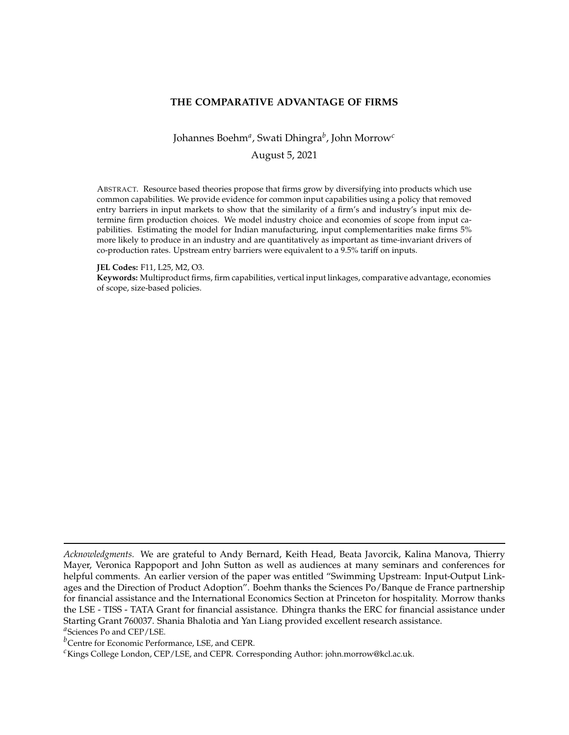# THE COMPARATIVE ADVANTAGE OF FIRMS

Johannes Boehm[a], Swati Dhingra[b], John Morrow[c]

August 5, 2021

ABSTRACT. Resource based theories propose that firms grow by diversifying into products which use common capabilities. We provide evidence for common input capabilities using a policy that removed entry barriers in input markets to show that the similarity of a firm's and industry's input mix determine firm production choices. We model industry choice and economies of scope from input capabilities. Estimating the model for Indian manufacturing, input complementarities make firms 5% more likely to produce in an industry and are quantitatively as important as time-invariant drivers of co-production rates. Upstream entry barriers were equivalent to a 9.5% tariff on inputs.

**JEL Codes:** F11, L25, M2, O3.

**Keywords:** Multiproduct firms, firm capabilities, vertical input linkages, comparative advantage, economies of scope, size-based policies.

---

*Acknowledgments.* We are grateful to Andy Bernard, Keith Head, Beata Javorcik, Kalina Manova, Thierry Mayer, Veronica Rappoport and John Sutton as well as audiences at many seminars and conferences for helpful comments. An earlier version of the paper was entitled "Swimming Upstream: Input-Output Linkages and the Direction of Product Adoption". Boehm thanks the Sciences Po/Banque de France partnership for financial assistance and the International Economics Section at Princeton for hospitality. Morrow thanks the LSE - TISS - TATA Grant for financial assistance. Dhingra thanks the ERC for financial assistance under Starting Grant 760037. Shania Bhalotia and Yan Liang provided excellent research assistance.

[a]Sciences Po and CEP/LSE.

[b]Centre for Economic Performance, LSE, and CEPR.

[c]Kings College London, CEP/LSE, and CEPR. Corresponding Author: john.morrow@kcl.ac.uk.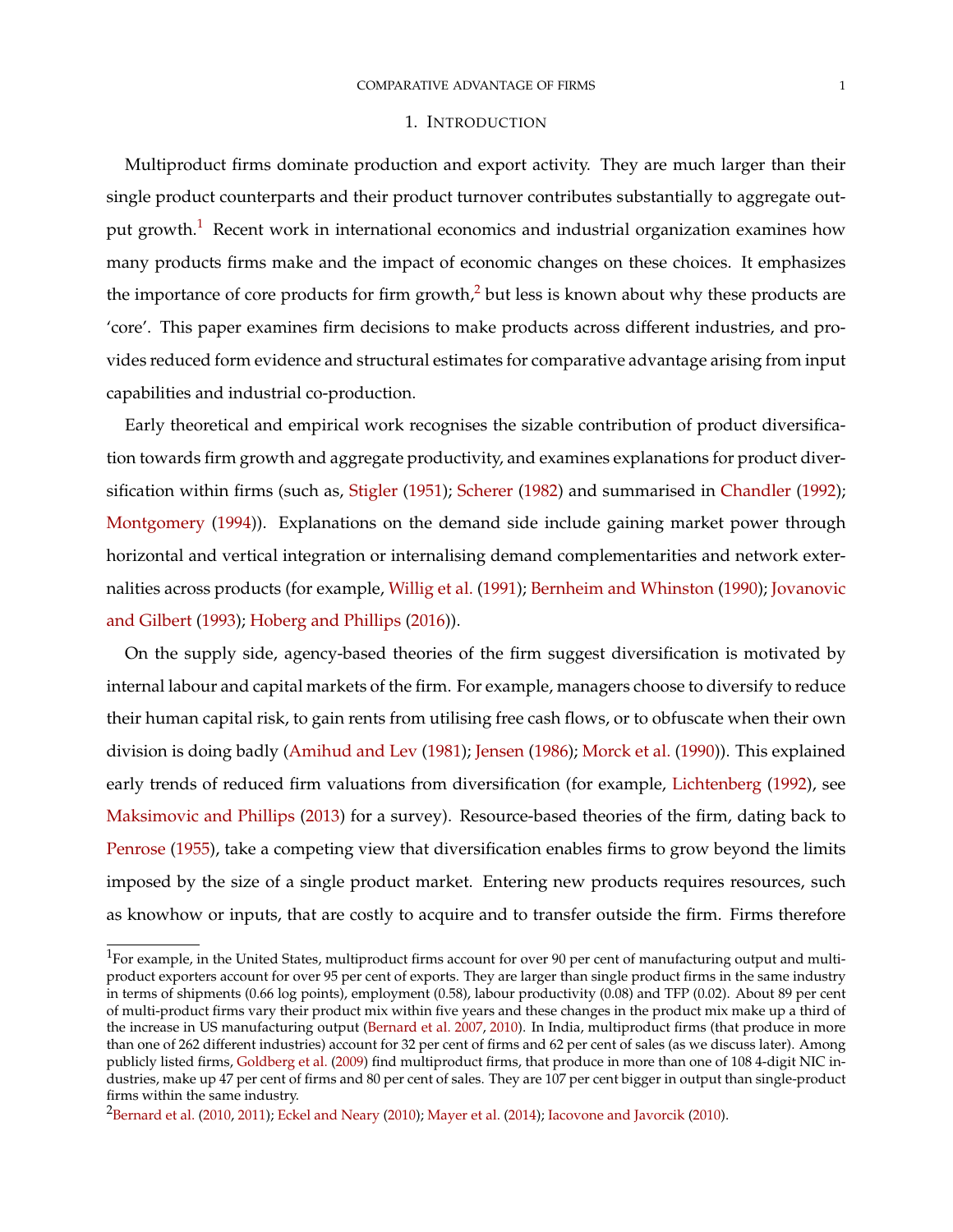## 1. Introduction

Multiproduct firms dominate production and export activity. They are much larger than their single product counterparts and their product turnover contributes substantially to aggregate output growth.[1] Recent work in international economics and industrial organization examines how many products firms make and the impact of economic changes on these choices. It emphasizes the importance of core products for firm growth,[2] but less is known about why these products are 'core'. This paper examines firm decisions to make products across different industries, and provides reduced form evidence and structural estimates for comparative advantage arising from input capabilities and industrial co-production.

Early theoretical and empirical work recognises the sizable contribution of product diversification towards firm growth and aggregate productivity, and examines explanations for product diversification within firms (such as, Stigler (1951); Scherer (1982) and summarised in Chandler (1992); Montgomery (1994)). Explanations on the demand side include gaining market power through horizontal and vertical integration or internalising demand complementarities and network externalities across products (for example, Willig et al. (1991); Bernheim and Whinston (1990); Jovanovic and Gilbert (1993); Hoberg and Phillips (2016)).

On the supply side, agency-based theories of the firm suggest diversification is motivated by internal labour and capital markets of the firm. For example, managers choose to diversify to reduce their human capital risk, to gain rents from utilising free cash flows, or to obfuscate when their own division is doing badly (Amihud and Lev (1981); Jensen (1986); Morck et al. (1990)). This explained early trends of reduced firm valuations from diversification (for example, Lichtenberg (1992), see Maksimovic and Phillips (2013) for a survey). Resource-based theories of the firm, dating back to Penrose (1955), take a competing view that diversification enables firms to grow beyond the limits imposed by the size of a single product market. Entering new products requires resources, such as knowhow or inputs, that are costly to acquire and to transfer outside the firm. Firms therefore

[1] For example, in the United States, multiproduct firms account for over 90 per cent of manufacturing output and multiproduct exporters account for over 95 per cent of exports. They are larger than single product firms in the same industry in terms of shipments (0.66 log points), employment (0.58), labour productivity (0.08) and TFP (0.02). About 89 per cent of multi-product firms vary their product mix within five years and these changes in the product mix make up a third of the increase in US manufacturing output (Bernard et al. 2007, 2010). In India, multiproduct firms (that produce in more than one of 262 different industries) account for 32 per cent of firms and 62 per cent of sales (as we discuss later). Among publicly listed firms, Goldberg et al. (2009) find multiproduct firms, that produce in more than one of 108 4-digit NIC industries, make up 47 per cent of firms and 80 per cent of sales. They are 107 per cent bigger in output than single-product firms within the same industry.

[2] Bernard et al. (2010, 2011); Eckel and Neary (2010); Mayer et al. (2014); Iacovone and Javorcik (2010).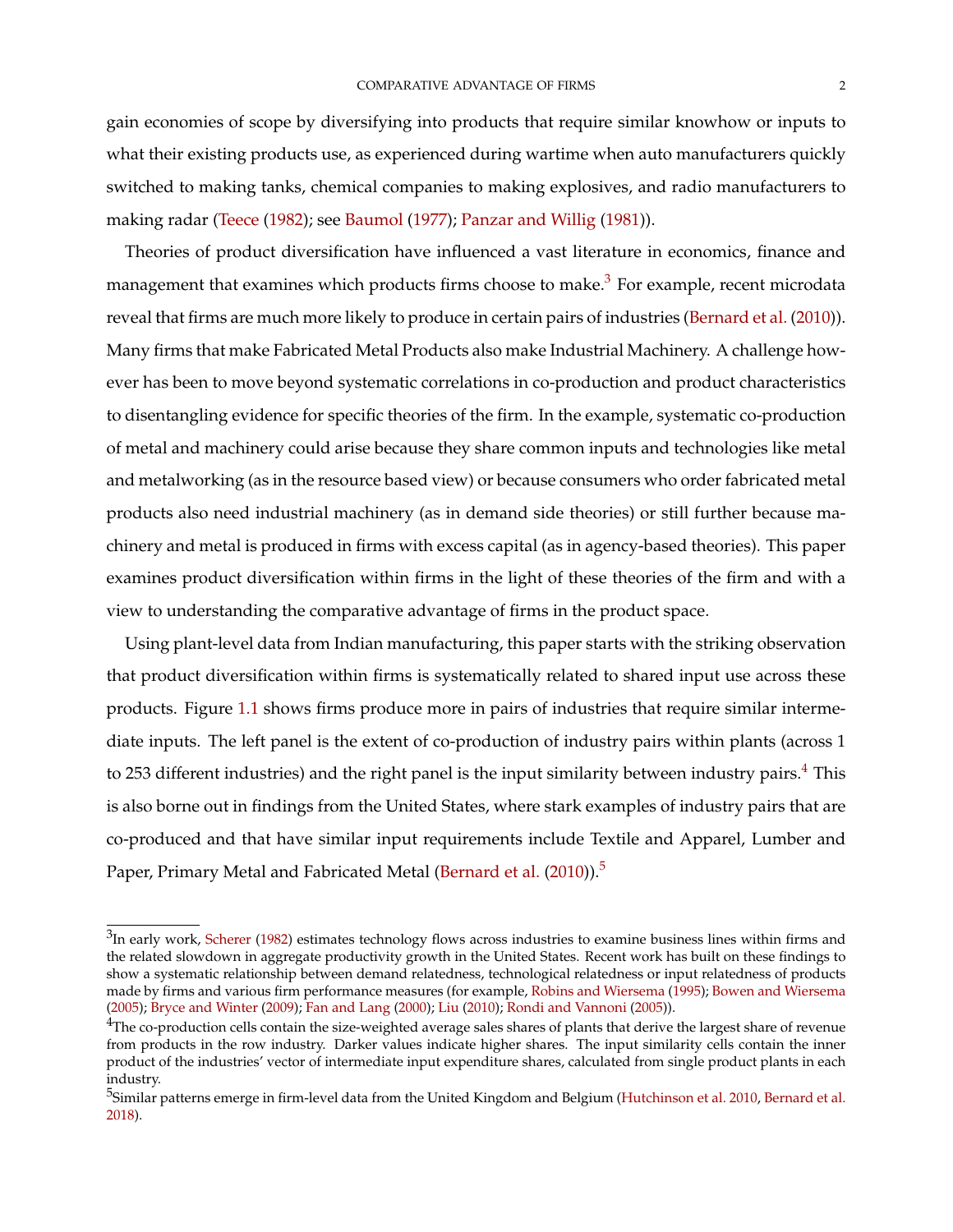gain economies of scope by diversifying into products that require similar knowhow or inputs to what their existing products use, as experienced during wartime when auto manufacturers quickly switched to making tanks, chemical companies to making explosives, and radio manufacturers to making radar (Teece (1982); see Baumol (1977); Panzar and Willig (1981)).

Theories of product diversification have influenced a vast literature in economics, finance and management that examines which products firms choose to make.[3] For example, recent microdata reveal that firms are much more likely to produce in certain pairs of industries (Bernard et al. (2010)). Many firms that make Fabricated Metal Products also make Industrial Machinery. A challenge however has been to move beyond systematic correlations in co-production and product characteristics to disentangling evidence for specific theories of the firm. In the example, systematic co-production of metal and machinery could arise because they share common inputs and technologies like metal and metalworking (as in the resource based view) or because consumers who order fabricated metal products also need industrial machinery (as in demand side theories) or still further because machinery and metal is produced in firms with excess capital (as in agency-based theories). This paper examines product diversification within firms in the light of these theories of the firm and with a view to understanding the comparative advantage of firms in the product space.

Using plant-level data from Indian manufacturing, this paper starts with the striking observation that product diversification within firms is systematically related to shared input use across these products. Figure 1.1 shows firms produce more in pairs of industries that require similar intermediate inputs. The left panel is the extent of co-production of industry pairs within plants (across 1 to 253 different industries) and the right panel is the input similarity between industry pairs.[4] This is also borne out in findings from the United States, where stark examples of industry pairs that are co-produced and that have similar input requirements include Textile and Apparel, Lumber and Paper, Primary Metal and Fabricated Metal (Bernard et al. (2010)).[5]

[3]In early work, Scherer (1982) estimates technology flows across industries to examine business lines within firms and the related slowdown in aggregate productivity growth in the United States. Recent work has built on these findings to show a systematic relationship between demand relatedness, technological relatedness or input relatedness of products made by firms and various firm performance measures (for example, Robins and Wiersema (1995); Bowen and Wiersema (2005); Bryce and Winter (2009); Fan and Lang (2000); Liu (2010); Rondi and Vannoni (2005)).

[4]The co-production cells contain the size-weighted average sales shares of plants that derive the largest share of revenue from products in the row industry. Darker values indicate higher shares. The input similarity cells contain the inner product of the industries' vector of intermediate input expenditure shares, calculated from single product plants in each industry.

[5]Similar patterns emerge in firm-level data from the United Kingdom and Belgium (Hutchinson et al. 2010, Bernard et al. 2018).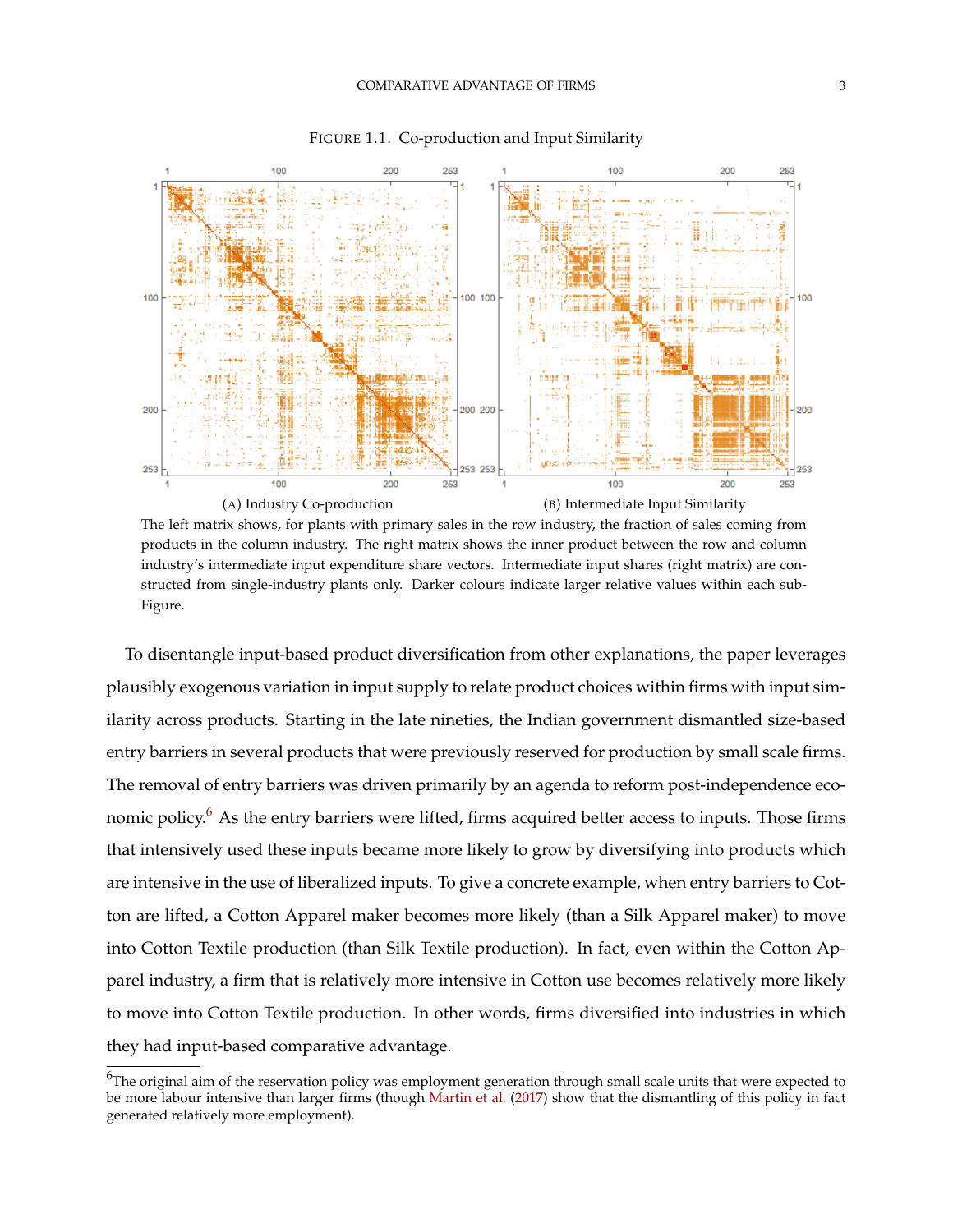FIGURE 1.1. Co-production and Input Similarity

(A) Industry Co-production

(B) Intermediate Input Similarity

The left matrix shows, for plants with primary sales in the row industry, the fraction of sales coming from products in the column industry. The right matrix shows the inner product between the row and column industry's intermediate input expenditure share vectors. Intermediate input shares (right matrix) are constructed from single-industry plants only. Darker colours indicate larger relative values within each sub-Figure.

To disentangle input-based product diversification from other explanations, the paper leverages plausibly exogenous variation in input supply to relate product choices within firms with input similarity across products. Starting in the late nineties, the Indian government dismantled size-based entry barriers in several products that were previously reserved for production by small scale firms. The removal of entry barriers was driven primarily by an agenda to reform post-independence economic policy.[6] As the entry barriers were lifted, firms acquired better access to inputs. Those firms that intensively used these inputs became more likely to grow by diversifying into products which are intensive in the use of liberalized inputs. To give a concrete example, when entry barriers to Cotton are lifted, a Cotton Apparel maker becomes more likely (than a Silk Apparel maker) to move into Cotton Textile production (than Silk Textile production). In fact, even within the Cotton Apparel industry, a firm that is relatively more intensive in Cotton use becomes relatively more likely to move into Cotton Textile production. In other words, firms diversified into industries in which they had input-based comparative advantage.

[6]The original aim of the reservation policy was employment generation through small scale units that were expected to be more labour intensive than larger firms (though Martin et al. (2017) show that the dismantling of this policy in fact generated relatively more employment).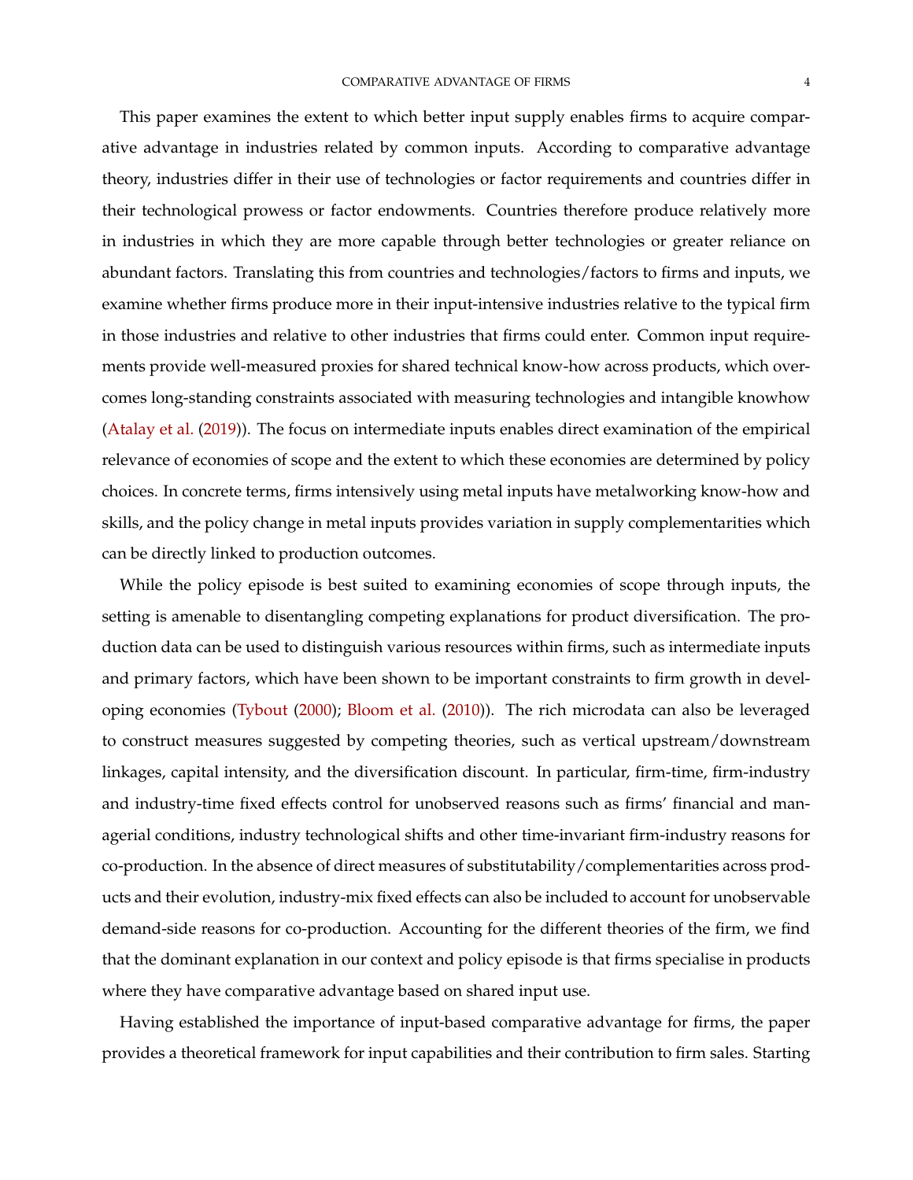This paper examines the extent to which better input supply enables firms to acquire comparative advantage in industries related by common inputs. According to comparative advantage theory, industries differ in their use of technologies or factor requirements and countries differ in their technological prowess or factor endowments. Countries therefore produce relatively more in industries in which they are more capable through better technologies or greater reliance on abundant factors. Translating this from countries and technologies/factors to firms and inputs, we examine whether firms produce more in their input-intensive industries relative to the typical firm in those industries and relative to other industries that firms could enter. Common input requirements provide well-measured proxies for shared technical know-how across products, which overcomes long-standing constraints associated with measuring technologies and intangible knowhow (Atalay et al. (2019)). The focus on intermediate inputs enables direct examination of the empirical relevance of economies of scope and the extent to which these economies are determined by policy choices. In concrete terms, firms intensively using metal inputs have metalworking know-how and skills, and the policy change in metal inputs provides variation in supply complementarities which can be directly linked to production outcomes.

While the policy episode is best suited to examining economies of scope through inputs, the setting is amenable to disentangling competing explanations for product diversification. The production data can be used to distinguish various resources within firms, such as intermediate inputs and primary factors, which have been shown to be important constraints to firm growth in developing economies (Tybout (2000); Bloom et al. (2010)). The rich microdata can also be leveraged to construct measures suggested by competing theories, such as vertical upstream/downstream linkages, capital intensity, and the diversification discount. In particular, firm-time, firm-industry and industry-time fixed effects control for unobserved reasons such as firms' financial and managerial conditions, industry technological shifts and other time-invariant firm-industry reasons for co-production. In the absence of direct measures of substitutability/complementarities across products and their evolution, industry-mix fixed effects can also be included to account for unobservable demand-side reasons for co-production. Accounting for the different theories of the firm, we find that the dominant explanation in our context and policy episode is that firms specialise in products where they have comparative advantage based on shared input use.

Having established the importance of input-based comparative advantage for firms, the paper provides a theoretical framework for input capabilities and their contribution to firm sales. Starting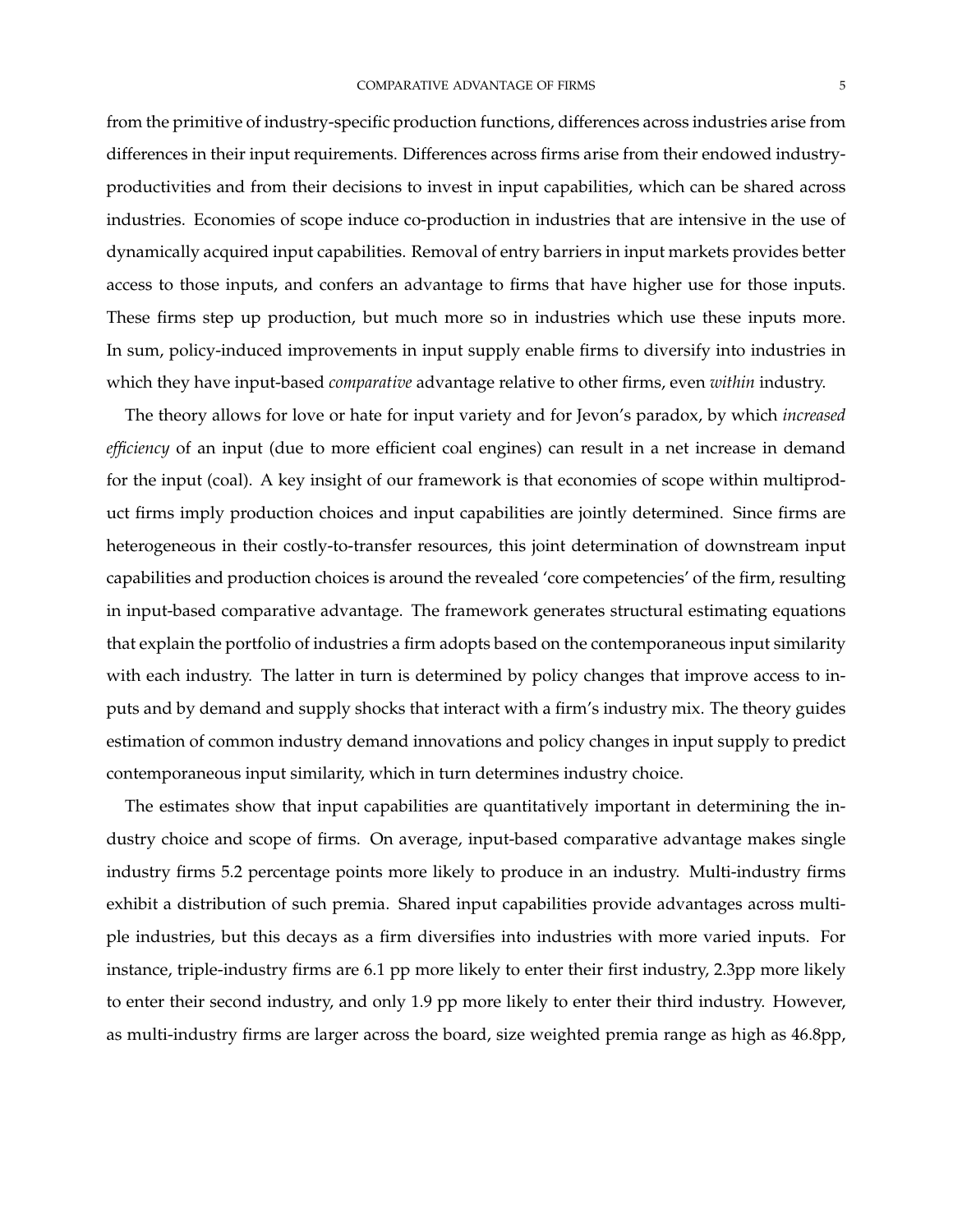from the primitive of industry-specific production functions, differences across industries arise from differences in their input requirements. Differences across firms arise from their endowed industry-productivities and from their decisions to invest in input capabilities, which can be shared across industries. Economies of scope induce co-production in industries that are intensive in the use of dynamically acquired input capabilities. Removal of entry barriers in input markets provides better access to those inputs, and confers an advantage to firms that have higher use for those inputs. These firms step up production, but much more so in industries which use these inputs more. In sum, policy-induced improvements in input supply enable firms to diversify into industries in which they have input-based *comparative* advantage relative to other firms, even *within* industry.

The theory allows for love or hate for input variety and for Jevon's paradox, by which *increased efficiency* of an input (due to more efficient coal engines) can result in a net increase in demand for the input (coal). A key insight of our framework is that economies of scope within multiproduct firms imply production choices and input capabilities are jointly determined. Since firms are heterogeneous in their costly-to-transfer resources, this joint determination of downstream input capabilities and production choices is around the revealed 'core competencies' of the firm, resulting in input-based comparative advantage. The framework generates structural estimating equations that explain the portfolio of industries a firm adopts based on the contemporaneous input similarity with each industry. The latter in turn is determined by policy changes that improve access to inputs and by demand and supply shocks that interact with a firm's industry mix. The theory guides estimation of common industry demand innovations and policy changes in input supply to predict contemporaneous input similarity, which in turn determines industry choice.

The estimates show that input capabilities are quantitatively important in determining the industry choice and scope of firms. On average, input-based comparative advantage makes single industry firms 5.2 percentage points more likely to produce in an industry. Multi-industry firms exhibit a distribution of such premia. Shared input capabilities provide advantages across multiple industries, but this decays as a firm diversifies into industries with more varied inputs. For instance, triple-industry firms are 6.1 pp more likely to enter their first industry, 2.3pp more likely to enter their second industry, and only 1.9 pp more likely to enter their third industry. However, as multi-industry firms are larger across the board, size weighted premia range as high as 46.8pp,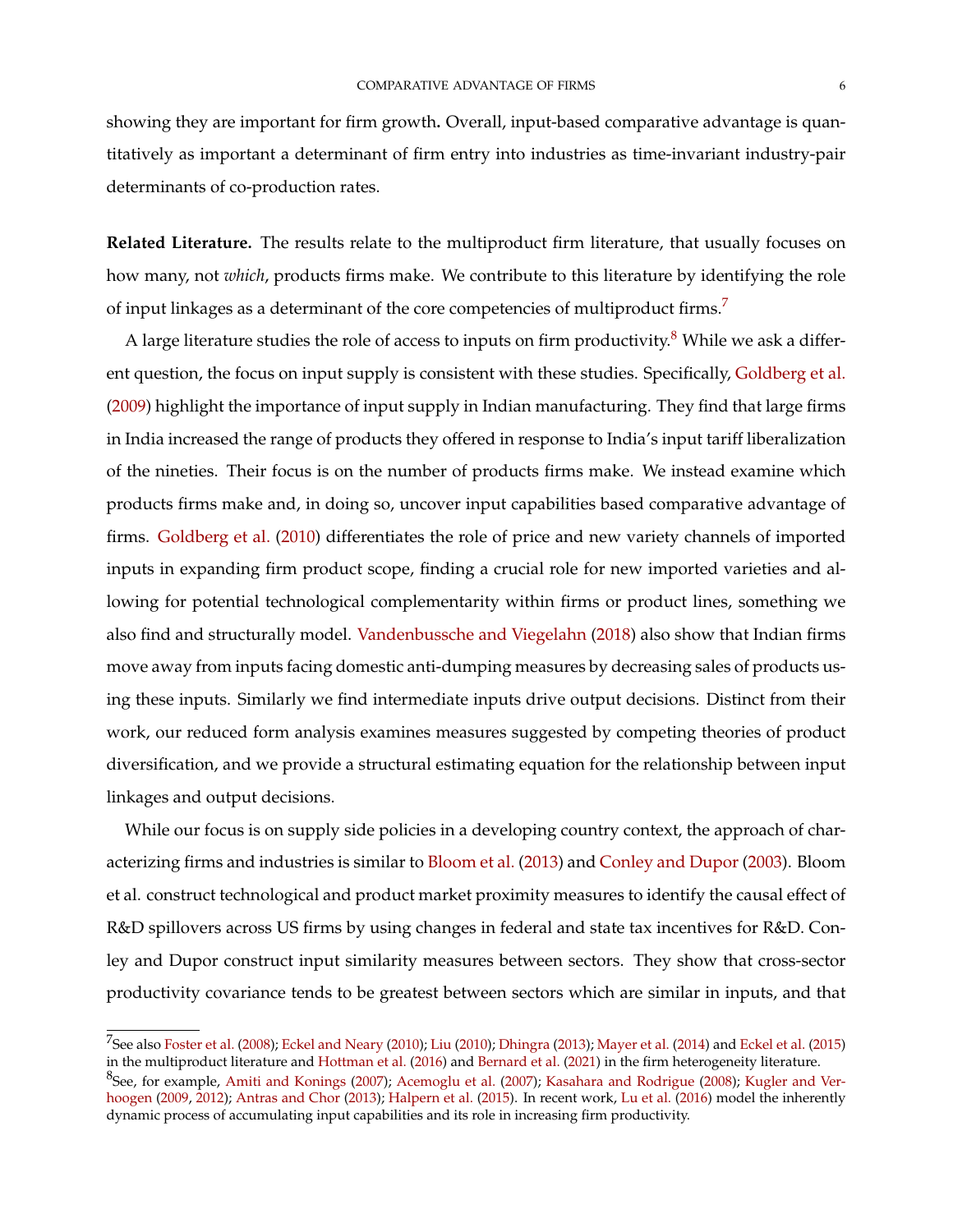showing they are important for firm growth**.** Overall, input-based comparative advantage is quantitatively as important a determinant of firm entry into industries as time-invariant industry-pair determinants of co-production rates.

**Related Literature.** The results relate to the multiproduct firm literature, that usually focuses on how many, not *which*, products firms make. We contribute to this literature by identifying the role of input linkages as a determinant of the core competencies of multiproduct firms.[7]

A large literature studies the role of access to inputs on firm productivity.[8] While we ask a different question, the focus on input supply is consistent with these studies. Specifically, Goldberg et al. (2009) highlight the importance of input supply in Indian manufacturing. They find that large firms in India increased the range of products they offered in response to India's input tariff liberalization of the nineties. Their focus is on the number of products firms make. We instead examine which products firms make and, in doing so, uncover input capabilities based comparative advantage of firms. Goldberg et al. (2010) differentiates the role of price and new variety channels of imported inputs in expanding firm product scope, finding a crucial role for new imported varieties and allowing for potential technological complementarity within firms or product lines, something we also find and structurally model. Vandenbussche and Viegelahn (2018) also show that Indian firms move away from inputs facing domestic anti-dumping measures by decreasing sales of products using these inputs. Similarly we find intermediate inputs drive output decisions. Distinct from their work, our reduced form analysis examines measures suggested by competing theories of product diversification, and we provide a structural estimating equation for the relationship between input linkages and output decisions.

While our focus is on supply side policies in a developing country context, the approach of characterizing firms and industries is similar to Bloom et al. (2013) and Conley and Dupor (2003). Bloom et al. construct technological and product market proximity measures to identify the causal effect of R&D spillovers across US firms by using changes in federal and state tax incentives for R&D. Conley and Dupor construct input similarity measures between sectors. They show that cross-sector productivity covariance tends to be greatest between sectors which are similar in inputs, and that

[7]See also Foster et al. (2008); Eckel and Neary (2010); Liu (2010); Dhingra (2013); Mayer et al. (2014) and Eckel et al. (2015) in the multiproduct literature and Hottman et al. (2016) and Bernard et al. (2021) in the firm heterogeneity literature.

[8]See, for example, Amiti and Konings (2007); Acemoglu et al. (2007); Kasahara and Rodrigue (2008); Kugler and Verhoogen (2009, 2012); Antras and Chor (2013); Halpern et al. (2015). In recent work, Lu et al. (2016) model the inherently dynamic process of accumulating input capabilities and its role in increasing firm productivity.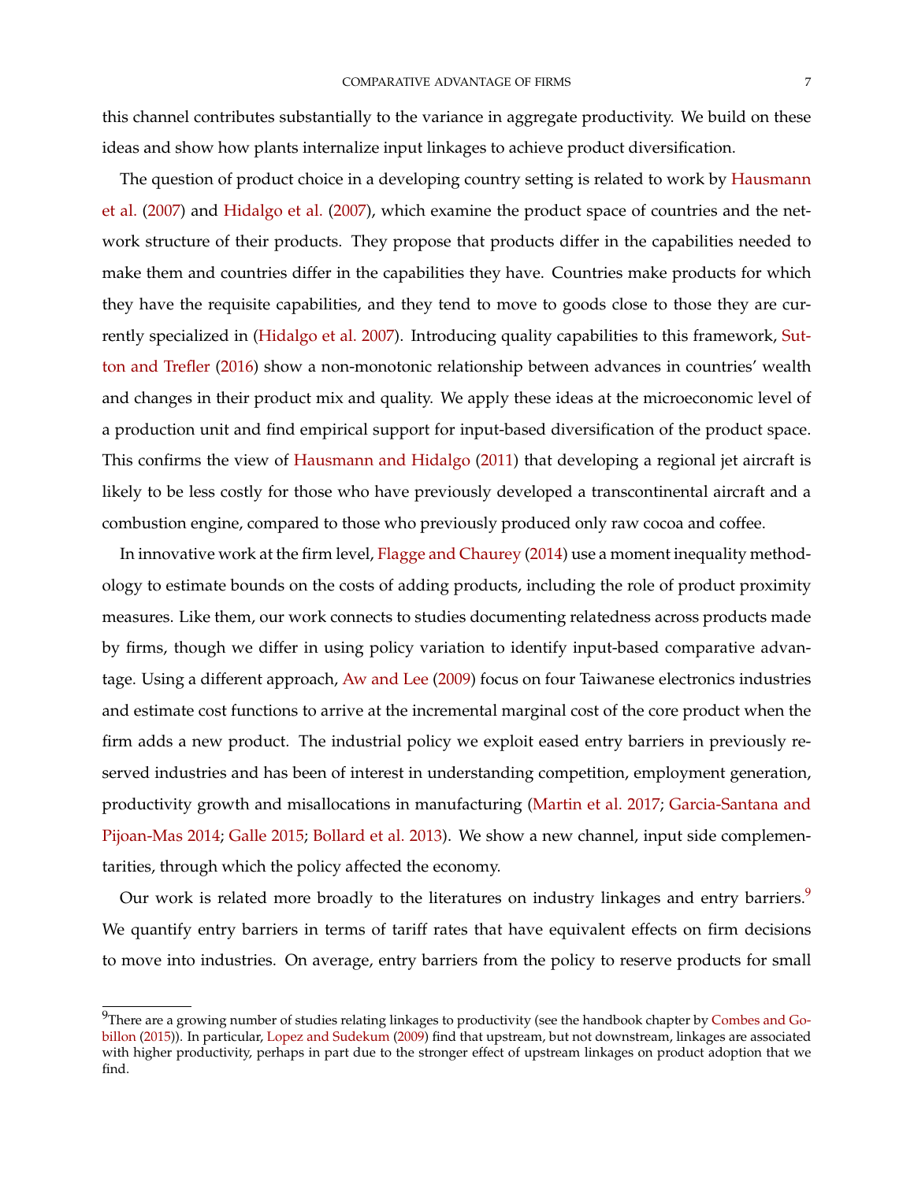this channel contributes substantially to the variance in aggregate productivity. We build on these ideas and show how plants internalize input linkages to achieve product diversification.

The question of product choice in a developing country setting is related to work by Hausmann et al. (2007) and Hidalgo et al. (2007), which examine the product space of countries and the network structure of their products. They propose that products differ in the capabilities needed to make them and countries differ in the capabilities they have. Countries make products for which they have the requisite capabilities, and they tend to move to goods close to those they are currently specialized in (Hidalgo et al. 2007). Introducing quality capabilities to this framework, Sutton and Trefler (2016) show a non-monotonic relationship between advances in countries' wealth and changes in their product mix and quality. We apply these ideas at the microeconomic level of a production unit and find empirical support for input-based diversification of the product space. This confirms the view of Hausmann and Hidalgo (2011) that developing a regional jet aircraft is likely to be less costly for those who have previously developed a transcontinental aircraft and a combustion engine, compared to those who previously produced only raw cocoa and coffee.

In innovative work at the firm level, Flagge and Chaurey (2014) use a moment inequality methodology to estimate bounds on the costs of adding products, including the role of product proximity measures. Like them, our work connects to studies documenting relatedness across products made by firms, though we differ in using policy variation to identify input-based comparative advantage. Using a different approach, Aw and Lee (2009) focus on four Taiwanese electronics industries and estimate cost functions to arrive at the incremental marginal cost of the core product when the firm adds a new product. The industrial policy we exploit eased entry barriers in previously reserved industries and has been of interest in understanding competition, employment generation, productivity growth and misallocations in manufacturing (Martin et al. 2017; Garcia-Santana and Pijoan-Mas 2014; Galle 2015; Bollard et al. 2013). We show a new channel, input side complementarities, through which the policy affected the economy.

Our work is related more broadly to the literatures on industry linkages and entry barriers.[9] We quantify entry barriers in terms of tariff rates that have equivalent effects on firm decisions to move into industries. On average, entry barriers from the policy to reserve products for small

[9]There are a growing number of studies relating linkages to productivity (see the handbook chapter by Combes and Gobillon (2015)). In particular, Lopez and Sudekum (2009) find that upstream, but not downstream, linkages are associated with higher productivity, perhaps in part due to the stronger effect of upstream linkages on product adoption that we find.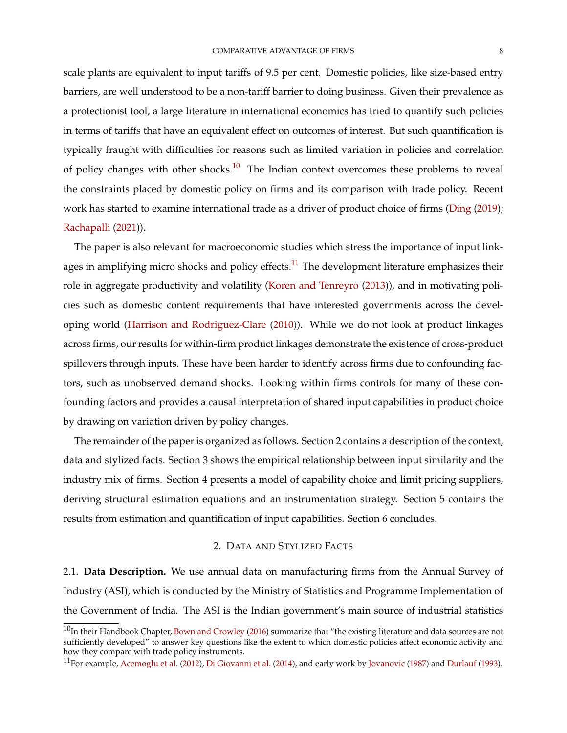scale plants are equivalent to input tariffs of 9.5 per cent. Domestic policies, like size-based entry barriers, are well understood to be a non-tariff barrier to doing business. Given their prevalence as a protectionist tool, a large literature in international economics has tried to quantify such policies in terms of tariffs that have an equivalent effect on outcomes of interest. But such quantification is typically fraught with difficulties for reasons such as limited variation in policies and correlation of policy changes with other shocks.[10] The Indian context overcomes these problems to reveal the constraints placed by domestic policy on firms and its comparison with trade policy. Recent work has started to examine international trade as a driver of product choice of firms (Ding (2019); Rachapalli (2021)).

The paper is also relevant for macroeconomic studies which stress the importance of input linkages in amplifying micro shocks and policy effects.[11] The development literature emphasizes their role in aggregate productivity and volatility (Koren and Tenreyro (2013)), and in motivating policies such as domestic content requirements that have interested governments across the developing world (Harrison and Rodriguez-Clare (2010)). While we do not look at product linkages across firms, our results for within-firm product linkages demonstrate the existence of cross-product spillovers through inputs. These have been harder to identify across firms due to confounding factors, such as unobserved demand shocks. Looking within firms controls for many of these confounding factors and provides a causal interpretation of shared input capabilities in product choice by drawing on variation driven by policy changes.

The remainder of the paper is organized as follows. Section 2 contains a description of the context, data and stylized facts. Section 3 shows the empirical relationship between input similarity and the industry mix of firms. Section 4 presents a model of capability choice and limit pricing suppliers, deriving structural estimation equations and an instrumentation strategy. Section 5 contains the results from estimation and quantification of input capabilities. Section 6 concludes.

## 2. Data and Stylized Facts

2.1. **Data Description.** We use annual data on manufacturing firms from the Annual Survey of Industry (ASI), which is conducted by the Ministry of Statistics and Programme Implementation of the Government of India. The ASI is the Indian government's main source of industrial statistics

[10] In their Handbook Chapter, Bown and Crowley (2016) summarize that "the existing literature and data sources are not sufficiently developed" to answer key questions like the extent to which domestic policies affect economic activity and how they compare with trade policy instruments.

[11] For example, Acemoglu et al. (2012), Di Giovanni et al. (2014), and early work by Jovanovic (1987) and Durlauf (1993).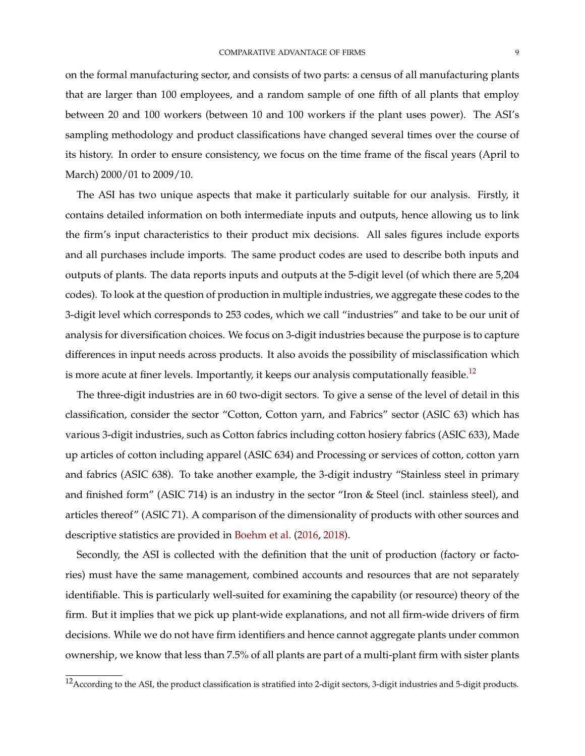on the formal manufacturing sector, and consists of two parts: a census of all manufacturing plants that are larger than 100 employees, and a random sample of one fifth of all plants that employ between 20 and 100 workers (between 10 and 100 workers if the plant uses power). The ASI's sampling methodology and product classifications have changed several times over the course of its history. In order to ensure consistency, we focus on the time frame of the fiscal years (April to March) 2000/01 to 2009/10.

The ASI has two unique aspects that make it particularly suitable for our analysis. Firstly, it contains detailed information on both intermediate inputs and outputs, hence allowing us to link the firm's input characteristics to their product mix decisions. All sales figures include exports and all purchases include imports. The same product codes are used to describe both inputs and outputs of plants. The data reports inputs and outputs at the 5-digit level (of which there are 5,204 codes). To look at the question of production in multiple industries, we aggregate these codes to the 3-digit level which corresponds to 253 codes, which we call "industries" and take to be our unit of analysis for diversification choices. We focus on 3-digit industries because the purpose is to capture differences in input needs across products. It also avoids the possibility of misclassification which is more acute at finer levels. Importantly, it keeps our analysis computationally feasible.[12]

The three-digit industries are in 60 two-digit sectors. To give a sense of the level of detail in this classification, consider the sector "Cotton, Cotton yarn, and Fabrics" sector (ASIC 63) which has various 3-digit industries, such as Cotton fabrics including cotton hosiery fabrics (ASIC 633), Made up articles of cotton including apparel (ASIC 634) and Processing or services of cotton, cotton yarn and fabrics (ASIC 638). To take another example, the 3-digit industry "Stainless steel in primary and finished form" (ASIC 714) is an industry in the sector "Iron & Steel (incl. stainless steel), and articles thereof" (ASIC 71). A comparison of the dimensionality of products with other sources and descriptive statistics are provided in Boehm et al. (2016, 2018).

Secondly, the ASI is collected with the definition that the unit of production (factory or factories) must have the same management, combined accounts and resources that are not separately identifiable. This is particularly well-suited for examining the capability (or resource) theory of the firm. But it implies that we pick up plant-wide explanations, and not all firm-wide drivers of firm decisions. While we do not have firm identifiers and hence cannot aggregate plants under common ownership, we know that less than 7.5% of all plants are part of a multi-plant firm with sister plants

[12] According to the ASI, the product classification is stratified into 2-digit sectors, 3-digit industries and 5-digit products.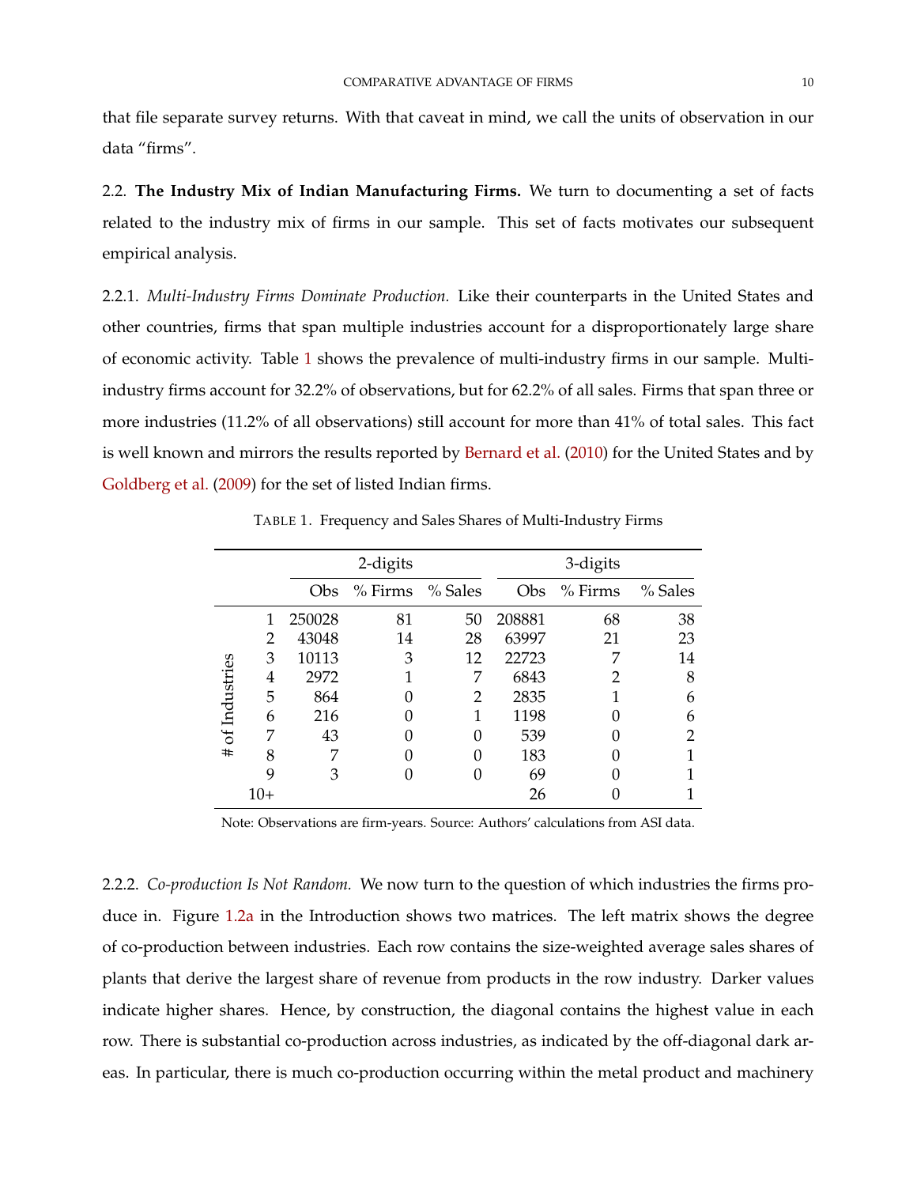that file separate survey returns. With that caveat in mind, we call the units of observation in our data "firms".

2.2. **The Industry Mix of Indian Manufacturing Firms.** We turn to documenting a set of facts related to the industry mix of firms in our sample. This set of facts motivates our subsequent empirical analysis.

2.2.1. *Multi-Industry Firms Dominate Production.* Like their counterparts in the United States and other countries, firms that span multiple industries account for a disproportionately large share of economic activity. Table 1 shows the prevalence of multi-industry firms in our sample. Multi-industry firms account for 32.2% of observations, but for 62.2% of all sales. Firms that span three or more industries (11.2% of all observations) still account for more than 41% of total sales. This fact is well known and mirrors the results reported by Bernard et al. (2010) for the United States and by Goldberg et al. (2009) for the set of listed Indian firms.

TABLE 1. Frequency and Sales Shares of Multi-Industry Firms

| | 2-digits | | | 3-digits | | |
|---|---|---|---|---|---|---|
| # of Industries | Obs | % Firms | % Sales | Obs | % Firms | % Sales |
| 1 | 250028 | 81 | 50 | 208881 | 68 | 38 |
| 2 | 43048 | 14 | 28 | 63997 | 21 | 23 |
| 3 | 10113 | 3 | 12 | 22723 | 7 | 14 |
| 4 | 2972 | 1 | 7 | 6843 | 2 | 8 |
| 5 | 864 | 0 | 2 | 2835 | 1 | 6 |
| 6 | 216 | 0 | 1 | 1198 | 0 | 6 |
| 7 | 43 | 0 | 0 | 539 | 0 | 2 |
| 8 | 7 | 0 | 0 | 183 | 0 | 1 |
| 9 | 3 | 0 | 0 | 69 | 0 | 1 |
| 10+ | | | | 26 | 0 | 1 |

Note: Observations are firm-years. Source: Authors' calculations from ASI data.

2.2.2. *Co-production Is Not Random.* We now turn to the question of which industries the firms produce in. Figure 1.2a in the Introduction shows two matrices. The left matrix shows the degree of co-production between industries. Each row contains the size-weighted average sales shares of plants that derive the largest share of revenue from products in the row industry. Darker values indicate higher shares. Hence, by construction, the diagonal contains the highest value in each row. There is substantial co-production across industries, as indicated by the off-diagonal dark areas. In particular, there is much co-production occurring within the metal product and machinery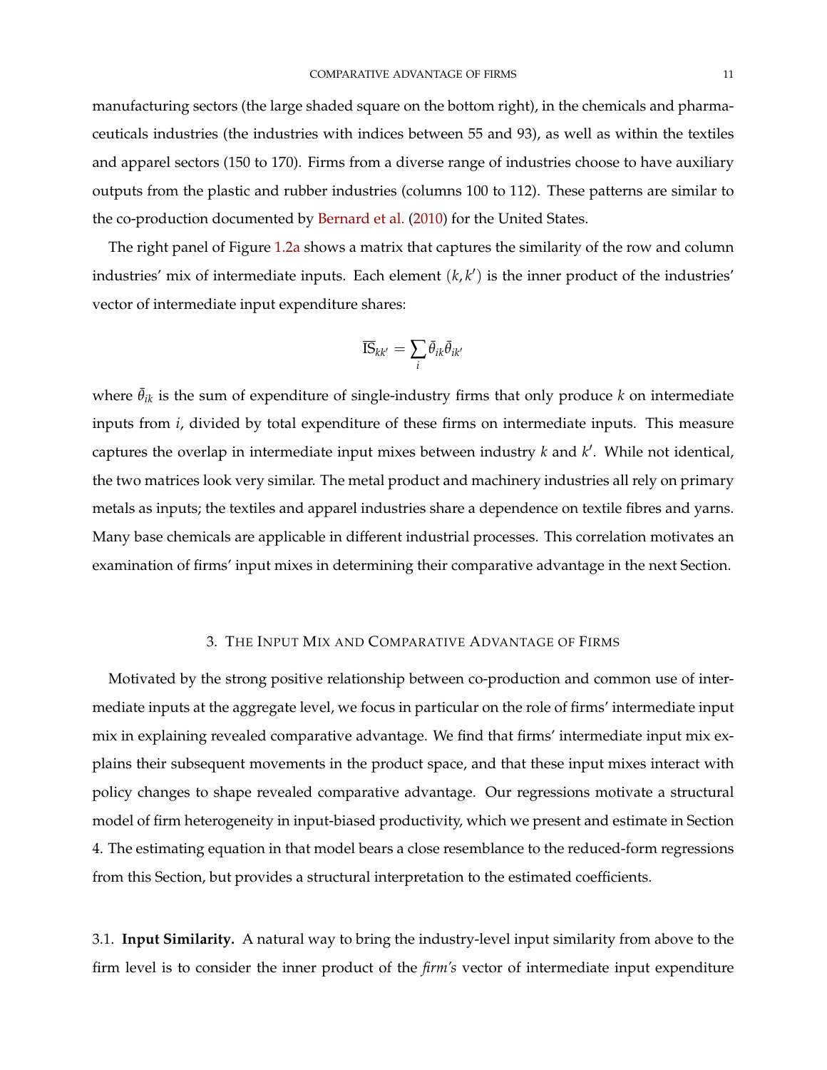manufacturing sectors (the large shaded square on the bottom right), in the chemicals and pharmaceuticals industries (the industries with indices between 55 and 93), as well as within the textiles and apparel sectors (150 to 170). Firms from a diverse range of industries choose to have auxiliary outputs from the plastic and rubber industries (columns 100 to 112). These patterns are similar to the co-production documented by Bernard et al. (2010) for the United States.

The right panel of Figure 1.2a shows a matrix that captures the similarity of the row and column industries' mix of intermediate inputs. Each element $(k, k')$ is the inner product of the industries' vector of intermediate input expenditure shares:

$$\overline{\text{IS}}_{kk'} = \sum_i \bar{\theta}_{ik} \bar{\theta}_{ik'}$$

where $\bar{\theta}_{ik}$ is the sum of expenditure of single-industry firms that only produce $k$ on intermediate inputs from $i$, divided by total expenditure of these firms on intermediate inputs. This measure captures the overlap in intermediate input mixes between industry $k$ and $k'$. While not identical, the two matrices look very similar. The metal product and machinery industries all rely on primary metals as inputs; the textiles and apparel industries share a dependence on textile fibres and yarns. Many base chemicals are applicable in different industrial processes. This correlation motivates an examination of firms' input mixes in determining their comparative advantage in the next Section.

## 3. The Input Mix and Comparative Advantage of Firms

Motivated by the strong positive relationship between co-production and common use of intermediate inputs at the aggregate level, we focus in particular on the role of firms' intermediate input mix in explaining revealed comparative advantage. We find that firms' intermediate input mix explains their subsequent movements in the product space, and that these input mixes interact with policy changes to shape revealed comparative advantage. Our regressions motivate a structural model of firm heterogeneity in input-biased productivity, which we present and estimate in Section 4. The estimating equation in that model bears a close resemblance to the reduced-form regressions from this Section, but provides a structural interpretation to the estimated coefficients.

3.1. **Input Similarity.** A natural way to bring the industry-level input similarity from above to the firm level is to consider the inner product of the *firm's* vector of intermediate input expenditure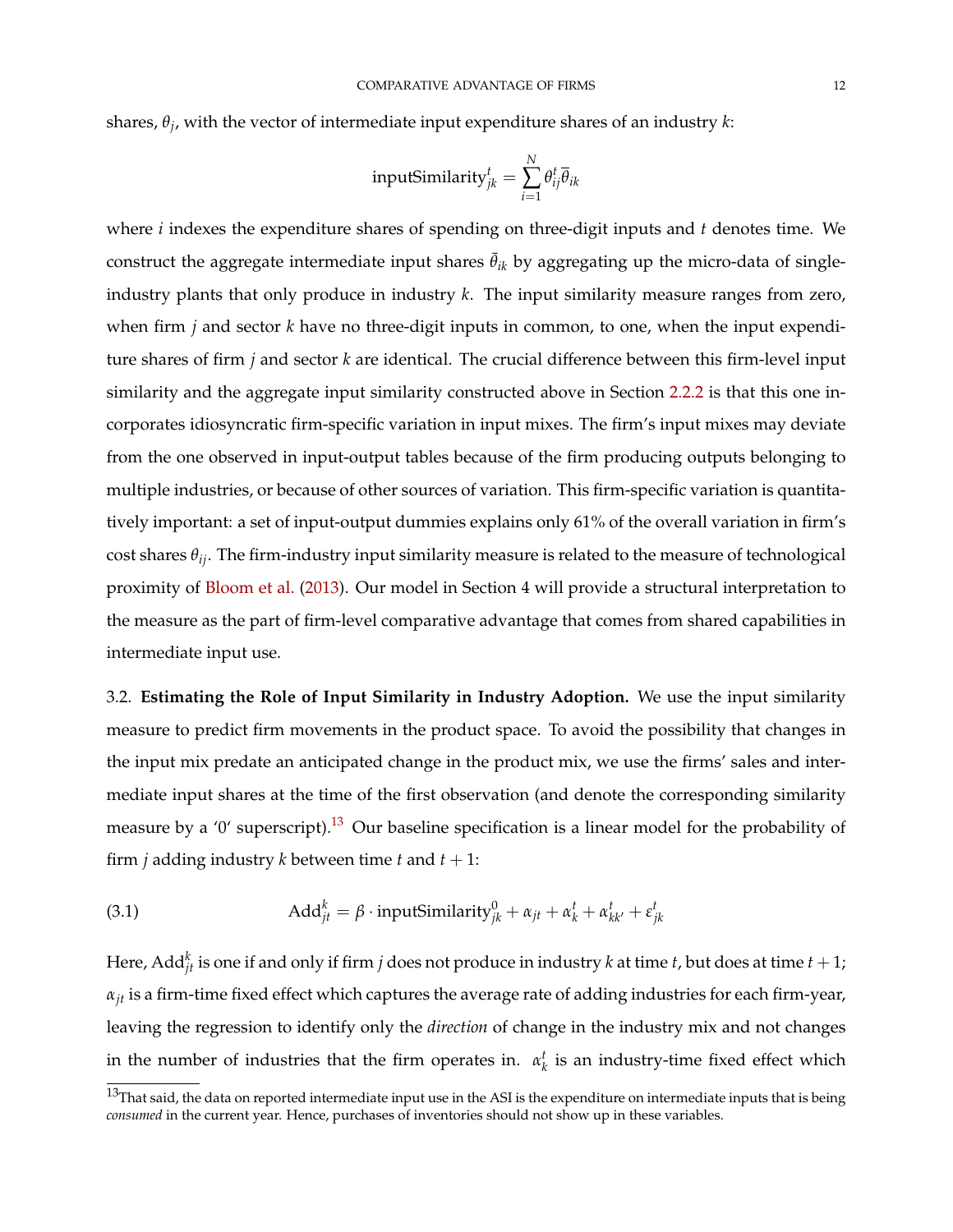shares, $\theta_j$, with the vector of intermediate input expenditure shares of an industry $k$:

$$\text{inputSimilarity}_{jk}^{t} = \sum_{i=1}^{N} \theta_{ij}^{t} \overline{\theta}_{ik}$$

where $i$ indexes the expenditure shares of spending on three-digit inputs and $t$ denotes time. We construct the aggregate intermediate input shares $\bar{\theta}_{ik}$ by aggregating up the micro-data of single-industry plants that only produce in industry $k$. The input similarity measure ranges from zero, when firm $j$ and sector $k$ have no three-digit inputs in common, to one, when the input expenditure shares of firm $j$ and sector $k$ are identical. The crucial difference between this firm-level input similarity and the aggregate input similarity constructed above in Section 2.2.2 is that this one incorporates idiosyncratic firm-specific variation in input mixes. The firm's input mixes may deviate from the one observed in input-output tables because of the firm producing outputs belonging to multiple industries, or because of other sources of variation. This firm-specific variation is quantitatively important: a set of input-output dummies explains only 61% of the overall variation in firm's cost shares $\theta_{ij}$. The firm-industry input similarity measure is related to the measure of technological proximity of Bloom et al. (2013). Our model in Section 4 will provide a structural interpretation to the measure as the part of firm-level comparative advantage that comes from shared capabilities in intermediate input use.

3.2. **Estimating the Role of Input Similarity in Industry Adoption.** We use the input similarity measure to predict firm movements in the product space. To avoid the possibility that changes in the input mix predate an anticipated change in the product mix, we use the firms' sales and intermediate input shares at the time of the first observation (and denote the corresponding similarity measure by a '0' superscript).[13] Our baseline specification is a linear model for the probability of firm $j$ adding industry $k$ between time $t$ and $t+1$:

$$\text{Add}_{jt}^{k} = \beta \cdot \text{inputSimilarity}_{jk}^{0} + \alpha_{jt} + \alpha_{k}^{t} + \alpha_{kk'}^{t} + \varepsilon_{jk}^{t} \tag{3.1}$$

Here, $\text{Add}_{jt}^{k}$ is one if and only if firm $j$ does not produce in industry $k$ at time $t$, but does at time $t+1$; $\alpha_{jt}$ is a firm-time fixed effect which captures the average rate of adding industries for each firm-year, leaving the regression to identify only the *direction* of change in the industry mix and not changes in the number of industries that the firm operates in. $\alpha_{k}^{t}$ is an industry-time fixed effect which

[13] That said, the data on reported intermediate input use in the ASI is the expenditure on intermediate inputs that is being *consumed* in the current year. Hence, purchases of inventories should not show up in these variables.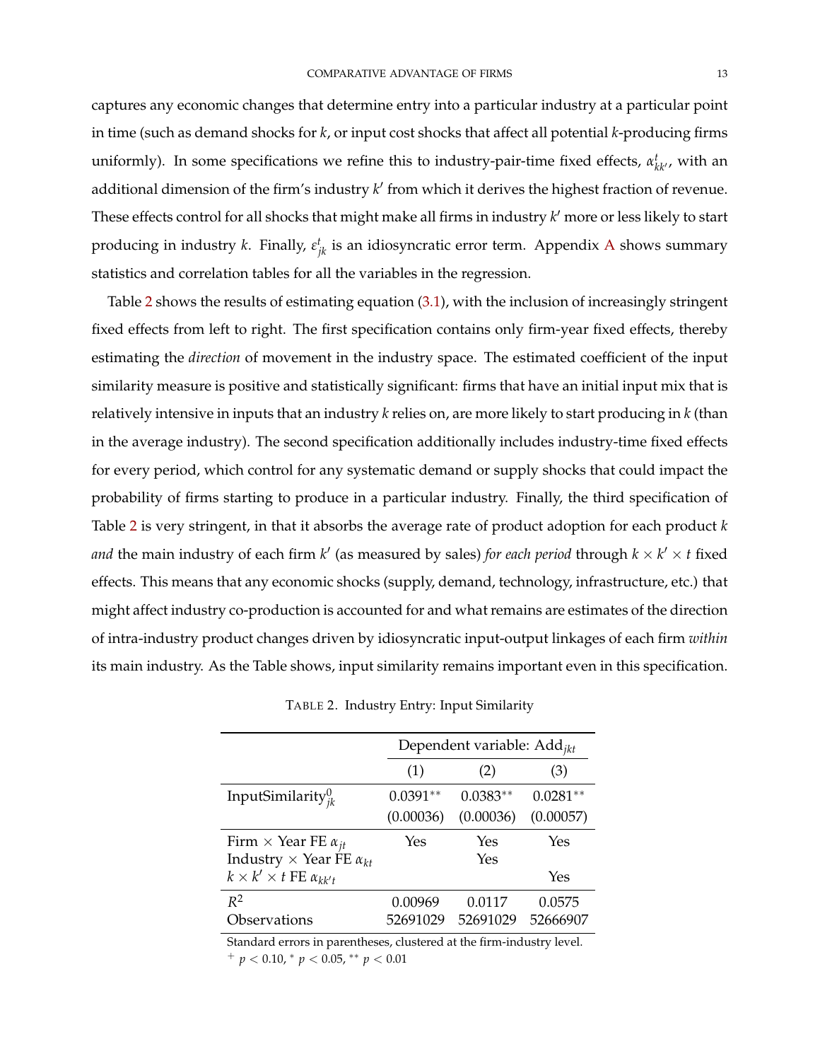captures any economic changes that determine entry into a particular industry at a particular point in time (such as demand shocks for $k$, or input cost shocks that affect all potential $k$-producing firms uniformly). In some specifications we refine this to industry-pair-time fixed effects, $\alpha^t_{kk'}$, with an additional dimension of the firm's industry $k'$ from which it derives the highest fraction of revenue. These effects control for all shocks that might make all firms in industry $k'$ more or less likely to start producing in industry $k$. Finally, $\varepsilon^t_{jk}$ is an idiosyncratic error term. Appendix A shows summary statistics and correlation tables for all the variables in the regression.

Table 2 shows the results of estimating equation (3.1), with the inclusion of increasingly stringent fixed effects from left to right. The first specification contains only firm-year fixed effects, thereby estimating the *direction* of movement in the industry space. The estimated coefficient of the input similarity measure is positive and statistically significant: firms that have an initial input mix that is relatively intensive in inputs that an industry $k$ relies on, are more likely to start producing in $k$ (than in the average industry). The second specification additionally includes industry-time fixed effects for every period, which control for any systematic demand or supply shocks that could impact the probability of firms starting to produce in a particular industry. Finally, the third specification of Table 2 is very stringent, in that it absorbs the average rate of product adoption for each product $k$ *and* the main industry of each firm $k'$ (as measured by sales) *for each period* through $k \times k' \times t$ fixed effects. This means that any economic shocks (supply, demand, technology, infrastructure, etc.) that might affect industry co-production is accounted for and what remains are estimates of the direction of intra-industry product changes driven by idiosyncratic input-output linkages of each firm *within* its main industry. As the Table shows, input similarity remains important even in this specification.

TABLE 2. Industry Entry: Input Similarity

| | Dependent variable: $\text{Add}_{jkt}$ | | |
|---|---|---|---|
| | (1) | (2) | (3) |
| $\text{InputSimilarity}^0_{jk}$ | $0.0391^{**}$ | $0.0383^{**}$ | $0.0281^{**}$ |
| | (0.00036) | (0.00036) | (0.00057) |
| Firm × Year FE $\alpha_{jt}$ | Yes | Yes | Yes |
| Industry × Year FE $\alpha_{kt}$ | | Yes | |
| $k \times k' \times t$ FE $\alpha_{kk't}$ | | | Yes |
| $R^2$ | 0.00969 | 0.0117 | 0.0575 |
| Observations | 52691029 | 52691029 | 52666907 |

Standard errors in parentheses, clustered at the firm-industry level.
$^{+}$ $p < 0.10$, $^{*}$ $p < 0.05$, $^{**}$ $p < 0.01$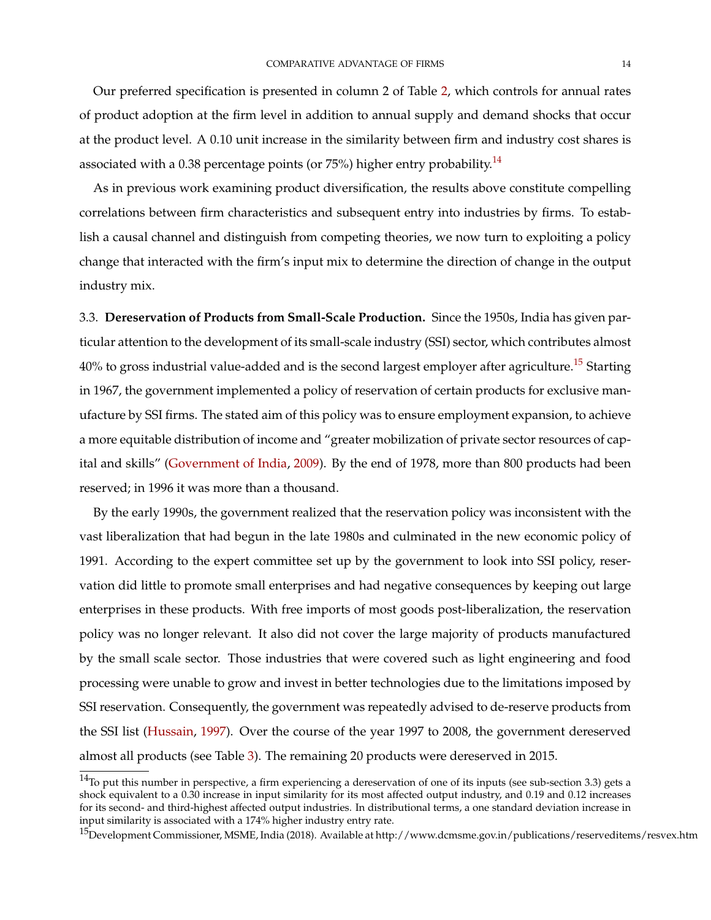Our preferred specification is presented in column 2 of Table 2, which controls for annual rates of product adoption at the firm level in addition to annual supply and demand shocks that occur at the product level. A 0.10 unit increase in the similarity between firm and industry cost shares is associated with a 0.38 percentage points (or 75%) higher entry probability.[14]

As in previous work examining product diversification, the results above constitute compelling correlations between firm characteristics and subsequent entry into industries by firms. To establish a causal channel and distinguish from competing theories, we now turn to exploiting a policy change that interacted with the firm's input mix to determine the direction of change in the output industry mix.

3.3. **Dereservation of Products from Small-Scale Production.** Since the 1950s, India has given particular attention to the development of its small-scale industry (SSI) sector, which contributes almost 40% to gross industrial value-added and is the second largest employer after agriculture.[15] Starting in 1967, the government implemented a policy of reservation of certain products for exclusive manufacture by SSI firms. The stated aim of this policy was to ensure employment expansion, to achieve a more equitable distribution of income and "greater mobilization of private sector resources of capital and skills" (Government of India, 2009). By the end of 1978, more than 800 products had been reserved; in 1996 it was more than a thousand.

By the early 1990s, the government realized that the reservation policy was inconsistent with the vast liberalization that had begun in the late 1980s and culminated in the new economic policy of 1991. According to the expert committee set up by the government to look into SSI policy, reservation did little to promote small enterprises and had negative consequences by keeping out large enterprises in these products. With free imports of most goods post-liberalization, the reservation policy was no longer relevant. It also did not cover the large majority of products manufactured by the small scale sector. Those industries that were covered such as light engineering and food processing were unable to grow and invest in better technologies due to the limitations imposed by SSI reservation. Consequently, the government was repeatedly advised to de-reserve products from the SSI list (Hussain, 1997). Over the course of the year 1997 to 2008, the government dereserved almost all products (see Table 3). The remaining 20 products were dereserved in 2015.

[14] To put this number in perspective, a firm experiencing a dereservation of one of its inputs (see sub-section 3.3) gets a shock equivalent to a 0.30 increase in input similarity for its most affected output industry, and 0.19 and 0.12 increases for its second- and third-highest affected output industries. In distributional terms, a one standard deviation increase in input similarity is associated with a 174% higher industry entry rate.

[15] Development Commissioner, MSME, India (2018). Available at http://www.dcmsme.gov.in/publications/reserveditems/resvex.htm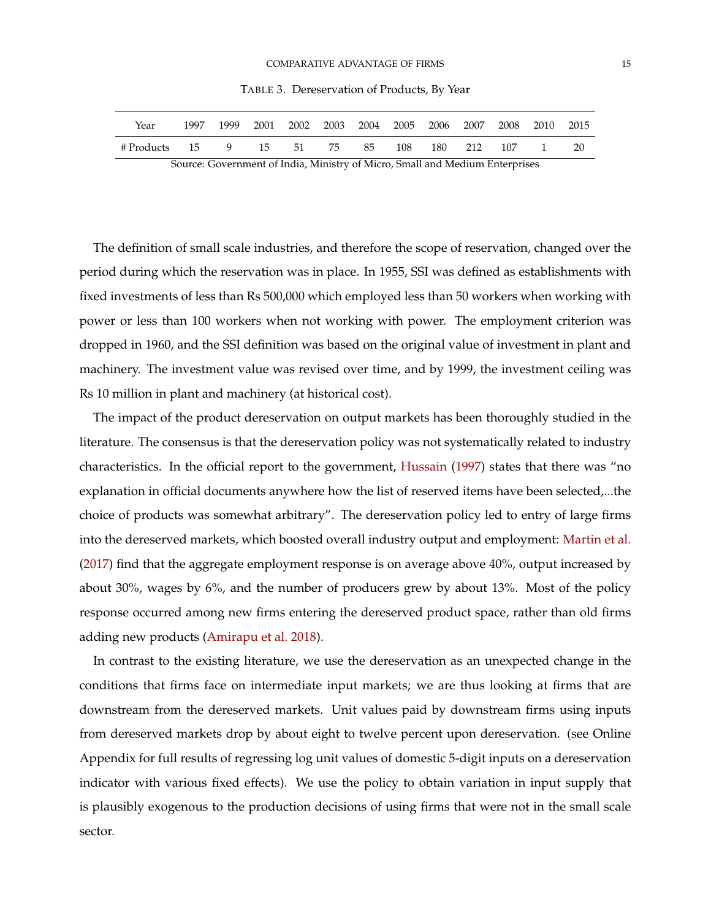TABLE 3. Dereservation of Products, By Year

| Year | 1997 | 1999 | 2001 | 2002 | 2003 | 2004 | 2005 | 2006 | 2007 | 2008 | 2010 | 2015 |
|---|---|---|---|---|---|---|---|---|---|---|---|---|
| # Products | 15 | 9 | 15 | 51 | 75 | 85 | 108 | 180 | 212 | 107 | 1 | 20 |

Source: Government of India, Ministry of Micro, Small and Medium Enterprises

The definition of small scale industries, and therefore the scope of reservation, changed over the period during which the reservation was in place. In 1955, SSI was defined as establishments with fixed investments of less than Rs 500,000 which employed less than 50 workers when working with power or less than 100 workers when not working with power. The employment criterion was dropped in 1960, and the SSI definition was based on the original value of investment in plant and machinery. The investment value was revised over time, and by 1999, the investment ceiling was Rs 10 million in plant and machinery (at historical cost).

The impact of the product dereservation on output markets has been thoroughly studied in the literature. The consensus is that the dereservation policy was not systematically related to industry characteristics. In the official report to the government, Hussain (1997) states that there was "no explanation in official documents anywhere how the list of reserved items have been selected,...the choice of products was somewhat arbitrary". The dereservation policy led to entry of large firms into the dereserved markets, which boosted overall industry output and employment: Martin et al. (2017) find that the aggregate employment response is on average above 40%, output increased by about 30%, wages by 6%, and the number of producers grew by about 13%. Most of the policy response occurred among new firms entering the dereserved product space, rather than old firms adding new products (Amirapu et al. 2018).

In contrast to the existing literature, we use the dereservation as an unexpected change in the conditions that firms face on intermediate input markets; we are thus looking at firms that are downstream from the dereserved markets. Unit values paid by downstream firms using inputs from dereserved markets drop by about eight to twelve percent upon dereservation. (see Online Appendix for full results of regressing log unit values of domestic 5-digit inputs on a dereservation indicator with various fixed effects). We use the policy to obtain variation in input supply that is plausibly exogenous to the production decisions of using firms that were not in the small scale sector.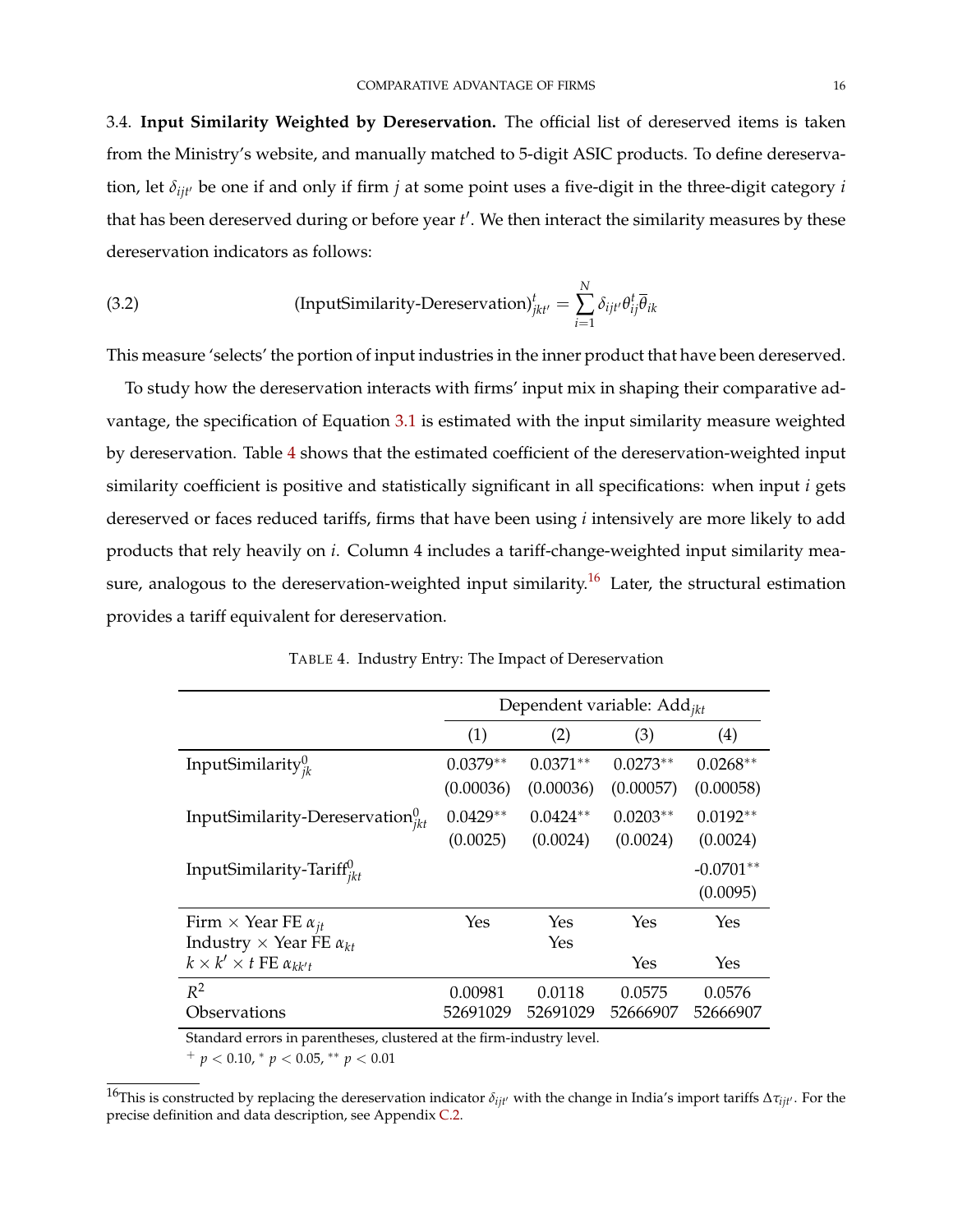3.4. **Input Similarity Weighted by Dereservation.** The official list of dereserved items is taken from the Ministry's website, and manually matched to 5-digit ASIC products. To define dereservation, let $\delta_{ijt'}$ be one if and only if firm $j$ at some point uses a five-digit in the three-digit category $i$ that has been dereserved during or before year $t'$. We then interact the similarity measures by these dereservation indicators as follows:

$$\text{(InputSimilarity-Dereservation)}^{t}_{jkt'} = \sum_{i=1}^{N} \delta_{ijt'} \theta^{t}_{ij} \overline{\theta}_{ik} \tag{3.2}$$

This measure 'selects' the portion of input industries in the inner product that have been dereserved.

To study how the dereservation interacts with firms' input mix in shaping their comparative advantage, the specification of Equation 3.1 is estimated with the input similarity measure weighted by dereservation. Table 4 shows that the estimated coefficient of the dereservation-weighted input similarity coefficient is positive and statistically significant in all specifications: when input $i$ gets dereserved or faces reduced tariffs, firms that have been using $i$ intensively are more likely to add products that rely heavily on $i$. Column 4 includes a tariff-change-weighted input similarity measure, analogous to the dereservation-weighted input similarity.[16] Later, the structural estimation provides a tariff equivalent for dereservation.

TABLE 4. Industry Entry: The Impact of Dereservation

| | Dependent variable: $\text{Add}_{jkt}$ | | | |
|---|---|---|---|---|
| | (1) | (2) | (3) | (4) |
| $\text{InputSimilarity}^{0}_{jk}$ | 0.0379** | 0.0371** | 0.0273** | 0.0268** |
| | (0.00036) | (0.00036) | (0.00057) | (0.00058) |
| $\text{InputSimilarity-Dereservation}^{0}_{jkt}$ | 0.0429** | 0.0424** | 0.0203** | 0.0192** |
| | (0.0025) | (0.0024) | (0.0024) | (0.0024) |
| $\text{InputSimilarity-Tariff}^{0}_{jkt}$ | | | | -0.0701** |
| | | | | (0.0095) |
| Firm × Year FE $\alpha_{jt}$ | Yes | Yes | Yes | Yes |
| Industry × Year FE $\alpha_{kt}$ | | Yes | | |
| $k \times k' \times t$ FE $\alpha_{kk't}$ | | | Yes | Yes |
| $R^2$ | 0.00981 | 0.0118 | 0.0575 | 0.0576 |
| Observations | 52691029 | 52691029 | 52666907 | 52666907 |

Standard errors in parentheses, clustered at the firm-industry level.

$^{+}$ $p < 0.10$, $^{*}$ $p < 0.05$, $^{**}$ $p < 0.01$

[16] This is constructed by replacing the dereservation indicator $\delta_{ijt'}$ with the change in India's import tariffs $\Delta\tau_{ijt'}$. For the precise definition and data description, see Appendix C.2.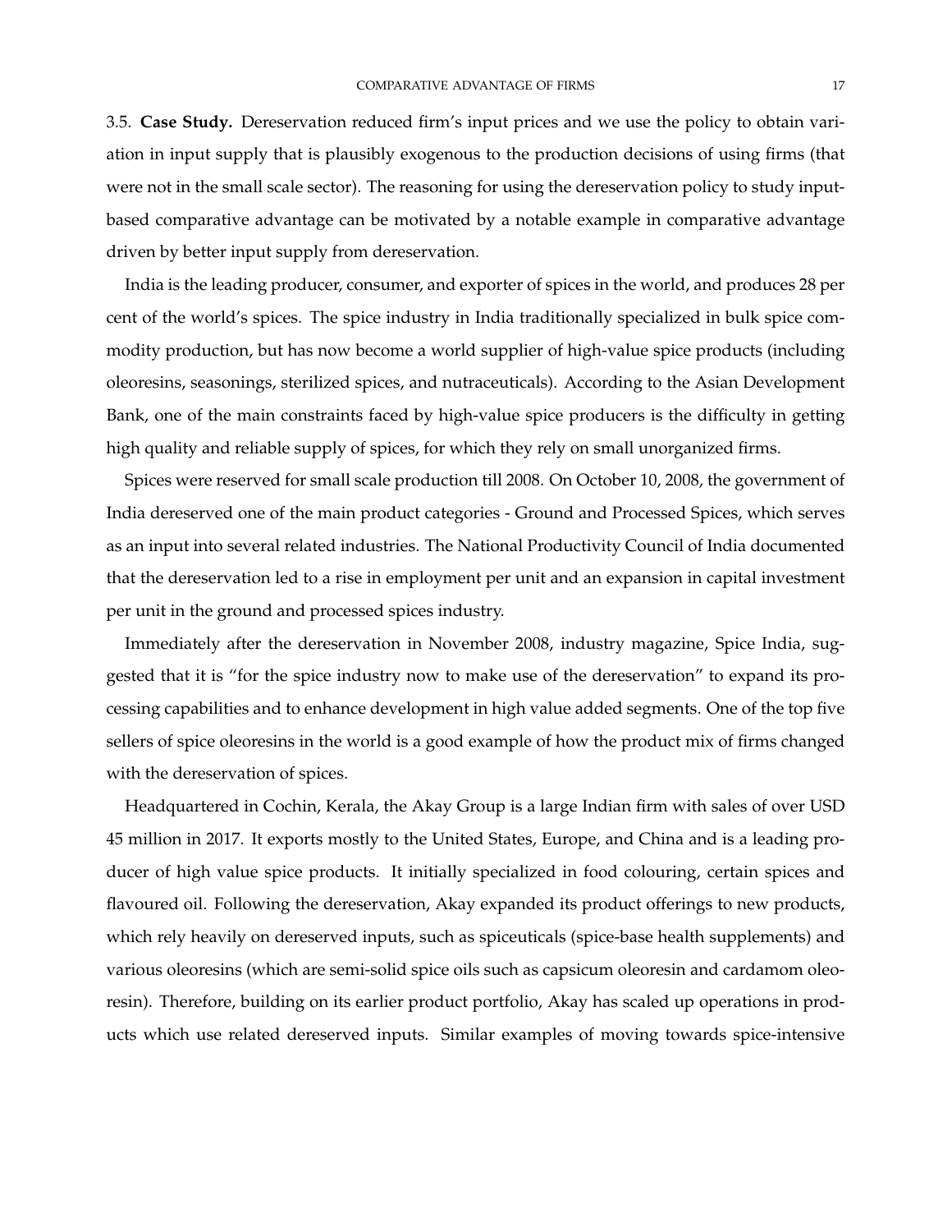3.5. **Case Study.** Dereservation reduced firm's input prices and we use the policy to obtain variation in input supply that is plausibly exogenous to the production decisions of using firms (that were not in the small scale sector). The reasoning for using the dereservation policy to study input-based comparative advantage can be motivated by a notable example in comparative advantage driven by better input supply from dereservation.

India is the leading producer, consumer, and exporter of spices in the world, and produces 28 per cent of the world's spices. The spice industry in India traditionally specialized in bulk spice commodity production, but has now become a world supplier of high-value spice products (including oleoresins, seasonings, sterilized spices, and nutraceuticals). According to the Asian Development Bank, one of the main constraints faced by high-value spice producers is the difficulty in getting high quality and reliable supply of spices, for which they rely on small unorganized firms.

Spices were reserved for small scale production till 2008. On October 10, 2008, the government of India dereserved one of the main product categories - Ground and Processed Spices, which serves as an input into several related industries. The National Productivity Council of India documented that the dereservation led to a rise in employment per unit and an expansion in capital investment per unit in the ground and processed spices industry.

Immediately after the dereservation in November 2008, industry magazine, Spice India, suggested that it is "for the spice industry now to make use of the dereservation" to expand its processing capabilities and to enhance development in high value added segments. One of the top five sellers of spice oleoresins in the world is a good example of how the product mix of firms changed with the dereservation of spices.

Headquartered in Cochin, Kerala, the Akay Group is a large Indian firm with sales of over USD 45 million in 2017. It exports mostly to the United States, Europe, and China and is a leading producer of high value spice products. It initially specialized in food colouring, certain spices and flavoured oil. Following the dereservation, Akay expanded its product offerings to new products, which rely heavily on dereserved inputs, such as spiceuticals (spice-base health supplements) and various oleoresins (which are semi-solid spice oils such as capsicum oleoresin and cardamom oleoresin). Therefore, building on its earlier product portfolio, Akay has scaled up operations in products which use related dereserved inputs. Similar examples of moving towards spice-intensive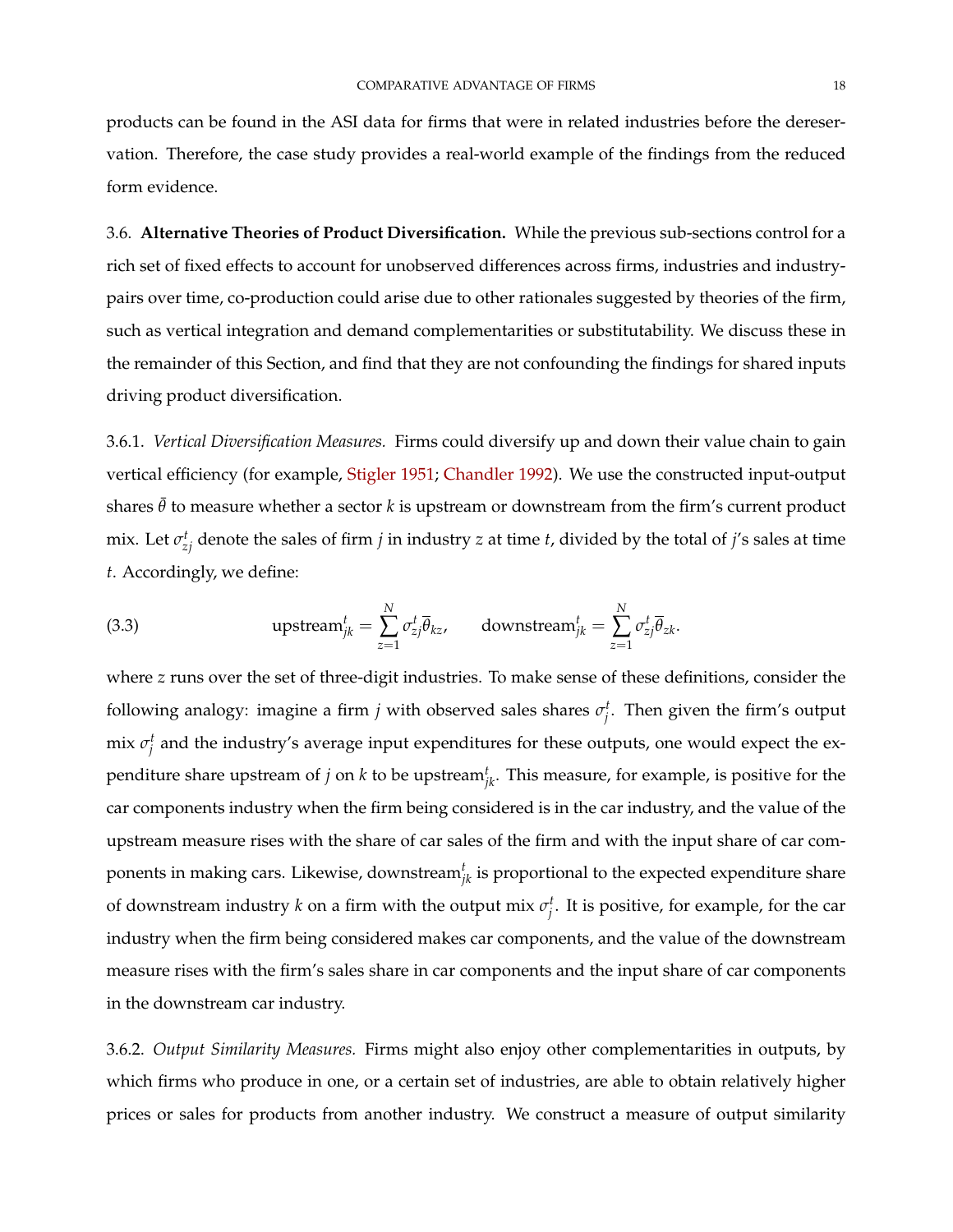products can be found in the ASI data for firms that were in related industries before the dereservation. Therefore, the case study provides a real-world example of the findings from the reduced form evidence.

3.6. **Alternative Theories of Product Diversification.** While the previous sub-sections control for a rich set of fixed effects to account for unobserved differences across firms, industries and industry-pairs over time, co-production could arise due to other rationales suggested by theories of the firm, such as vertical integration and demand complementarities or substitutability. We discuss these in the remainder of this Section, and find that they are not confounding the findings for shared inputs driving product diversification.

3.6.1. *Vertical Diversification Measures.* Firms could diversify up and down their value chain to gain vertical efficiency (for example, Stigler 1951; Chandler 1992). We use the constructed input-output shares $\bar{\theta}$ to measure whether a sector $k$ is upstream or downstream from the firm's current product mix. Let $\sigma_{zj}^t$ denote the sales of firm $j$ in industry $z$ at time $t$, divided by the total of $j$'s sales at time $t$. Accordingly, we define:

$$\text{upstream}_{jk}^t = \sum_{z=1}^{N} \sigma_{zj}^t \overline{\theta}_{kz}, \qquad \text{downstream}_{jk}^t = \sum_{z=1}^{N} \sigma_{zj}^t \overline{\theta}_{zk}. \tag{3.3}$$

where $z$ runs over the set of three-digit industries. To make sense of these definitions, consider the following analogy: imagine a firm $j$ with observed sales shares $\sigma_j^t$. Then given the firm's output mix $\sigma_j^t$ and the industry's average input expenditures for these outputs, one would expect the expenditure share upstream of $j$ on $k$ to be $\text{upstream}_{jk}^t$. This measure, for example, is positive for the car components industry when the firm being considered is in the car industry, and the value of the upstream measure rises with the share of car sales of the firm and with the input share of car components in making cars. Likewise, $\text{downstream}_{jk}^t$ is proportional to the expected expenditure share of downstream industry $k$ on a firm with the output mix $\sigma_j^t$. It is positive, for example, for the car industry when the firm being considered makes car components, and the value of the downstream measure rises with the firm's sales share in car components and the input share of car components in the downstream car industry.

3.6.2. *Output Similarity Measures.* Firms might also enjoy other complementarities in outputs, by which firms who produce in one, or a certain set of industries, are able to obtain relatively higher prices or sales for products from another industry. We construct a measure of output similarity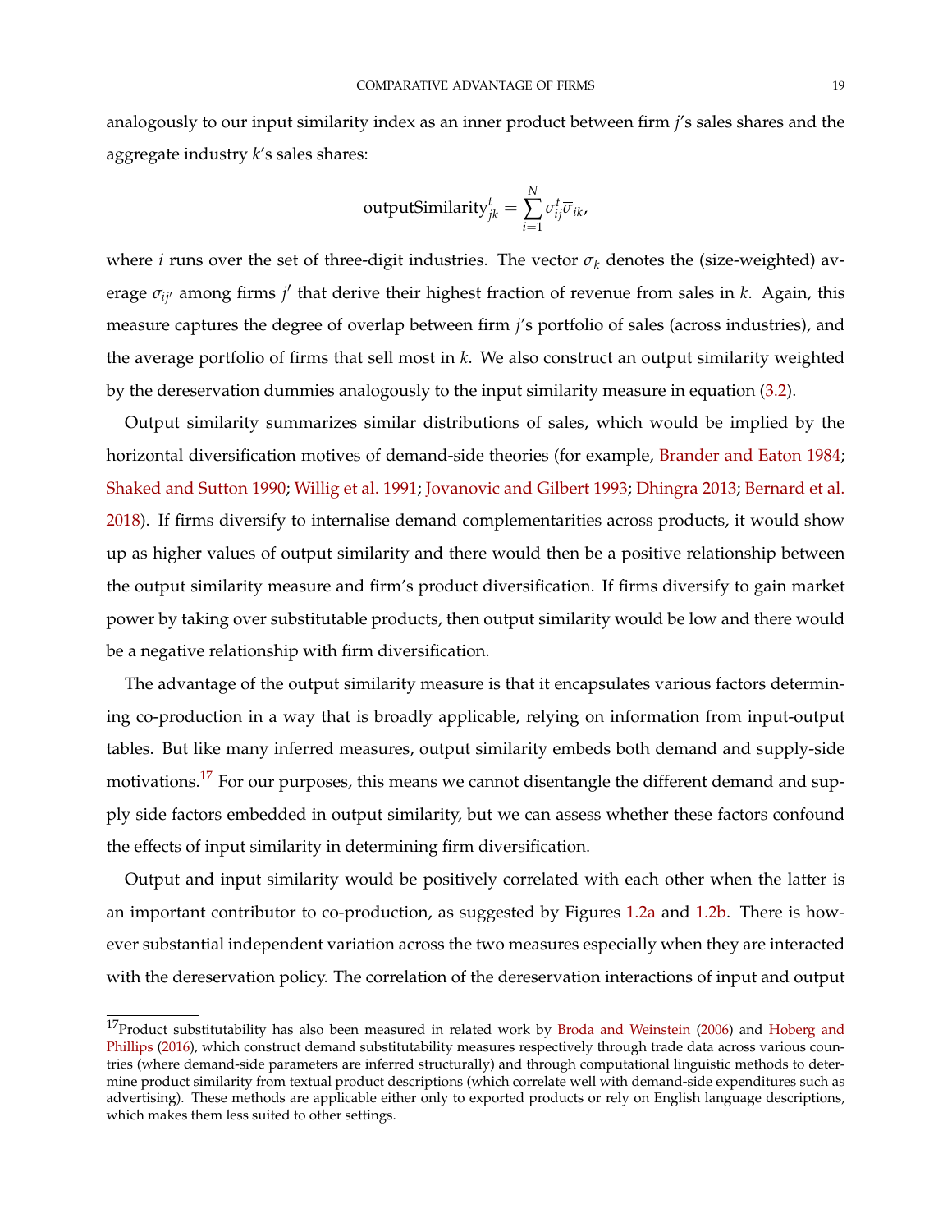analogously to our input similarity index as an inner product between firm $j$'s sales shares and the aggregate industry $k$'s sales shares:

$$\text{outputSimilarity}_{jk}^{t} = \sum_{i=1}^{N} \sigma_{ij}^{t} \overline{\sigma}_{ik},$$

where $i$ runs over the set of three-digit industries. The vector $\overline{\sigma}_k$ denotes the (size-weighted) average $\sigma_{ij'}$ among firms $j'$ that derive their highest fraction of revenue from sales in $k$. Again, this measure captures the degree of overlap between firm $j$'s portfolio of sales (across industries), and the average portfolio of firms that sell most in $k$. We also construct an output similarity weighted by the dereservation dummies analogously to the input similarity measure in equation (3.2).

Output similarity summarizes similar distributions of sales, which would be implied by the horizontal diversification motives of demand-side theories (for example, Brander and Eaton 1984; Shaked and Sutton 1990; Willig et al. 1991; Jovanovic and Gilbert 1993; Dhingra 2013; Bernard et al. 2018). If firms diversify to internalise demand complementarities across products, it would show up as higher values of output similarity and there would then be a positive relationship between the output similarity measure and firm's product diversification. If firms diversify to gain market power by taking over substitutable products, then output similarity would be low and there would be a negative relationship with firm diversification.

The advantage of the output similarity measure is that it encapsulates various factors determining co-production in a way that is broadly applicable, relying on information from input-output tables. But like many inferred measures, output similarity embeds both demand and supply-side motivations.[17] For our purposes, this means we cannot disentangle the different demand and supply side factors embedded in output similarity, but we can assess whether these factors confound the effects of input similarity in determining firm diversification.

Output and input similarity would be positively correlated with each other when the latter is an important contributor to co-production, as suggested by Figures 1.2a and 1.2b. There is however substantial independent variation across the two measures especially when they are interacted with the dereservation policy. The correlation of the dereservation interactions of input and output

[17] Product substitutability has also been measured in related work by Broda and Weinstein (2006) and Hoberg and Phillips (2016), which construct demand substitutability measures respectively through trade data across various countries (where demand-side parameters are inferred structurally) and through computational linguistic methods to determine product similarity from textual product descriptions (which correlate well with demand-side expenditures such as advertising). These methods are applicable either only to exported products or rely on English language descriptions, which makes them less suited to other settings.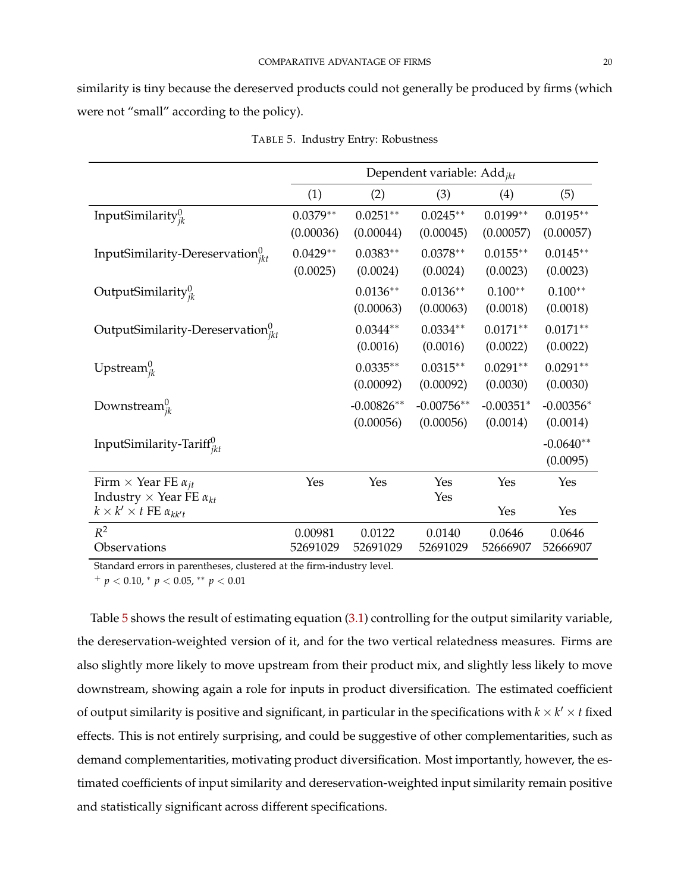similarity is tiny because the dereserved products could not generally be produced by firms (which were not "small" according to the policy).

TABLE 5. Industry Entry: Robustness

| | Dependent variable: $\text{Add}_{jkt}$ | | | | |
|---|---|---|---|---|---|
| | (1) | (2) | (3) | (4) | (5) |
| $\text{InputSimilarity}^0_{jk}$ | $0.0379^{**}$ | $0.0251^{**}$ | $0.0245^{**}$ | $0.0199^{**}$ | $0.0195^{**}$ |
| | (0.00036) | (0.00044) | (0.00045) | (0.00057) | (0.00057) |
| $\text{InputSimilarity-Dereservation}^0_{jkt}$ | $0.0429^{**}$ | $0.0383^{**}$ | $0.0378^{**}$ | $0.0155^{**}$ | $0.0145^{**}$ |
| | (0.0025) | (0.0024) | (0.0024) | (0.0023) | (0.0023) |
| $\text{OutputSimilarity}^0_{jk}$ | | $0.0136^{**}$ | $0.0136^{**}$ | $0.100^{**}$ | $0.100^{**}$ |
| | | (0.00063) | (0.00063) | (0.0018) | (0.0018) |
| $\text{OutputSimilarity-Dereservation}^0_{jkt}$ | | $0.0344^{**}$ | $0.0334^{**}$ | $0.0171^{**}$ | $0.0171^{**}$ |
| | | (0.0016) | (0.0016) | (0.0022) | (0.0022) |
| $\text{Upstream}^0_{jk}$ | | $0.0335^{**}$ | $0.0315^{**}$ | $0.0291^{**}$ | $0.0291^{**}$ |
| | | (0.00092) | (0.00092) | (0.0030) | (0.0030) |
| $\text{Downstream}^0_{jk}$ | | $-0.00826^{**}$ | $-0.00756^{**}$ | $-0.00351^{*}$ | $-0.00356^{*}$ |
| | | (0.00056) | (0.00056) | (0.0014) | (0.0014) |
| $\text{InputSimilarity-Tariff}^0_{jkt}$ | | | | | $-0.0640^{**}$ |
| | | | | | (0.0095) |
| Firm $\times$ Year FE $\alpha_{jt}$ | Yes | Yes | Yes | Yes | Yes |
| Industry $\times$ Year FE $\alpha_{kt}$ | | | Yes | | |
| $k \times k' \times t$ FE $\alpha_{kk't}$ | | | | Yes | Yes |
| $R^2$ | 0.00981 | 0.0122 | 0.0140 | 0.0646 | 0.0646 |
| Observations | 52691029 | 52691029 | 52691029 | 52666907 | 52666907 |

Standard errors in parentheses, clustered at the firm-industry level.

$^{+}$ $p < 0.10$, $^{*}$ $p < 0.05$, $^{**}$ $p < 0.01$

Table 5 shows the result of estimating equation (3.1) controlling for the output similarity variable, the dereservation-weighted version of it, and for the two vertical relatedness measures. Firms are also slightly more likely to move upstream from their product mix, and slightly less likely to move downstream, showing again a role for inputs in product diversification. The estimated coefficient of output similarity is positive and significant, in particular in the specifications with $k \times k' \times t$ fixed effects. This is not entirely surprising, and could be suggestive of other complementarities, such as demand complementarities, motivating product diversification. Most importantly, however, the estimated coefficients of input similarity and dereservation-weighted input similarity remain positive and statistically significant across different specifications.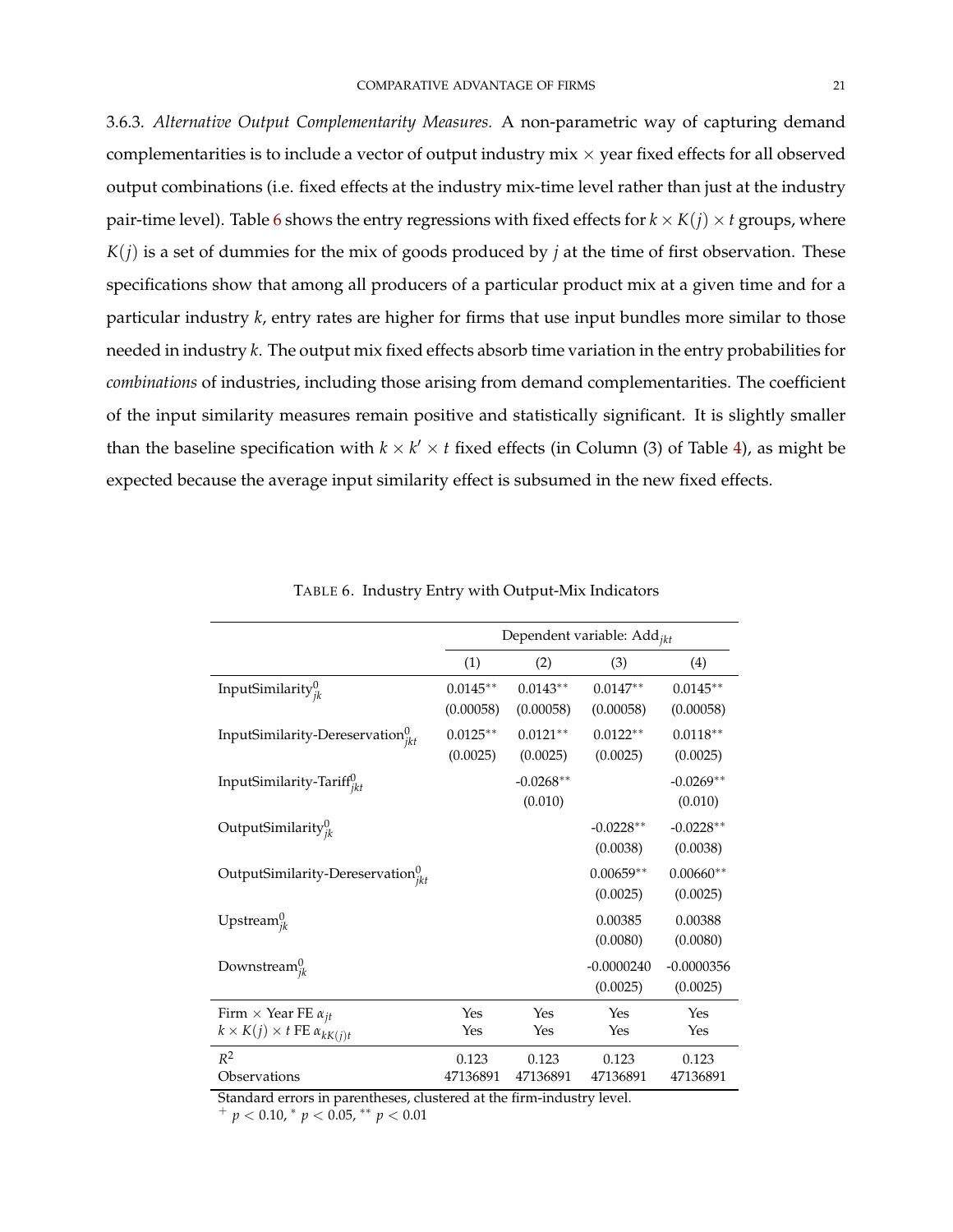3.6.3. *Alternative Output Complementarity Measures.* A non-parametric way of capturing demand complementarities is to include a vector of output industry mix × year fixed effects for all observed output combinations (i.e. fixed effects at the industry mix-time level rather than just at the industry pair-time level). Table 6 shows the entry regressions with fixed effects for $k \times K(j) \times t$ groups, where $K(j)$ is a set of dummies for the mix of goods produced by $j$ at the time of first observation. These specifications show that among all producers of a particular product mix at a given time and for a particular industry $k$, entry rates are higher for firms that use input bundles more similar to those needed in industry $k$. The output mix fixed effects absorb time variation in the entry probabilities for *combinations* of industries, including those arising from demand complementarities. The coefficient of the input similarity measures remain positive and statistically significant. It is slightly smaller than the baseline specification with $k \times k' \times t$ fixed effects (in Column (3) of Table 4), as might be expected because the average input similarity effect is subsumed in the new fixed effects.

TABLE 6. Industry Entry with Output-Mix Indicators

| | Dependent variable: $\text{Add}_{jkt}$ | | | |
|---|---|---|---|---|
| | (1) | (2) | (3) | (4) |
| $\text{InputSimilarity}^0_{jk}$ | 0.0145** | 0.0143** | 0.0147** | 0.0145** |
| | (0.00058) | (0.00058) | (0.00058) | (0.00058) |
| $\text{InputSimilarity-Dereservation}^0_{jkt}$ | 0.0125** | 0.0121** | 0.0122** | 0.0118** |
| | (0.0025) | (0.0025) | (0.0025) | (0.0025) |
| $\text{InputSimilarity-Tariff}^0_{jkt}$ | | -0.0268** | | -0.0269** |
| | | (0.010) | | (0.010) |
| $\text{OutputSimilarity}^0_{jk}$ | | | -0.0228** | -0.0228** |
| | | | (0.0038) | (0.0038) |
| $\text{OutputSimilarity-Dereservation}^0_{jkt}$ | | | 0.00659** | 0.00660** |
| | | | (0.0025) | (0.0025) |
| $\text{Upstream}^0_{jk}$ | | | 0.00385 | 0.00388 |
| | | | (0.0080) | (0.0080) |
| $\text{Downstream}^0_{jk}$ | | | -0.0000240 | -0.0000356 |
| | | | (0.0025) | (0.0025) |
| Firm × Year FE $\alpha_{jt}$ | Yes | Yes | Yes | Yes |
| $k \times K(j) \times t$ FE $\alpha_{kK(j)t}$ | Yes | Yes | Yes | Yes |
| $R^2$ | 0.123 | 0.123 | 0.123 | 0.123 |
| Observations | 47136891 | 47136891 | 47136891 | 47136891 |

Standard errors in parentheses, clustered at the firm-industry level.
$^+$ $p < 0.10$, $^*$ $p < 0.05$, $^{**}$ $p < 0.01$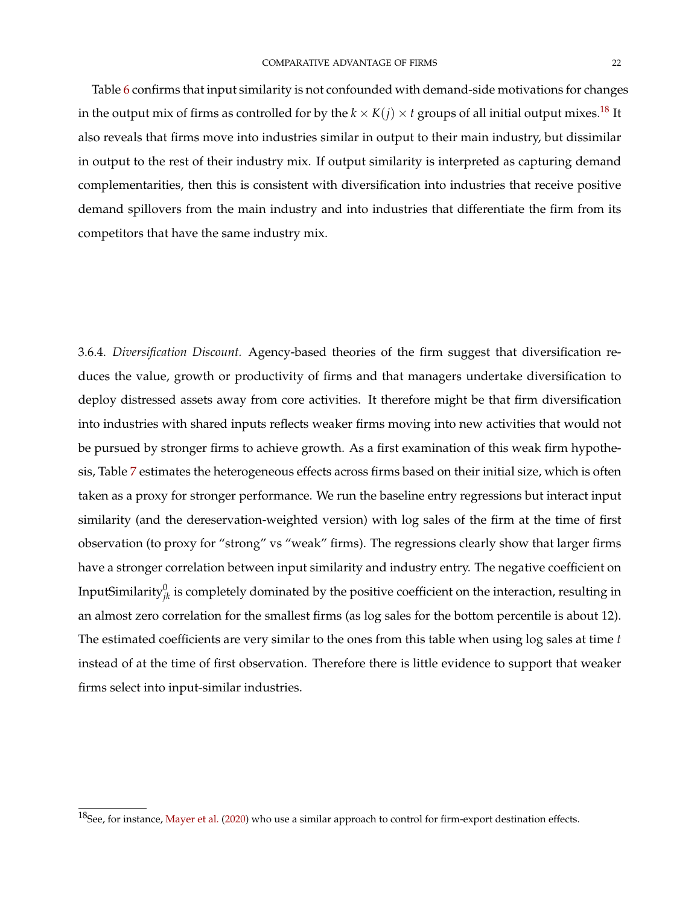Table 6 confirms that input similarity is not confounded with demand-side motivations for changes in the output mix of firms as controlled for by the $k \times K(j) \times t$ groups of all initial output mixes.[18] It also reveals that firms move into industries similar in output to their main industry, but dissimilar in output to the rest of their industry mix. If output similarity is interpreted as capturing demand complementarities, then this is consistent with diversification into industries that receive positive demand spillovers from the main industry and into industries that differentiate the firm from its competitors that have the same industry mix.

3.6.4. *Diversification Discount.* Agency-based theories of the firm suggest that diversification reduces the value, growth or productivity of firms and that managers undertake diversification to deploy distressed assets away from core activities. It therefore might be that firm diversification into industries with shared inputs reflects weaker firms moving into new activities that would not be pursued by stronger firms to achieve growth. As a first examination of this weak firm hypothesis, Table 7 estimates the heterogeneous effects across firms based on their initial size, which is often taken as a proxy for stronger performance. We run the baseline entry regressions but interact input similarity (and the dereservation-weighted version) with log sales of the firm at the time of first observation (to proxy for "strong" vs "weak" firms). The regressions clearly show that larger firms have a stronger correlation between input similarity and industry entry. The negative coefficient on $\text{InputSimilarity}^0_{jk}$ is completely dominated by the positive coefficient on the interaction, resulting in an almost zero correlation for the smallest firms (as log sales for the bottom percentile is about 12). The estimated coefficients are very similar to the ones from this table when using log sales at time $t$ instead of at the time of first observation. Therefore there is little evidence to support that weaker firms select into input-similar industries.

[18] See, for instance, Mayer et al. (2020) who use a similar approach to control for firm-export destination effects.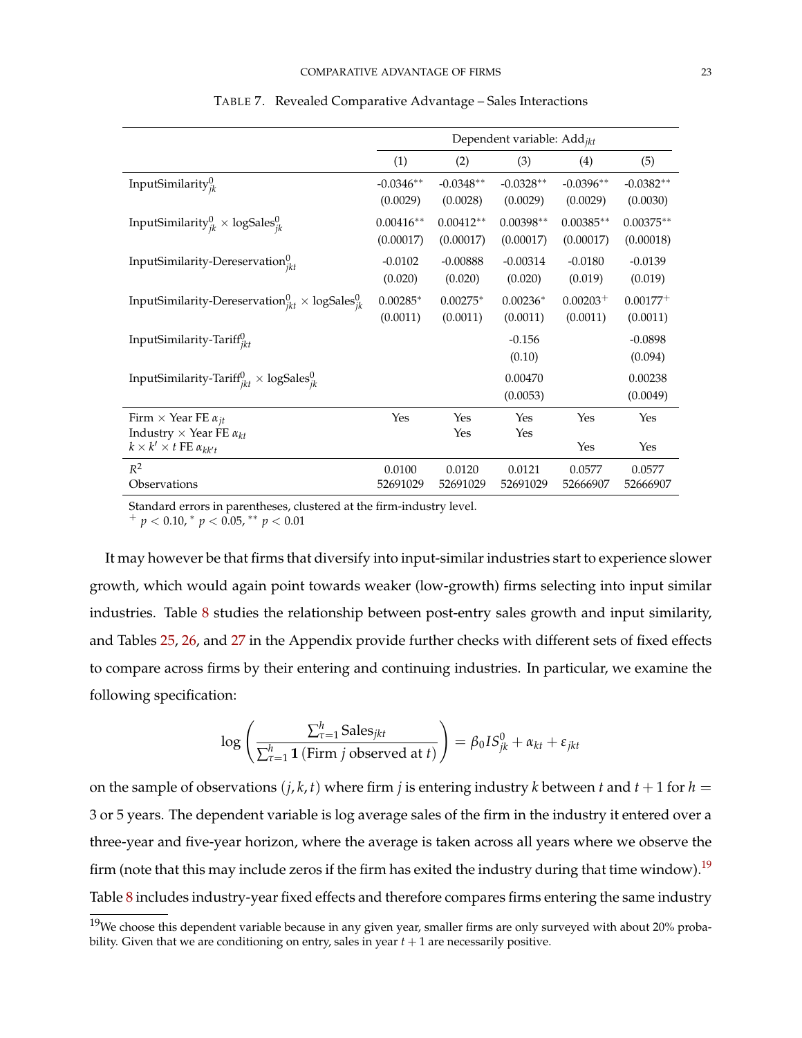TABLE 7. Revealed Comparative Advantage – Sales Interactions

| | Dependent variable: $\text{Add}_{jkt}$ | | | | |
|---|---|---|---|---|---|
| | (1) | (2) | (3) | (4) | (5) |
| $\text{InputSimilarity}^0_{jk}$ | -0.0346** | -0.0348** | -0.0328** | -0.0396** | -0.0382** |
| | (0.0029) | (0.0028) | (0.0029) | (0.0029) | (0.0030) |
| $\text{InputSimilarity}^0_{jk} \times \text{logSales}^0_{jk}$ | 0.00416** | 0.00412** | 0.00398** | 0.00385** | 0.00375** |
| | (0.00017) | (0.00017) | (0.00017) | (0.00017) | (0.00018) |
| $\text{InputSimilarity-Dereservation}^0_{jkt}$ | -0.0102 | -0.00888 | -0.00314 | -0.0180 | -0.0139 |
| | (0.020) | (0.020) | (0.020) | (0.019) | (0.019) |
| $\text{InputSimilarity-Dereservation}^0_{jkt} \times \text{logSales}^0_{jk}$ | 0.00285* | 0.00275* | 0.00236* | 0.00203+ | 0.00177+ |
| | (0.0011) | (0.0011) | (0.0011) | (0.0011) | (0.0011) |
| $\text{InputSimilarity-Tariff}^0_{jkt}$ | | | -0.156 | | -0.0898 |
| | | | (0.10) | | (0.094) |
| $\text{InputSimilarity-Tariff}^0_{jkt} \times \text{logSales}^0_{jk}$ | | | 0.00470 | | 0.00238 |
| | | | (0.0053) | | (0.0049) |
| Firm × Year FE $\alpha_{jt}$ | Yes | Yes | Yes | Yes | Yes |
| Industry × Year FE $\alpha_{kt}$ | | Yes | Yes | | |
| $k \times k' \times t$ FE $\alpha_{kk't}$ | | | | Yes | Yes |
| $R^2$ | 0.0100 | 0.0120 | 0.0121 | 0.0577 | 0.0577 |
| Observations | 52691029 | 52691029 | 52691029 | 52666907 | 52666907 |

Standard errors in parentheses, clustered at the firm-industry level.
$^+$ $p < 0.10$, $^*$ $p < 0.05$, $^{**}$ $p < 0.01$

It may however be that firms that diversify into input-similar industries start to experience slower growth, which would again point towards weaker (low-growth) firms selecting into input similar industries. Table 8 studies the relationship between post-entry sales growth and input similarity, and Tables 25, 26, and 27 in the Appendix provide further checks with different sets of fixed effects to compare across firms by their entering and continuing industries. In particular, we examine the following specification:

$$\log \left( \frac{\sum_{\tau=1}^{h} \text{Sales}_{jkt}}{\sum_{\tau=1}^{h} \mathbf{1}\left(\text{Firm } j \text{ observed at } t\right)} \right) = \beta_0 IS^0_{jk} + \alpha_{kt} + \varepsilon_{jkt}$$

on the sample of observations $(j, k, t)$ where firm $j$ is entering industry $k$ between $t$ and $t + 1$ for $h =$ 3 or 5 years. The dependent variable is log average sales of the firm in the industry it entered over a three-year and five-year horizon, where the average is taken across all years where we observe the firm (note that this may include zeros if the firm has exited the industry during that time window).[19] Table 8 includes industry-year fixed effects and therefore compares firms entering the same industry

[19]We choose this dependent variable because in any given year, smaller firms are only surveyed with about 20% probability. Given that we are conditioning on entry, sales in year $t + 1$ are necessarily positive.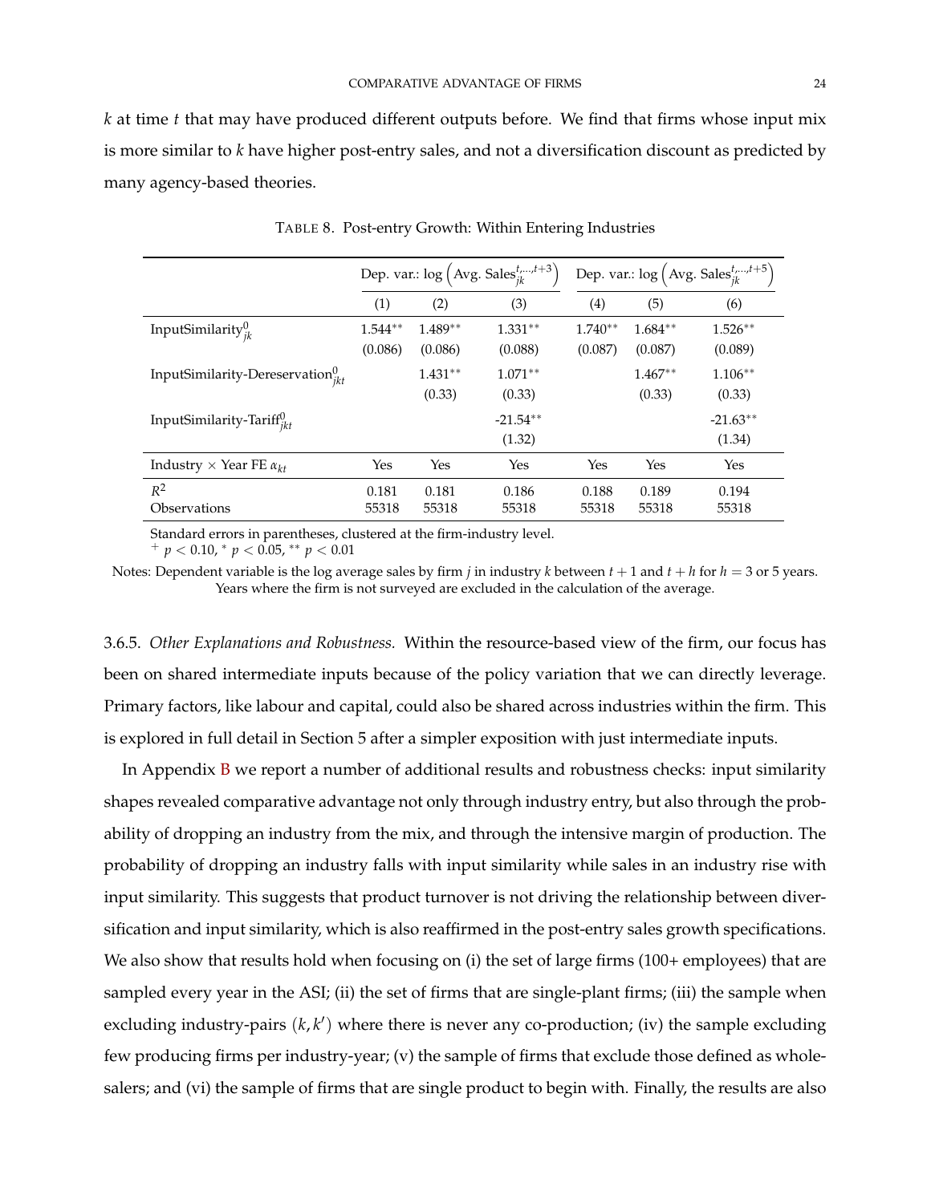$k$ at time $t$ that may have produced different outputs before. We find that firms whose input mix is more similar to $k$ have higher post-entry sales, and not a diversification discount as predicted by many agency-based theories.

TABLE 8. Post-entry Growth: Within Entering Industries

| | Dep. var.: $\log\left(\text{Avg. Sales}_{jk}^{t,\ldots,t+3}\right)$ | | | Dep. var.: $\log\left(\text{Avg. Sales}_{jk}^{t,\ldots,t+5}\right)$ | | |
|---|---|---|---|---|---|---|
| | (1) | (2) | (3) | (4) | (5) | (6) |
| $\text{InputSimilarity}_{jk}^{0}$ | 1.544** | 1.489** | 1.331** | 1.740** | 1.684** | 1.526** |
| | (0.086) | (0.086) | (0.088) | (0.087) | (0.087) | (0.089) |
| $\text{InputSimilarity-Dereservation}_{jkt}^{0}$ | | 1.431** | 1.071** | | 1.467** | 1.106** |
| | | (0.33) | (0.33) | | (0.33) | (0.33) |
| $\text{InputSimilarity-Tariff}_{jkt}^{0}$ | | | -21.54** | | | -21.63** |
| | | | (1.32) | | | (1.34) |
| Industry × Year FE $\alpha_{kt}$ | Yes | Yes | Yes | Yes | Yes | Yes |
| $R^2$ | 0.181 | 0.181 | 0.186 | 0.188 | 0.189 | 0.194 |
| Observations | 55318 | 55318 | 55318 | 55318 | 55318 | 55318 |

Standard errors in parentheses, clustered at the firm-industry level.
$^{+}$ $p < 0.10$, $^{*}$ $p < 0.05$, $^{**}$ $p < 0.01$

Notes: Dependent variable is the log average sales by firm $j$ in industry $k$ between $t+1$ and $t+h$ for $h = 3$ or 5 years. Years where the firm is not surveyed are excluded in the calculation of the average.

3.6.5. *Other Explanations and Robustness.* Within the resource-based view of the firm, our focus has been on shared intermediate inputs because of the policy variation that we can directly leverage. Primary factors, like labour and capital, could also be shared across industries within the firm. This is explored in full detail in Section 5 after a simpler exposition with just intermediate inputs.

In Appendix B we report a number of additional results and robustness checks: input similarity shapes revealed comparative advantage not only through industry entry, but also through the probability of dropping an industry from the mix, and through the intensive margin of production. The probability of dropping an industry falls with input similarity while sales in an industry rise with input similarity. This suggests that product turnover is not driving the relationship between diversification and input similarity, which is also reaffirmed in the post-entry sales growth specifications. We also show that results hold when focusing on (i) the set of large firms (100+ employees) that are sampled every year in the ASI; (ii) the set of firms that are single-plant firms; (iii) the sample when excluding industry-pairs $(k, k')$ where there is never any co-production; (iv) the sample excluding few producing firms per industry-year; (v) the sample of firms that exclude those defined as wholesalers; and (vi) the sample of firms that are single product to begin with. Finally, the results are also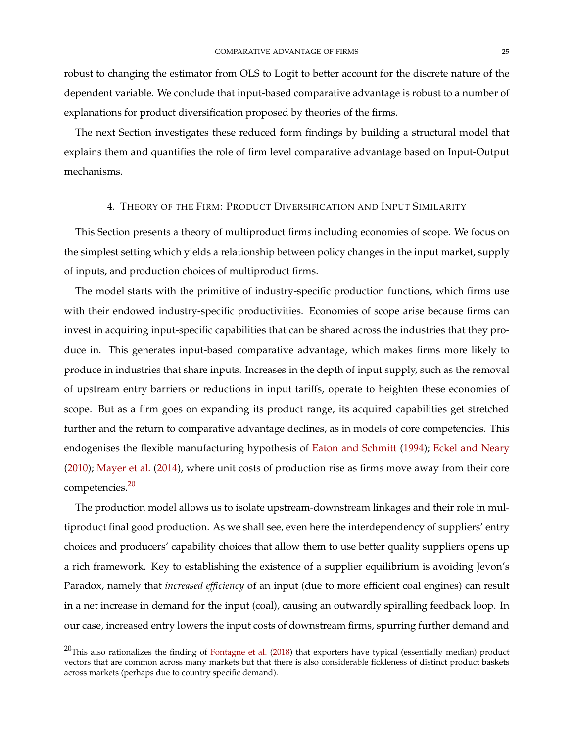robust to changing the estimator from OLS to Logit to better account for the discrete nature of the dependent variable. We conclude that input-based comparative advantage is robust to a number of explanations for product diversification proposed by theories of the firms.

The next Section investigates these reduced form findings by building a structural model that explains them and quantifies the role of firm level comparative advantage based on Input-Output mechanisms.

## 4. Theory of the Firm: Product Diversification and Input Similarity

This Section presents a theory of multiproduct firms including economies of scope. We focus on the simplest setting which yields a relationship between policy changes in the input market, supply of inputs, and production choices of multiproduct firms.

The model starts with the primitive of industry-specific production functions, which firms use with their endowed industry-specific productivities. Economies of scope arise because firms can invest in acquiring input-specific capabilities that can be shared across the industries that they produce in. This generates input-based comparative advantage, which makes firms more likely to produce in industries that share inputs. Increases in the depth of input supply, such as the removal of upstream entry barriers or reductions in input tariffs, operate to heighten these economies of scope. But as a firm goes on expanding its product range, its acquired capabilities get stretched further and the return to comparative advantage declines, as in models of core competencies. This endogenises the flexible manufacturing hypothesis of Eaton and Schmitt (1994); Eckel and Neary (2010); Mayer et al. (2014), where unit costs of production rise as firms move away from their core competencies.[20]

The production model allows us to isolate upstream-downstream linkages and their role in multiproduct final good production. As we shall see, even here the interdependency of suppliers' entry choices and producers' capability choices that allow them to use better quality suppliers opens up a rich framework. Key to establishing the existence of a supplier equilibrium is avoiding Jevon's Paradox, namely that *increased efficiency* of an input (due to more efficient coal engines) can result in a net increase in demand for the input (coal), causing an outwardly spiralling feedback loop. In our case, increased entry lowers the input costs of downstream firms, spurring further demand and

[20] This also rationalizes the finding of Fontagne et al. (2018) that exporters have typical (essentially median) product vectors that are common across many markets but that there is also considerable fickleness of distinct product baskets across markets (perhaps due to country specific demand).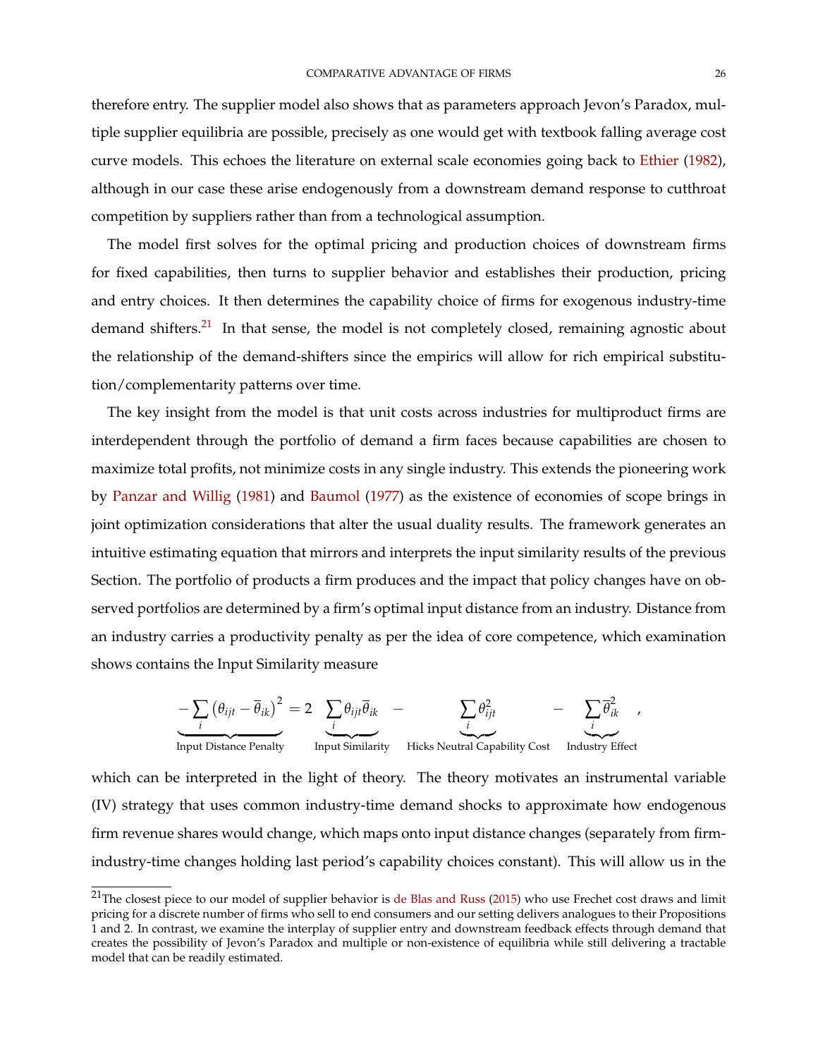therefore entry. The supplier model also shows that as parameters approach Jevon's Paradox, multiple supplier equilibria are possible, precisely as one would get with textbook falling average cost curve models. This echoes the literature on external scale economies going back to Ethier (1982), although in our case these arise endogenously from a downstream demand response to cutthroat competition by suppliers rather than from a technological assumption.

The model first solves for the optimal pricing and production choices of downstream firms for fixed capabilities, then turns to supplier behavior and establishes their production, pricing and entry choices. It then determines the capability choice of firms for exogenous industry-time demand shifters.[21] In that sense, the model is not completely closed, remaining agnostic about the relationship of the demand-shifters since the empirics will allow for rich empirical substitution/complementarity patterns over time.

The key insight from the model is that unit costs across industries for multiproduct firms are interdependent through the portfolio of demand a firm faces because capabilities are chosen to maximize total profits, not minimize costs in any single industry. This extends the pioneering work by Panzar and Willig (1981) and Baumol (1977) as the existence of economies of scope brings in joint optimization considerations that alter the usual duality results. The framework generates an intuitive estimating equation that mirrors and interprets the input similarity results of the previous Section. The portfolio of products a firm produces and the impact that policy changes have on observed portfolios are determined by a firm's optimal input distance from an industry. Distance from an industry carries a productivity penalty as per the idea of core competence, which examination shows contains the Input Similarity measure

$$\underbrace{-\sum_i \left(\theta_{ijt} - \overline{\theta}_{ik}\right)^2}_{\text{Input Distance Penalty}} = 2 \underbrace{\sum_i \theta_{ijt} \overline{\theta}_{ik}}_{\text{Input Similarity}} - \underbrace{\sum_i \theta_{ijt}^2}_{\text{Hicks Neutral Capability Cost}} - \underbrace{\sum_i \overline{\theta}_{ik}^2}_{\text{Industry Effect}},$$

which can be interpreted in the light of theory. The theory motivates an instrumental variable (IV) strategy that uses common industry-time demand shocks to approximate how endogenous firm revenue shares would change, which maps onto input distance changes (separately from firm-industry-time changes holding last period's capability choices constant). This will allow us in the

[21] The closest piece to our model of supplier behavior is de Blas and Russ (2015) who use Frechet cost draws and limit pricing for a discrete number of firms who sell to end consumers and our setting delivers analogues to their Propositions 1 and 2. In contrast, we examine the interplay of supplier entry and downstream feedback effects through demand that creates the possibility of Jevon's Paradox and multiple or non-existence of equilibria while still delivering a tractable model that can be readily estimated.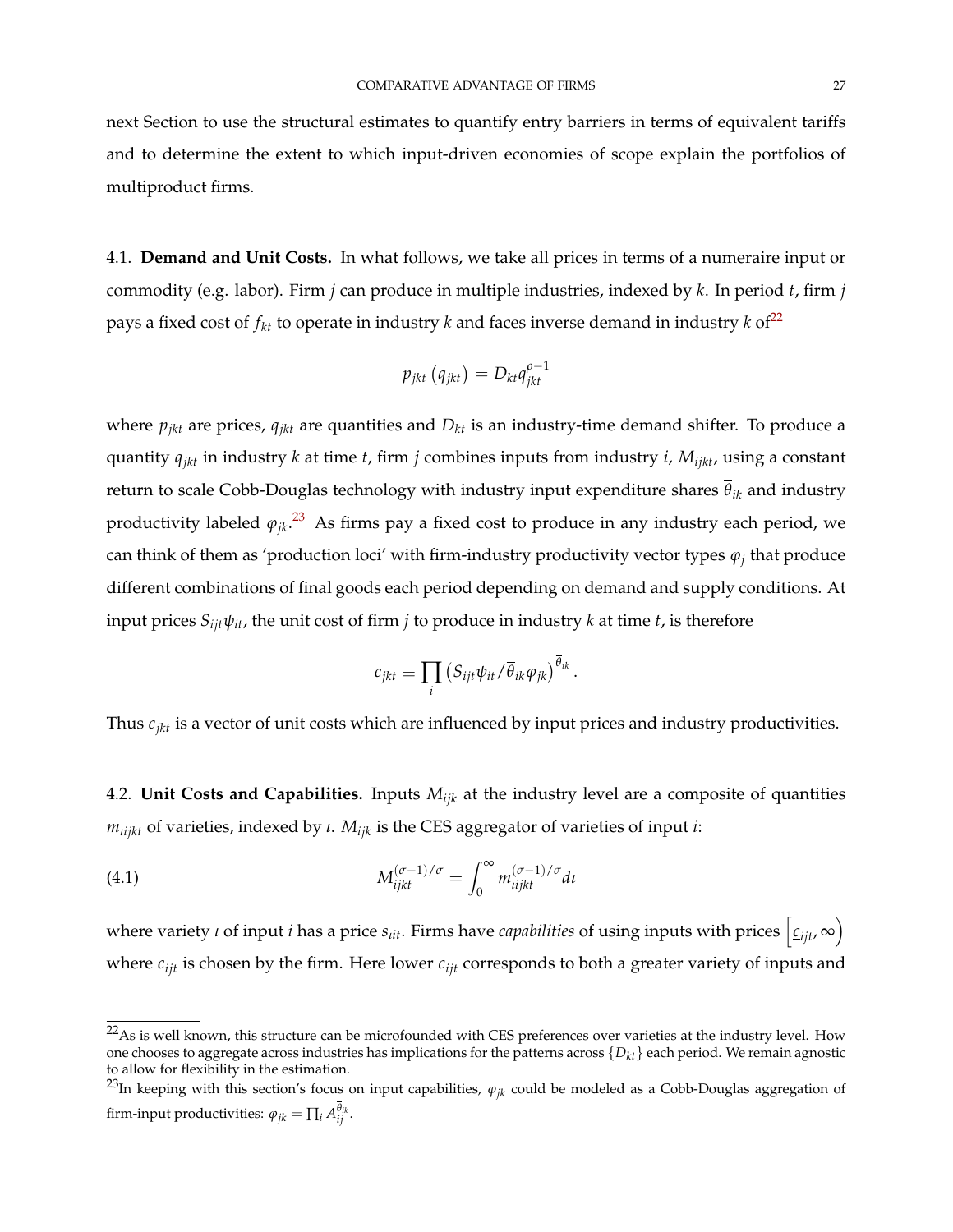next Section to use the structural estimates to quantify entry barriers in terms of equivalent tariffs and to determine the extent to which input-driven economies of scope explain the portfolios of multiproduct firms.

4.1. **Demand and Unit Costs.** In what follows, we take all prices in terms of a numeraire input or commodity (e.g. labor). Firm $j$ can produce in multiple industries, indexed by $k$. In period $t$, firm $j$ pays a fixed cost of $f_{kt}$ to operate in industry $k$ and faces inverse demand in industry $k$ of[22]

$$p_{jkt}\left(q_{jkt}\right) = D_{kt} q_{jkt}^{\rho-1}$$

where $p_{jkt}$ are prices, $q_{jkt}$ are quantities and $D_{kt}$ is an industry-time demand shifter. To produce a quantity $q_{jkt}$ in industry $k$ at time $t$, firm $j$ combines inputs from industry $i$, $M_{ijkt}$, using a constant return to scale Cobb-Douglas technology with industry input expenditure shares $\overline{\theta}_{ik}$ and industry productivity labeled $\varphi_{jk}$.[23] As firms pay a fixed cost to produce in any industry each period, we can think of them as 'production loci' with firm-industry productivity vector types $\varphi_j$ that produce different combinations of final goods each period depending on demand and supply conditions. At input prices $S_{ijt}\psi_{it}$, the unit cost of firm $j$ to produce in industry $k$ at time $t$, is therefore

$$c_{jkt} \equiv \prod_i \left(S_{ijt}\psi_{it}/\overline{\theta}_{ik}\varphi_{jk}\right)^{\overline{\theta}_{ik}}.$$

Thus $c_{jkt}$ is a vector of unit costs which are influenced by input prices and industry productivities.

4.2. **Unit Costs and Capabilities.** Inputs $M_{ijk}$ at the industry level are a composite of quantities $m_{\iota ijkt}$ of varieties, indexed by $\iota$. $M_{ijk}$ is the CES aggregator of varieties of input $i$:

$$M_{ijkt}^{(\sigma-1)/\sigma} = \int_0^\infty m_{\iota ijkt}^{(\sigma-1)/\sigma} d\iota \tag{4.1}$$

where variety $\iota$ of input $i$ has a price $s_{\iota it}$. Firms have *capabilities* of using inputs with prices $\left[\underline{c}_{ijt}, \infty\right)$ where $\underline{c}_{ij}$ is chosen by the firm. Here lower $\underline{c}_{ijt}$ corresponds to both a greater variety of inputs and

[22] As is well known, this structure can be microfounded with CES preferences over varieties at the industry level. How one chooses to aggregate across industries has implications for the patterns across $\{D_{kt}\}$ each period. We remain agnostic to allow for flexibility in the estimation.

[23] In keeping with this section's focus on input capabilities, $\varphi_{jk}$ could be modeled as a Cobb-Douglas aggregation of firm-input productivities: $\varphi_{jk} = \prod_i A_{ij}^{\overline{\theta}_{ik}}$.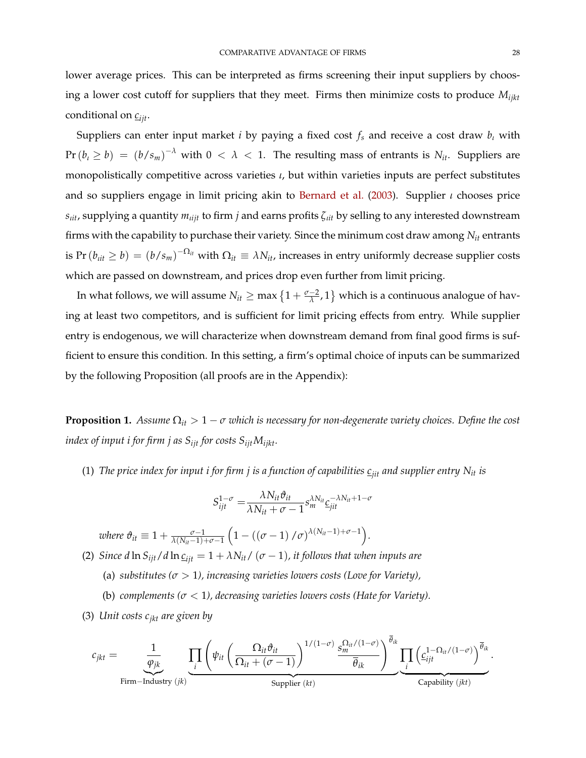lower average prices. This can be interpreted as firms screening their input suppliers by choosing a lower cost cutoff for suppliers that they meet. Firms then minimize costs to produce $M_{ijkt}$ conditional on $\underline{c}_{ijt}$.

Suppliers can enter input market $i$ by paying a fixed cost $f_s$ and receive a cost draw $b_\iota$ with $\Pr(b_\iota \geq b) = (b/s_m)^{-\lambda}$ with $0 < \lambda < 1$. The resulting mass of entrants is $N_{it}$. Suppliers are monopolistically competitive across varieties $\iota$, but within varieties inputs are perfect substitutes and so suppliers engage in limit pricing akin to Bernard et al. (2003). Supplier $\iota$ chooses price $s_{\iota it}$, supplying a quantity $m_{\iota ijt}$ to firm $j$ and earns profits $\zeta_{\iota it}$ by selling to any interested downstream firms with the capability to purchase their variety. Since the minimum cost draw among $N_{it}$ entrants is $\Pr(b_{\iota it} \geq b) = (b/s_m)^{-\Omega_{it}}$ with $\Omega_{it} \equiv \lambda N_{it}$, increases in entry uniformly decrease supplier costs which are passed on downstream, and prices drop even further from limit pricing.

In what follows, we will assume $N_{it} \geq \max\left\{1 + \frac{\sigma-2}{\lambda}, 1\right\}$ which is a continuous analogue of having at least two competitors, and is sufficient for limit pricing effects from entry. While supplier entry is endogenous, we will characterize when downstream demand from final good firms is sufficient to ensure this condition. In this setting, a firm's optimal choice of inputs can be summarized by the following Proposition (all proofs are in the Appendix):

**Proposition 1.** *Assume $\Omega_{it} > 1 - \sigma$ which is necessary for non-degenerate variety choices. Define the cost index of input $i$ for firm $j$ as $S_{ijt}$ for costs $S_{ijt}M_{ijkt}$.*

(1) *The price index for input $i$ for firm $j$ is a function of capabilities $\underline{c}_{jit}$ and supplier entry $N_{it}$ is*

$$S_{ijt}^{1-\sigma} = \frac{\lambda N_{it}\vartheta_{it}}{\lambda N_{it} + \sigma - 1} s_m^{\lambda N_{it}} \underline{c}_{jit}^{-\lambda N_{it}+1-\sigma}$$

*where $\vartheta_{it} \equiv 1 + \frac{\sigma-1}{\lambda(N_{it}-1)+\sigma-1}\left(1 - ((\sigma-1)/\sigma)^{\lambda(N_{it}-1)+\sigma-1}\right)$.*

(2) *Since $d\ln S_{ijt}/d\ln \underline{c}_{ijt} = 1 + \lambda N_{it}/(\sigma-1)$, it follows that when inputs are*
   - (a) *substitutes ($\sigma > 1$), increasing varieties lowers costs (Love for Variety),*
   - (b) *complements ($\sigma < 1$), decreasing varieties lowers costs (Hate for Variety).*

(3) *Unit costs $c_{jkt}$ are given by*

$$c_{jkt} = \underbrace{\frac{1}{\varphi_{jk}}}_{\text{Firm-Industry } (jk)} \underbrace{\prod_i \left(\psi_{it}\left(\frac{\Omega_{it}\vartheta_{it}}{\Omega_{it}+(\sigma-1)}\right)^{1/(1-\sigma)} \frac{s_m^{\Omega_{it}/(1-\sigma)}}{\overline{\theta}_{ik}}\right)^{\overline{\theta}_{ik}}}_{\text{Supplier } (kt)} \underbrace{\prod_i \left(\underline{c}_{ijt}^{1-\Omega_{it}/(1-\sigma)}\right)^{\overline{\theta}_{ik}}}_{\text{Capability } (jkt)}.$$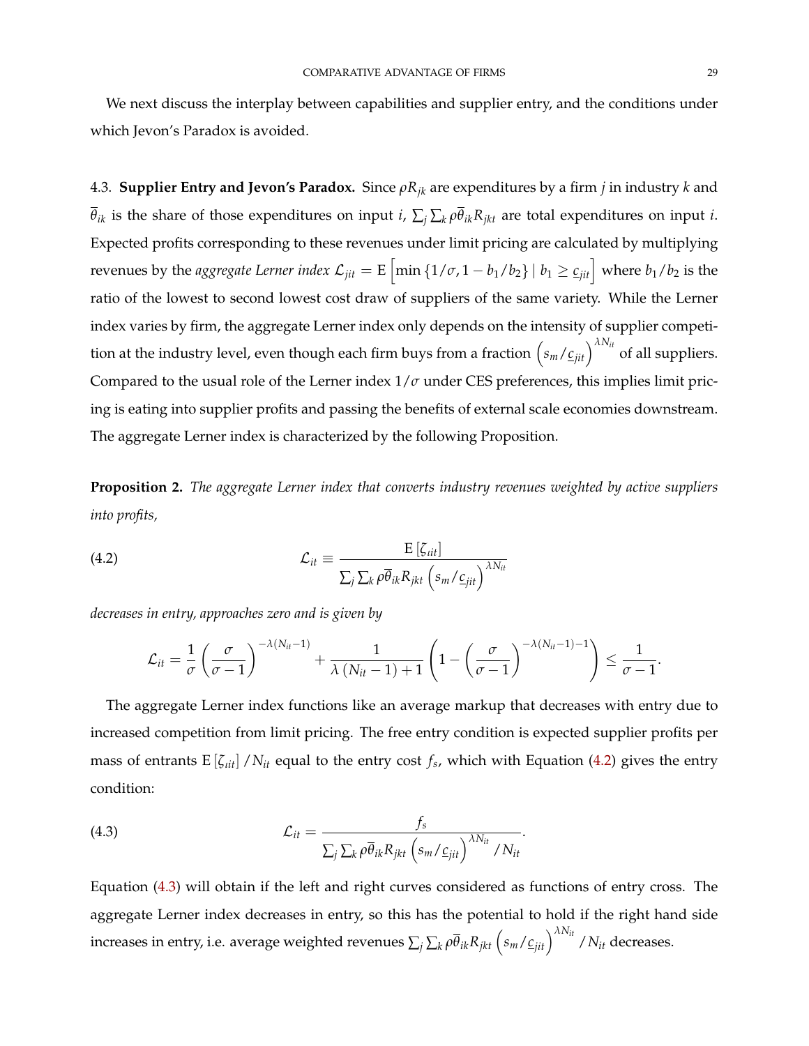We next discuss the interplay between capabilities and supplier entry, and the conditions under which Jevon's Paradox is avoided.

4.3. **Supplier Entry and Jevon's Paradox.** Since $\rho R_{jk}$ are expenditures by a firm $j$ in industry $k$ and $\overline{\theta}_{ik}$ is the share of those expenditures on input $i$, $\sum_j \sum_k \rho \overline{\theta}_{ik} R_{jkt}$ are total expenditures on input $i$. Expected profits corresponding to these revenues under limit pricing are calculated by multiplying revenues by the *aggregate Lerner index* $\mathcal{L}_{jit} = \mathrm{E}\left[\min\left\{1/\sigma, 1 - b_1/b_2\right\} \mid b_1 \geq \underline{c}_{jit}\right]$ where $b_1/b_2$ is the ratio of the lowest to second lowest cost draw of suppliers of the same variety. While the Lerner index varies by firm, the aggregate Lerner index only depends on the intensity of supplier competition at the industry level, even though each firm buys from a fraction $\left(s_m/\underline{c}_{jit}\right)^{\lambda N_{it}}$ of all suppliers. Compared to the usual role of the Lerner index $1/\sigma$ under CES preferences, this implies limit pricing is eating into supplier profits and passing the benefits of external scale economies downstream. The aggregate Lerner index is characterized by the following Proposition.

**Proposition 2.** *The aggregate Lerner index that converts industry revenues weighted by active suppliers into profits,*

$$\mathcal{L}_{it} \equiv \frac{\mathrm{E}\left[\zeta_{\imath it}\right]}{\sum_j \sum_k \rho \overline{\theta}_{ik} R_{jkt} \left(s_m/\underline{c}_{jit}\right)^{\lambda N_{it}}} \tag{4.2}$$

*decreases in entry, approaches zero and is given by*

$$\mathcal{L}_{it} = \frac{1}{\sigma}\left(\frac{\sigma}{\sigma-1}\right)^{-\lambda(N_{it}-1)} + \frac{1}{\lambda\left(N_{it}-1\right)+1}\left(1 - \left(\frac{\sigma}{\sigma-1}\right)^{-\lambda(N_{it}-1)-1}\right) \leq \frac{1}{\sigma-1}.$$

The aggregate Lerner index functions like an average markup that decreases with entry due to increased competition from limit pricing. The free entry condition is expected supplier profits per mass of entrants $\mathrm{E}\left[\zeta_{\imath it}\right]/N_{it}$ equal to the entry cost $f_s$, which with Equation (4.2) gives the entry condition:

$$\mathcal{L}_{it} = \frac{f_s}{\sum_j \sum_k \rho \overline{\theta}_{ik} R_{jkt} \left(s_m/\underline{c}_{jit}\right)^{\lambda N_{it}} / N_{it}}. \tag{4.3}$$

Equation (4.3) will obtain if the left and right curves considered as functions of entry cross. The aggregate Lerner index decreases in entry, so this has the potential to hold if the right hand side increases in entry, i.e. average weighted revenues $\sum_j \sum_k \rho \overline{\theta}_{ik} R_{jkt} \left(s_m/\underline{c}_{jit}\right)^{\lambda N_{it}} / N_{it}$ decreases.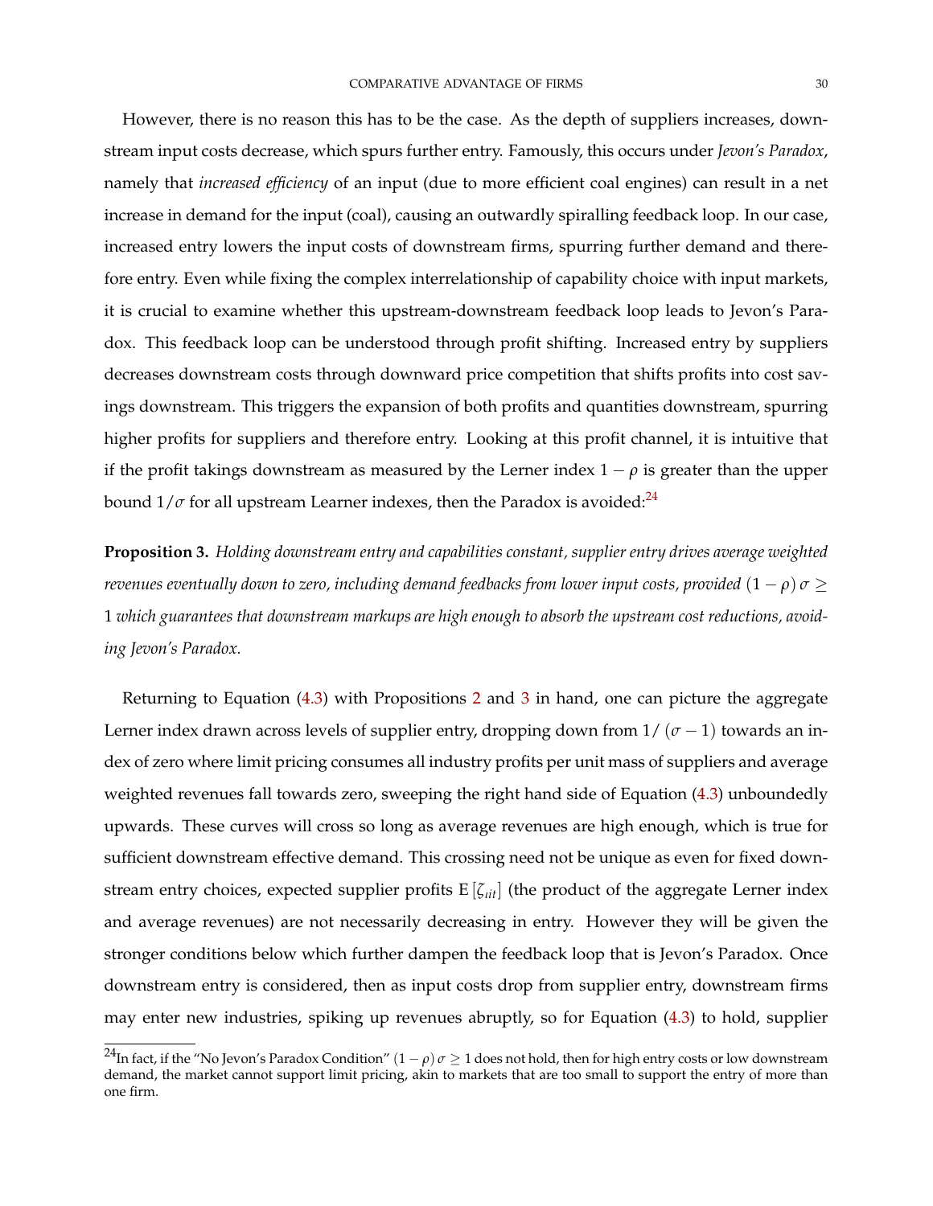However, there is no reason this has to be the case. As the depth of suppliers increases, downstream input costs decrease, which spurs further entry. Famously, this occurs under *Jevon's Paradox*, namely that *increased efficiency* of an input (due to more efficient coal engines) can result in a net increase in demand for the input (coal), causing an outwardly spiralling feedback loop. In our case, increased entry lowers the input costs of downstream firms, spurring further demand and therefore entry. Even while fixing the complex interrelationship of capability choice with input markets, it is crucial to examine whether this upstream-downstream feedback loop leads to Jevon's Paradox. This feedback loop can be understood through profit shifting. Increased entry by suppliers decreases downstream costs through downward price competition that shifts profits into cost savings downstream. This triggers the expansion of both profits and quantities downstream, spurring higher profits for suppliers and therefore entry. Looking at this profit channel, it is intuitive that if the profit takings downstream as measured by the Lerner index $1 - \rho$ is greater than the upper bound $1/\sigma$ for all upstream Learner indexes, then the Paradox is avoided:[24]

**Proposition 3.** *Holding downstream entry and capabilities constant, supplier entry drives average weighted revenues eventually down to zero, including demand feedbacks from lower input costs, provided* $(1 - \rho)\,\sigma \geq 1$ *which guarantees that downstream markups are high enough to absorb the upstream cost reductions, avoiding Jevon's Paradox.*

Returning to Equation (4.3) with Propositions 2 and 3 in hand, one can picture the aggregate Lerner index drawn across levels of supplier entry, dropping down from $1/(\sigma - 1)$ towards an index of zero where limit pricing consumes all industry profits per unit mass of suppliers and average weighted revenues fall towards zero, sweeping the right hand side of Equation (4.3) unboundedly upwards. These curves will cross so long as average revenues are high enough, which is true for sufficient downstream effective demand. This crossing need not be unique as even for fixed downstream entry choices, expected supplier profits $\mathrm{E}\left[\zeta_{\iota i t}\right]$ (the product of the aggregate Lerner index and average revenues) are not necessarily decreasing in entry. However they will be given the stronger conditions below which further dampen the feedback loop that is Jevon's Paradox. Once downstream entry is considered, then as input costs drop from supplier entry, downstream firms may enter new industries, spiking up revenues abruptly, so for Equation (4.3) to hold, supplier

[24] In fact, if the "No Jevon's Paradox Condition" $(1 - \rho)\,\sigma \geq 1$ does not hold, then for high entry costs or low downstream demand, the market cannot support limit pricing, akin to markets that are too small to support the entry of more than one firm.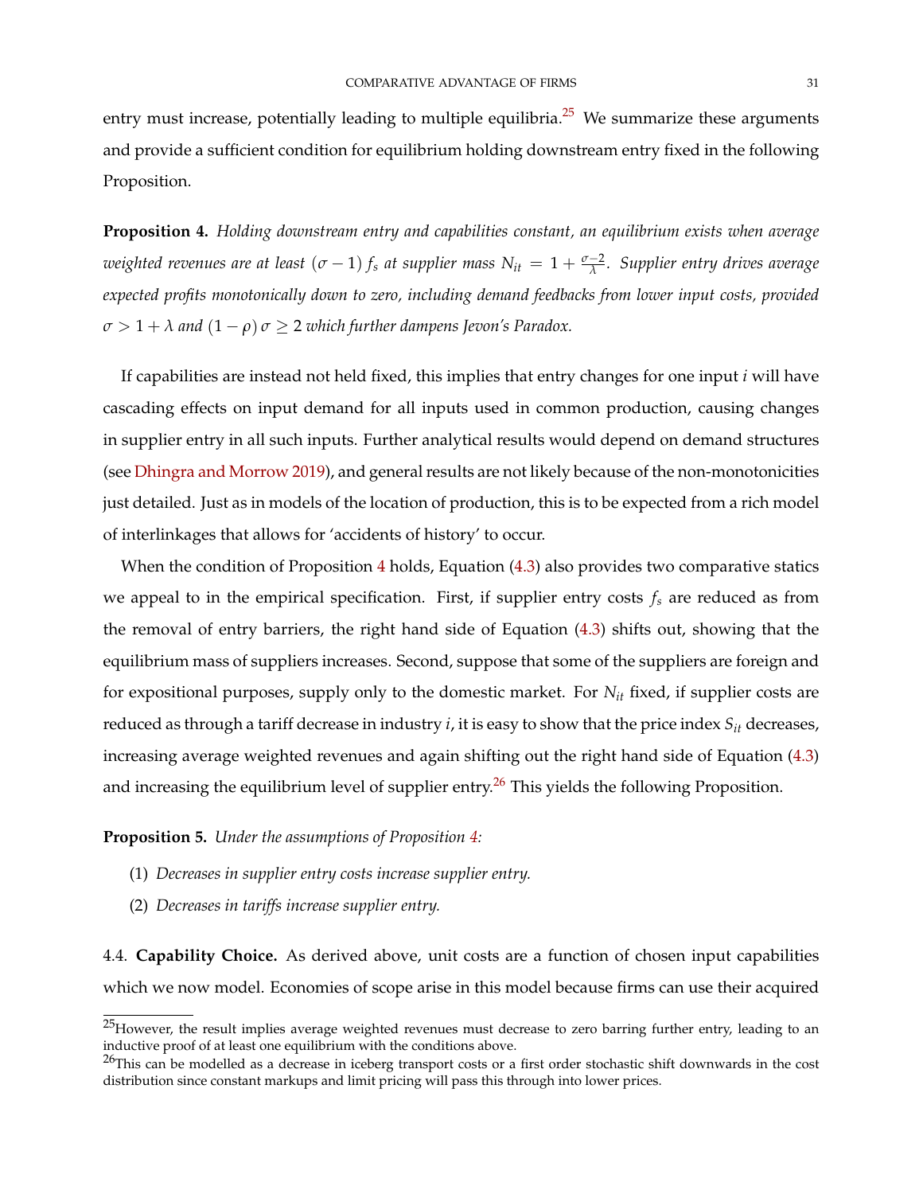entry must increase, potentially leading to multiple equilibria.[25] We summarize these arguments and provide a sufficient condition for equilibrium holding downstream entry fixed in the following Proposition.

**Proposition 4.** *Holding downstream entry and capabilities constant, an equilibrium exists when average weighted revenues are at least* $(\sigma - 1) f_s$ *at supplier mass* $N_{it} = 1 + \frac{\sigma - 2}{\lambda}$*. Supplier entry drives average expected profits monotonically down to zero, including demand feedbacks from lower input costs, provided* $\sigma > 1 + \lambda$ *and* $(1 - \rho) \sigma \geq 2$ *which further dampens Jevon's Paradox.*

If capabilities are instead not held fixed, this implies that entry changes for one input $i$ will have cascading effects on input demand for all inputs used in common production, causing changes in supplier entry in all such inputs. Further analytical results would depend on demand structures (see Dhingra and Morrow 2019), and general results are not likely because of the non-monotonicities just detailed. Just as in models of the location of production, this is to be expected from a rich model of interlinkages that allows for 'accidents of history' to occur.

When the condition of Proposition 4 holds, Equation (4.3) also provides two comparative statics we appeal to in the empirical specification. First, if supplier entry costs $f_s$ are reduced as from the removal of entry barriers, the right hand side of Equation (4.3) shifts out, showing that the equilibrium mass of suppliers increases. Second, suppose that some of the suppliers are foreign and for expositional purposes, supply only to the domestic market. For $N_{it}$ fixed, if supplier costs are reduced as through a tariff decrease in industry $i$, it is easy to show that the price index $S_{it}$ decreases, increasing average weighted revenues and again shifting out the right hand side of Equation (4.3) and increasing the equilibrium level of supplier entry.[26] This yields the following Proposition.

**Proposition 5.** *Under the assumptions of Proposition 4:*

(1) *Decreases in supplier entry costs increase supplier entry.*

(2) *Decreases in tariffs increase supplier entry.*

4.4. **Capability Choice.** As derived above, unit costs are a function of chosen input capabilities which we now model. Economies of scope arise in this model because firms can use their acquired

---

[25] However, the result implies average weighted revenues must decrease to zero barring further entry, leading to an inductive proof of at least one equilibrium with the conditions above.

[26] This can be modelled as a decrease in iceberg transport costs or a first order stochastic shift downwards in the cost distribution since constant markups and limit pricing will pass this through into lower prices.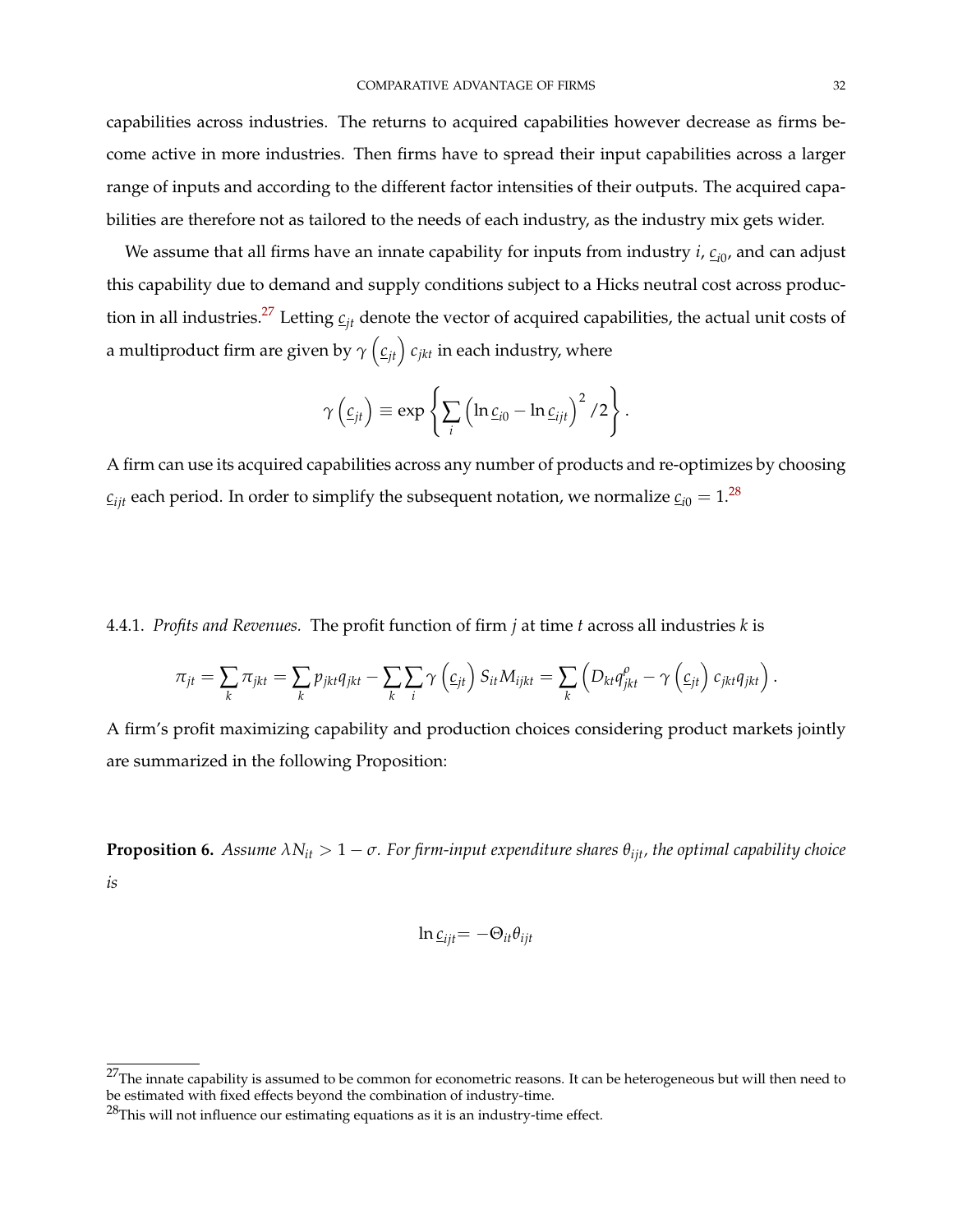capabilities across industries. The returns to acquired capabilities however decrease as firms become active in more industries. Then firms have to spread their input capabilities across a larger range of inputs and according to the different factor intensities of their outputs. The acquired capabilities are therefore not as tailored to the needs of each industry, as the industry mix gets wider.

We assume that all firms have an innate capability for inputs from industry $i$, $\underline{c}_{i0}$, and can adjust this capability due to demand and supply conditions subject to a Hicks neutral cost across production in all industries.[27] Letting $\underline{c}_{jt}$ denote the vector of acquired capabilities, the actual unit costs of a multiproduct firm are given by $\gamma\left(\underline{c}_{jt}\right) c_{jkt}$ in each industry, where

$$\gamma\left(\underline{c}_{jt}\right) \equiv \exp\left\{\sum_{i}\left(\ln \underline{c}_{i0} - \ln \underline{c}_{ijt}\right)^{2}/2\right\}.$$

A firm can use its acquired capabilities across any number of products and re-optimizes by choosing $\underline{c}_{ijt}$ each period. In order to simplify the subsequent notation, we normalize $\underline{c}_{i0} = 1$.[28]

4.4.1. *Profits and Revenues.* The profit function of firm $j$ at time $t$ across all industries $k$ is

$$\pi_{jt} = \sum_{k}\pi_{jkt} = \sum_{k} p_{jkt}q_{jkt} - \sum_{k}\sum_{i}\gamma\left(\underline{c}_{jt}\right) S_{it}M_{ijkt} = \sum_{k}\left(D_{kt}q_{jkt}^{\rho} - \gamma\left(\underline{c}_{jt}\right) c_{jkt}q_{jkt}\right).$$

A firm's profit maximizing capability and production choices considering product markets jointly are summarized in the following Proposition:

**Proposition 6.** *Assume $\lambda N_{it} > 1 - \sigma$. For firm-input expenditure shares $\theta_{ijt}$, the optimal capability choice is*

$$\ln \underline{c}_{ijt} = -\Theta_{it}\theta_{ijt}$$

[27] The innate capability is assumed to be common for econometric reasons. It can be heterogeneous but will then need to be estimated with fixed effects beyond the combination of industry-time.

[28] This will not influence our estimating equations as it is an industry-time effect.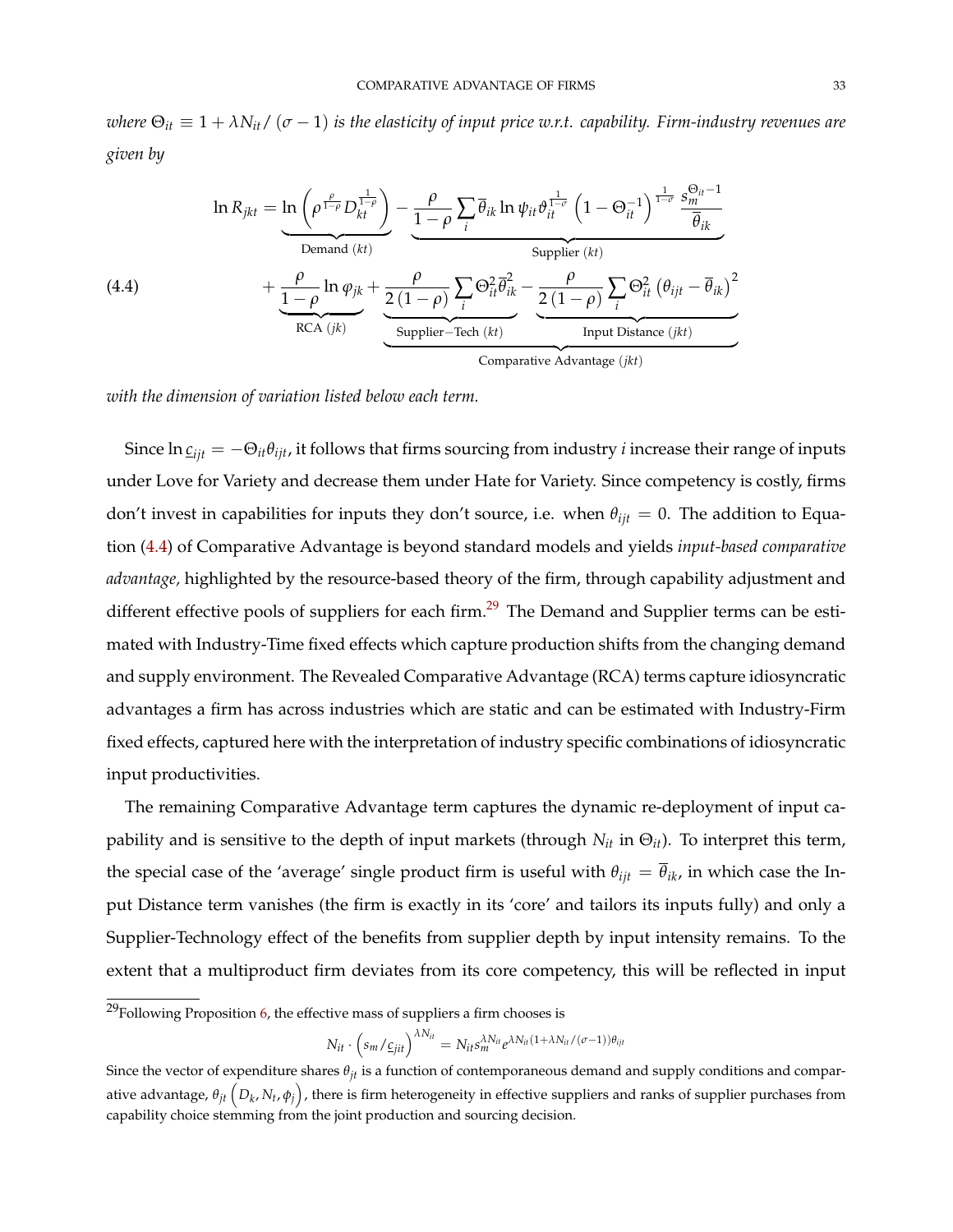*where $\Theta_{it} \equiv 1 + \lambda N_{it} / (\sigma - 1)$ is the elasticity of input price w.r.t. capability. Firm-industry revenues are given by*

$$
\ln R_{jkt} = \underbrace{\ln\left(\rho^{\frac{\rho}{1-\rho}} D_{kt}^{\frac{1}{1-\rho}}\right)}_{\text{Demand }(kt)} - \underbrace{\frac{\rho}{1-\rho} \sum_i \overline{\theta}_{ik} \ln \psi_{it} \vartheta_{it}^{\frac{1}{1-\sigma}} \left(1 - \Theta_{it}^{-1}\right)^{\frac{1}{1-\sigma}} \frac{s_m^{\Theta_{it}-1}}{\overline{\theta}_{ik}}}_{\text{Supplier }(kt)}
$$

$$
+ \underbrace{\frac{\rho}{1-\rho} \ln \varphi_{jk}}_{\text{RCA }(jk)} + \underbrace{\underbrace{\frac{\rho}{2(1-\rho)} \sum_i \Theta_{it}^2 \overline{\theta}_{ik}^2}_{\text{Supplier}-\text{Tech }(kt)} - \underbrace{\frac{\rho}{2(1-\rho)} \sum_i \Theta_{it}^2 \left(\theta_{ijt} - \overline{\theta}_{ik}\right)^2}_{\text{Input Distance }(jkt)}}_{\text{Comparative Advantage }(jkt)} \tag{4.4}
$$

*with the dimension of variation listed below each term.*

Since $\ln \underline{c}_{ijt} = -\Theta_{it}\theta_{ijt}$, it follows that firms sourcing from industry $i$ increase their range of inputs under Love for Variety and decrease them under Hate for Variety. Since competency is costly, firms don't invest in capabilities for inputs they don't source, i.e. when $\theta_{ijt} = 0$. The addition to Equation (4.4) of Comparative Advantage is beyond standard models and yields *input-based comparative advantage,* highlighted by the resource-based theory of the firm, through capability adjustment and different effective pools of suppliers for each firm.[29] The Demand and Supplier terms can be estimated with Industry-Time fixed effects which capture production shifts from the changing demand and supply environment. The Revealed Comparative Advantage (RCA) terms capture idiosyncratic advantages a firm has across industries which are static and can be estimated with Industry-Firm fixed effects, captured here with the interpretation of industry specific combinations of idiosyncratic input productivities.

The remaining Comparative Advantage term captures the dynamic re-deployment of input capability and is sensitive to the depth of input markets (through $N_{it}$ in $\Theta_{it}$). To interpret this term, the special case of the 'average' single product firm is useful with $\theta_{ijt} = \overline{\theta}_{ik}$, in which case the Input Distance term vanishes (the firm is exactly in its 'core' and tailors its inputs fully) and only a Supplier-Technology effect of the benefits from supplier depth by input intensity remains. To the extent that a multiproduct firm deviates from its core competency, this will be reflected in input

[29] Following Proposition 6, the effective mass of suppliers a firm chooses is

$$
N_{it} \cdot \left(s_m / \underline{c}_{jit}\right)^{\lambda N_{it}} = N_{it} s_m^{\lambda N_{it}} e^{\lambda N_{it}(1+\lambda N_{it}/(\sigma-1))\theta_{ijt}}
$$

Since the vector of expenditure shares $\theta_{jt}$ is a function of contemporaneous demand and supply conditions and comparative advantage, $\theta_{jt}\left(D_k, N_t, \phi_j\right)$, there is firm heterogeneity in effective suppliers and ranks of supplier purchases from capability choice stemming from the joint production and sourcing decision.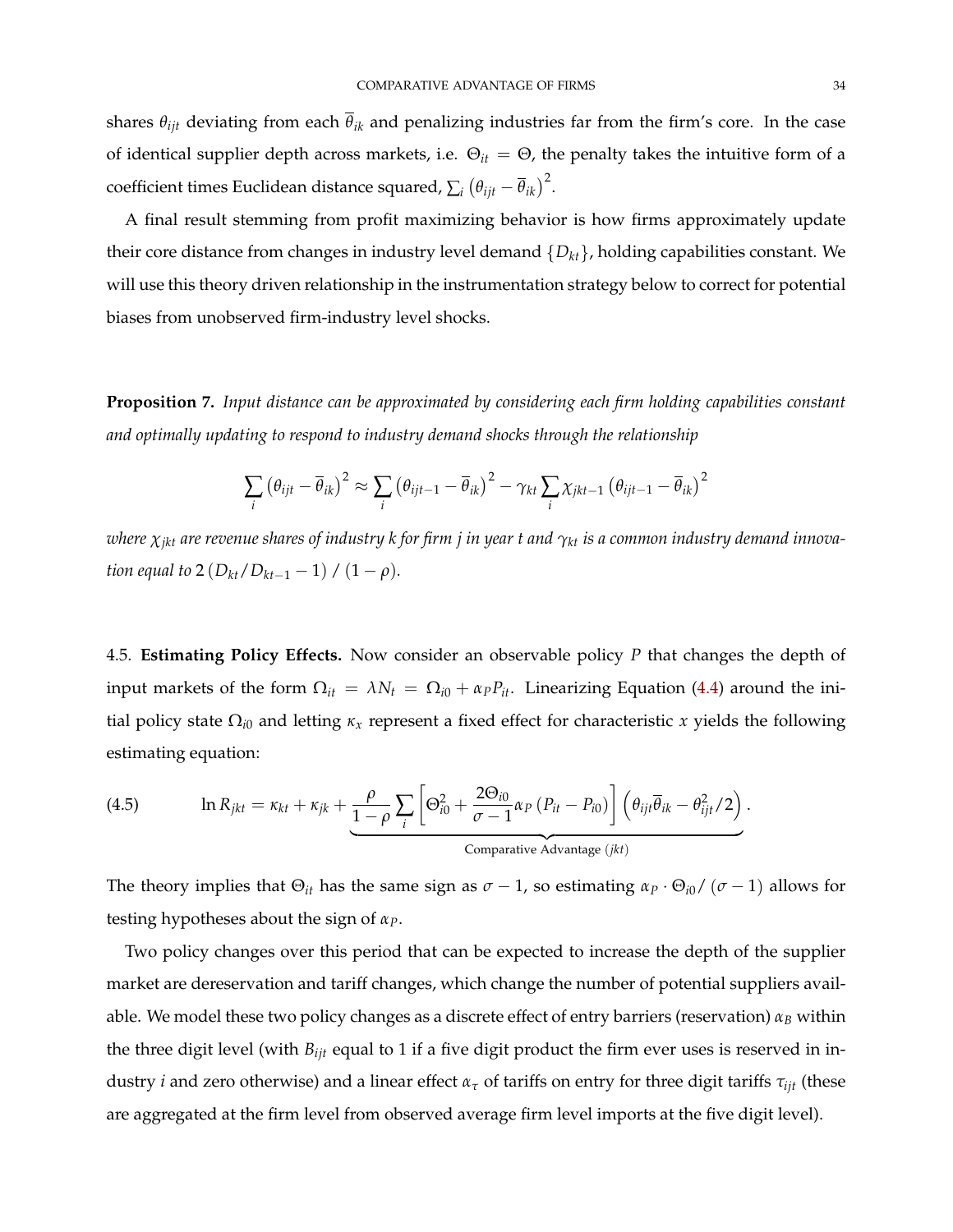shares $\theta_{ijt}$ deviating from each $\overline{\theta}_{ik}$ and penalizing industries far from the firm's core. In the case of identical supplier depth across markets, i.e. $\Theta_{it} = \Theta$, the penalty takes the intuitive form of a coefficient times Euclidean distance squared, $\sum_i \left(\theta_{ijt} - \overline{\theta}_{ik}\right)^2$.

A final result stemming from profit maximizing behavior is how firms approximately update their core distance from changes in industry level demand $\{D_{kt}\}$, holding capabilities constant. We will use this theory driven relationship in the instrumentation strategy below to correct for potential biases from unobserved firm-industry level shocks.

**Proposition 7.** *Input distance can be approximated by considering each firm holding capabilities constant and optimally updating to respond to industry demand shocks through the relationship*

$$\sum_i \left(\theta_{ijt} - \overline{\theta}_{ik}\right)^2 \approx \sum_i \left(\theta_{ijt-1} - \overline{\theta}_{ik}\right)^2 - \gamma_{kt} \sum_i \chi_{jkt-1} \left(\theta_{ijt-1} - \overline{\theta}_{ik}\right)^2$$

*where $\chi_{jkt}$ are revenue shares of industry $k$ for firm $j$ in year $t$ and $\gamma_{kt}$ is a common industry demand innovation equal to $2\left(D_{kt}/D_{kt-1} - 1\right) / \left(1 - \rho\right)$.*

4.5. **Estimating Policy Effects.** Now consider an observable policy $P$ that changes the depth of input markets of the form $\Omega_{it} = \lambda N_t = \Omega_{i0} + \alpha_P P_{it}$. Linearizing Equation (4.4) around the initial policy state $\Omega_{i0}$ and letting $\kappa_x$ represent a fixed effect for characteristic $x$ yields the following estimating equation:

$$\ln R_{jkt} = \kappa_{kt} + \kappa_{jk} + \underbrace{\frac{\rho}{1-\rho} \sum_i \left[\Theta_{i0}^2 + \frac{2\Theta_{i0}}{\sigma - 1} \alpha_P \left(P_{it} - P_{i0}\right)\right] \left(\theta_{ijt}\overline{\theta}_{ik} - \theta_{ijt}^2/2\right)}_{\text{Comparative Advantage } (jkt)}. \tag{4.5}$$

The theory implies that $\Theta_{it}$ has the same sign as $\sigma - 1$, so estimating $\alpha_P \cdot \Theta_{i0}/\left(\sigma - 1\right)$ allows for testing hypotheses about the sign of $\alpha_P$.

Two policy changes over this period that can be expected to increase the depth of the supplier market are dereservation and tariff changes, which change the number of potential suppliers available. We model these two policy changes as a discrete effect of entry barriers (reservation) $\alpha_B$ within the three digit level (with $B_{ijt}$ equal to 1 if a five digit product the firm ever uses is reserved in industry $i$ and zero otherwise) and a linear effect $\alpha_\tau$ of tariffs on entry for three digit tariffs $\tau_{ijt}$ (these are aggregated at the firm level from observed average firm level imports at the five digit level).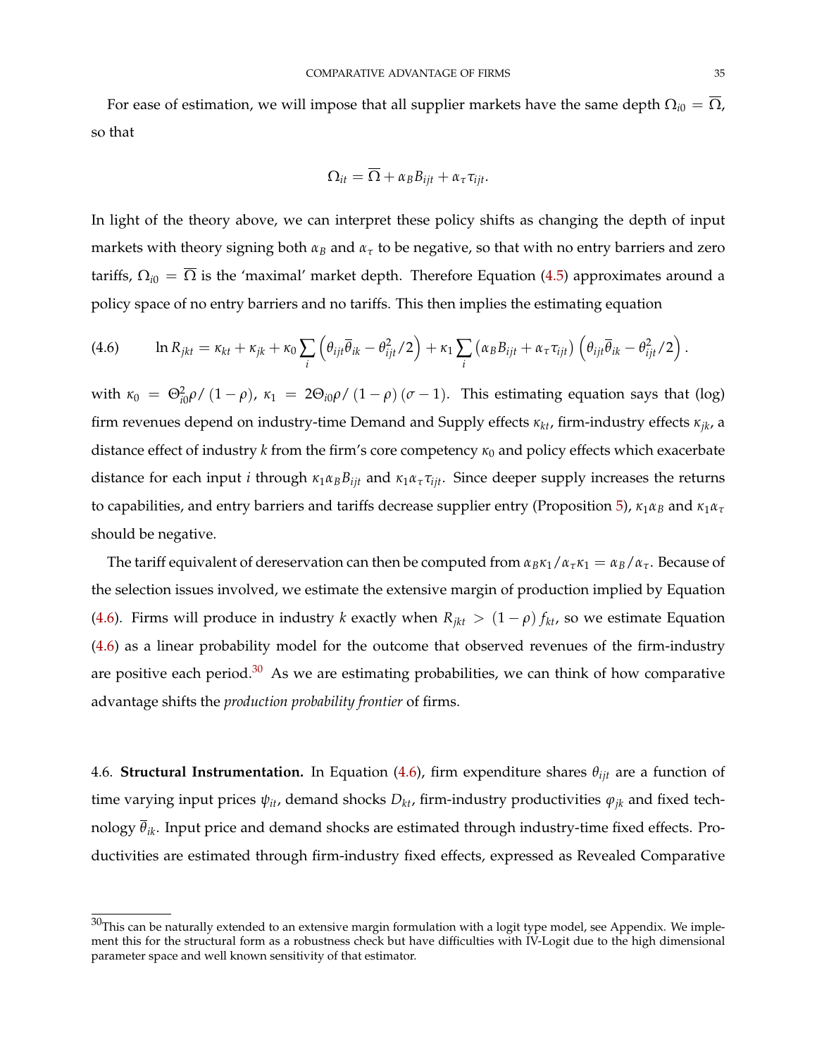For ease of estimation, we will impose that all supplier markets have the same depth $\Omega_{i0} = \overline{\Omega}$, so that

$$\Omega_{it} = \overline{\Omega} + \alpha_B B_{ijt} + \alpha_\tau \tau_{ijt}.$$

In light of the theory above, we can interpret these policy shifts as changing the depth of input markets with theory signing both $\alpha_B$ and $\alpha_\tau$ to be negative, so that with no entry barriers and zero tariffs, $\Omega_{i0} = \overline{\Omega}$ is the 'maximal' market depth. Therefore Equation (4.5) approximates around a policy space of no entry barriers and no tariffs. This then implies the estimating equation

$$\text{(4.6)} \qquad \ln R_{jkt} = \kappa_{kt} + \kappa_{jk} + \kappa_0 \sum_i \left( \theta_{ijt} \overline{\theta}_{ik} - \theta_{ijt}^2 / 2 \right) + \kappa_1 \sum_i \left( \alpha_B B_{ijt} + \alpha_\tau \tau_{ijt} \right) \left( \theta_{ijt} \overline{\theta}_{ik} - \theta_{ijt}^2 / 2 \right).$$

with $\kappa_0 = \Theta_{i0}^2 \rho / (1 - \rho)$, $\kappa_1 = 2\Theta_{i0} \rho / (1 - \rho)(\sigma - 1)$. This estimating equation says that (log) firm revenues depend on industry-time Demand and Supply effects $\kappa_{kt}$, firm-industry effects $\kappa_{jk}$, a distance effect of industry $k$ from the firm's core competency $\kappa_0$ and policy effects which exacerbate distance for each input $i$ through $\kappa_1 \alpha_B B_{ijt}$ and $\kappa_1 \alpha_\tau \tau_{ijt}$. Since deeper supply increases the returns to capabilities, and entry barriers and tariffs decrease supplier entry (Proposition 5), $\kappa_1 \alpha_B$ and $\kappa_1 \alpha_\tau$ should be negative.

The tariff equivalent of dereservation can then be computed from $\alpha_B \kappa_1 / \alpha_\tau \kappa_1 = \alpha_B / \alpha_\tau$. Because of the selection issues involved, we estimate the extensive margin of production implied by Equation (4.6). Firms will produce in industry $k$ exactly when $R_{jkt} > (1 - \rho) f_{kt}$, so we estimate Equation (4.6) as a linear probability model for the outcome that observed revenues of the firm-industry are positive each period.[30] As we are estimating probabilities, we can think of how comparative advantage shifts the *production probability frontier* of firms.

4.6. **Structural Instrumentation.** In Equation (4.6), firm expenditure shares $\theta_{ijt}$ are a function of time varying input prices $\psi_{it}$, demand shocks $D_{kt}$, firm-industry productivities $\varphi_{jk}$ and fixed technology $\overline{\theta}_{ik}$. Input price and demand shocks are estimated through industry-time fixed effects. Productivities are estimated through firm-industry fixed effects, expressed as Revealed Comparative

[30] This can be naturally extended to an extensive margin formulation with a logit type model, see Appendix. We implement this for the structural form as a robustness check but have difficulties with IV-Logit due to the high dimensional parameter space and well known sensitivity of that estimator.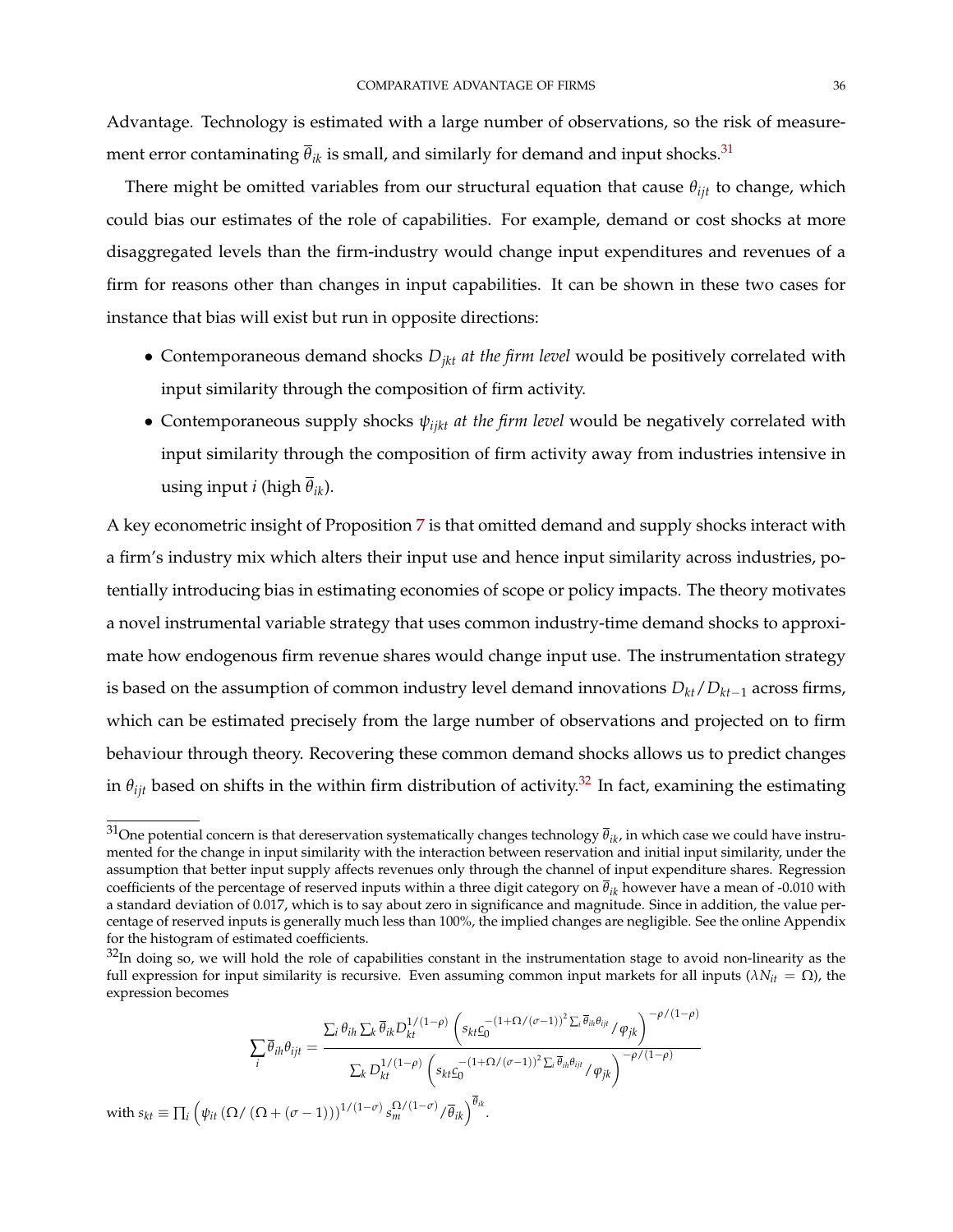Advantage. Technology is estimated with a large number of observations, so the risk of measurement error contaminating $\overline{\theta}_{ik}$ is small, and similarly for demand and input shocks.[31]

There might be omitted variables from our structural equation that cause $\theta_{ijt}$ to change, which could bias our estimates of the role of capabilities. For example, demand or cost shocks at more disaggregated levels than the firm-industry would change input expenditures and revenues of a firm for reasons other than changes in input capabilities. It can be shown in these two cases for instance that bias will exist but run in opposite directions:

- Contemporaneous demand shocks $D_{jkt}$ *at the firm level* would be positively correlated with input similarity through the composition of firm activity.
- Contemporaneous supply shocks $\psi_{ijkt}$ *at the firm level* would be negatively correlated with input similarity through the composition of firm activity away from industries intensive in using input $i$ (high $\overline{\theta}_{ik}$).

A key econometric insight of Proposition 7 is that omitted demand and supply shocks interact with a firm's industry mix which alters their input use and hence input similarity across industries, potentially introducing bias in estimating economies of scope or policy impacts. The theory motivates a novel instrumental variable strategy that uses common industry-time demand shocks to approximate how endogenous firm revenue shares would change input use. The instrumentation strategy is based on the assumption of common industry level demand innovations $D_{kt}/D_{kt-1}$ across firms, which can be estimated precisely from the large number of observations and projected on to firm behaviour through theory. Recovering these common demand shocks allows us to predict changes in $\theta_{ijt}$ based on shifts in the within firm distribution of activity.[32] In fact, examining the estimating

[31] One potential concern is that dereservation systematically changes technology $\overline{\theta}_{ik}$, in which case we could have instrumented for the change in input similarity with the interaction between reservation and initial input similarity, under the assumption that better input supply affects revenues only through the channel of input expenditure shares. Regression coefficients of the percentage of reserved inputs within a three digit category on $\overline{\theta}_{ik}$ however have a mean of -0.010 with a standard deviation of 0.017, which is to say about zero in significance and magnitude. Since in addition, the value percentage of reserved inputs is generally much less than 100%, the implied changes are negligible. See the online Appendix for the histogram of estimated coefficients.

[32] In doing so, we will hold the role of capabilities constant in the instrumentation stage to avoid non-linearity as the full expression for input similarity is recursive. Even assuming common input markets for all inputs ($\lambda N_{it} = \Omega$), the expression becomes

$$\sum_i \overline{\theta}_{ih}\theta_{ijt} = \frac{\sum_i \theta_{ih} \sum_k \overline{\theta}_{ik} D_{kt}^{1/(1-\rho)} \left( s_{kt} \underline{c}_0^{-(1+\Omega/(\sigma-1))^2 \sum_i \overline{\theta}_{ih}\theta_{ijt}} / \varphi_{jk} \right)^{-\rho/(1-\rho)}}{\sum_k D_{kt}^{1/(1-\rho)} \left( s_{kt} \underline{c}_0^{-(1+\Omega/(\sigma-1))^2 \sum_i \overline{\theta}_{ih}\theta_{ijt}} / \varphi_{jk} \right)^{-\rho/(1-\rho)}}$$

with $s_{kt} \equiv \prod_i \left( \psi_{it} \left( \Omega / \left( \Omega + (\sigma - 1) \right) \right)^{1/(1-\sigma)} s_m^{\Omega/(1-\sigma)} / \overline{\theta}_{ik} \right)^{\overline{\theta}_{ik}}$.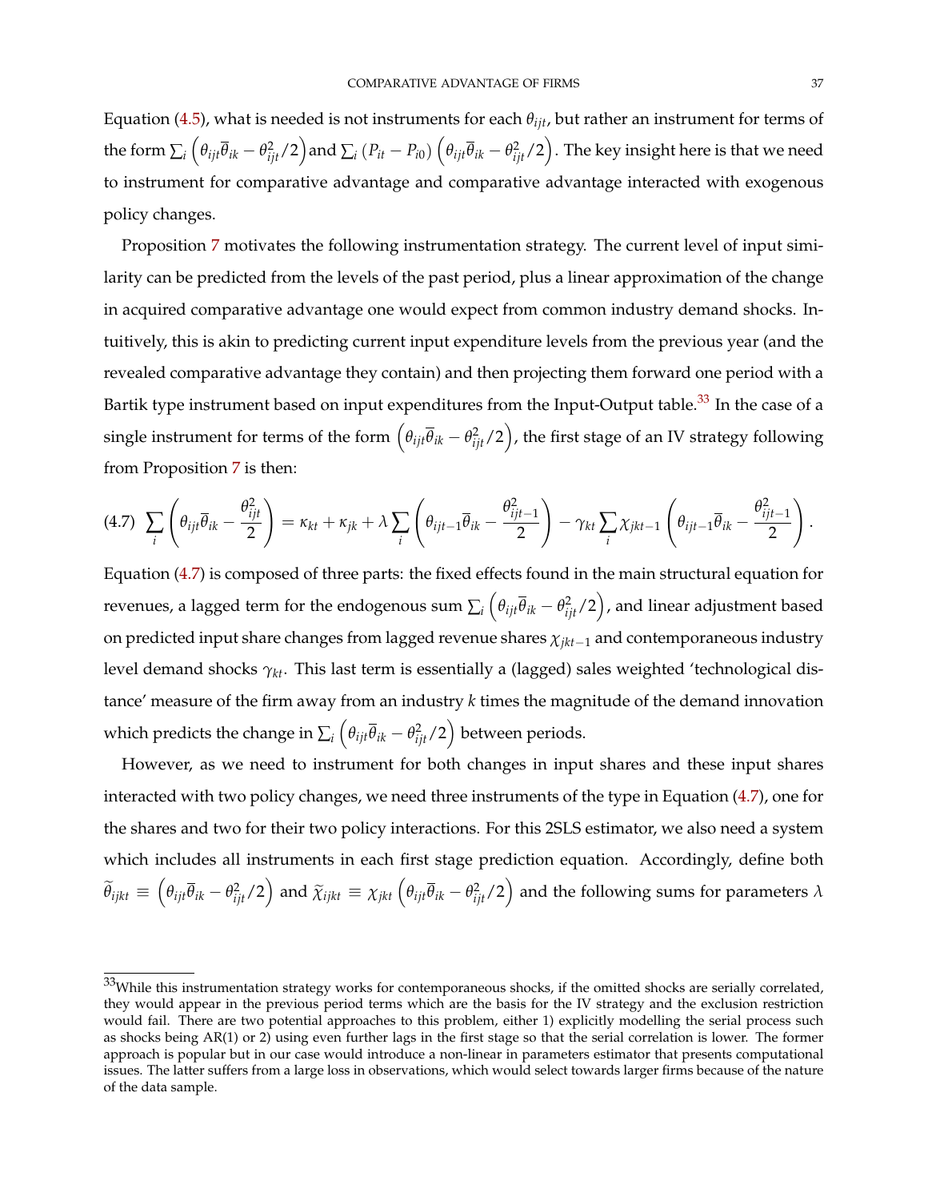Equation (4.5), what is needed is not instruments for each $\theta_{ijt}$, but rather an instrument for terms of the form $\sum_i \left(\theta_{ijt}\overline{\theta}_{ik} - \theta_{ijt}^2/2\right)$ and $\sum_i \left(P_{it} - P_{i0}\right)\left(\theta_{ijt}\overline{\theta}_{ik} - \theta_{ijt}^2/2\right)$. The key insight here is that we need to instrument for comparative advantage and comparative advantage interacted with exogenous policy changes.

Proposition 7 motivates the following instrumentation strategy. The current level of input similarity can be predicted from the levels of the past period, plus a linear approximation of the change in acquired comparative advantage one would expect from common industry demand shocks. Intuitively, this is akin to predicting current input expenditure levels from the previous year (and the revealed comparative advantage they contain) and then projecting them forward one period with a Bartik type instrument based on input expenditures from the Input-Output table.[33] In the case of a single instrument for terms of the form $\left(\theta_{ijt}\overline{\theta}_{ik} - \theta_{ijt}^2/2\right)$, the first stage of an IV strategy following from Proposition 7 is then:

$$(4.7)\quad \sum_i \left(\theta_{ijt}\overline{\theta}_{ik} - \frac{\theta_{ijt}^2}{2}\right) = \kappa_{kt} + \kappa_{jk} + \lambda \sum_i \left(\theta_{ijt-1}\overline{\theta}_{ik} - \frac{\theta_{ijt-1}^2}{2}\right) - \gamma_{kt}\sum_i \chi_{jkt-1}\left(\theta_{ijt-1}\overline{\theta}_{ik} - \frac{\theta_{ijt-1}^2}{2}\right).$$

Equation (4.7) is composed of three parts: the fixed effects found in the main structural equation for revenues, a lagged term for the endogenous sum $\sum_i \left(\theta_{ijt}\overline{\theta}_{ik} - \theta_{ijt}^2/2\right)$, and linear adjustment based on predicted input share changes from lagged revenue shares $\chi_{jkt-1}$ and contemporaneous industry level demand shocks $\gamma_{kt}$. This last term is essentially a (lagged) sales weighted 'technological distance' measure of the firm away from an industry $k$ times the magnitude of the demand innovation which predicts the change in $\sum_i \left(\theta_{ijt}\overline{\theta}_{ik} - \theta_{ijt}^2/2\right)$ between periods.

However, as we need to instrument for both changes in input shares and these input shares interacted with two policy changes, we need three instruments of the type in Equation (4.7), one for the shares and two for their two policy interactions. For this 2SLS estimator, we also need a system which includes all instruments in each first stage prediction equation. Accordingly, define both $\widetilde{\theta}_{ijkt} \equiv \left(\theta_{ijt}\overline{\theta}_{ik} - \theta_{ijt}^2/2\right)$ and $\widetilde{\chi}_{ijkt} \equiv \chi_{jkt}\left(\theta_{ijt}\overline{\theta}_{ik} - \theta_{ijt}^2/2\right)$ and the following sums for parameters $\lambda$

[33] While this instrumentation strategy works for contemporaneous shocks, if the omitted shocks are serially correlated, they would appear in the previous period terms which are the basis for the IV strategy and the exclusion restriction would fail. There are two potential approaches to this problem, either 1) explicitly modelling the serial process such as shocks being AR(1) or 2) using even further lags in the first stage so that the serial correlation is lower. The former approach is popular but in our case would introduce a non-linear in parameters estimator that presents computational issues. The latter suffers from a large loss in observations, which would select towards larger firms because of the nature of the data sample.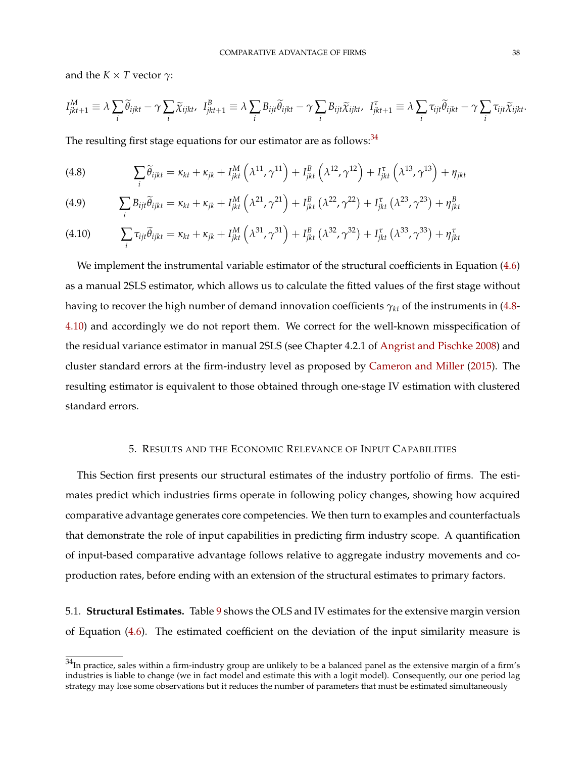and the $K \times T$ vector $\gamma$:

$$I^M_{jkt+1} \equiv \lambda \sum_i \widetilde{\theta}_{ijkt} - \gamma \sum_i \widetilde{\chi}_{ijkt}, \;\; I^B_{jkt+1} \equiv \lambda \sum_i B_{ijt}\widetilde{\theta}_{ijkt} - \gamma \sum_i B_{ijt}\widetilde{\chi}_{ijkt}, \;\; I^\tau_{jkt+1} \equiv \lambda \sum_i \tau_{ijt}\widetilde{\theta}_{ijkt} - \gamma \sum_i \tau_{ijt}\widetilde{\chi}_{ijkt}.$$

The resulting first stage equations for our estimator are as follows:[34]

$$\sum_i \widetilde{\theta}_{ijkt} = \kappa_{kt} + \kappa_{jk} + I^M_{jkt}\left(\lambda^{11}, \gamma^{11}\right) + I^B_{jkt}\left(\lambda^{12}, \gamma^{12}\right) + I^\tau_{jkt}\left(\lambda^{13}, \gamma^{13}\right) + \eta_{jkt} \tag{4.8}$$

$$\sum_i B_{ijt}\widetilde{\theta}_{ijkt} = \kappa_{kt} + \kappa_{jk} + I^M_{jkt}\left(\lambda^{21}, \gamma^{21}\right) + I^B_{jkt}\left(\lambda^{22}, \gamma^{22}\right) + I^\tau_{jkt}\left(\lambda^{23}, \gamma^{23}\right) + \eta^B_{jkt} \tag{4.9}$$

$$\sum_i \tau_{ijt}\widetilde{\theta}_{ijkt} = \kappa_{kt} + \kappa_{jk} + I^M_{jkt}\left(\lambda^{31}, \gamma^{31}\right) + I^B_{jkt}\left(\lambda^{32}, \gamma^{32}\right) + I^\tau_{jkt}\left(\lambda^{33}, \gamma^{33}\right) + \eta^\tau_{jkt} \tag{4.10}$$

We implement the instrumental variable estimator of the structural coefficients in Equation (4.6) as a manual 2SLS estimator, which allows us to calculate the fitted values of the first stage without having to recover the high number of demand innovation coefficients $\gamma_{kt}$ of the instruments in (4.8-4.10) and accordingly we do not report them. We correct for the well-known misspecification of the residual variance estimator in manual 2SLS (see Chapter 4.2.1 of Angrist and Pischke 2008) and cluster standard errors at the firm-industry level as proposed by Cameron and Miller (2015). The resulting estimator is equivalent to those obtained through one-stage IV estimation with clustered standard errors.

## 5. Results and the Economic Relevance of Input Capabilities

This Section first presents our structural estimates of the industry portfolio of firms. The estimates predict which industries firms operate in following policy changes, showing how acquired comparative advantage generates core competencies. We then turn to examples and counterfactuals that demonstrate the role of input capabilities in predicting firm industry scope. A quantification of input-based comparative advantage follows relative to aggregate industry movements and co-production rates, before ending with an extension of the structural estimates to primary factors.

### 5.1. Structural Estimates.

Table 9 shows the OLS and IV estimates for the extensive margin version of Equation (4.6). The estimated coefficient on the deviation of the input similarity measure is

[34] In practice, sales within a firm-industry group are unlikely to be a balanced panel as the extensive margin of a firm's industries is liable to change (we in fact model and estimate this with a logit model). Consequently, our one period lag strategy may lose some observations but it reduces the number of parameters that must be estimated simultaneously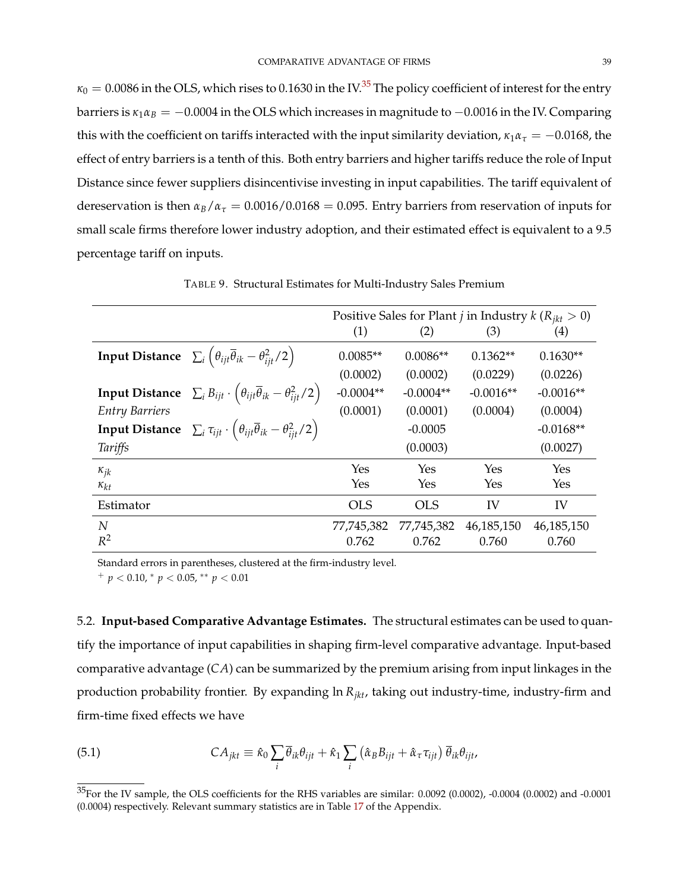$\kappa_0 = 0.0086$ in the OLS, which rises to 0.1630 in the IV.[35] The policy coefficient of interest for the entry barriers is $\kappa_1 \alpha_B = -0.0004$ in the OLS which increases in magnitude to $-0.0016$ in the IV. Comparing this with the coefficient on tariffs interacted with the input similarity deviation, $\kappa_1 \alpha_\tau = -0.0168$, the effect of entry barriers is a tenth of this. Both entry barriers and higher tariffs reduce the role of Input Distance since fewer suppliers disincentivise investing in input capabilities. The tariff equivalent of dereservation is then $\alpha_B / \alpha_\tau = 0.0016/0.0168 = 0.095$. Entry barriers from reservation of inputs for small scale firms therefore lower industry adoption, and their estimated effect is equivalent to a 9.5 percentage tariff on inputs.

TABLE 9. Structural Estimates for Multi-Industry Sales Premium

| | | Positive Sales for Plant $j$ in Industry $k$ ($R_{jkt} > 0$) | | | |
|---|---|---|---|---|---|
| | | (1) | (2) | (3) | (4) |
| **Input Distance** | $\sum_i \left(\theta_{ijt}\overline{\theta}_{ik} - \theta_{ijt}^2/2\right)$ | 0.0085** | 0.0086** | 0.1362** | 0.1630** |
| | | (0.0002) | (0.0002) | (0.0229) | (0.0226) |
| **Input Distance** | $\sum_i B_{ijt} \cdot \left(\theta_{ijt}\overline{\theta}_{ik} - \theta_{ijt}^2/2\right)$ | -0.0004** | -0.0004** | -0.0016** | -0.0016** |
| *Entry Barriers* | | (0.0001) | (0.0001) | (0.0004) | (0.0004) |
| **Input Distance** | $\sum_i \tau_{ijt} \cdot \left(\theta_{ijt}\overline{\theta}_{ik} - \theta_{ijt}^2/2\right)$ | | -0.0005 | | -0.0168** |
| *Tariffs* | | | (0.0003) | | (0.0027) |
| $\kappa_{jk}$ | | Yes | Yes | Yes | Yes |
| $\kappa_{kt}$ | | Yes | Yes | Yes | Yes |
| Estimator | | OLS | OLS | IV | IV |
| $N$ | | 77,745,382 | 77,745,382 | 46,185,150 | 46,185,150 |
| $R^2$ | | 0.762 | 0.762 | 0.760 | 0.760 |

Standard errors in parentheses, clustered at the firm-industry level.
$^{+}$ $p < 0.10$, $^{*}$ $p < 0.05$, $^{**}$ $p < 0.01$

5.2. **Input-based Comparative Advantage Estimates.** The structural estimates can be used to quantify the importance of input capabilities in shaping firm-level comparative advantage. Input-based comparative advantage ($CA$) can be summarized by the premium arising from input linkages in the production probability frontier. By expanding $\ln R_{jkt}$, taking out industry-time, industry-firm and firm-time fixed effects we have

$$CA_{jkt} \equiv \hat{\kappa}_0 \sum_i \overline{\theta}_{ik}\theta_{ijt} + \hat{\kappa}_1 \sum_i \left(\hat{\alpha}_B B_{ijt} + \hat{\alpha}_\tau \tau_{ijt}\right) \overline{\theta}_{ik}\theta_{ijt}, \tag{5.1}$$

[35] For the IV sample, the OLS coefficients for the RHS variables are similar: 0.0092 (0.0002), -0.0004 (0.0002) and -0.0001 (0.0004) respectively. Relevant summary statistics are in Table 17 of the Appendix.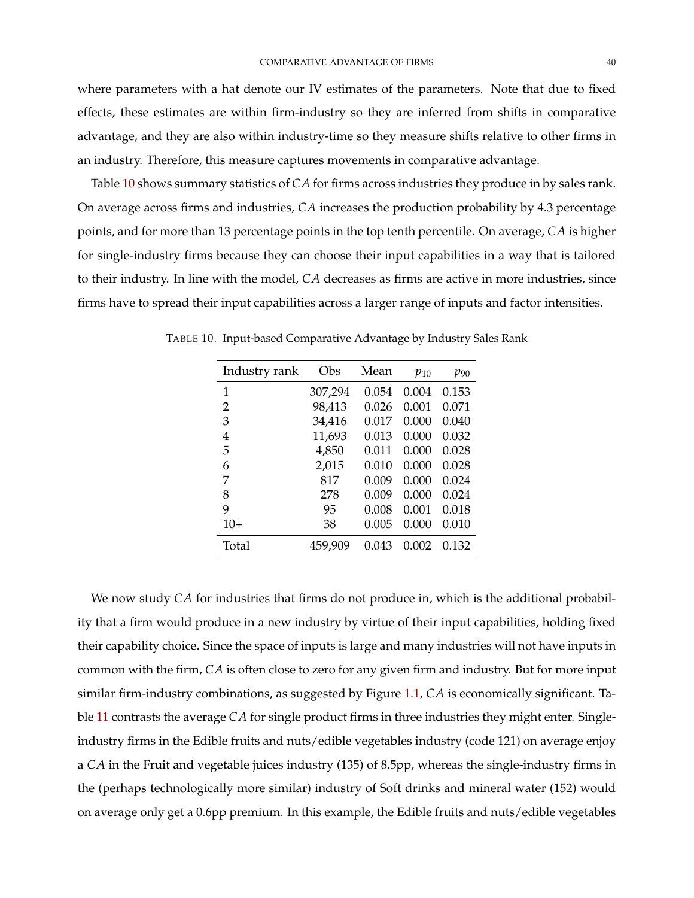where parameters with a hat denote our IV estimates of the parameters. Note that due to fixed effects, these estimates are within firm-industry so they are inferred from shifts in comparative advantage, and they are also within industry-time so they measure shifts relative to other firms in an industry. Therefore, this measure captures movements in comparative advantage.

Table 10 shows summary statistics of $CA$ for firms across industries they produce in by sales rank. On average across firms and industries, $CA$ increases the production probability by 4.3 percentage points, and for more than 13 percentage points in the top tenth percentile. On average, $CA$ is higher for single-industry firms because they can choose their input capabilities in a way that is tailored to their industry. In line with the model, $CA$ decreases as firms are active in more industries, since firms have to spread their input capabilities across a larger range of inputs and factor intensities.

TABLE 10. Input-based Comparative Advantage by Industry Sales Rank

| Industry rank | Obs | Mean | $p_{10}$ | $p_{90}$ |
|---|---|---|---|---|
| 1 | 307,294 | 0.054 | 0.004 | 0.153 |
| 2 | 98,413 | 0.026 | 0.001 | 0.071 |
| 3 | 34,416 | 0.017 | 0.000 | 0.040 |
| 4 | 11,693 | 0.013 | 0.000 | 0.032 |
| 5 | 4,850 | 0.011 | 0.000 | 0.028 |
| 6 | 2,015 | 0.010 | 0.000 | 0.028 |
| 7 | 817 | 0.009 | 0.000 | 0.024 |
| 8 | 278 | 0.009 | 0.000 | 0.024 |
| 9 | 95 | 0.008 | 0.001 | 0.018 |
| 10+ | 38 | 0.005 | 0.000 | 0.010 |
| Total | 459,909 | 0.043 | 0.002 | 0.132 |

We now study $CA$ for industries that firms do not produce in, which is the additional probability that a firm would produce in a new industry by virtue of their input capabilities, holding fixed their capability choice. Since the space of inputs is large and many industries will not have inputs in common with the firm, $CA$ is often close to zero for any given firm and industry. But for more input similar firm-industry combinations, as suggested by Figure 1.1, $CA$ is economically significant. Table 11 contrasts the average $CA$ for single product firms in three industries they might enter. Single-industry firms in the Edible fruits and nuts/edible vegetables industry (code 121) on average enjoy a $CA$ in the Fruit and vegetable juices industry (135) of 8.5pp, whereas the single-industry firms in the (perhaps technologically more similar) industry of Soft drinks and mineral water (152) would on average only get a 0.6pp premium. In this example, the Edible fruits and nuts/edible vegetables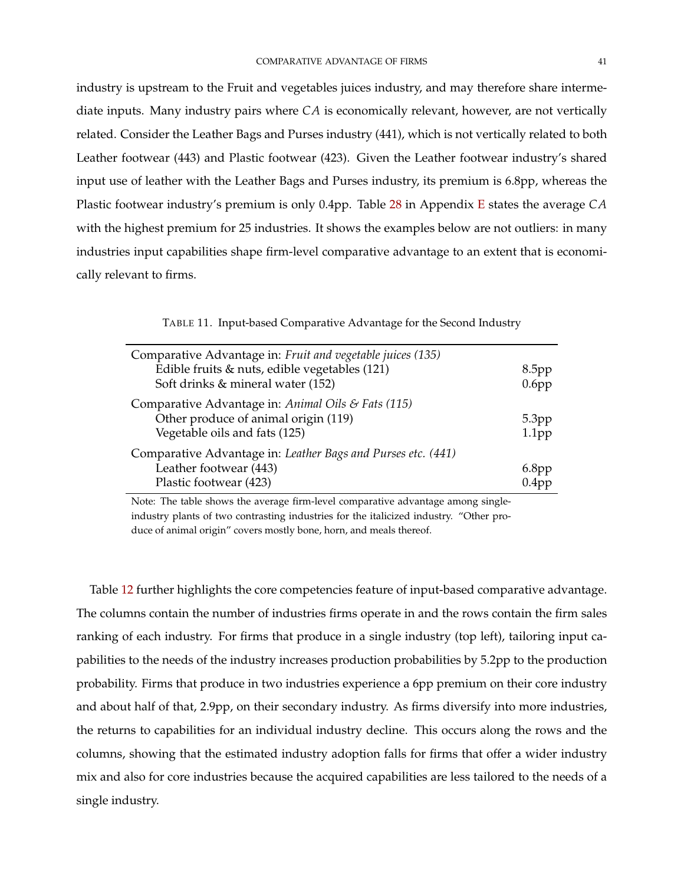industry is upstream to the Fruit and vegetables juices industry, and may therefore share intermediate inputs. Many industry pairs where $CA$ is economically relevant, however, are not vertically related. Consider the Leather Bags and Purses industry (441), which is not vertically related to both Leather footwear (443) and Plastic footwear (423). Given the Leather footwear industry's shared input use of leather with the Leather Bags and Purses industry, its premium is 6.8pp, whereas the Plastic footwear industry's premium is only 0.4pp. Table 28 in Appendix E states the average $CA$ with the highest premium for 25 industries. It shows the examples below are not outliers: in many industries input capabilities shape firm-level comparative advantage to an extent that is economically relevant to firms.

TABLE 11. Input-based Comparative Advantage for the Second Industry

| | |
|---|---|
| Comparative Advantage in: *Fruit and vegetable juices (135)* | |
| Edible fruits & nuts, edible vegetables (121) | 8.5pp |
| Soft drinks & mineral water (152) | 0.6pp |
| Comparative Advantage in: *Animal Oils & Fats (115)* | |
| Other produce of animal origin (119) | 5.3pp |
| Vegetable oils and fats (125) | 1.1pp |
| Comparative Advantage in: *Leather Bags and Purses etc. (441)* | |
| Leather footwear (443) | 6.8pp |
| Plastic footwear (423) | 0.4pp |

Note: The table shows the average firm-level comparative advantage among single-industry plants of two contrasting industries for the italicized industry. "Other produce of animal origin" covers mostly bone, horn, and meals thereof.

Table 12 further highlights the core competencies feature of input-based comparative advantage. The columns contain the number of industries firms operate in and the rows contain the firm sales ranking of each industry. For firms that produce in a single industry (top left), tailoring input capabilities to the needs of the industry increases production probabilities by 5.2pp to the production probability. Firms that produce in two industries experience a 6pp premium on their core industry and about half of that, 2.9pp, on their secondary industry. As firms diversify into more industries, the returns to capabilities for an individual industry decline. This occurs along the rows and the columns, showing that the estimated industry adoption falls for firms that offer a wider industry mix and also for core industries because the acquired capabilities are less tailored to the needs of a single industry.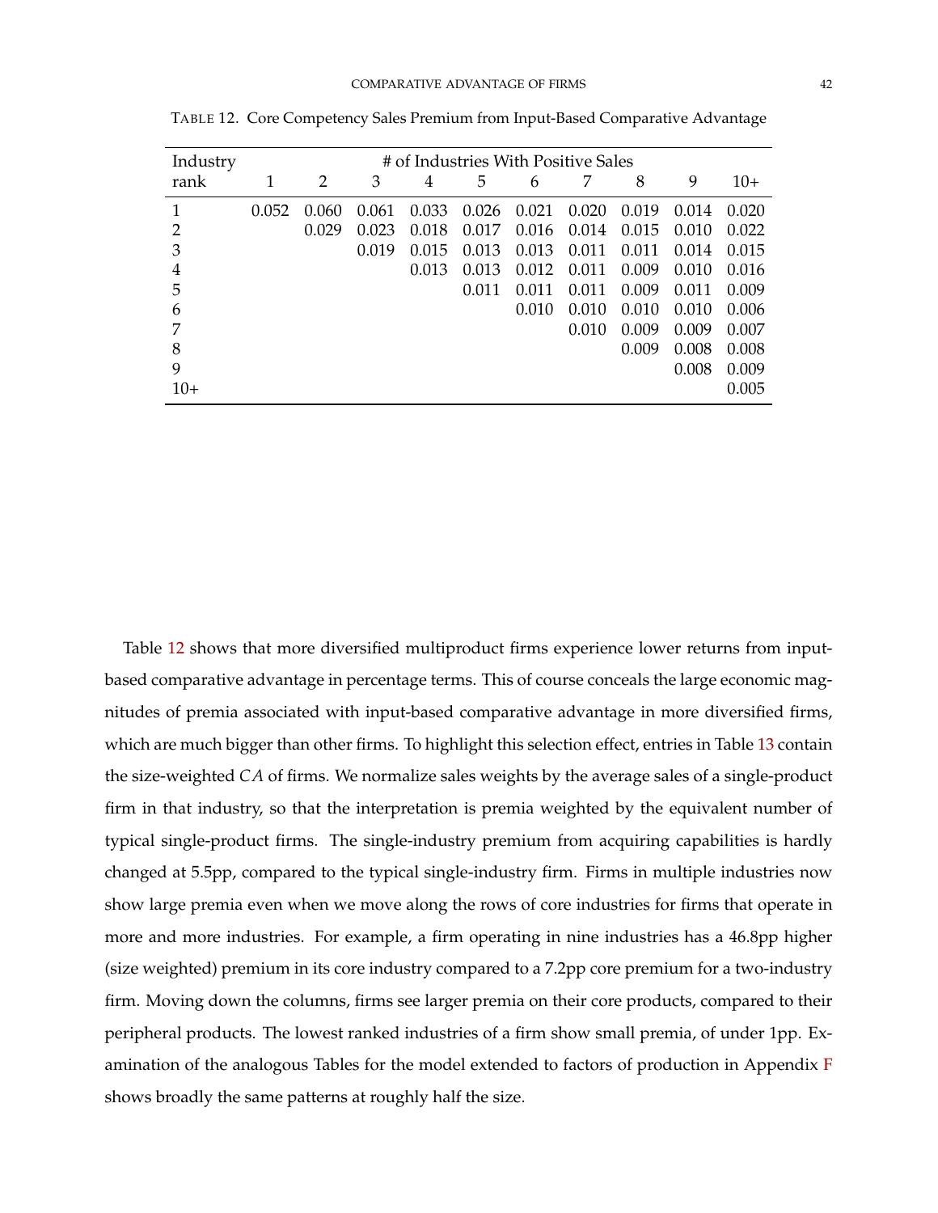TABLE 12. Core Competency Sales Premium from Input-Based Comparative Advantage

| Industry rank | # of Industries With Positive Sales | | | | | | | | | |
|---|---|---|---|---|---|---|---|---|---|---|
| | 1 | 2 | 3 | 4 | 5 | 6 | 7 | 8 | 9 | 10+ |
| 1 | 0.052 | 0.060 | 0.061 | 0.033 | 0.026 | 0.021 | 0.020 | 0.019 | 0.014 | 0.020 |
| 2 | | 0.029 | 0.023 | 0.018 | 0.017 | 0.016 | 0.014 | 0.015 | 0.010 | 0.022 |
| 3 | | | 0.019 | 0.015 | 0.013 | 0.013 | 0.011 | 0.011 | 0.014 | 0.015 |
| 4 | | | | 0.013 | 0.013 | 0.012 | 0.011 | 0.009 | 0.010 | 0.016 |
| 5 | | | | | 0.011 | 0.011 | 0.011 | 0.009 | 0.011 | 0.009 |
| 6 | | | | | | 0.010 | 0.010 | 0.010 | 0.010 | 0.006 |
| 7 | | | | | | | 0.010 | 0.009 | 0.009 | 0.007 |
| 8 | | | | | | | | 0.009 | 0.008 | 0.008 |
| 9 | | | | | | | | | 0.008 | 0.009 |
| 10+ | | | | | | | | | | 0.005 |

Table 12 shows that more diversified multiproduct firms experience lower returns from input-based comparative advantage in percentage terms. This of course conceals the large economic magnitudes of premia associated with input-based comparative advantage in more diversified firms, which are much bigger than other firms. To highlight this selection effect, entries in Table 13 contain the size-weighted $CA$ of firms. We normalize sales weights by the average sales of a single-product firm in that industry, so that the interpretation is premia weighted by the equivalent number of typical single-product firms. The single-industry premium from acquiring capabilities is hardly changed at 5.5pp, compared to the typical single-industry firm. Firms in multiple industries now show large premia even when we move along the rows of core industries for firms that operate in more and more industries. For example, a firm operating in nine industries has a 46.8pp higher (size weighted) premium in its core industry compared to a 7.2pp core premium for a two-industry firm. Moving down the columns, firms see larger premia on their core products, compared to their peripheral products. The lowest ranked industries of a firm show small premia, of under 1pp. Examination of the analogous Tables for the model extended to factors of production in Appendix F shows broadly the same patterns at roughly half the size.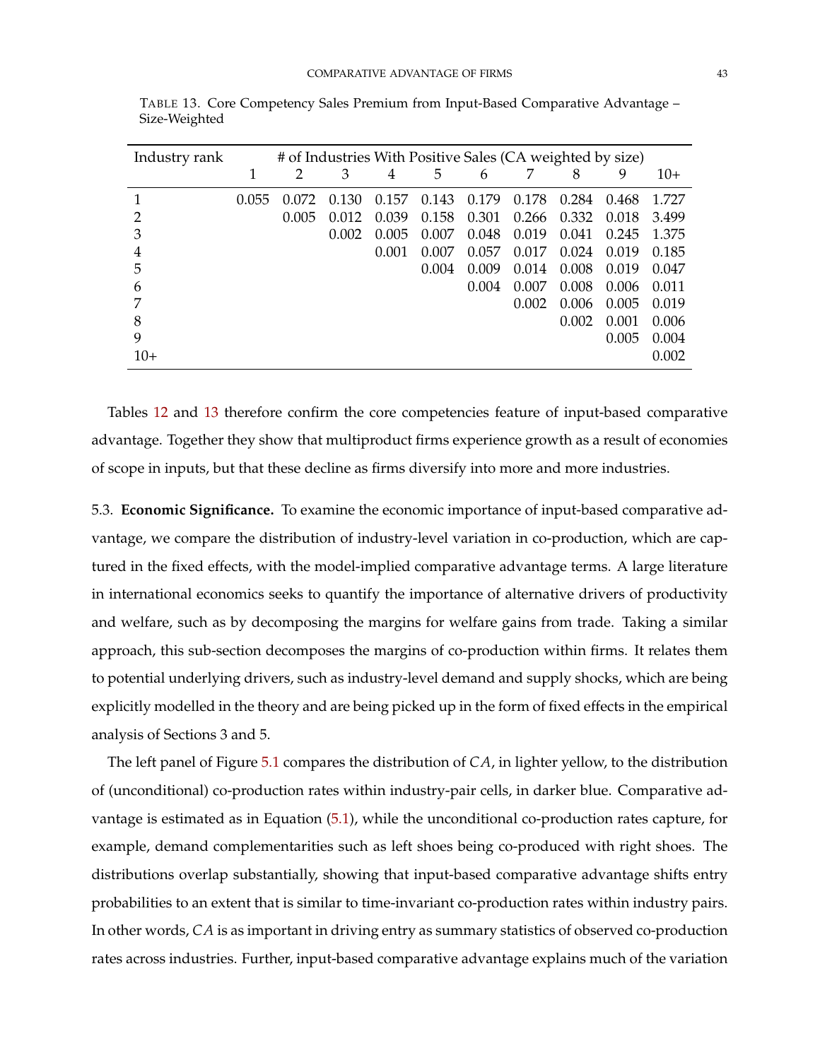TABLE 13. Core Competency Sales Premium from Input-Based Comparative Advantage – Size-Weighted

| Industry rank | # of Industries With Positive Sales (CA weighted by size) | | | | | | | | | |
|---|---|---|---|---|---|---|---|---|---|---|
| | 1 | 2 | 3 | 4 | 5 | 6 | 7 | 8 | 9 | 10+ |
| 1 | 0.055 | 0.072 | 0.130 | 0.157 | 0.143 | 0.179 | 0.178 | 0.284 | 0.468 | 1.727 |
| 2 | | 0.005 | 0.012 | 0.039 | 0.158 | 0.301 | 0.266 | 0.332 | 0.018 | 3.499 |
| 3 | | | 0.002 | 0.005 | 0.007 | 0.048 | 0.019 | 0.041 | 0.245 | 1.375 |
| 4 | | | | 0.001 | 0.007 | 0.057 | 0.017 | 0.024 | 0.019 | 0.185 |
| 5 | | | | | 0.004 | 0.009 | 0.014 | 0.008 | 0.019 | 0.047 |
| 6 | | | | | | 0.004 | 0.007 | 0.008 | 0.006 | 0.011 |
| 7 | | | | | | | 0.002 | 0.006 | 0.005 | 0.019 |
| 8 | | | | | | | | 0.002 | 0.001 | 0.006 |
| 9 | | | | | | | | | 0.005 | 0.004 |
| 10+ | | | | | | | | | | 0.002 |

Tables 12 and 13 therefore confirm the core competencies feature of input-based comparative advantage. Together they show that multiproduct firms experience growth as a result of economies of scope in inputs, but that these decline as firms diversify into more and more industries.

5.3. **Economic Significance.** To examine the economic importance of input-based comparative advantage, we compare the distribution of industry-level variation in co-production, which are captured in the fixed effects, with the model-implied comparative advantage terms. A large literature in international economics seeks to quantify the importance of alternative drivers of productivity and welfare, such as by decomposing the margins for welfare gains from trade. Taking a similar approach, this sub-section decomposes the margins of co-production within firms. It relates them to potential underlying drivers, such as industry-level demand and supply shocks, which are being explicitly modelled in the theory and are being picked up in the form of fixed effects in the empirical analysis of Sections 3 and 5.

The left panel of Figure 5.1 compares the distribution of $CA$, in lighter yellow, to the distribution of (unconditional) co-production rates within industry-pair cells, in darker blue. Comparative advantage is estimated as in Equation (5.1), while the unconditional co-production rates capture, for example, demand complementarities such as left shoes being co-produced with right shoes. The distributions overlap substantially, showing that input-based comparative advantage shifts entry probabilities to an extent that is similar to time-invariant co-production rates within industry pairs. In other words, $CA$ is as important in driving entry as summary statistics of observed co-production rates across industries. Further, input-based comparative advantage explains much of the variation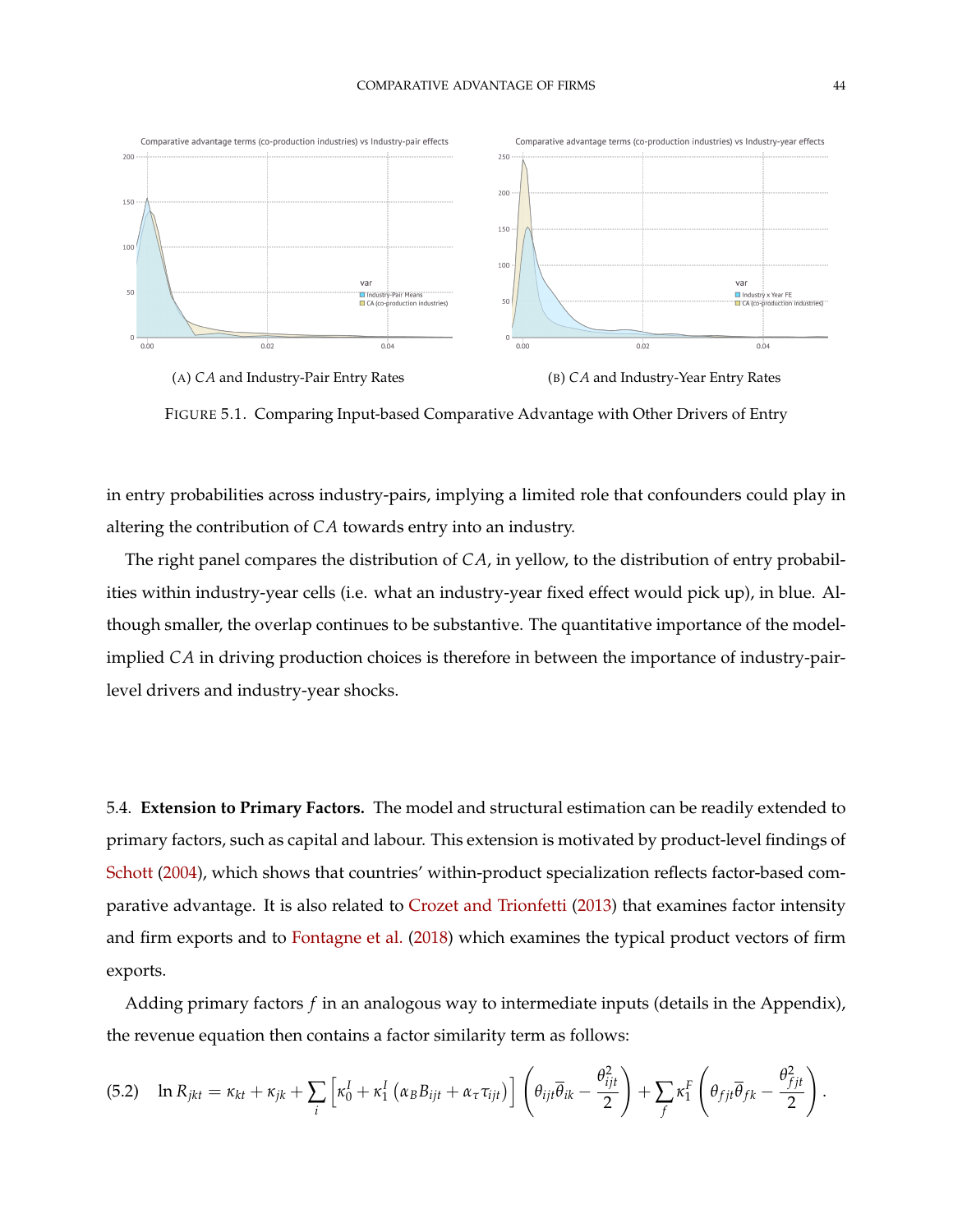(A) *CA* and Industry-Pair Entry Rates

(B) *CA* and Industry-Year Entry Rates

FIGURE 5.1. Comparing Input-based Comparative Advantage with Other Drivers of Entry

in entry probabilities across industry-pairs, implying a limited role that confounders could play in altering the contribution of $CA$ towards entry into an industry.

The right panel compares the distribution of $CA$, in yellow, to the distribution of entry probabilities within industry-year cells (i.e. what an industry-year fixed effect would pick up), in blue. Although smaller, the overlap continues to be substantive. The quantitative importance of the model-implied $CA$ in driving production choices is therefore in between the importance of industry-pair-level drivers and industry-year shocks.

5.4. **Extension to Primary Factors.** The model and structural estimation can be readily extended to primary factors, such as capital and labour. This extension is motivated by product-level findings of Schott (2004), which shows that countries' within-product specialization reflects factor-based comparative advantage. It is also related to Crozet and Trionfetti (2013) that examines factor intensity and firm exports and to Fontagne et al. (2018) which examines the typical product vectors of firm exports.

Adding primary factors $f$ in an analogous way to intermediate inputs (details in the Appendix), the revenue equation then contains a factor similarity term as follows:

$$\ln R_{jkt} = \kappa_{kt} + \kappa_{jk} + \sum_i \left[\kappa_0^I + \kappa_1^I \left(\alpha_B B_{ijt} + \alpha_\tau \tau_{ijt}\right)\right] \left(\theta_{ijt}\overline{\theta}_{ik} - \frac{\theta_{ijt}^2}{2}\right) + \sum_f \kappa_1^F \left(\theta_{fjt}\overline{\theta}_{fk} - \frac{\theta_{fjt}^2}{2}\right). \tag{5.2}$$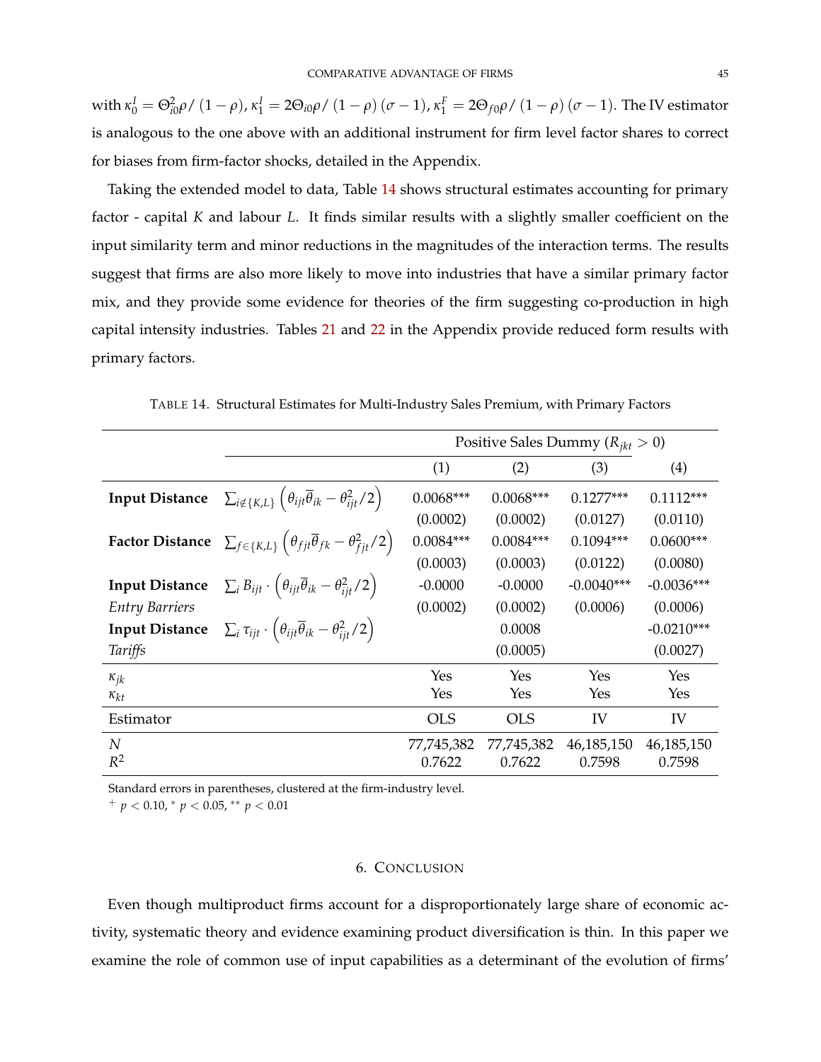with $\kappa_0^I = \Theta_{i0}^2 \rho / (1-\rho)$, $\kappa_1^I = 2\Theta_{i0}\rho / (1-\rho)(\sigma - 1)$, $\kappa_1^F = 2\Theta_{f0}\rho / (1-\rho)(\sigma-1)$. The IV estimator is analogous to the one above with an additional instrument for firm level factor shares to correct for biases from firm-factor shocks, detailed in the Appendix.

Taking the extended model to data, Table 14 shows structural estimates accounting for primary factor - capital $K$ and labour $L$. It finds similar results with a slightly smaller coefficient on the input similarity term and minor reductions in the magnitudes of the interaction terms. The results suggest that firms are also more likely to move into industries that have a similar primary factor mix, and they provide some evidence for theories of the firm suggesting co-production in high capital intensity industries. Tables 21 and 22 in the Appendix provide reduced form results with primary factors.

TABLE 14. Structural Estimates for Multi-Industry Sales Premium, with Primary Factors

| | | Positive Sales Dummy ($R_{jkt} > 0$) | | | |
|---|---|---|---|---|---|
| | | (1) | (2) | (3) | (4) |
| **Input Distance** | $\sum_{i \notin \{K,L\}} \left(\theta_{ijt}\overline{\theta}_{ik} - \theta_{ijt}^2/2\right)$ | 0.0068*** | 0.0068*** | 0.1277*** | 0.1112*** |
| | | (0.0002) | (0.0002) | (0.0127) | (0.0110) |
| **Factor Distance** | $\sum_{f \in \{K,L\}} \left(\theta_{fjt}\overline{\theta}_{fk} - \theta_{fjt}^2/2\right)$ | 0.0084*** | 0.0084*** | 0.1094*** | 0.0600*** |
| | | (0.0003) | (0.0003) | (0.0122) | (0.0080) |
| **Input Distance** | $\sum_i B_{ijt} \cdot \left(\theta_{ijt}\overline{\theta}_{ik} - \theta_{ijt}^2/2\right)$ | -0.0000 | -0.0000 | -0.0040*** | -0.0036*** |
| *Entry Barriers* | | (0.0002) | (0.0002) | (0.0006) | (0.0006) |
| **Input Distance** | $\sum_i \tau_{ijt} \cdot \left(\theta_{ijt}\overline{\theta}_{ik} - \theta_{ijt}^2/2\right)$ | | 0.0008 | | -0.0210*** |
| *Tariffs* | | | (0.0005) | | (0.0027) |
| $\kappa_{jk}$ | | Yes | Yes | Yes | Yes |
| $\kappa_{kt}$ | | Yes | Yes | Yes | Yes |
| Estimator | | OLS | OLS | IV | IV |
| $N$ | | 77,745,382 | 77,745,382 | 46,185,150 | 46,185,150 |
| $R^2$ | | 0.7622 | 0.7622 | 0.7598 | 0.7598 |

Standard errors in parentheses, clustered at the firm-industry level.
$^{+}$ $p < 0.10$, $^{*}$ $p < 0.05$, $^{**}$ $p < 0.01$

## 6. Conclusion

Even though multiproduct firms account for a disproportionately large share of economic activity, systematic theory and evidence examining product diversification is thin. In this paper we examine the role of common use of input capabilities as a determinant of the evolution of firms'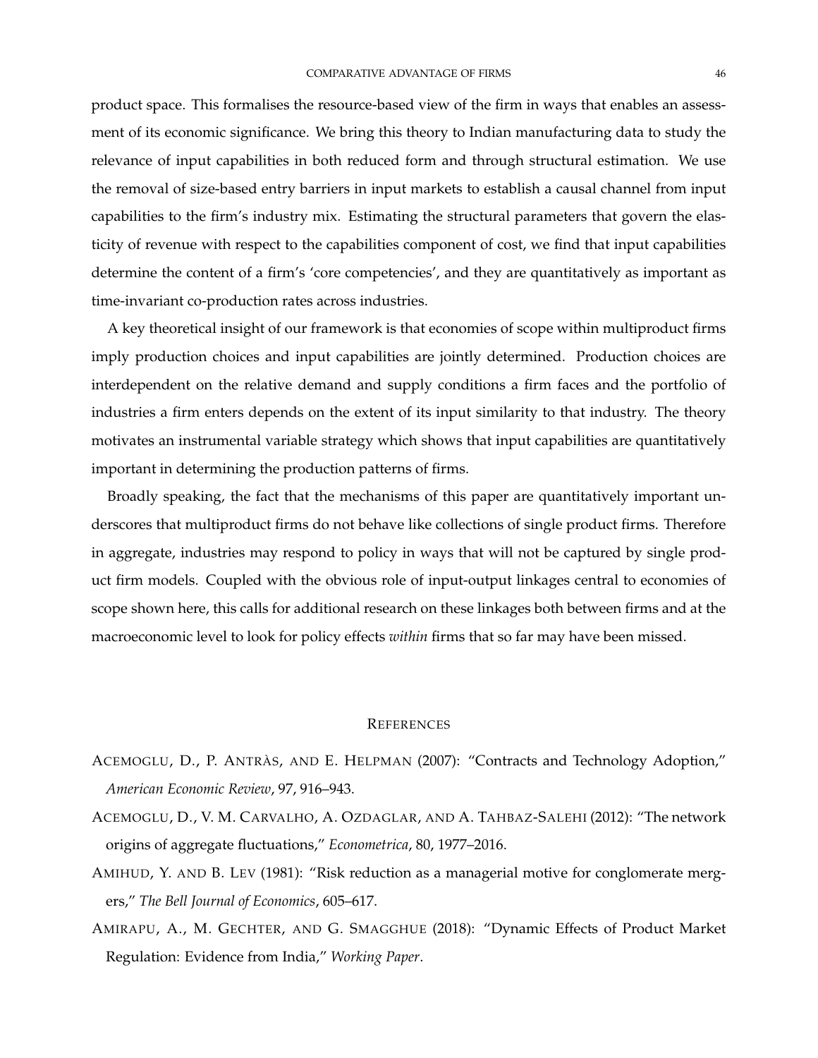product space. This formalises the resource-based view of the firm in ways that enables an assessment of its economic significance. We bring this theory to Indian manufacturing data to study the relevance of input capabilities in both reduced form and through structural estimation. We use the removal of size-based entry barriers in input markets to establish a causal channel from input capabilities to the firm's industry mix. Estimating the structural parameters that govern the elasticity of revenue with respect to the capabilities component of cost, we find that input capabilities determine the content of a firm's 'core competencies', and they are quantitatively as important as time-invariant co-production rates across industries.

A key theoretical insight of our framework is that economies of scope within multiproduct firms imply production choices and input capabilities are jointly determined. Production choices are interdependent on the relative demand and supply conditions a firm faces and the portfolio of industries a firm enters depends on the extent of its input similarity to that industry. The theory motivates an instrumental variable strategy which shows that input capabilities are quantitatively important in determining the production patterns of firms.

Broadly speaking, the fact that the mechanisms of this paper are quantitatively important underscores that multiproduct firms do not behave like collections of single product firms. Therefore in aggregate, industries may respond to policy in ways that will not be captured by single product firm models. Coupled with the obvious role of input-output linkages central to economies of scope shown here, this calls for additional research on these linkages both between firms and at the macroeconomic level to look for policy effects *within* firms that so far may have been missed.

## References

Acemoglu, D., P. Antràs, and E. Helpman (2007): "Contracts and Technology Adoption," *American Economic Review*, 97, 916–943.

Acemoglu, D., V. M. Carvalho, A. Ozdaglar, and A. Tahbaz-Salehi (2012): "The network origins of aggregate fluctuations," *Econometrica*, 80, 1977–2016.

Amihud, Y. and B. Lev (1981): "Risk reduction as a managerial motive for conglomerate mergers," *The Bell Journal of Economics*, 605–617.

Amirapu, A., M. Gechter, and G. Smagghue (2018): "Dynamic Effects of Product Market Regulation: Evidence from India," *Working Paper*.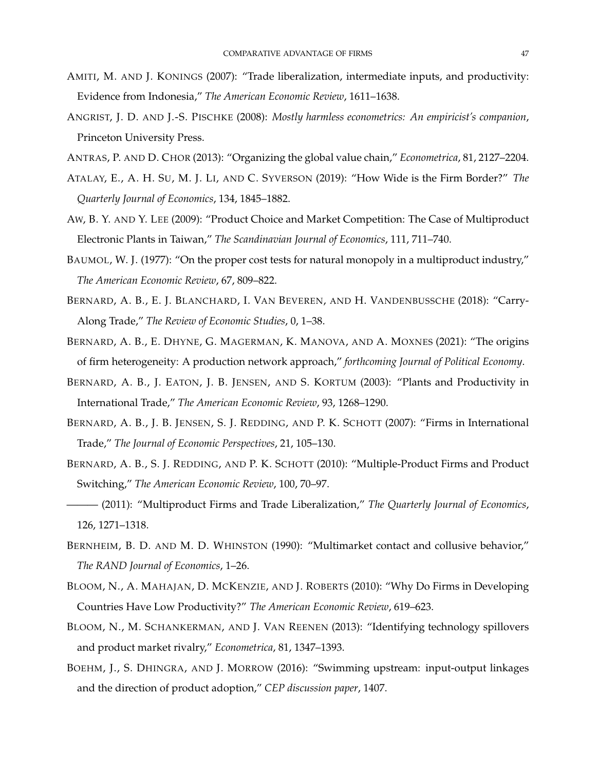AMITI, M. AND J. KONINGS (2007): "Trade liberalization, intermediate inputs, and productivity: Evidence from Indonesia," *The American Economic Review*, 1611–1638.

ANGRIST, J. D. AND J.-S. PISCHKE (2008): *Mostly harmless econometrics: An empiricist's companion*, Princeton University Press.

ANTRAS, P. AND D. CHOR (2013): "Organizing the global value chain," *Econometrica*, 81, 2127–2204.

ATALAY, E., A. H. SU, M. J. LI, AND C. SYVERSON (2019): "How Wide is the Firm Border?" *The Quarterly Journal of Economics*, 134, 1845–1882.

AW, B. Y. AND Y. LEE (2009): "Product Choice and Market Competition: The Case of Multiproduct Electronic Plants in Taiwan," *The Scandinavian Journal of Economics*, 111, 711–740.

BAUMOL, W. J. (1977): "On the proper cost tests for natural monopoly in a multiproduct industry," *The American Economic Review*, 67, 809–822.

BERNARD, A. B., E. J. BLANCHARD, I. VAN BEVEREN, AND H. VANDENBUSSCHE (2018): "Carry-Along Trade," *The Review of Economic Studies*, 0, 1–38.

BERNARD, A. B., E. DHYNE, G. MAGERMAN, K. MANOVA, AND A. MOXNES (2021): "The origins of firm heterogeneity: A production network approach," *forthcoming Journal of Political Economy*.

BERNARD, A. B., J. EATON, J. B. JENSEN, AND S. KORTUM (2003): "Plants and Productivity in International Trade," *The American Economic Review*, 93, 1268–1290.

BERNARD, A. B., J. B. JENSEN, S. J. REDDING, AND P. K. SCHOTT (2007): "Firms in International Trade," *The Journal of Economic Perspectives*, 21, 105–130.

BERNARD, A. B., S. J. REDDING, AND P. K. SCHOTT (2010): "Multiple-Product Firms and Product Switching," *The American Economic Review*, 100, 70–97.

——— (2011): "Multiproduct Firms and Trade Liberalization," *The Quarterly Journal of Economics*, 126, 1271–1318.

BERNHEIM, B. D. AND M. D. WHINSTON (1990): "Multimarket contact and collusive behavior," *The RAND Journal of Economics*, 1–26.

BLOOM, N., A. MAHAJAN, D. MCKENZIE, AND J. ROBERTS (2010): "Why Do Firms in Developing Countries Have Low Productivity?" *The American Economic Review*, 619–623.

BLOOM, N., M. SCHANKERMAN, AND J. VAN REENEN (2013): "Identifying technology spillovers and product market rivalry," *Econometrica*, 81, 1347–1393.

BOEHM, J., S. DHINGRA, AND J. MORROW (2016): "Swimming upstream: input-output linkages and the direction of product adoption," *CEP discussion paper*, 1407.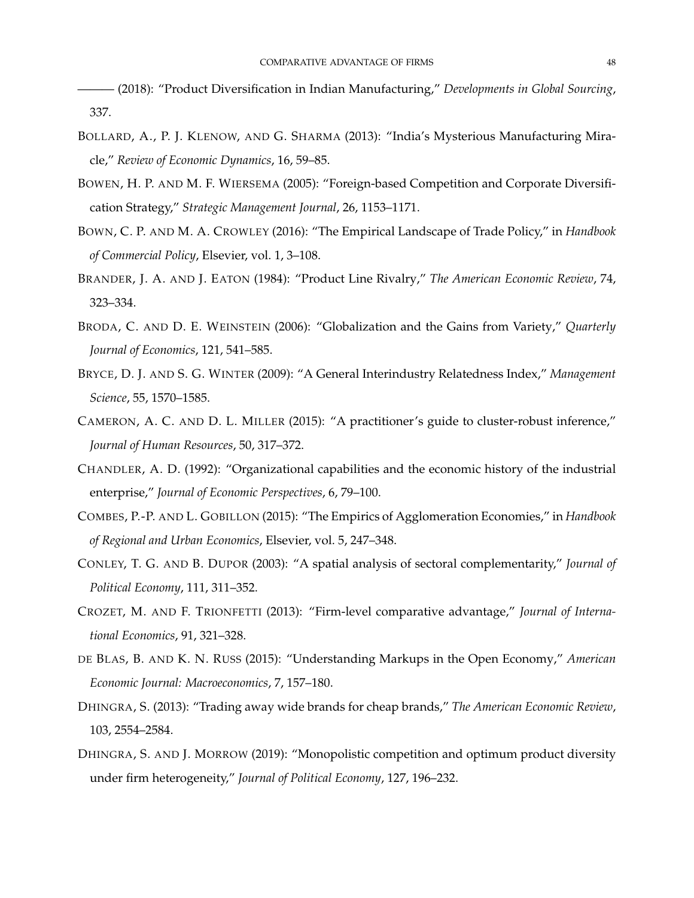——— (2018): "Product Diversification in Indian Manufacturing," *Developments in Global Sourcing*, 337.

Bollard, A., P. J. Klenow, and G. Sharma (2013): "India's Mysterious Manufacturing Miracle," *Review of Economic Dynamics*, 16, 59–85.

Bowen, H. P. and M. F. Wiersema (2005): "Foreign-based Competition and Corporate Diversification Strategy," *Strategic Management Journal*, 26, 1153–1171.

Bown, C. P. and M. A. Crowley (2016): "The Empirical Landscape of Trade Policy," in *Handbook of Commercial Policy*, Elsevier, vol. 1, 3–108.

Brander, J. A. and J. Eaton (1984): "Product Line Rivalry," *The American Economic Review*, 74, 323–334.

Broda, C. and D. E. Weinstein (2006): "Globalization and the Gains from Variety," *Quarterly Journal of Economics*, 121, 541–585.

Bryce, D. J. and S. G. Winter (2009): "A General Interindustry Relatedness Index," *Management Science*, 55, 1570–1585.

Cameron, A. C. and D. L. Miller (2015): "A practitioner's guide to cluster-robust inference," *Journal of Human Resources*, 50, 317–372.

Chandler, A. D. (1992): "Organizational capabilities and the economic history of the industrial enterprise," *Journal of Economic Perspectives*, 6, 79–100.

Combes, P.-P. and L. Gobillon (2015): "The Empirics of Agglomeration Economies," in *Handbook of Regional and Urban Economics*, Elsevier, vol. 5, 247–348.

Conley, T. G. and B. Dupor (2003): "A spatial analysis of sectoral complementarity," *Journal of Political Economy*, 111, 311–352.

Crozet, M. and F. Trionfetti (2013): "Firm-level comparative advantage," *Journal of International Economics*, 91, 321–328.

de Blas, B. and K. N. Russ (2015): "Understanding Markups in the Open Economy," *American Economic Journal: Macroeconomics*, 7, 157–180.

Dhingra, S. (2013): "Trading away wide brands for cheap brands," *The American Economic Review*, 103, 2554–2584.

Dhingra, S. and J. Morrow (2019): "Monopolistic competition and optimum product diversity under firm heterogeneity," *Journal of Political Economy*, 127, 196–232.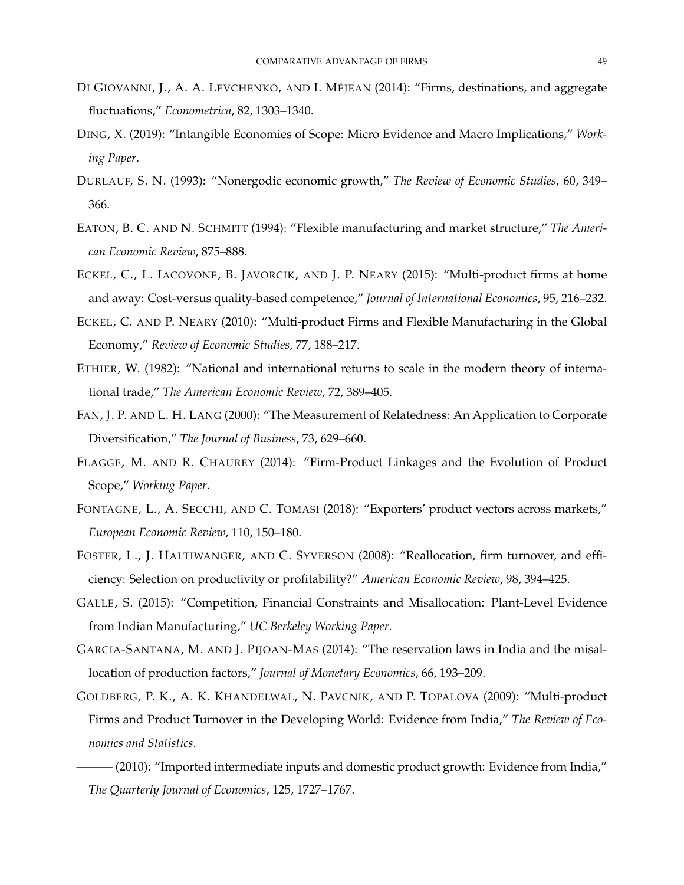DI GIOVANNI, J., A. A. LEVCHENKO, AND I. MÉJEAN (2014): "Firms, destinations, and aggregate fluctuations," *Econometrica*, 82, 1303–1340.

DING, X. (2019): "Intangible Economies of Scope: Micro Evidence and Macro Implications," *Working Paper*.

DURLAUF, S. N. (1993): "Nonergodic economic growth," *The Review of Economic Studies*, 60, 349–366.

EATON, B. C. AND N. SCHMITT (1994): "Flexible manufacturing and market structure," *The American Economic Review*, 875–888.

ECKEL, C., L. IACOVONE, B. JAVORCIK, AND J. P. NEARY (2015): "Multi-product firms at home and away: Cost-versus quality-based competence," *Journal of International Economics*, 95, 216–232.

ECKEL, C. AND P. NEARY (2010): "Multi-product Firms and Flexible Manufacturing in the Global Economy," *Review of Economic Studies*, 77, 188–217.

ETHIER, W. (1982): "National and international returns to scale in the modern theory of international trade," *The American Economic Review*, 72, 389–405.

FAN, J. P. AND L. H. LANG (2000): "The Measurement of Relatedness: An Application to Corporate Diversification," *The Journal of Business*, 73, 629–660.

FLAGGE, M. AND R. CHAUREY (2014): "Firm-Product Linkages and the Evolution of Product Scope," *Working Paper*.

FONTAGNE, L., A. SECCHI, AND C. TOMASI (2018): "Exporters' product vectors across markets," *European Economic Review*, 110, 150–180.

FOSTER, L., J. HALTIWANGER, AND C. SYVERSON (2008): "Reallocation, firm turnover, and efficiency: Selection on productivity or profitability?" *American Economic Review*, 98, 394–425.

GALLE, S. (2015): "Competition, Financial Constraints and Misallocation: Plant-Level Evidence from Indian Manufacturing," *UC Berkeley Working Paper*.

GARCIA-SANTANA, M. AND J. PIJOAN-MAS (2014): "The reservation laws in India and the misallocation of production factors," *Journal of Monetary Economics*, 66, 193–209.

GOLDBERG, P. K., A. K. KHANDELWAL, N. PAVCNIK, AND P. TOPALOVA (2009): "Multi-product Firms and Product Turnover in the Developing World: Evidence from India," *The Review of Economics and Statistics*.

——— (2010): "Imported intermediate inputs and domestic product growth: Evidence from India," *The Quarterly Journal of Economics*, 125, 1727–1767.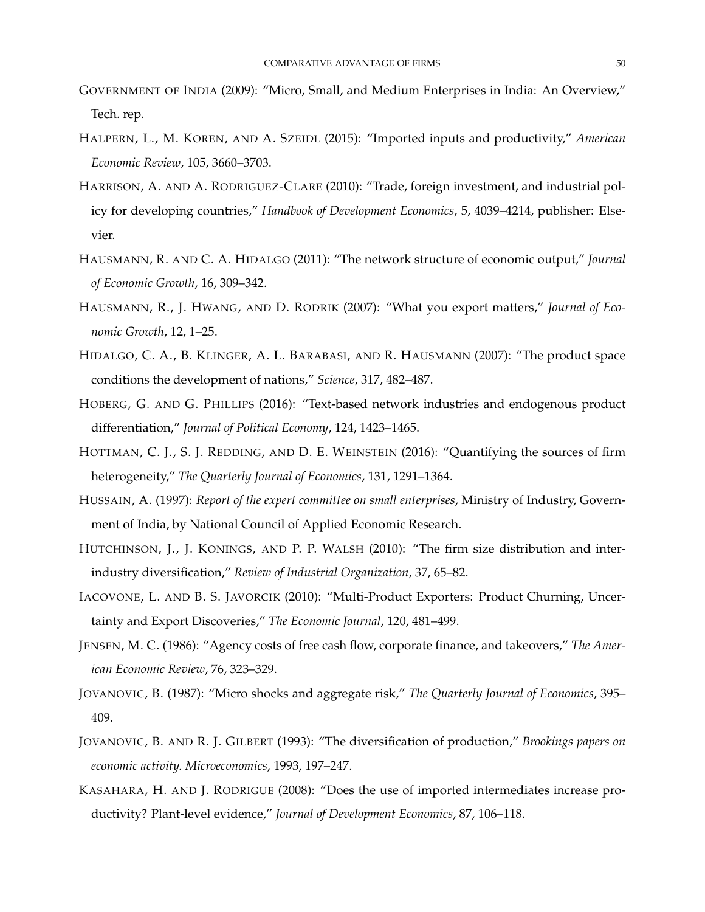GOVERNMENT OF INDIA (2009): "Micro, Small, and Medium Enterprises in India: An Overview," Tech. rep.

HALPERN, L., M. KOREN, AND A. SZEIDL (2015): "Imported inputs and productivity," *American Economic Review*, 105, 3660–3703.

HARRISON, A. AND A. RODRIGUEZ-CLARE (2010): "Trade, foreign investment, and industrial policy for developing countries," *Handbook of Development Economics*, 5, 4039–4214, publisher: Elsevier.

HAUSMANN, R. AND C. A. HIDALGO (2011): "The network structure of economic output," *Journal of Economic Growth*, 16, 309–342.

HAUSMANN, R., J. HWANG, AND D. RODRIK (2007): "What you export matters," *Journal of Economic Growth*, 12, 1–25.

HIDALGO, C. A., B. KLINGER, A. L. BARABASI, AND R. HAUSMANN (2007): "The product space conditions the development of nations," *Science*, 317, 482–487.

HOBERG, G. AND G. PHILLIPS (2016): "Text-based network industries and endogenous product differentiation," *Journal of Political Economy*, 124, 1423–1465.

HOTTMAN, C. J., S. J. REDDING, AND D. E. WEINSTEIN (2016): "Quantifying the sources of firm heterogeneity," *The Quarterly Journal of Economics*, 131, 1291–1364.

HUSSAIN, A. (1997): *Report of the expert committee on small enterprises*, Ministry of Industry, Government of India, by National Council of Applied Economic Research.

HUTCHINSON, J., J. KONINGS, AND P. P. WALSH (2010): "The firm size distribution and inter-industry diversification," *Review of Industrial Organization*, 37, 65–82.

IACOVONE, L. AND B. S. JAVORCIK (2010): "Multi-Product Exporters: Product Churning, Uncertainty and Export Discoveries," *The Economic Journal*, 120, 481–499.

JENSEN, M. C. (1986): "Agency costs of free cash flow, corporate finance, and takeovers," *The American Economic Review*, 76, 323–329.

JOVANOVIC, B. (1987): "Micro shocks and aggregate risk," *The Quarterly Journal of Economics*, 395–409.

JOVANOVIC, B. AND R. J. GILBERT (1993): "The diversification of production," *Brookings papers on economic activity. Microeconomics*, 1993, 197–247.

KASAHARA, H. AND J. RODRIGUE (2008): "Does the use of imported intermediates increase productivity? Plant-level evidence," *Journal of Development Economics*, 87, 106–118.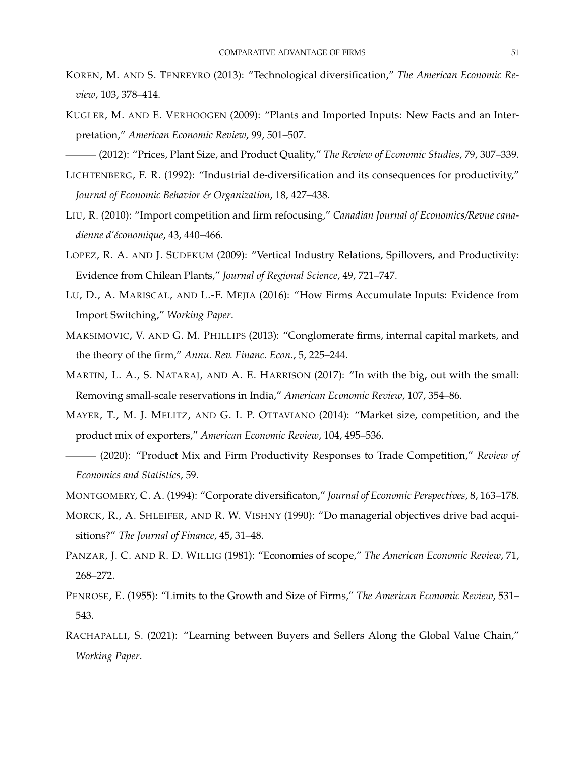KOREN, M. AND S. TENREYRO (2013): "Technological diversification," *The American Economic Review*, 103, 378–414.

KUGLER, M. AND E. VERHOOGEN (2009): "Plants and Imported Inputs: New Facts and an Interpretation," *American Economic Review*, 99, 501–507.

——— (2012): "Prices, Plant Size, and Product Quality," *The Review of Economic Studies*, 79, 307–339.

LICHTENBERG, F. R. (1992): "Industrial de-diversification and its consequences for productivity," *Journal of Economic Behavior & Organization*, 18, 427–438.

LIU, R. (2010): "Import competition and firm refocusing," *Canadian Journal of Economics/Revue canadienne d'économique*, 43, 440–466.

LOPEZ, R. A. AND J. SUDEKUM (2009): "Vertical Industry Relations, Spillovers, and Productivity: Evidence from Chilean Plants," *Journal of Regional Science*, 49, 721–747.

LU, D., A. MARISCAL, AND L.-F. MEJIA (2016): "How Firms Accumulate Inputs: Evidence from Import Switching," *Working Paper*.

MAKSIMOVIC, V. AND G. M. PHILLIPS (2013): "Conglomerate firms, internal capital markets, and the theory of the firm," *Annu. Rev. Financ. Econ.*, 5, 225–244.

MARTIN, L. A., S. NATARAJ, AND A. E. HARRISON (2017): "In with the big, out with the small: Removing small-scale reservations in India," *American Economic Review*, 107, 354–86.

MAYER, T., M. J. MELITZ, AND G. I. P. OTTAVIANO (2014): "Market size, competition, and the product mix of exporters," *American Economic Review*, 104, 495–536.

——— (2020): "Product Mix and Firm Productivity Responses to Trade Competition," *Review of Economics and Statistics*, 59.

MONTGOMERY, C. A. (1994): "Corporate diversificaton," *Journal of Economic Perspectives*, 8, 163–178.

MORCK, R., A. SHLEIFER, AND R. W. VISHNY (1990): "Do managerial objectives drive bad acquisitions?" *The Journal of Finance*, 45, 31–48.

PANZAR, J. C. AND R. D. WILLIG (1981): "Economies of scope," *The American Economic Review*, 71, 268–272.

PENROSE, E. (1955): "Limits to the Growth and Size of Firms," *The American Economic Review*, 531–543.

RACHAPALLI, S. (2021): "Learning between Buyers and Sellers Along the Global Value Chain," *Working Paper*.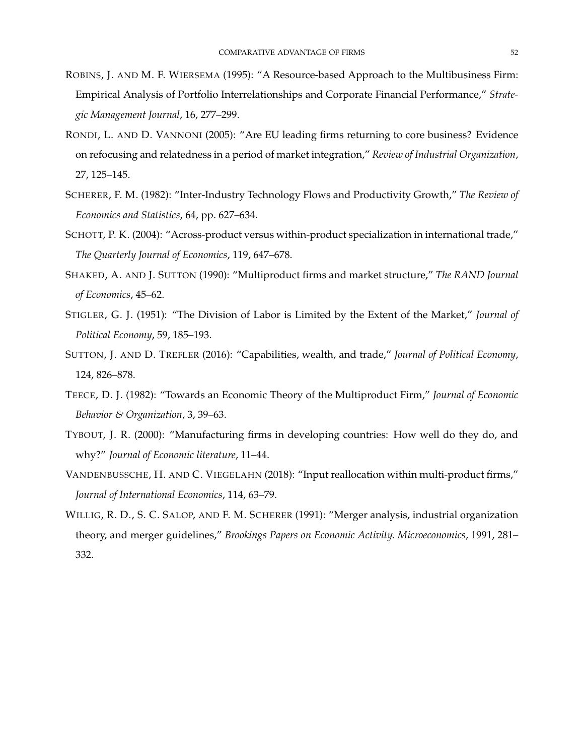ROBINS, J. AND M. F. WIERSEMA (1995): "A Resource-based Approach to the Multibusiness Firm: Empirical Analysis of Portfolio Interrelationships and Corporate Financial Performance," *Strategic Management Journal*, 16, 277–299.

RONDI, L. AND D. VANNONI (2005): "Are EU leading firms returning to core business? Evidence on refocusing and relatedness in a period of market integration," *Review of Industrial Organization*, 27, 125–145.

SCHERER, F. M. (1982): "Inter-Industry Technology Flows and Productivity Growth," *The Review of Economics and Statistics*, 64, pp. 627–634.

SCHOTT, P. K. (2004): "Across-product versus within-product specialization in international trade," *The Quarterly Journal of Economics*, 119, 647–678.

SHAKED, A. AND J. SUTTON (1990): "Multiproduct firms and market structure," *The RAND Journal of Economics*, 45–62.

STIGLER, G. J. (1951): "The Division of Labor is Limited by the Extent of the Market," *Journal of Political Economy*, 59, 185–193.

SUTTON, J. AND D. TREFLER (2016): "Capabilities, wealth, and trade," *Journal of Political Economy*, 124, 826–878.

TEECE, D. J. (1982): "Towards an Economic Theory of the Multiproduct Firm," *Journal of Economic Behavior & Organization*, 3, 39–63.

TYBOUT, J. R. (2000): "Manufacturing firms in developing countries: How well do they do, and why?" *Journal of Economic literature*, 11–44.

VANDENBUSSCHE, H. AND C. VIEGELAHN (2018): "Input reallocation within multi-product firms," *Journal of International Economics*, 114, 63–79.

WILLIG, R. D., S. C. SALOP, AND F. M. SCHERER (1991): "Merger analysis, industrial organization theory, and merger guidelines," *Brookings Papers on Economic Activity. Microeconomics*, 1991, 281–332.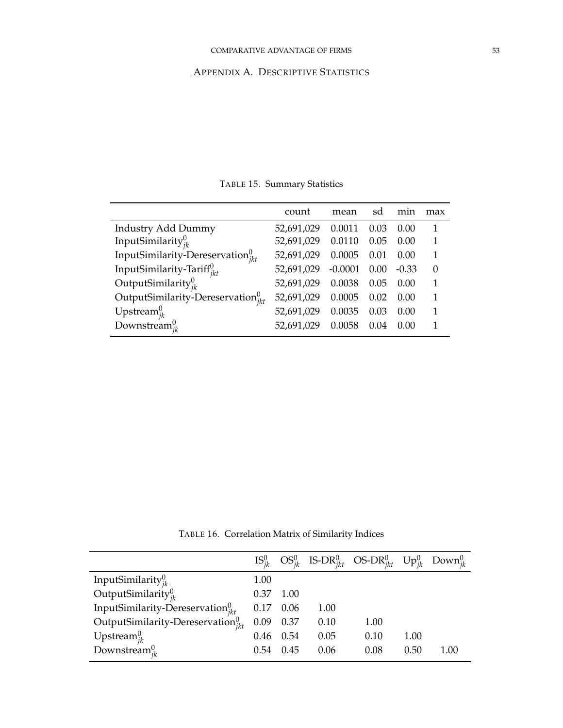## Appendix A. Descriptive Statistics

Table 15. Summary Statistics

| | count | mean | sd | min | max |
|---|---|---|---|---|---|
| Industry Add Dummy | 52,691,029 | 0.0011 | 0.03 | 0.00 | 1 |
| InputSimilarity$^0_{jk}$ | 52,691,029 | 0.0110 | 0.05 | 0.00 | 1 |
| InputSimilarity-Dereservation$^0_{jkt}$ | 52,691,029 | 0.0005 | 0.01 | 0.00 | 1 |
| InputSimilarity-Tariff$^0_{jkt}$ | 52,691,029 | -0.0001 | 0.00 | -0.33 | 0 |
| OutputSimilarity$^0_{jk}$ | 52,691,029 | 0.0038 | 0.05 | 0.00 | 1 |
| OutputSimilarity-Dereservation$^0_{jkt}$ | 52,691,029 | 0.0005 | 0.02 | 0.00 | 1 |
| Upstream$^0_{jk}$ | 52,691,029 | 0.0035 | 0.03 | 0.00 | 1 |
| Downstream$^0_{jk}$ | 52,691,029 | 0.0058 | 0.04 | 0.00 | 1 |

Table 16. Correlation Matrix of Similarity Indices

| | IS$^0_{jk}$ | OS$^0_{jk}$ | IS-DR$^0_{jkt}$ | OS-DR$^0_{jkt}$ | Up$^0_{jk}$ | Down$^0_{jk}$ |
|---|---|---|---|---|---|---|
| InputSimilarity$^0_{jk}$ | 1.00 | | | | | |
| OutputSimilarity$^0_{jk}$ | 0.37 | 1.00 | | | | |
| InputSimilarity-Dereservation$^0_{jkt}$ | 0.17 | 0.06 | 1.00 | | | |
| OutputSimilarity-Dereservation$^0_{jkt}$ | 0.09 | 0.37 | 0.10 | 1.00 | | |
| Upstream$^0_{jk}$ | 0.46 | 0.54 | 0.05 | 0.10 | 1.00 | |
| Downstream$^0_{jk}$ | 0.54 | 0.45 | 0.06 | 0.08 | 0.50 | 1.00 |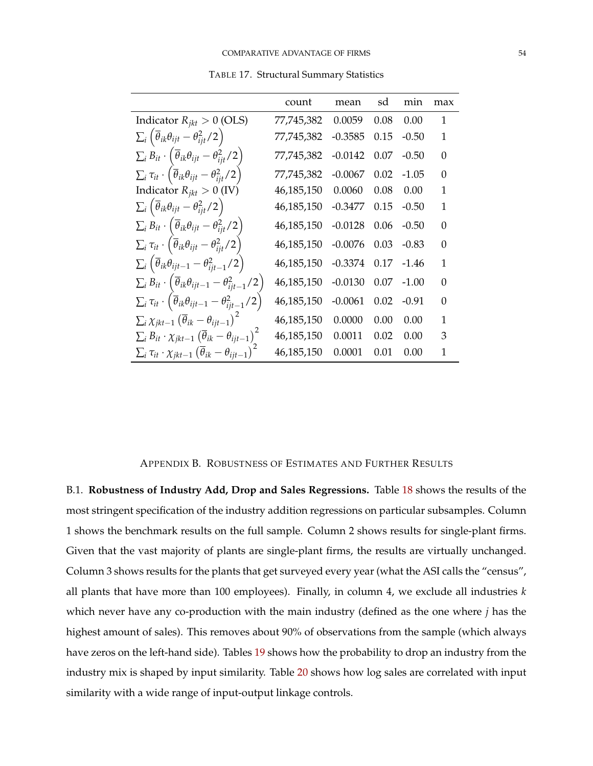TABLE 17. Structural Summary Statistics

| | count | mean | sd | min | max |
|---|---|---|---|---|---|
| Indicator $R_{jkt} > 0$ (OLS) | 77,745,382 | 0.0059 | 0.08 | 0.00 | 1 |
| $\sum_i \left(\overline{\theta}_{ik}\theta_{ijt} - \theta_{ijt}^2/2\right)$ | 77,745,382 | -0.3585 | 0.15 | -0.50 | 1 |
| $\sum_i B_{it} \cdot \left(\overline{\theta}_{ik}\theta_{ijt} - \theta_{ijt}^2/2\right)$ | 77,745,382 | -0.0142 | 0.07 | -0.50 | 0 |
| $\sum_i \tau_{it} \cdot \left(\overline{\theta}_{ik}\theta_{ijt} - \theta_{ijt}^2/2\right)$ | 77,745,382 | -0.0067 | 0.02 | -1.05 | 0 |
| Indicator $R_{jkt} > 0$ (IV) | 46,185,150 | 0.0060 | 0.08 | 0.00 | 1 |
| $\sum_i \left(\overline{\theta}_{ik}\theta_{ijt} - \theta_{ijt}^2/2\right)$ | 46,185,150 | -0.3477 | 0.15 | -0.50 | 1 |
| $\sum_i B_{it} \cdot \left(\overline{\theta}_{ik}\theta_{ijt} - \theta_{ijt}^2/2\right)$ | 46,185,150 | -0.0128 | 0.06 | -0.50 | 0 |
| $\sum_i \tau_{it} \cdot \left(\overline{\theta}_{ik}\theta_{ijt} - \theta_{ijt}^2/2\right)$ | 46,185,150 | -0.0076 | 0.03 | -0.83 | 0 |
| $\sum_i \left(\overline{\theta}_{ik}\theta_{ijt-1} - \theta_{ijt-1}^2/2\right)$ | 46,185,150 | -0.3374 | 0.17 | -1.46 | 1 |
| $\sum_i B_{it} \cdot \left(\overline{\theta}_{ik}\theta_{ijt-1} - \theta_{ijt-1}^2/2\right)$ | 46,185,150 | -0.0130 | 0.07 | -1.00 | 0 |
| $\sum_i \tau_{it} \cdot \left(\overline{\theta}_{ik}\theta_{ijt-1} - \theta_{ijt-1}^2/2\right)$ | 46,185,150 | -0.0061 | 0.02 | -0.91 | 0 |
| $\sum_i \chi_{jkt-1} \left(\overline{\theta}_{ik} - \theta_{ijt-1}\right)^2$ | 46,185,150 | 0.0000 | 0.00 | 0.00 | 1 |
| $\sum_i B_{it} \cdot \chi_{jkt-1} \left(\overline{\theta}_{ik} - \theta_{ijt-1}\right)^2$ | 46,185,150 | 0.0011 | 0.02 | 0.00 | 3 |
| $\sum_i \tau_{it} \cdot \chi_{jkt-1} \left(\overline{\theta}_{ik} - \theta_{ijt-1}\right)^2$ | 46,185,150 | 0.0001 | 0.01 | 0.00 | 1 |

# APPENDIX B. ROBUSTNESS OF ESTIMATES AND FURTHER RESULTS

B.1. **Robustness of Industry Add, Drop and Sales Regressions.** Table 18 shows the results of the most stringent specification of the industry addition regressions on particular subsamples. Column 1 shows the benchmark results on the full sample. Column 2 shows results for single-plant firms. Given that the vast majority of plants are single-plant firms, the results are virtually unchanged. Column 3 shows results for the plants that get surveyed every year (what the ASI calls the "census", all plants that have more than 100 employees). Finally, in column 4, we exclude all industries $k$ which never have any co-production with the main industry (defined as the one where $j$ has the highest amount of sales). This removes about 90% of observations from the sample (which always have zeros on the left-hand side). Tables 19 shows how the probability to drop an industry from the industry mix is shaped by input similarity. Table 20 shows how log sales are correlated with input similarity with a wide range of input-output linkage controls.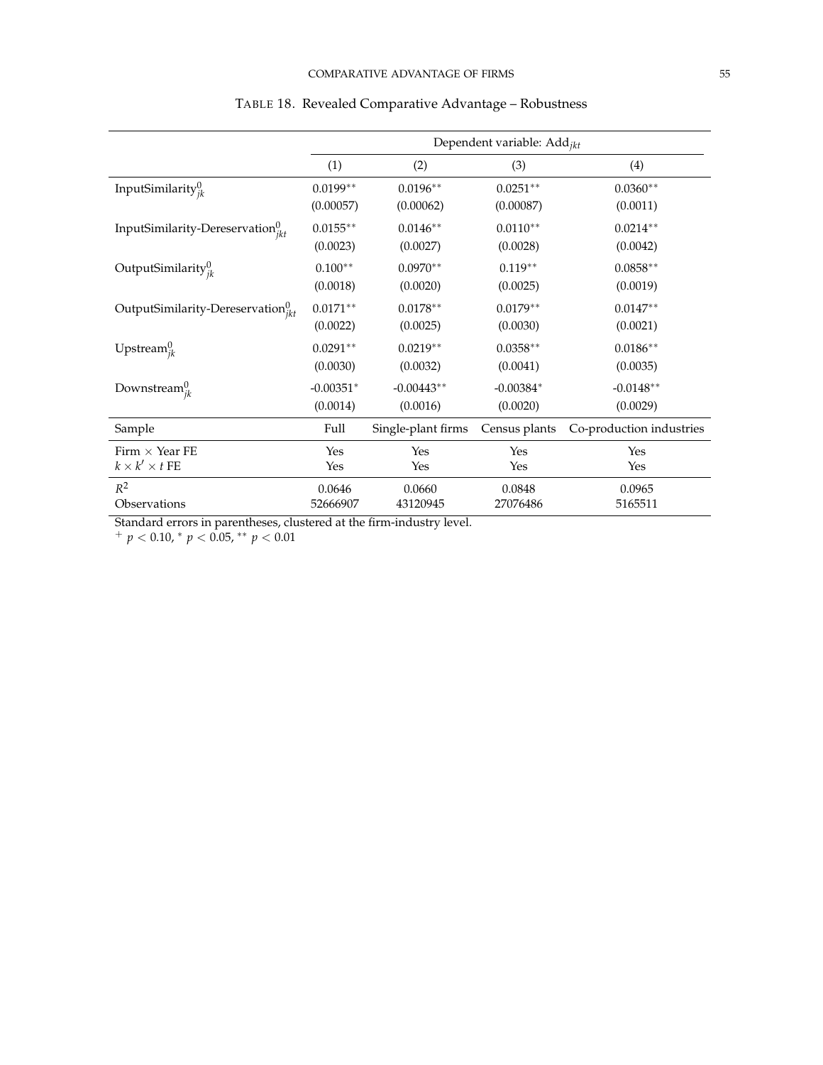TABLE 18. Revealed Comparative Advantage – Robustness

| | Dependent variable: $\text{Add}_{jkt}$ | | | |
|---|---|---|---|---|
| | (1) | (2) | (3) | (4) |
| $\text{InputSimilarity}^0_{jk}$ | $0.0199^{**}$ | $0.0196^{**}$ | $0.0251^{**}$ | $0.0360^{**}$ |
| | (0.00057) | (0.00062) | (0.00087) | (0.0011) |
| $\text{InputSimilarity-Dereservation}^0_{jkt}$ | $0.0155^{**}$ | $0.0146^{**}$ | $0.0110^{**}$ | $0.0214^{**}$ |
| | (0.0023) | (0.0027) | (0.0028) | (0.0042) |
| $\text{OutputSimilarity}^0_{jk}$ | $0.100^{**}$ | $0.0970^{**}$ | $0.119^{**}$ | $0.0858^{**}$ |
| | (0.0018) | (0.0020) | (0.0025) | (0.0019) |
| $\text{OutputSimilarity-Dereservation}^0_{jkt}$ | $0.0171^{**}$ | $0.0178^{**}$ | $0.0179^{**}$ | $0.0147^{**}$ |
| | (0.0022) | (0.0025) | (0.0030) | (0.0021) |
| $\text{Upstream}^0_{jk}$ | $0.0291^{**}$ | $0.0219^{**}$ | $0.0358^{**}$ | $0.0186^{**}$ |
| | (0.0030) | (0.0032) | (0.0041) | (0.0035) |
| $\text{Downstream}^0_{jk}$ | $-0.00351^{*}$ | $-0.00443^{**}$ | $-0.00384^{*}$ | $-0.0148^{**}$ |
| | (0.0014) | (0.0016) | (0.0020) | (0.0029) |
| Sample | Full | Single-plant firms | Census plants | Co-production industries |
| Firm × Year FE | Yes | Yes | Yes | Yes |
| $k \times k' \times t$ FE | Yes | Yes | Yes | Yes |
| $R^2$ | 0.0646 | 0.0660 | 0.0848 | 0.0965 |
| Observations | 52666907 | 43120945 | 27076486 | 5165511 |

Standard errors in parentheses, clustered at the firm-industry level.
$^{+}$ $p < 0.10$, $^{*}$ $p < 0.05$, $^{**}$ $p < 0.01$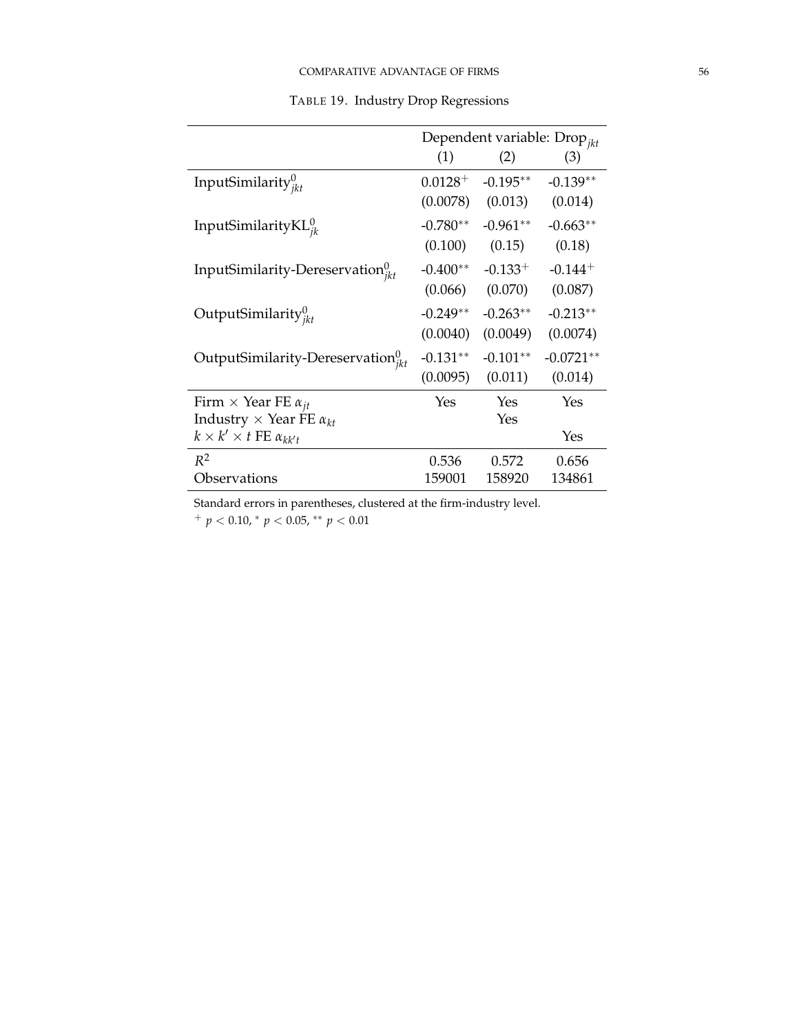TABLE 19. Industry Drop Regressions

| | Dependent variable: $\text{Drop}_{jkt}$ | | |
|---|---|---|---|
| | (1) | (2) | (3) |
| $\text{InputSimilarity}^0_{jkt}$ | $0.0128^{+}$ | $-0.195^{**}$ | $-0.139^{**}$ |
| | (0.0078) | (0.013) | (0.014) |
| $\text{InputSimilarityKL}^0_{jk}$ | $-0.780^{**}$ | $-0.961^{**}$ | $-0.663^{**}$ |
| | (0.100) | (0.15) | (0.18) |
| $\text{InputSimilarity-Dereservation}^0_{jkt}$ | $-0.400^{**}$ | $-0.133^{+}$ | $-0.144^{+}$ |
| | (0.066) | (0.070) | (0.087) |
| $\text{OutputSimilarity}^0_{jkt}$ | $-0.249^{**}$ | $-0.263^{**}$ | $-0.213^{**}$ |
| | (0.0040) | (0.0049) | (0.0074) |
| $\text{OutputSimilarity-Dereservation}^0_{jkt}$ | $-0.131^{**}$ | $-0.101^{**}$ | $-0.0721^{**}$ |
| | (0.0095) | (0.011) | (0.014) |
| Firm $\times$ Year FE $\alpha_{jt}$ | Yes | Yes | Yes |
| Industry $\times$ Year FE $\alpha_{kt}$ | | Yes | |
| $k \times k' \times t$ FE $\alpha_{kk't}$ | | | Yes |
| $R^2$ | 0.536 | 0.572 | 0.656 |
| Observations | 159001 | 158920 | 134861 |

Standard errors in parentheses, clustered at the firm-industry level.

$^{+}$ $p < 0.10$, $^{*}$ $p < 0.05$, $^{**}$ $p < 0.01$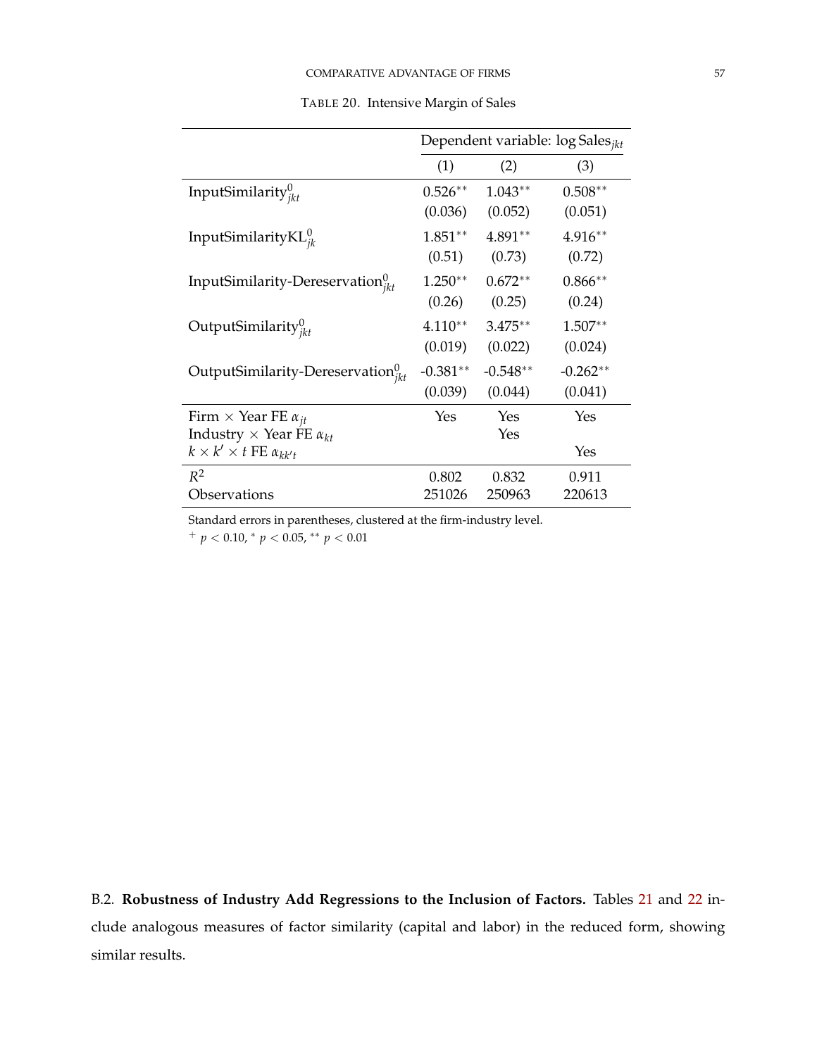TABLE 20. Intensive Margin of Sales

| | Dependent variable: log $\text{Sales}_{jkt}$ | | |
|---|---|---|---|
| | (1) | (2) | (3) |
| $\text{InputSimilarity}^0_{jkt}$ | 0.526** | 1.043** | 0.508** |
| | (0.036) | (0.052) | (0.051) |
| $\text{InputSimilarityKL}^0_{jk}$ | 1.851** | 4.891** | 4.916** |
| | (0.51) | (0.73) | (0.72) |
| $\text{InputSimilarity-Dereservation}^0_{jkt}$ | 1.250** | 0.672** | 0.866** |
| | (0.26) | (0.25) | (0.24) |
| $\text{OutputSimilarity}^0_{jkt}$ | 4.110** | 3.475** | 1.507** |
| | (0.019) | (0.022) | (0.024) |
| $\text{OutputSimilarity-Dereservation}^0_{jkt}$ | -0.381** | -0.548** | -0.262** |
| | (0.039) | (0.044) | (0.041) |
| Firm × Year FE $\alpha_{jt}$ | Yes | Yes | Yes |
| Industry × Year FE $\alpha_{kt}$ | | Yes | |
| $k \times k' \times t$ FE $\alpha_{kk't}$ | | | Yes |
| $R^2$ | 0.802 | 0.832 | 0.911 |
| Observations | 251026 | 250963 | 220613 |

Standard errors in parentheses, clustered at the firm-industry level.

$^{+}$ $p < 0.10$, $^{*}$ $p < 0.05$, $^{**}$ $p < 0.01$

B.2. **Robustness of Industry Add Regressions to the Inclusion of Factors.** Tables 21 and 22 include analogous measures of factor similarity (capital and labor) in the reduced form, showing similar results.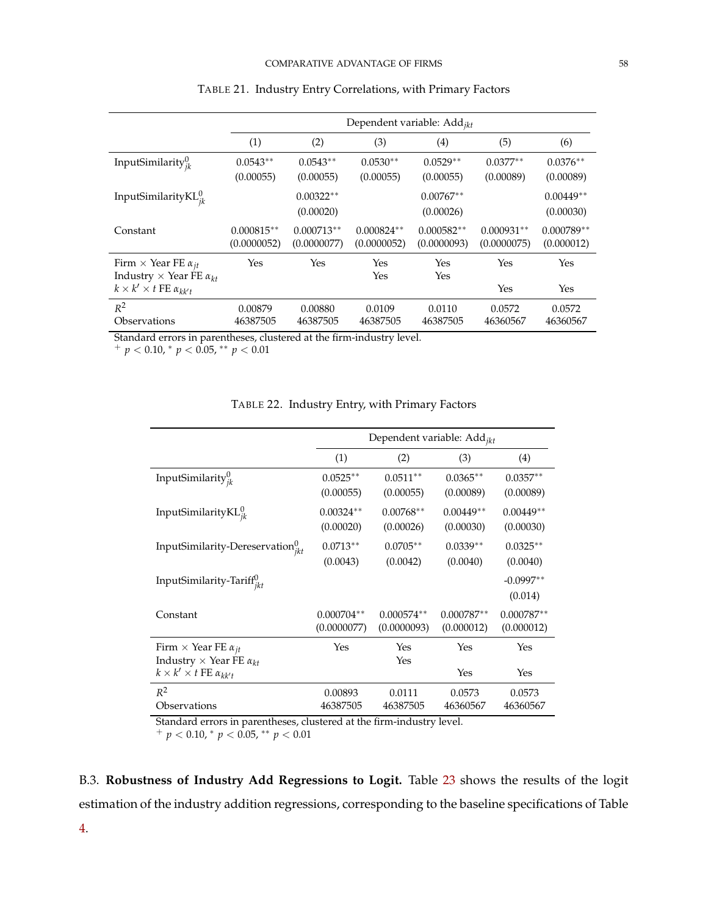TABLE 21. Industry Entry Correlations, with Primary Factors

| | Dependent variable: $\text{Add}_{jkt}$ | | | | | |
|---|---|---|---|---|---|---|
| | (1) | (2) | (3) | (4) | (5) | (6) |
| $\text{InputSimilarity}^0_{jk}$ | 0.0543** | 0.0543** | 0.0530** | 0.0529** | 0.0377** | 0.0376** |
| | (0.00055) | (0.00055) | (0.00055) | (0.00055) | (0.00089) | (0.00089) |
| $\text{InputSimilarityKL}^0_{jk}$ | | 0.00322** | | 0.00767** | | 0.00449** |
| | | (0.00020) | | (0.00026) | | (0.00030) |
| Constant | 0.000815** | 0.000713** | 0.000824** | 0.000582** | 0.000931** | 0.000789** |
| | (0.0000052) | (0.0000077) | (0.0000052) | (0.0000093) | (0.0000075) | (0.000012) |
| Firm × Year FE $\alpha_{jt}$ | Yes | Yes | Yes | Yes | Yes | Yes |
| Industry × Year FE $\alpha_{kt}$ | | | Yes | Yes | | |
| $k \times k' \times t$ FE $\alpha_{kk't}$ | | | | | Yes | Yes |
| $R^2$ | 0.00879 | 0.00880 | 0.0109 | 0.0110 | 0.0572 | 0.0572 |
| Observations | 46387505 | 46387505 | 46387505 | 46387505 | 46360567 | 46360567 |

Standard errors in parentheses, clustered at the firm-industry level.
$^{+}$ $p < 0.10$, $^{*}$ $p < 0.05$, $^{**}$ $p < 0.01$

TABLE 22. Industry Entry, with Primary Factors

| | Dependent variable: $\text{Add}_{jkt}$ | | | |
|---|---|---|---|---|
| | (1) | (2) | (3) | (4) |
| $\text{InputSimilarity}^0_{jk}$ | 0.0525** | 0.0511** | 0.0365** | 0.0357** |
| | (0.00055) | (0.00055) | (0.00089) | (0.00089) |
| $\text{InputSimilarityKL}^0_{jk}$ | 0.00324** | 0.00768** | 0.00449** | 0.00449** |
| | (0.00020) | (0.00026) | (0.00030) | (0.00030) |
| $\text{InputSimilarity-Dereservation}^0_{jkt}$ | 0.0713** | 0.0705** | 0.0339** | 0.0325** |
| | (0.0043) | (0.0042) | (0.0040) | (0.0040) |
| $\text{InputSimilarity-Tariff}^0_{jkt}$ | | | | -0.0997** |
| | | | | (0.014) |
| Constant | 0.000704** | 0.000574** | 0.000787** | 0.000787** |
| | (0.0000077) | (0.0000093) | (0.000012) | (0.000012) |
| Firm × Year FE $\alpha_{jt}$ | Yes | Yes | Yes | Yes |
| Industry × Year FE $\alpha_{kt}$ | | Yes | | |
| $k \times k' \times t$ FE $\alpha_{kk't}$ | | | Yes | Yes |
| $R^2$ | 0.00893 | 0.0111 | 0.0573 | 0.0573 |
| Observations | 46387505 | 46387505 | 46360567 | 46360567 |

Standard errors in parentheses, clustered at the firm-industry level.
$^{+}$ $p < 0.10$, $^{*}$ $p < 0.05$, $^{**}$ $p < 0.01$

B.3. **Robustness of Industry Add Regressions to Logit.** Table 23 shows the results of the logit estimation of the industry addition regressions, corresponding to the baseline specifications of Table 4.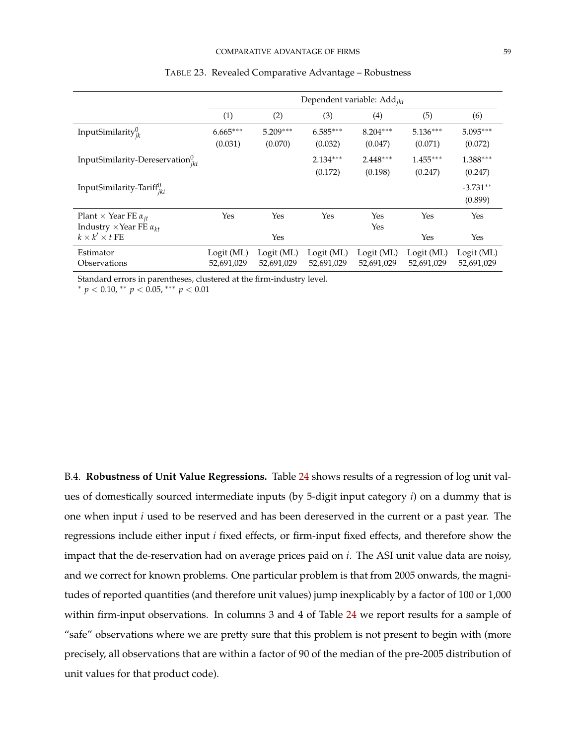TABLE 23. Revealed Comparative Advantage – Robustness

| | Dependent variable: $\text{Add}_{jkt}$ | | | | | |
|---|---|---|---|---|---|---|
| | (1) | (2) | (3) | (4) | (5) | (6) |
| $\text{InputSimilarity}^0_{jk}$ | 6.665*** | 5.209*** | 6.585*** | 8.204*** | 5.136*** | 5.095*** |
| | (0.031) | (0.070) | (0.032) | (0.047) | (0.071) | (0.072) |
| $\text{InputSimilarity-Dereservation}^0_{jkt}$ | | | 2.134*** | 2.448*** | 1.455*** | 1.388*** |
| | | | (0.172) | (0.198) | (0.247) | (0.247) |
| $\text{InputSimilarity-Tariff}^0_{jkt}$ | | | | | | -3.731** |
| | | | | | | (0.899) |
| Plant × Year FE $\alpha_{jt}$ | Yes | Yes | Yes | Yes | Yes | Yes |
| Industry × Year FE $\alpha_{kt}$ | | | | Yes | | |
| $k \times k' \times t$ FE | | Yes | | | Yes | Yes |
| Estimator | Logit (ML) | Logit (ML) | Logit (ML) | Logit (ML) | Logit (ML) | Logit (ML) |
| Observations | 52,691,029 | 52,691,029 | 52,691,029 | 52,691,029 | 52,691,029 | 52,691,029 |

Standard errors in parentheses, clustered at the firm-industry level.
$^{*}$ $p < 0.10$, $^{**}$ $p < 0.05$, $^{***}$ $p < 0.01$

B.4. **Robustness of Unit Value Regressions.** Table 24 shows results of a regression of log unit values of domestically sourced intermediate inputs (by 5-digit input category $i$) on a dummy that is one when input $i$ used to be reserved and has been dereserved in the current or a past year. The regressions include either input $i$ fixed effects, or firm-input fixed effects, and therefore show the impact that the de-reservation had on average prices paid on $i$. The ASI unit value data are noisy, and we correct for known problems. One particular problem is that from 2005 onwards, the magnitudes of reported quantities (and therefore unit values) jump inexplicably by a factor of 100 or 1,000 within firm-input observations. In columns 3 and 4 of Table 24 we report results for a sample of "safe" observations where we are pretty sure that this problem is not present to begin with (more precisely, all observations that are within a factor of 90 of the median of the pre-2005 distribution of unit values for that product code).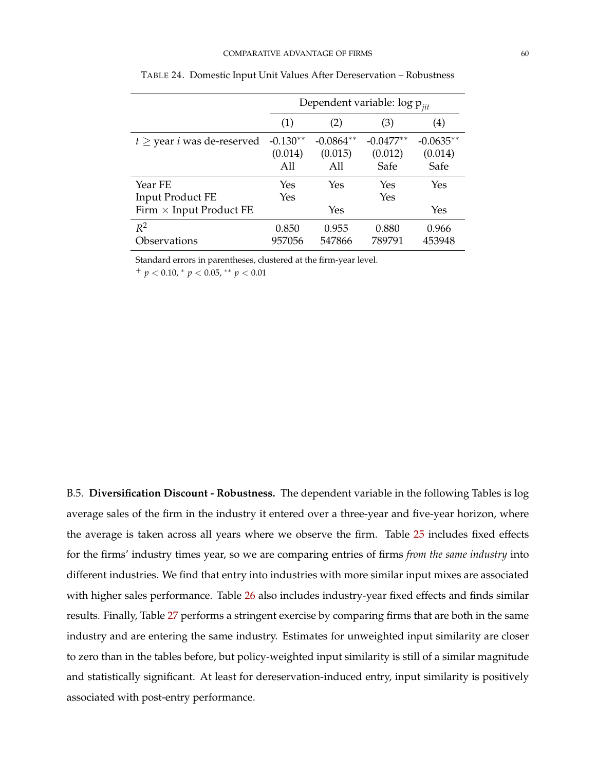TABLE 24. Domestic Input Unit Values After Dereservation – Robustness

| | Dependent variable: log $p_{jit}$ | | | |
|---|---|---|---|---|
| | (1) | (2) | (3) | (4) |
| $t \geq$ year $i$ was de-reserved | -0.130** | -0.0864** | -0.0477** | -0.0635** |
| | (0.014) | (0.015) | (0.012) | (0.014) |
| | All | All | Safe | Safe |
| Year FE | Yes | Yes | Yes | Yes |
| Input Product FE | Yes | | Yes | |
| Firm × Input Product FE | | Yes | | Yes |
| $R^2$ | 0.850 | 0.955 | 0.880 | 0.966 |
| Observations | 957056 | 547866 | 789791 | 453948 |

Standard errors in parentheses, clustered at the firm-year level.
$^{+}$ $p < 0.10$, $^{*}$ $p < 0.05$, $^{**}$ $p < 0.01$

B.5. **Diversification Discount - Robustness.** The dependent variable in the following Tables is log average sales of the firm in the industry it entered over a three-year and five-year horizon, where the average is taken across all years where we observe the firm. Table 25 includes fixed effects for the firms' industry times year, so we are comparing entries of firms *from the same industry* into different industries. We find that entry into industries with more similar input mixes are associated with higher sales performance. Table 26 also includes industry-year fixed effects and finds similar results. Finally, Table 27 performs a stringent exercise by comparing firms that are both in the same industry and are entering the same industry. Estimates for unweighted input similarity are closer to zero than in the tables before, but policy-weighted input similarity is still of a similar magnitude and statistically significant. At least for dereservation-induced entry, input similarity is positively associated with post-entry performance.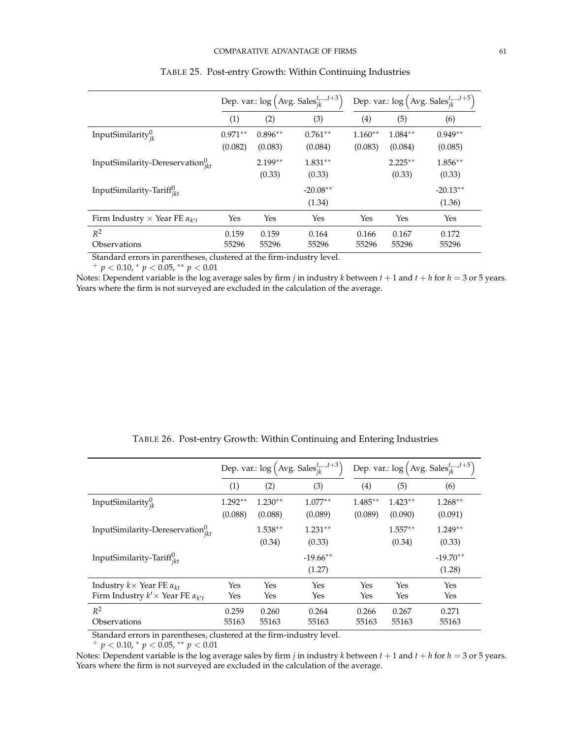TABLE 25. Post-entry Growth: Within Continuing Industries

| | Dep. var.: $\log\left(\text{Avg. Sales}_{jk}^{t,\dots,t+3}\right)$ | | | Dep. var.: $\log\left(\text{Avg. Sales}_{jk}^{t,\dots,t+5}\right)$ | | |
|---|---|---|---|---|---|---|
| | (1) | (2) | (3) | (4) | (5) | (6) |
| $\text{InputSimilarity}_{jk}^{0}$ | 0.971** | 0.896** | 0.761** | 1.160** | 1.084** | 0.949** |
| | (0.082) | (0.083) | (0.084) | (0.083) | (0.084) | (0.085) |
| $\text{InputSimilarity-Dereservation}_{jkt}^{0}$ | | 2.199** | 1.831** | | 2.225** | 1.856** |
| | | (0.33) | (0.33) | | (0.33) | (0.33) |
| $\text{InputSimilarity-Tariff}_{jkt}^{0}$ | | | -20.08** | | | -20.13** |
| | | | (1.34) | | | (1.36) |
| Firm Industry $\times$ Year FE $\alpha_{k't}$ | Yes | Yes | Yes | Yes | Yes | Yes |
| $R^2$ | 0.159 | 0.159 | 0.164 | 0.166 | 0.167 | 0.172 |
| Observations | 55296 | 55296 | 55296 | 55296 | 55296 | 55296 |

Standard errors in parentheses, clustered at the firm-industry level.

$^{+}$ $p < 0.10$, $^{*}$ $p < 0.05$, $^{**}$ $p < 0.01$

Notes: Dependent variable is the log average sales by firm $j$ in industry $k$ between $t+1$ and $t+h$ for $h = 3$ or 5 years. Years where the firm is not surveyed are excluded in the calculation of the average.

TABLE 26. Post-entry Growth: Within Continuing and Entering Industries

| | Dep. var.: $\log\left(\text{Avg. Sales}_{jk}^{t,\dots,t+3}\right)$ | | | Dep. var.: $\log\left(\text{Avg. Sales}_{jk}^{t,\dots,t+5}\right)$ | | |
|---|---|---|---|---|---|---|
| | (1) | (2) | (3) | (4) | (5) | (6) |
| $\text{InputSimilarity}_{jk}^{0}$ | 1.292** | 1.230** | 1.077** | 1.485** | 1.423** | 1.268** |
| | (0.088) | (0.088) | (0.089) | (0.089) | (0.090) | (0.091) |
| $\text{InputSimilarity-Dereservation}_{jkt}^{0}$ | | 1.538** | 1.231** | | 1.557** | 1.249** |
| | | (0.34) | (0.33) | | (0.34) | (0.33) |
| $\text{InputSimilarity-Tariff}_{jkt}^{0}$ | | | -19.66** | | | -19.70** |
| | | | (1.27) | | | (1.28) |
| Industry $k\times$ Year FE $\alpha_{kt}$ | Yes | Yes | Yes | Yes | Yes | Yes |
| Firm Industry $k'\times$ Year FE $\alpha_{k't}$ | Yes | Yes | Yes | Yes | Yes | Yes |
| $R^2$ | 0.259 | 0.260 | 0.264 | 0.266 | 0.267 | 0.271 |
| Observations | 55163 | 55163 | 55163 | 55163 | 55163 | 55163 |

Standard errors in parentheses, clustered at the firm-industry level.

$^{+}$ $p < 0.10$, $^{*}$ $p < 0.05$, $^{**}$ $p < 0.01$

Notes: Dependent variable is the log average sales by firm $j$ in industry $k$ between $t+1$ and $t+h$ for $h = 3$ or 5 years. Years where the firm is not surveyed are excluded in the calculation of the average.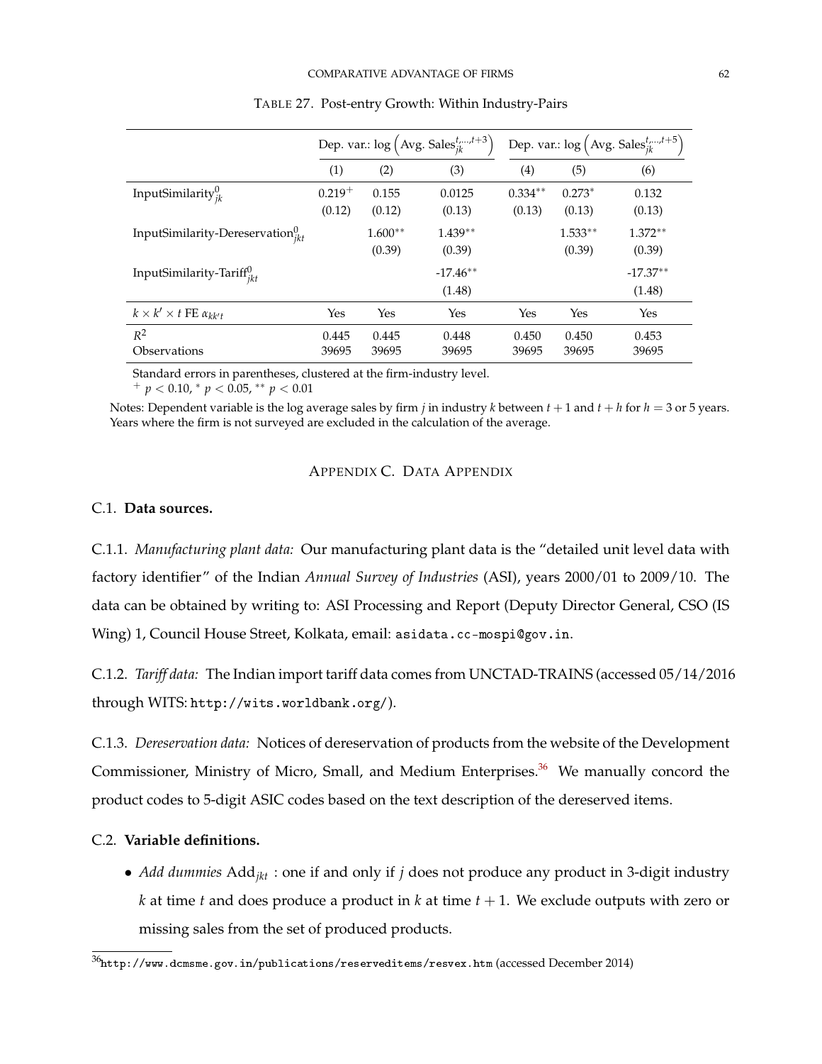TABLE 27. Post-entry Growth: Within Industry-Pairs

| | Dep. var.: $\log\left(\text{Avg. Sales}_{jk}^{t,\ldots,t+3}\right)$ | | | Dep. var.: $\log\left(\text{Avg. Sales}_{jk}^{t,\ldots,t+5}\right)$ | | |
|---|---|---|---|---|---|---|
| | (1) | (2) | (3) | (4) | (5) | (6) |
| $\text{InputSimilarity}_{jk}^{0}$ | $0.219^{+}$ | 0.155 | 0.0125 | $0.334^{**}$ | $0.273^{*}$ | 0.132 |
| | (0.12) | (0.12) | (0.13) | (0.13) | (0.13) | (0.13) |
| $\text{InputSimilarity-Dereservation}_{jkt}^{0}$ | | $1.600^{**}$ | $1.439^{**}$ | | $1.533^{**}$ | $1.372^{**}$ |
| | | (0.39) | (0.39) | | (0.39) | (0.39) |
| $\text{InputSimilarity-Tariff}_{jkt}^{0}$ | | | $-17.46^{**}$ | | | $-17.37^{**}$ |
| | | | (1.48) | | | (1.48) |
| $k \times k' \times t$ FE $\alpha_{kk't}$ | Yes | Yes | Yes | Yes | Yes | Yes |
| $R^2$ | 0.445 | 0.445 | 0.448 | 0.450 | 0.450 | 0.453 |
| Observations | 39695 | 39695 | 39695 | 39695 | 39695 | 39695 |

Standard errors in parentheses, clustered at the firm-industry level.
$^{+}$ $p < 0.10$, $^{*}$ $p < 0.05$, $^{**}$ $p < 0.01$

Notes: Dependent variable is the log average sales by firm $j$ in industry $k$ between $t+1$ and $t+h$ for $h = 3$ or 5 years. Years where the firm is not surveyed are excluded in the calculation of the average.

## APPENDIX C. DATA APPENDIX

### C.1. Data sources.

C.1.1. *Manufacturing plant data:* Our manufacturing plant data is the "detailed unit level data with factory identifier" of the Indian *Annual Survey of Industries* (ASI), years 2000/01 to 2009/10. The data can be obtained by writing to: ASI Processing and Report (Deputy Director General, CSO (IS Wing) 1, Council House Street, Kolkata, email: asidata.cc-mospi@gov.in.

C.1.2. *Tariff data:* The Indian import tariff data comes from UNCTAD-TRAINS (accessed 05/14/2016 through WITS: http://wits.worldbank.org/).

C.1.3. *Dereservation data:* Notices of dereservation of products from the website of the Development Commissioner, Ministry of Micro, Small, and Medium Enterprises.[36] We manually concord the product codes to 5-digit ASIC codes based on the text description of the dereserved items.

### C.2. Variable definitions.

- *Add dummies* $\text{Add}_{jkt}$ : one if and only if $j$ does not produce any product in 3-digit industry $k$ at time $t$ and does produce a product in $k$ at time $t+1$. We exclude outputs with zero or missing sales from the set of produced products.

[36] http://www.dcmsme.gov.in/publications/reserveditems/resvex.htm (accessed December 2014)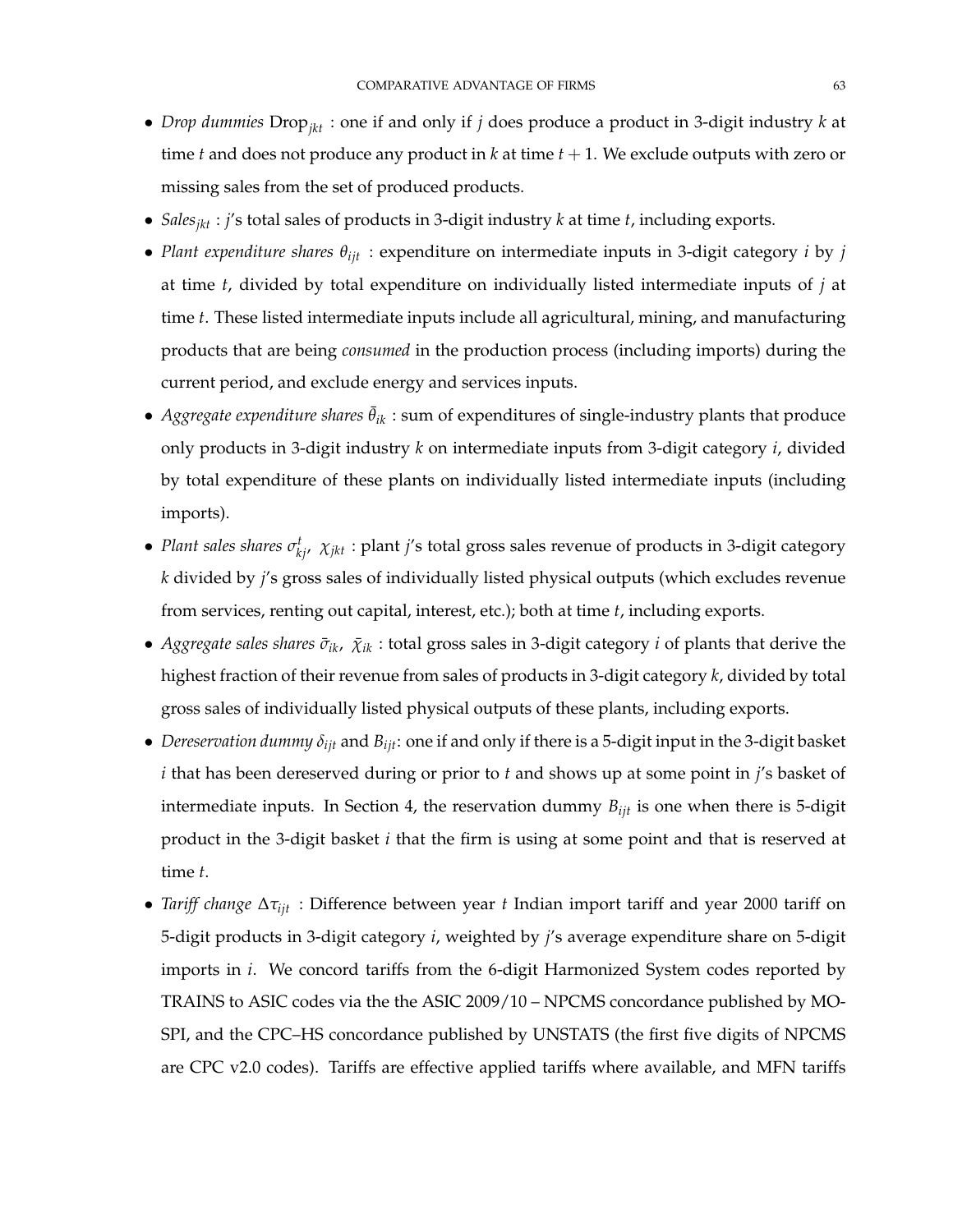- *Drop dummies* $\text{Drop}_{jkt}$ : one if and only if $j$ does produce a product in 3-digit industry $k$ at time $t$ and does not produce any product in $k$ at time $t+1$. We exclude outputs with zero or missing sales from the set of produced products.
- *Sales*$_{jkt}$ : $j$'s total sales of products in 3-digit industry $k$ at time $t$, including exports.
- *Plant expenditure shares* $\theta_{ijt}$ : expenditure on intermediate inputs in 3-digit category $i$ by $j$ at time $t$, divided by total expenditure on individually listed intermediate inputs of $j$ at time $t$. These listed intermediate inputs include all agricultural, mining, and manufacturing products that are being *consumed* in the production process (including imports) during the current period, and exclude energy and services inputs.
- *Aggregate expenditure shares* $\bar{\theta}_{ik}$ : sum of expenditures of single-industry plants that produce only products in 3-digit industry $k$ on intermediate inputs from 3-digit category $i$, divided by total expenditure of these plants on individually listed intermediate inputs (including imports).
- *Plant sales shares* $\sigma^t_{kj}$, $\chi_{jkt}$ : plant $j$'s total gross sales revenue of products in 3-digit category $k$ divided by $j$'s gross sales of individually listed physical outputs (which excludes revenue from services, renting out capital, interest, etc.); both at time $t$, including exports.
- *Aggregate sales shares* $\bar{\sigma}_{ik}$, $\bar{\chi}_{ik}$ : total gross sales in 3-digit category $i$ of plants that derive the highest fraction of their revenue from sales of products in 3-digit category $k$, divided by total gross sales of individually listed physical outputs of these plants, including exports.
- *Dereservation dummy* $\delta_{ijt}$ and $B_{ijt}$: one if and only if there is a 5-digit input in the 3-digit basket $i$ that has been dereserved during or prior to $t$ and shows up at some point in $j$'s basket of intermediate inputs. In Section 4, the reservation dummy $B_{ijt}$ is one when there is 5-digit product in the 3-digit basket $i$ that the firm is using at some point and that is reserved at time $t$.
- *Tariff change* $\Delta\tau_{ijt}$ : Difference between year $t$ Indian import tariff and year 2000 tariff on 5-digit products in 3-digit category $i$, weighted by $j$'s average expenditure share on 5-digit imports in $i$. We concord tariffs from the 6-digit Harmonized System codes reported by TRAINS to ASIC codes via the the ASIC 2009/10 – NPCMS concordance published by MOSPI, and the CPC–HS concordance published by UNSTATS (the first five digits of NPCMS are CPC v2.0 codes). Tariffs are effective applied tariffs where available, and MFN tariffs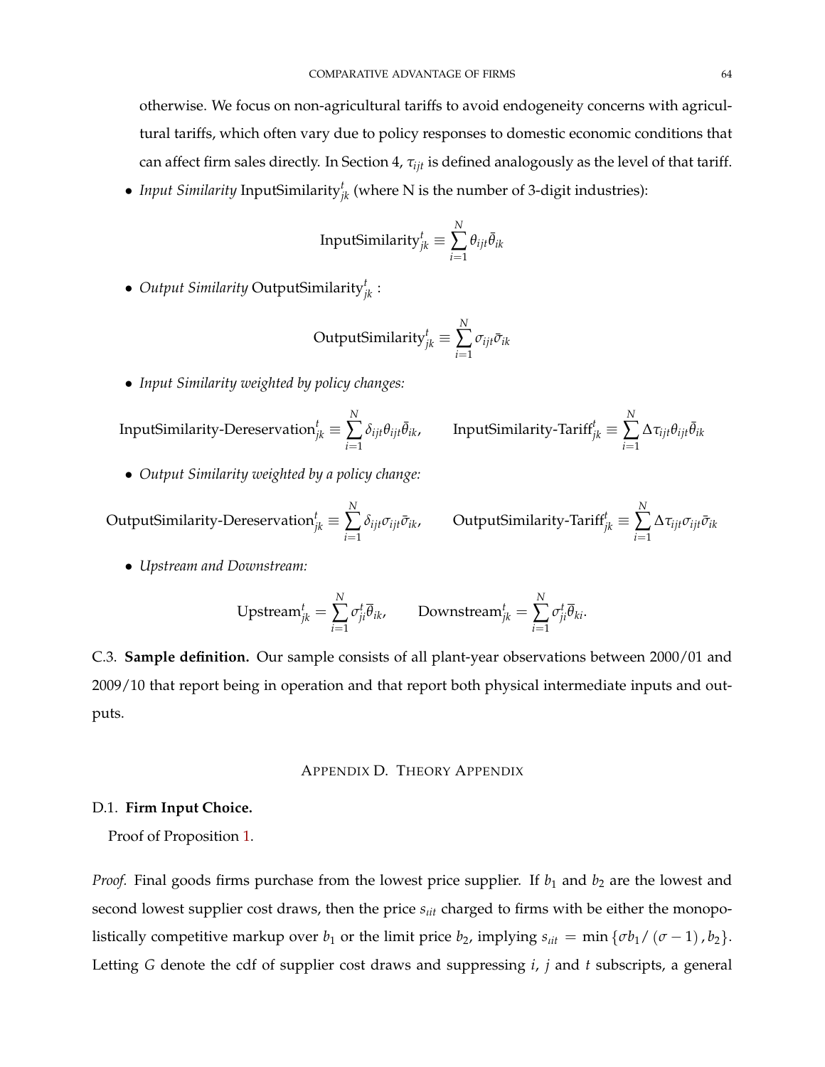otherwise. We focus on non-agricultural tariffs to avoid endogeneity concerns with agricultural tariffs, which often vary due to policy responses to domestic economic conditions that can affect firm sales directly. In Section 4, $\tau_{ijt}$ is defined analogously as the level of that tariff.

- *Input Similarity* $\text{InputSimilarity}^t_{jk}$ (where N is the number of 3-digit industries):

$$\text{InputSimilarity}^t_{jk} \equiv \sum_{i=1}^{N} \theta_{ijt}\bar{\theta}_{ik}$$

- *Output Similarity* $\text{OutputSimilarity}^t_{jk}$ :

$$\text{OutputSimilarity}^t_{jk} \equiv \sum_{i=1}^{N} \sigma_{ijt}\bar{\sigma}_{ik}$$

- *Input Similarity weighted by policy changes:*

$$\text{InputSimilarity-Dereservation}^t_{jk} \equiv \sum_{i=1}^{N} \delta_{ijt}\theta_{ijt}\bar{\theta}_{ik}, \qquad \text{InputSimilarity-Tariff}^t_{jk} \equiv \sum_{i=1}^{N} \Delta\tau_{ijt}\theta_{ijt}\bar{\theta}_{ik}$$

- *Output Similarity weighted by a policy change:*

$$\text{OutputSimilarity-Dereservation}^t_{jk} \equiv \sum_{i=1}^{N} \delta_{ijt}\sigma_{ijt}\bar{\sigma}_{ik}, \qquad \text{OutputSimilarity-Tariff}^t_{jk} \equiv \sum_{i=1}^{N} \Delta\tau_{ijt}\sigma_{ijt}\bar{\sigma}_{ik}$$

- *Upstream and Downstream:*

$$\text{Upstream}^t_{jk} = \sum_{i=1}^{N} \sigma^t_{ji}\overline{\theta}_{ik}, \qquad \text{Downstream}^t_{jk} = \sum_{i=1}^{N} \sigma^t_{ji}\overline{\theta}_{ki}.$$

C.3. **Sample definition.** Our sample consists of all plant-year observations between 2000/01 and 2009/10 that report being in operation and that report both physical intermediate inputs and outputs.

## Appendix D. Theory Appendix

### D.1. Firm Input Choice.

Proof of Proposition 1.

*Proof.* Final goods firms purchase from the lowest price supplier. If $b_1$ and $b_2$ are the lowest and second lowest supplier cost draws, then the price $s_{\iota i t}$ charged to firms with be either the monopolistically competitive markup over $b_1$ or the limit price $b_2$, implying $s_{\iota i t} = \min\{\sigma b_1/(\sigma-1), b_2\}$. Letting $G$ denote the cdf of supplier cost draws and suppressing $i$, $j$ and $t$ subscripts, a general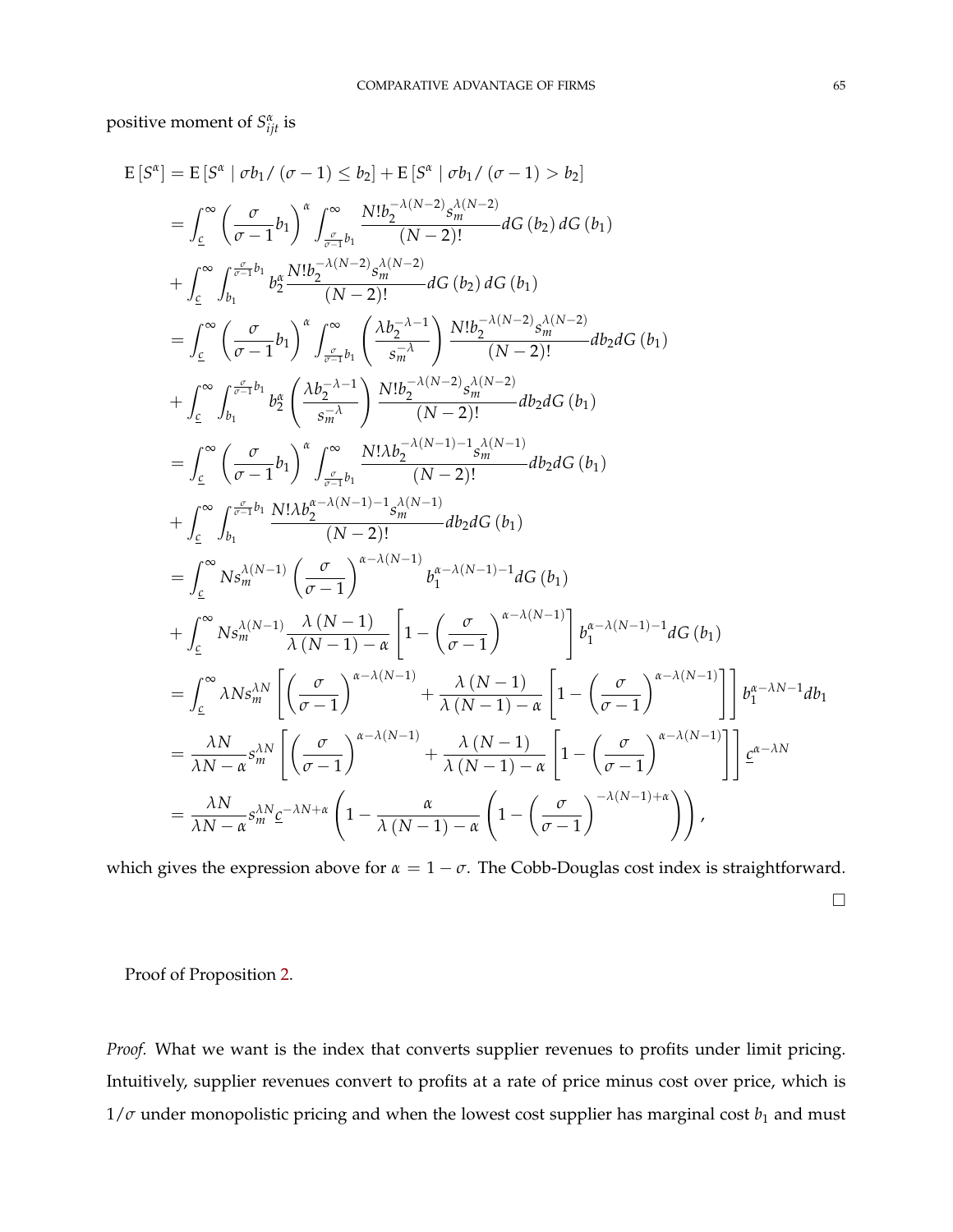positive moment of $S^{\alpha}_{ijt}$ is

$$
\begin{aligned}
\mathrm{E}\left[S^{\alpha}\right] &= \mathrm{E}\left[S^{\alpha} \mid \sigma b_1/\left(\sigma-1\right) \leq b_2\right] + \mathrm{E}\left[S^{\alpha} \mid \sigma b_1/\left(\sigma-1\right) > b_2\right] \\
&= \int_{\underline{c}}^{\infty} \left(\frac{\sigma}{\sigma-1} b_1\right)^{\alpha} \int_{\frac{\sigma}{\sigma-1} b_1}^{\infty} \frac{N! b_2^{-\lambda(N-2)} s_m^{\lambda(N-2)}}{(N-2)!} dG\left(b_2\right) dG\left(b_1\right) \\
&+ \int_{\underline{c}}^{\infty} \int_{b_1}^{\frac{\sigma}{\sigma-1} b_1} b_2^{\alpha} \frac{N! b_2^{-\lambda(N-2)} s_m^{\lambda(N-2)}}{(N-2)!} dG\left(b_2\right) dG\left(b_1\right) \\
&= \int_{\underline{c}}^{\infty} \left(\frac{\sigma}{\sigma-1} b_1\right)^{\alpha} \int_{\frac{\sigma}{\sigma-1} b_1}^{\infty} \left(\frac{\lambda b_2^{-\lambda-1}}{s_m^{-\lambda}}\right) \frac{N! b_2^{-\lambda(N-2)} s_m^{\lambda(N-2)}}{(N-2)!} db_2 dG\left(b_1\right) \\
&+ \int_{\underline{c}}^{\infty} \int_{b_1}^{\frac{\sigma}{\sigma-1} b_1} b_2^{\alpha} \left(\frac{\lambda b_2^{-\lambda-1}}{s_m^{-\lambda}}\right) \frac{N! b_2^{-\lambda(N-2)} s_m^{\lambda(N-2)}}{(N-2)!} db_2 dG\left(b_1\right) \\
&= \int_{\underline{c}}^{\infty} \left(\frac{\sigma}{\sigma-1} b_1\right)^{\alpha} \int_{\frac{\sigma}{\sigma-1} b_1}^{\infty} \frac{N! \lambda b_2^{-\lambda(N-1)-1} s_m^{\lambda(N-1)}}{(N-2)!} db_2 dG\left(b_1\right) \\
&+ \int_{\underline{c}}^{\infty} \int_{b_1}^{\frac{\sigma}{\sigma-1} b_1} \frac{N! \lambda b_2^{\alpha-\lambda(N-1)-1} s_m^{\lambda(N-1)}}{(N-2)!} db_2 dG\left(b_1\right) \\
&= \int_{\underline{c}}^{\infty} N s_m^{\lambda(N-1)} \left(\frac{\sigma}{\sigma-1}\right)^{\alpha-\lambda(N-1)} b_1^{\alpha-\lambda(N-1)-1} dG\left(b_1\right) \\
&+ \int_{\underline{c}}^{\infty} N s_m^{\lambda(N-1)} \frac{\lambda\left(N-1\right)}{\lambda\left(N-1\right)-\alpha} \left[1 - \left(\frac{\sigma}{\sigma-1}\right)^{\alpha-\lambda(N-1)}\right] b_1^{\alpha-\lambda(N-1)-1} dG\left(b_1\right) \\
&= \int_{\underline{c}}^{\infty} \lambda N s_m^{\lambda N} \left[\left(\frac{\sigma}{\sigma-1}\right)^{\alpha-\lambda(N-1)} + \frac{\lambda\left(N-1\right)}{\lambda\left(N-1\right)-\alpha}\left[1 - \left(\frac{\sigma}{\sigma-1}\right)^{\alpha-\lambda(N-1)}\right]\right] b_1^{\alpha-\lambda N-1} db_1 \\
&= \frac{\lambda N}{\lambda N - \alpha} s_m^{\lambda N} \left[\left(\frac{\sigma}{\sigma-1}\right)^{\alpha-\lambda(N-1)} + \frac{\lambda\left(N-1\right)}{\lambda\left(N-1\right)-\alpha}\left[1 - \left(\frac{\sigma}{\sigma-1}\right)^{\alpha-\lambda(N-1)}\right]\right] \underline{c}^{\alpha-\lambda N} \\
&= \frac{\lambda N}{\lambda N - \alpha} s_m^{\lambda N} \underline{c}^{-\lambda N+\alpha} \left(1 - \frac{\alpha}{\lambda\left(N-1\right)-\alpha}\left(1 - \left(\frac{\sigma}{\sigma-1}\right)^{-\lambda(N-1)+\alpha}\right)\right),
\end{aligned}
$$

which gives the expression above for $\alpha = 1 - \sigma$. The Cobb-Douglas cost index is straightforward. □

Proof of Proposition 2.

*Proof.* What we want is the index that converts supplier revenues to profits under limit pricing. Intuitively, supplier revenues convert to profits at a rate of price minus cost over price, which is $1/\sigma$ under monopolistic pricing and when the lowest cost supplier has marginal cost $b_1$ and must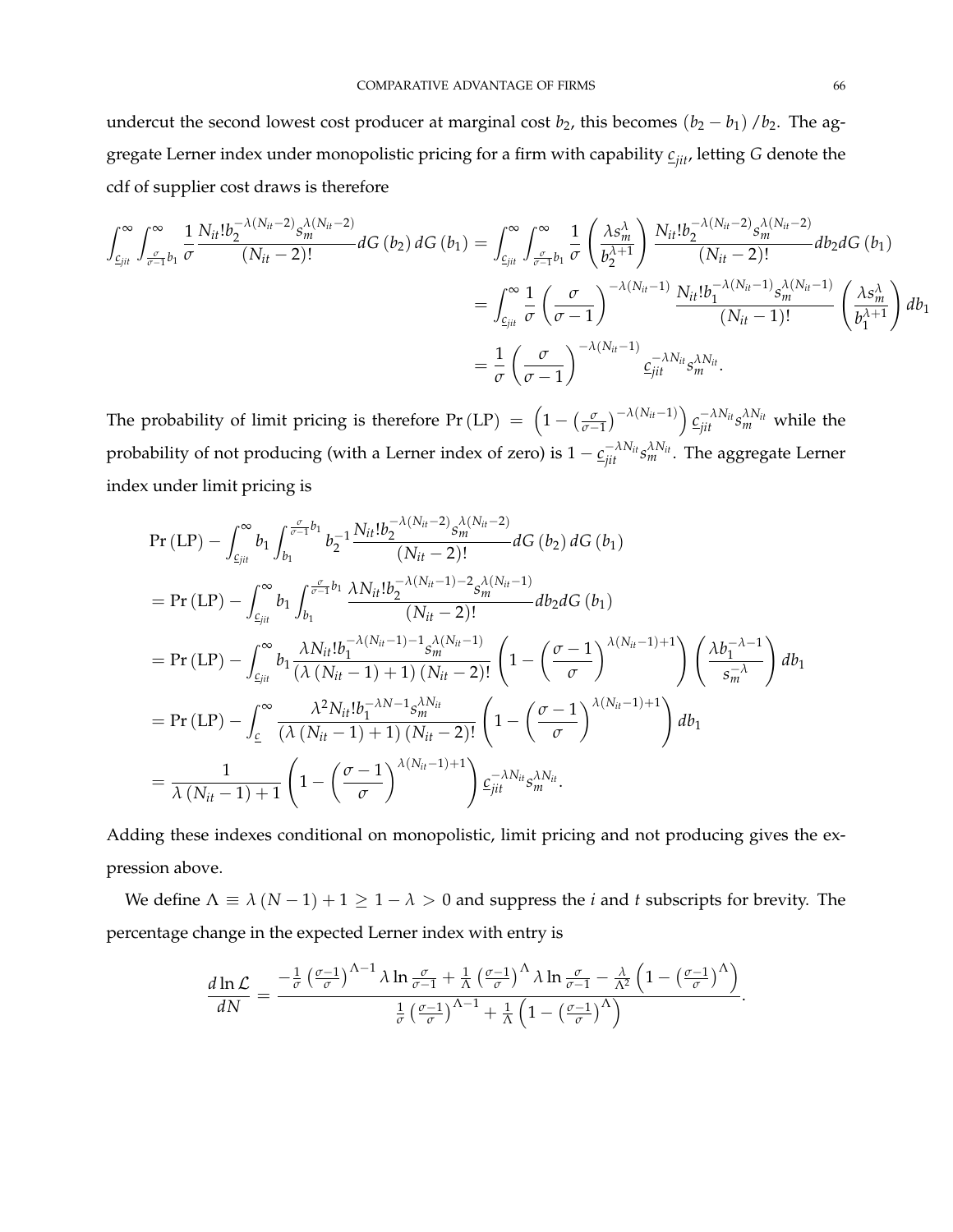undercut the second lowest cost producer at marginal cost $b_2$, this becomes $(b_2 - b_1)/b_2$. The aggregate Lerner index under monopolistic pricing for a firm with capability $\underline{c}_{jit}$, letting $G$ denote the cdf of supplier cost draws is therefore

$$
\begin{aligned}
\int_{\underline{c}_{jit}}^{\infty} \int_{\frac{\sigma}{\sigma-1}b_1}^{\infty} \frac{1}{\sigma} \frac{N_{it}! b_2^{-\lambda(N_{it}-2)} s_m^{\lambda(N_{it}-2)}}{(N_{it}-2)!} dG(b_2)\, dG(b_1) &= \int_{\underline{c}_{jit}}^{\infty} \int_{\frac{\sigma}{\sigma-1}b_1}^{\infty} \frac{1}{\sigma} \left( \frac{\lambda s_m^{\lambda}}{b_2^{\lambda+1}} \right) \frac{N_{it}! b_2^{-\lambda(N_{it}-2)} s_m^{\lambda(N_{it}-2)}}{(N_{it}-2)!} db_2 dG(b_1) \\
&= \int_{\underline{c}_{jit}}^{\infty} \frac{1}{\sigma} \left( \frac{\sigma}{\sigma-1} \right)^{-\lambda(N_{it}-1)} \frac{N_{it}! b_1^{-\lambda(N_{it}-1)} s_m^{\lambda(N_{it}-1)}}{(N_{it}-1)!} \left( \frac{\lambda s_m^{\lambda}}{b_1^{\lambda+1}} \right) db_1 \\
&= \frac{1}{\sigma} \left( \frac{\sigma}{\sigma-1} \right)^{-\lambda(N_{it}-1)} \underline{c}_{jit}^{-\lambda N_{it}} s_m^{\lambda N_{it}}.
\end{aligned}
$$

The probability of limit pricing is therefore $\Pr(\text{LP}) = \left(1 - \left(\frac{\sigma}{\sigma-1}\right)^{-\lambda(N_{it}-1)}\right) \underline{c}_{jit}^{-\lambda N_{it}} s_m^{\lambda N_{it}}$ while the probability of not producing (with a Lerner index of zero) is $1 - \underline{c}_{jit}^{-\lambda N_{it}} s_m^{\lambda N_{it}}$. The aggregate Lerner index under limit pricing is

$$
\begin{aligned}
&\Pr(\text{LP}) - \int_{\underline{c}_{jit}}^{\infty} b_1 \int_{b_1}^{\frac{\sigma}{\sigma-1}b_1} b_2^{-1} \frac{N_{it}! b_2^{-\lambda(N_{it}-2)} s_m^{\lambda(N_{it}-2)}}{(N_{it}-2)!} dG(b_2)\, dG(b_1) \\
&= \Pr(\text{LP}) - \int_{\underline{c}_{jit}}^{\infty} b_1 \int_{b_1}^{\frac{\sigma}{\sigma-1}b_1} \frac{\lambda N_{it}! b_2^{-\lambda(N_{it}-1)-2} s_m^{\lambda(N_{it}-1)}}{(N_{it}-2)!} db_2 dG(b_1) \\
&= \Pr(\text{LP}) - \int_{\underline{c}_{jit}}^{\infty} b_1 \frac{\lambda N_{it}! b_1^{-\lambda(N_{it}-1)-1} s_m^{\lambda(N_{it}-1)}}{(\lambda(N_{it}-1)+1)(N_{it}-2)!} \left(1 - \left(\frac{\sigma-1}{\sigma}\right)^{\lambda(N_{it}-1)+1}\right) \left( \frac{\lambda b_1^{-\lambda-1}}{s_m^{-\lambda}} \right) db_1 \\
&= \Pr(\text{LP}) - \int_{\underline{c}}^{\infty} \frac{\lambda^2 N_{it}! b_1^{-\lambda N - 1} s_m^{\lambda N_{it}}}{(\lambda(N_{it}-1)+1)(N_{it}-2)!} \left(1 - \left(\frac{\sigma-1}{\sigma}\right)^{\lambda(N_{it}-1)+1}\right) db_1 \\
&= \frac{1}{\lambda(N_{it}-1)+1} \left(1 - \left(\frac{\sigma-1}{\sigma}\right)^{\lambda(N_{it}-1)+1}\right) \underline{c}_{jit}^{-\lambda N_{it}} s_m^{\lambda N_{it}}.
\end{aligned}
$$

Adding these indexes conditional on monopolistic, limit pricing and not producing gives the expression above.

We define $\Lambda \equiv \lambda(N-1) + 1 \geq 1 - \lambda > 0$ and suppress the $i$ and $t$ subscripts for brevity. The percentage change in the expected Lerner index with entry is

$$
\frac{d \ln \mathcal{L}}{dN} = \frac{-\frac{1}{\sigma}\left(\frac{\sigma-1}{\sigma}\right)^{\Lambda-1} \lambda \ln \frac{\sigma}{\sigma-1} + \frac{1}{\Lambda}\left(\frac{\sigma-1}{\sigma}\right)^{\Lambda} \lambda \ln \frac{\sigma}{\sigma-1} - \frac{\lambda}{\Lambda^2}\left(1 - \left(\frac{\sigma-1}{\sigma}\right)^{\Lambda}\right)}{\frac{1}{\sigma}\left(\frac{\sigma-1}{\sigma}\right)^{\Lambda-1} + \frac{1}{\Lambda}\left(1 - \left(\frac{\sigma-1}{\sigma}\right)^{\Lambda}\right)}.
$$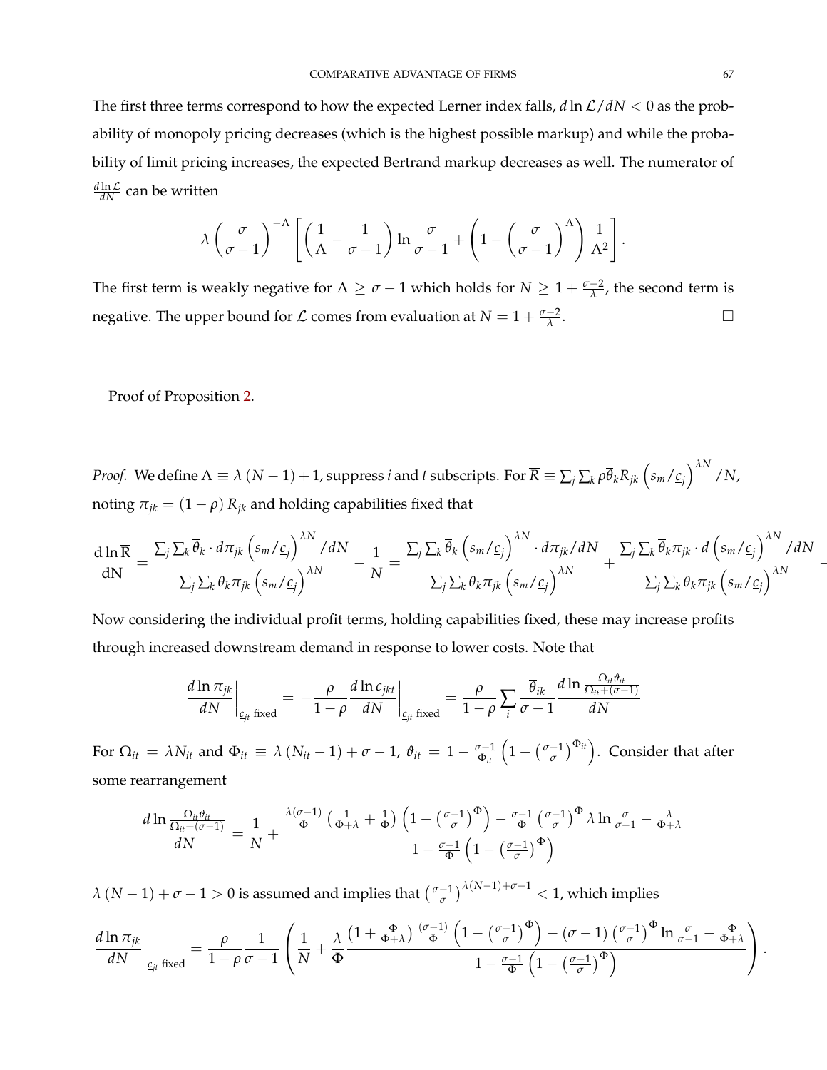The first three terms correspond to how the expected Lerner index falls, $d\ln\mathcal{L}/dN < 0$ as the probability of monopoly pricing decreases (which is the highest possible markup) and while the probability of limit pricing increases, the expected Bertrand markup decreases as well. The numerator of $\frac{d\ln\mathcal{L}}{dN}$ can be written

$$\lambda\left(\frac{\sigma}{\sigma-1}\right)^{-\Lambda}\left[\left(\frac{1}{\Lambda}-\frac{1}{\sigma-1}\right)\ln\frac{\sigma}{\sigma-1}+\left(1-\left(\frac{\sigma}{\sigma-1}\right)^{\Lambda}\right)\frac{1}{\Lambda^{2}}\right].$$

The first term is weakly negative for $\Lambda \geq \sigma-1$ which holds for $N \geq 1+\frac{\sigma-2}{\lambda}$, the second term is negative. The upper bound for $\mathcal{L}$ comes from evaluation at $N = 1+\frac{\sigma-2}{\lambda}$. □

Proof of Proposition 2.

*Proof.* We define $\Lambda \equiv \lambda(N-1)+1$, suppress $i$ and $t$ subscripts. For $\overline{R} \equiv \sum_j\sum_k \rho\overline{\theta}_k R_{jk}\left(s_m/\underline{c}_j\right)^{\lambda N}/N$, noting $\pi_{jk} = (1-\rho)R_{jk}$ and holding capabilities fixed that

$$\frac{\mathrm{d}\ln\overline{\mathrm{R}}}{\mathrm{dN}} = \frac{\sum_j\sum_k\overline{\theta}_k\cdot d\pi_{jk}\left(s_m/\underline{c}_j\right)^{\lambda N}/dN}{\sum_j\sum_k\overline{\theta}_k\pi_{jk}\left(s_m/\underline{c}_j\right)^{\lambda N}}-\frac{1}{N} = \frac{\sum_j\sum_k\overline{\theta}_k\left(s_m/\underline{c}_j\right)^{\lambda N}\cdot d\pi_{jk}/dN}{\sum_j\sum_k\overline{\theta}_k\pi_{jk}\left(s_m/\underline{c}_j\right)^{\lambda N}}+\frac{\sum_j\sum_k\overline{\theta}_k\pi_{jk}\cdot d\left(s_m/\underline{c}_j\right)^{\lambda N}/dN}{\sum_j\sum_k\overline{\theta}_k\pi_{jk}\left(s_m/\underline{c}_j\right)^{\lambda N}} -$$

Now considering the individual profit terms, holding capabilities fixed, these may increase profits through increased downstream demand in response to lower costs. Note that

$$\left.\frac{d\ln\pi_{jk}}{dN}\right|_{\underline{c}_{jt}\text{ fixed}} = -\frac{\rho}{1-\rho}\left.\frac{d\ln c_{jkt}}{dN}\right|_{\underline{c}_{jt}\text{ fixed}} = \frac{\rho}{1-\rho}\sum_i\frac{\overline{\theta}_{ik}}{\sigma-1}\frac{d\ln\frac{\Omega_{it}\vartheta_{it}}{\Omega_{it}+(\sigma-1)}}{dN}$$

For $\Omega_{it} = \lambda N_{it}$ and $\Phi_{it} \equiv \lambda(N_{it}-1)+\sigma-1$, $\vartheta_{it} = 1-\frac{\sigma-1}{\Phi_{it}}\left(1-\left(\frac{\sigma-1}{\sigma}\right)^{\Phi_{it}}\right)$. Consider that after some rearrangement

$$\frac{d\ln\frac{\Omega_{it}\vartheta_{it}}{\Omega_{it}+(\sigma-1)}}{dN} = \frac{1}{N}+\frac{\frac{\lambda(\sigma-1)}{\Phi}\left(\frac{1}{\Phi+\lambda}+\frac{1}{\Phi}\right)\left(1-\left(\frac{\sigma-1}{\sigma}\right)^{\Phi}\right)-\frac{\sigma-1}{\Phi}\left(\frac{\sigma-1}{\sigma}\right)^{\Phi}\lambda\ln\frac{\sigma}{\sigma-1}-\frac{\lambda}{\Phi+\lambda}}{1-\frac{\sigma-1}{\Phi}\left(1-\left(\frac{\sigma-1}{\sigma}\right)^{\Phi}\right)}$$

$\lambda(N-1)+\sigma-1 > 0$ is assumed and implies that $\left(\frac{\sigma-1}{\sigma}\right)^{\lambda(N-1)+\sigma-1} < 1$, which implies

$$\left.\frac{d\ln\pi_{jk}}{dN}\right|_{\underline{c}_{jt}\text{ fixed}} = \frac{\rho}{1-\rho}\frac{1}{\sigma-1}\left(\frac{1}{N}+\frac{\lambda}{\Phi}\frac{\left(1+\frac{\Phi}{\Phi+\lambda}\right)\frac{(\sigma-1)}{\Phi}\left(1-\left(\frac{\sigma-1}{\sigma}\right)^{\Phi}\right)-(\sigma-1)\left(\frac{\sigma-1}{\sigma}\right)^{\Phi}\ln\frac{\sigma}{\sigma-1}-\frac{\Phi}{\Phi+\lambda}}{1-\frac{\sigma-1}{\Phi}\left(1-\left(\frac{\sigma-1}{\sigma}\right)^{\Phi}\right)}\right).$$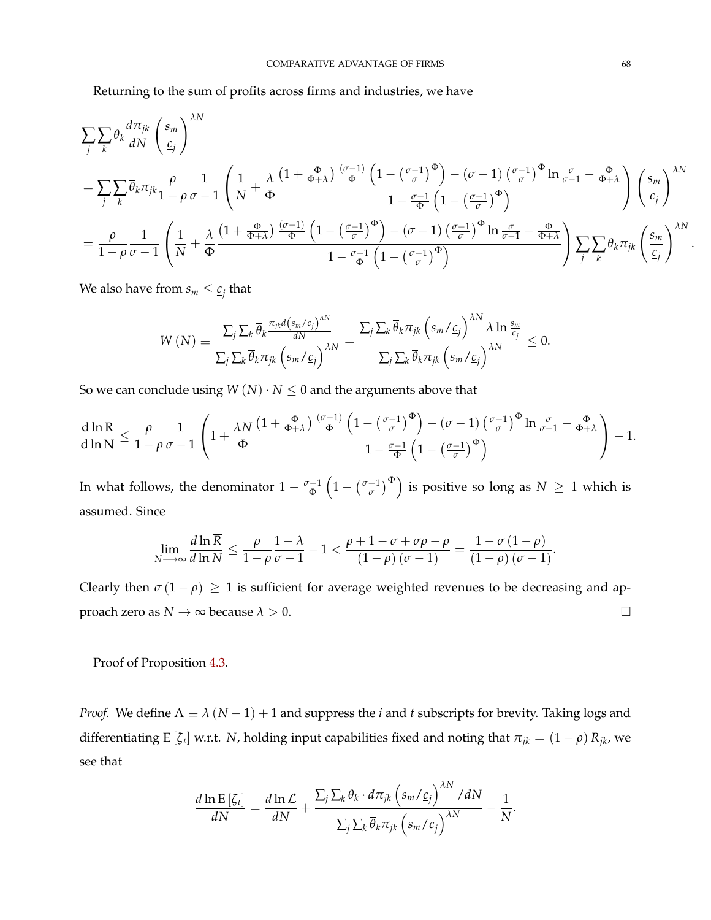Returning to the sum of profits across firms and industries, we have

$$
\begin{aligned}
&\sum_j \sum_k \overline{\theta}_k \frac{d\pi_{jk}}{dN} \left(\frac{s_m}{\underline{c}_j}\right)^{\lambda N} \\
&= \sum_j \sum_k \overline{\theta}_k \pi_{jk} \frac{\rho}{1-\rho} \frac{1}{\sigma-1} \left( \frac{1}{N} + \frac{\lambda}{\Phi} \frac{\left(1+\frac{\Phi}{\Phi+\lambda}\right) \frac{(\sigma-1)}{\Phi} \left(1 - \left(\frac{\sigma-1}{\sigma}\right)^{\Phi}\right) - (\sigma-1)\left(\frac{\sigma-1}{\sigma}\right)^{\Phi} \ln \frac{\sigma}{\sigma-1} - \frac{\Phi}{\Phi+\lambda}}{1 - \frac{\sigma-1}{\Phi}\left(1 - \left(\frac{\sigma-1}{\sigma}\right)^{\Phi}\right)} \right) \left(\frac{s_m}{\underline{c}_j}\right)^{\lambda N} \\
&= \frac{\rho}{1-\rho} \frac{1}{\sigma-1} \left( \frac{1}{N} + \frac{\lambda}{\Phi} \frac{\left(1+\frac{\Phi}{\Phi+\lambda}\right) \frac{(\sigma-1)}{\Phi} \left(1 - \left(\frac{\sigma-1}{\sigma}\right)^{\Phi}\right) - (\sigma-1)\left(\frac{\sigma-1}{\sigma}\right)^{\Phi} \ln \frac{\sigma}{\sigma-1} - \frac{\Phi}{\Phi+\lambda}}{1 - \frac{\sigma-1}{\Phi}\left(1 - \left(\frac{\sigma-1}{\sigma}\right)^{\Phi}\right)} \right) \sum_j \sum_k \overline{\theta}_k \pi_{jk} \left(\frac{s_m}{\underline{c}_j}\right)^{\lambda N}.
\end{aligned}
$$

We also have from $s_m \leq \underline{c}_j$ that

$$
W(N) \equiv \frac{\sum_j \sum_k \overline{\theta}_k \frac{\pi_{jk} d\left(s_m/\underline{c}_j\right)^{\lambda N}}{dN}}{\sum_j \sum_k \overline{\theta}_k \pi_{jk} \left(s_m/\underline{c}_j\right)^{\lambda N}} = \frac{\sum_j \sum_k \overline{\theta}_k \pi_{jk} \left(s_m/\underline{c}_j\right)^{\lambda N} \lambda \ln \frac{s_m}{\underline{c}_j}}{\sum_j \sum_k \overline{\theta}_k \pi_{jk} \left(s_m/\underline{c}_j\right)^{\lambda N}} \leq 0.
$$

So we can conclude using $W(N) \cdot N \leq 0$ and the arguments above that

$$
\frac{\mathrm{d} \ln \overline{\mathrm{R}}}{\mathrm{d} \ln \mathrm{N}} \leq \frac{\rho}{1-\rho} \frac{1}{\sigma-1} \left( 1 + \frac{\lambda N}{\Phi} \frac{\left(1+\frac{\Phi}{\Phi+\lambda}\right) \frac{(\sigma-1)}{\Phi} \left(1 - \left(\frac{\sigma-1}{\sigma}\right)^{\Phi}\right) - (\sigma-1)\left(\frac{\sigma-1}{\sigma}\right)^{\Phi} \ln \frac{\sigma}{\sigma-1} - \frac{\Phi}{\Phi+\lambda}}{1 - \frac{\sigma-1}{\Phi}\left(1 - \left(\frac{\sigma-1}{\sigma}\right)^{\Phi}\right)} \right) - 1.
$$

In what follows, the denominator $1 - \frac{\sigma-1}{\Phi}\left(1 - \left(\frac{\sigma-1}{\sigma}\right)^{\Phi}\right)$ is positive so long as $N \geq 1$ which is assumed. Since

$$
\lim_{N \longrightarrow \infty} \frac{d \ln \overline{R}}{d \ln N} \leq \frac{\rho}{1-\rho} \frac{1-\lambda}{\sigma-1} - 1 < \frac{\rho + 1 - \sigma + \sigma\rho - \rho}{(1-\rho)(\sigma-1)} = \frac{1 - \sigma(1-\rho)}{(1-\rho)(\sigma-1)}.
$$

Clearly then $\sigma(1-\rho) \geq 1$ is sufficient for average weighted revenues to be decreasing and approach zero as $N \to \infty$ because $\lambda > 0$. □

Proof of Proposition 4.3.

*Proof.* We define $\Lambda \equiv \lambda(N-1) + 1$ and suppress the $i$ and $t$ subscripts for brevity. Taking logs and differentiating $\mathrm{E}[\zeta_\iota]$ w.r.t. $N$, holding input capabilities fixed and noting that $\pi_{jk} = (1-\rho) R_{jk}$, we see that

$$
\frac{d \ln \mathrm{E}[\zeta_\iota]}{dN} = \frac{d \ln \mathcal{L}}{dN} + \frac{\sum_j \sum_k \overline{\theta}_k \cdot d\pi_{jk} \left(s_m/\underline{c}_j\right)^{\lambda N} / dN}{\sum_j \sum_k \overline{\theta}_k \pi_{jk} \left(s_m/\underline{c}_j\right)^{\lambda N}} - \frac{1}{N}.
$$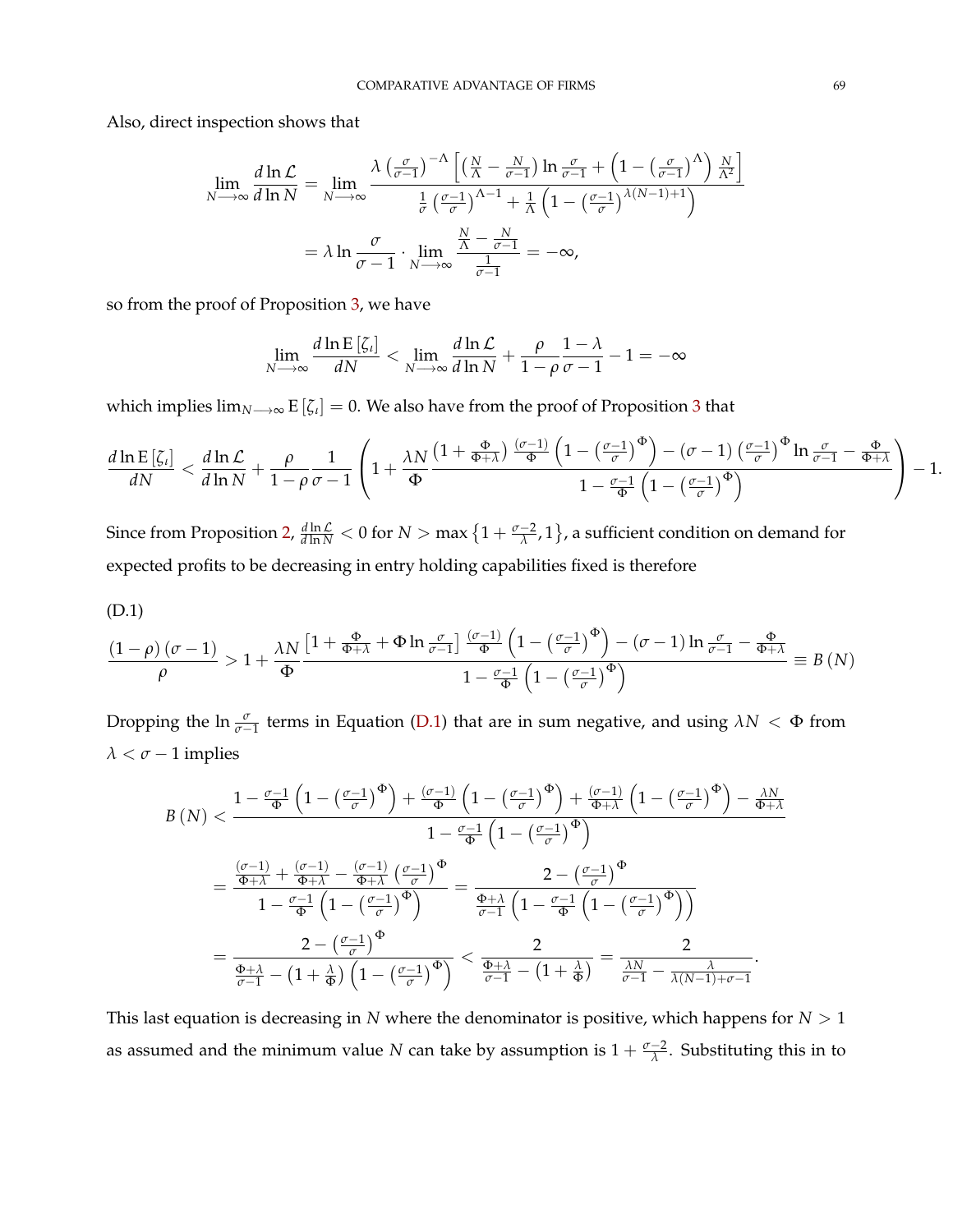Also, direct inspection shows that

$$\lim_{N\longrightarrow\infty}\frac{d\ln\mathcal{L}}{d\ln N}=\lim_{N\longrightarrow\infty}\frac{\lambda\left(\frac{\sigma}{\sigma-1}\right)^{-\Lambda}\left[\left(\frac{N}{\Lambda}-\frac{N}{\sigma-1}\right)\ln\frac{\sigma}{\sigma-1}+\left(1-\left(\frac{\sigma}{\sigma-1}\right)^{\Lambda}\right)\frac{N}{\Lambda^{2}}\right]}{\frac{1}{\sigma}\left(\frac{\sigma-1}{\sigma}\right)^{\Lambda-1}+\frac{1}{\Lambda}\left(1-\left(\frac{\sigma-1}{\sigma}\right)^{\lambda(N-1)+1}\right)}$$

$$=\lambda\ln\frac{\sigma}{\sigma-1}\cdot\lim_{N\longrightarrow\infty}\frac{\frac{N}{\Lambda}-\frac{N}{\sigma-1}}{\frac{1}{\sigma-1}}=-\infty,$$

so from the proof of Proposition 3, we have

$$\lim_{N\longrightarrow\infty}\frac{d\ln\mathrm{E}\left[\zeta_{\iota}\right]}{dN}<\lim_{N\longrightarrow\infty}\frac{d\ln\mathcal{L}}{d\ln N}+\frac{\rho}{1-\rho}\frac{1-\lambda}{\sigma-1}-1=-\infty$$

which implies $\lim_{N\longrightarrow\infty}\mathrm{E}\left[\zeta_{\iota}\right]=0$. We also have from the proof of Proposition 3 that

$$\frac{d\ln\mathrm{E}\left[\zeta_{\iota}\right]}{dN}<\frac{d\ln\mathcal{L}}{d\ln N}+\frac{\rho}{1-\rho}\frac{1}{\sigma-1}\left(1+\frac{\lambda N}{\Phi}\frac{\left(1+\frac{\Phi}{\Phi+\lambda}\right)\frac{(\sigma-1)}{\Phi}\left(1-\left(\frac{\sigma-1}{\sigma}\right)^{\Phi}\right)-(\sigma-1)\left(\frac{\sigma-1}{\sigma}\right)^{\Phi}\ln\frac{\sigma}{\sigma-1}-\frac{\Phi}{\Phi+\lambda}}{1-\frac{\sigma-1}{\Phi}\left(1-\left(\frac{\sigma-1}{\sigma}\right)^{\Phi}\right)}\right)-1.$$

Since from Proposition 2, $\frac{d\ln\mathcal{L}}{d\ln N}<0$ for $N>\max\left\{1+\frac{\sigma-2}{\lambda},1\right\}$, a sufficient condition on demand for expected profits to be decreasing in entry holding capabilities fixed is therefore

(D.1)

$$\frac{(1-\rho)(\sigma-1)}{\rho}>1+\frac{\lambda N}{\Phi}\frac{\left[1+\frac{\Phi}{\Phi+\lambda}+\Phi\ln\frac{\sigma}{\sigma-1}\right]\frac{(\sigma-1)}{\Phi}\left(1-\left(\frac{\sigma-1}{\sigma}\right)^{\Phi}\right)-(\sigma-1)\ln\frac{\sigma}{\sigma-1}-\frac{\Phi}{\Phi+\lambda}}{1-\frac{\sigma-1}{\Phi}\left(1-\left(\frac{\sigma-1}{\sigma}\right)^{\Phi}\right)}\equiv B(N)$$

Dropping the $\ln\frac{\sigma}{\sigma-1}$ terms in Equation (D.1) that are in sum negative, and using $\lambda N<\Phi$ from $\lambda<\sigma-1$ implies

$$B(N)<\frac{1-\frac{\sigma-1}{\Phi}\left(1-\left(\frac{\sigma-1}{\sigma}\right)^{\Phi}\right)+\frac{(\sigma-1)}{\Phi}\left(1-\left(\frac{\sigma-1}{\sigma}\right)^{\Phi}\right)+\frac{(\sigma-1)}{\Phi+\lambda}\left(1-\left(\frac{\sigma-1}{\sigma}\right)^{\Phi}\right)-\frac{\lambda N}{\Phi+\lambda}}{1-\frac{\sigma-1}{\Phi}\left(1-\left(\frac{\sigma-1}{\sigma}\right)^{\Phi}\right)}$$

$$=\frac{\frac{(\sigma-1)}{\Phi+\lambda}+\frac{(\sigma-1)}{\Phi+\lambda}-\frac{(\sigma-1)}{\Phi+\lambda}\left(\frac{\sigma-1}{\sigma}\right)^{\Phi}}{1-\frac{\sigma-1}{\Phi}\left(1-\left(\frac{\sigma-1}{\sigma}\right)^{\Phi}\right)}=\frac{2-\left(\frac{\sigma-1}{\sigma}\right)^{\Phi}}{\frac{\Phi+\lambda}{\sigma-1}\left(1-\frac{\sigma-1}{\Phi}\left(1-\left(\frac{\sigma-1}{\sigma}\right)^{\Phi}\right)\right)}$$

$$=\frac{2-\left(\frac{\sigma-1}{\sigma}\right)^{\Phi}}{\frac{\Phi+\lambda}{\sigma-1}-\left(1+\frac{\lambda}{\Phi}\right)\left(1-\left(\frac{\sigma-1}{\sigma}\right)^{\Phi}\right)}<\frac{2}{\frac{\Phi+\lambda}{\sigma-1}-\left(1+\frac{\lambda}{\Phi}\right)}=\frac{2}{\frac{\lambda N}{\sigma-1}-\frac{\lambda}{\lambda(N-1)+\sigma-1}}.$$

This last equation is decreasing in $N$ where the denominator is positive, which happens for $N>1$ as assumed and the minimum value $N$ can take by assumption is $1+\frac{\sigma-2}{\lambda}$. Substituting this in to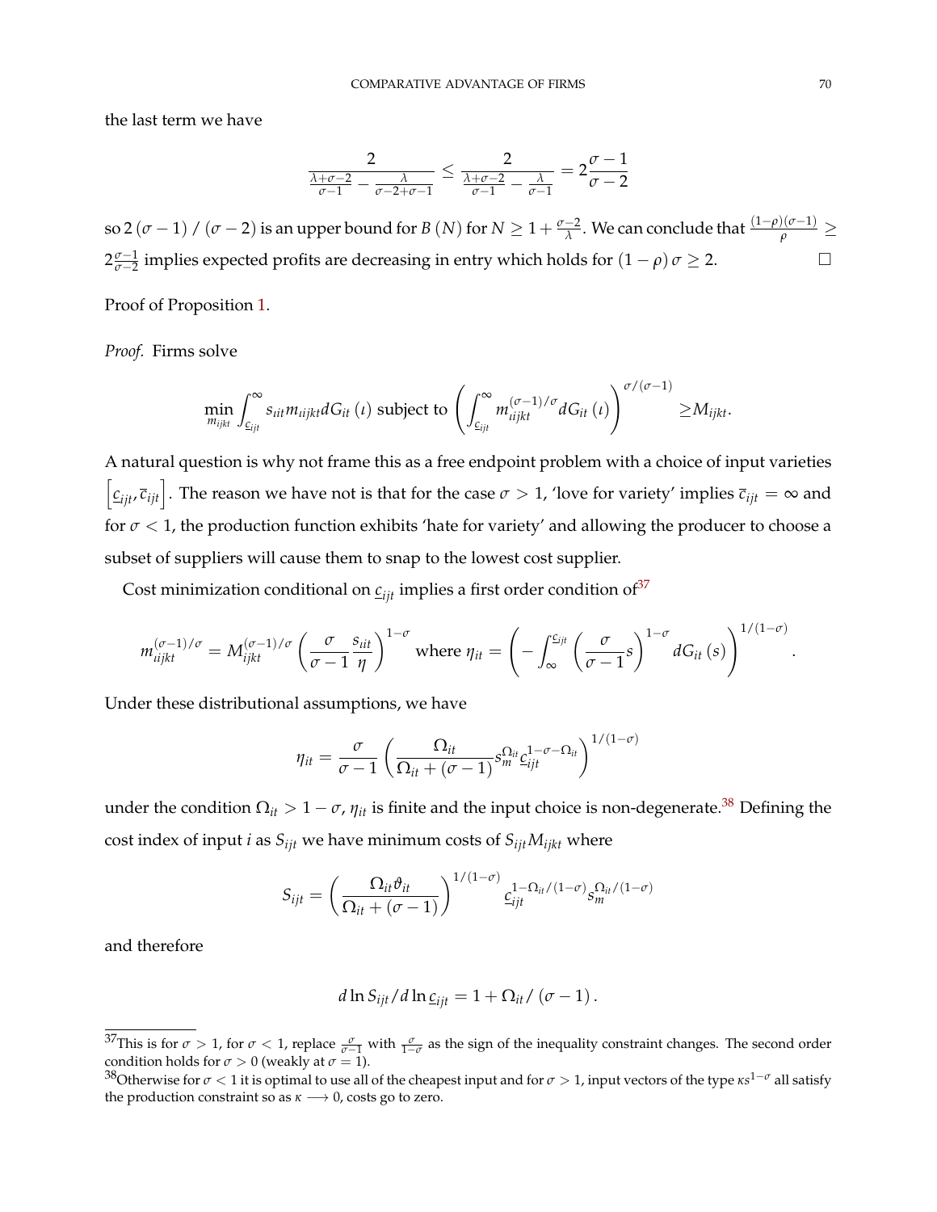the last term we have

$$\frac{2}{\frac{\lambda+\sigma-2}{\sigma-1}-\frac{\lambda}{\sigma-2+\sigma-1}} \leq \frac{2}{\frac{\lambda+\sigma-2}{\sigma-1}-\frac{\lambda}{\sigma-1}} = 2\frac{\sigma-1}{\sigma-2}$$

so $2(\sigma-1)/(\sigma-2)$ is an upper bound for $B(N)$ for $N \geq 1+\frac{\sigma-2}{\lambda}$. We can conclude that $\frac{(1-\rho)(\sigma-1)}{\rho} \geq 2\frac{\sigma-1}{\sigma-2}$ implies expected profits are decreasing in entry which holds for $(1-\rho)\sigma \geq 2$. □

Proof of Proposition 1.

*Proof.* Firms solve

$$\min_{m_{ijkt}} \int_{\underline{c}_{ijt}}^{\infty} s_{\iota it} m_{\iota ijkt} dG_{it}(\iota) \text{ subject to } \left(\int_{\underline{c}_{ijt}}^{\infty} m_{\iota ijkt}^{(\sigma-1)/\sigma} dG_{it}(\iota)\right)^{\sigma/(\sigma-1)} \geq M_{ijkt}.$$

A natural question is why not frame this as a free endpoint problem with a choice of input varieties $\left[\underline{c}_{ijt}, \overline{c}_{ijt}\right]$. The reason we have not is that for the case $\sigma > 1$, 'love for variety' implies $\overline{c}_{ijt} = \infty$ and for $\sigma < 1$, the production function exhibits 'hate for variety' and allowing the producer to choose a subset of suppliers will cause them to snap to the lowest cost supplier.

Cost minimization conditional on $\underline{c}_{ijt}$ implies a first order condition of[37]

$$m_{\iota ijkt}^{(\sigma-1)/\sigma} = M_{ijkt}^{(\sigma-1)/\sigma} \left(\frac{\sigma}{\sigma-1}\frac{s_{\iota it}}{\eta}\right)^{1-\sigma} \text{ where } \eta_{it} = \left(-\int_{\infty}^{\underline{c}_{ijt}} \left(\frac{\sigma}{\sigma-1}s\right)^{1-\sigma} dG_{it}(s)\right)^{1/(1-\sigma)}.$$

Under these distributional assumptions, we have

$$\eta_{it} = \frac{\sigma}{\sigma-1}\left(\frac{\Omega_{it}}{\Omega_{it}+(\sigma-1)} s_m^{\Omega_{it}} \underline{c}_{ijt}^{1-\sigma-\Omega_{it}}\right)^{1/(1-\sigma)}$$

under the condition $\Omega_{it} > 1-\sigma$, $\eta_{it}$ is finite and the input choice is non-degenerate.[38] Defining the cost index of input $i$ as $S_{ijt}$ we have minimum costs of $S_{ijt}M_{ijkt}$ where

$$S_{ijt} = \left(\frac{\Omega_{it}\vartheta_{it}}{\Omega_{it}+(\sigma-1)}\right)^{1/(1-\sigma)} \underline{c}_{ijt}^{1-\Omega_{it}/(1-\sigma)} s_m^{\Omega_{it}/(1-\sigma)}$$

and therefore

$$d\ln S_{ijt}/d\ln \underline{c}_{ijt} = 1+\Omega_{it}/(\sigma-1).$$

---

[37] This is for $\sigma > 1$, for $\sigma < 1$, replace $\frac{\sigma}{\sigma-1}$ with $\frac{\sigma}{1-\sigma}$ as the sign of the inequality constraint changes. The second order condition holds for $\sigma > 0$ (weakly at $\sigma = 1$).

[38] Otherwise for $\sigma < 1$ it is optimal to use all of the cheapest input and for $\sigma > 1$, input vectors of the type $\kappa s^{1-\sigma}$ all satisfy the production constraint so as $\kappa \longrightarrow 0$, costs go to zero.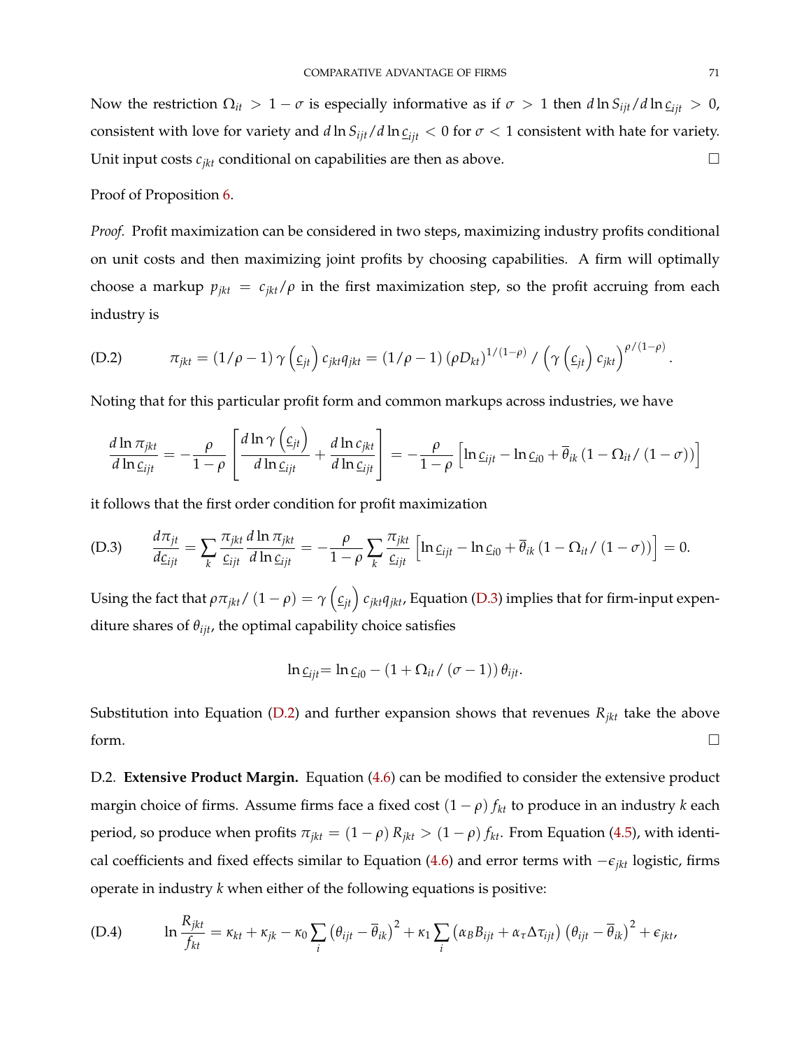Now the restriction $\Omega_{it} > 1 - \sigma$ is especially informative as if $\sigma > 1$ then $d \ln S_{ijt} / d \ln \underline{c}_{ijt} > 0$, consistent with love for variety and $d \ln S_{ijt} / d \ln \underline{c}_{ijt} < 0$ for $\sigma < 1$ consistent with hate for variety. Unit input costs $c_{jkt}$ conditional on capabilities are then as above. □

Proof of Proposition 6.

*Proof.* Profit maximization can be considered in two steps, maximizing industry profits conditional on unit costs and then maximizing joint profits by choosing capabilities. A firm will optimally choose a markup $p_{jkt} = c_{jkt}/\rho$ in the first maximization step, so the profit accruing from each industry is

$$\pi_{jkt} = (1/\rho - 1)\, \gamma\left(\underline{c}_{jt}\right) c_{jkt} q_{jkt} = (1/\rho - 1)\left(\rho D_{kt}\right)^{1/(1-\rho)} / \left(\gamma\left(\underline{c}_{jt}\right) c_{jkt}\right)^{\rho/(1-\rho)}. \tag{D.2}$$

Noting that for this particular profit form and common markups across industries, we have

$$\frac{d \ln \pi_{jkt}}{d \ln \underline{c}_{ijt}} = -\frac{\rho}{1-\rho}\left[\frac{d \ln \gamma\left(\underline{c}_{jt}\right)}{d \ln \underline{c}_{ijt}} + \frac{d \ln c_{jkt}}{d \ln \underline{c}_{ijt}}\right] = -\frac{\rho}{1-\rho}\left[\ln \underline{c}_{ijt} - \ln \underline{c}_{i0} + \overline{\theta}_{ik}\left(1 - \Omega_{it}/\left(1-\sigma\right)\right)\right]$$

it follows that the first order condition for profit maximization

$$\frac{d\pi_{jt}}{d\underline{c}_{ijt}} = \sum_k \frac{\pi_{jkt}}{\underline{c}_{ijt}} \frac{d \ln \pi_{jkt}}{d \ln \underline{c}_{ijt}} = -\frac{\rho}{1-\rho} \sum_k \frac{\pi_{jkt}}{\underline{c}_{ijt}}\left[\ln \underline{c}_{ijt} - \ln \underline{c}_{i0} + \overline{\theta}_{ik}\left(1 - \Omega_{it}/\left(1-\sigma\right)\right)\right] = 0. \tag{D.3}$$

Using the fact that $\rho \pi_{jkt}/\left(1-\rho\right) = \gamma\left(\underline{c}_{jt}\right) c_{jkt} q_{jkt}$, Equation (D.3) implies that for firm-input expenditure shares of $\theta_{ijt}$, the optimal capability choice satisfies

$$\ln \underline{c}_{ijt} = \ln \underline{c}_{i0} - \left(1 + \Omega_{it}/\left(\sigma - 1\right)\right) \theta_{ijt}.$$

Substitution into Equation (D.2) and further expansion shows that revenues $R_{jkt}$ take the above form. □

D.2. **Extensive Product Margin.** Equation (4.6) can be modified to consider the extensive product margin choice of firms. Assume firms face a fixed cost $(1-\rho) f_{kt}$ to produce in an industry $k$ each period, so produce when profits $\pi_{jkt} = (1-\rho) R_{jkt} > (1-\rho) f_{kt}$. From Equation (4.5), with identical coefficients and fixed effects similar to Equation (4.6) and error terms with $-\epsilon_{jkt}$ logistic, firms operate in industry $k$ when either of the following equations is positive:

$$\ln \frac{R_{jkt}}{f_{kt}} = \kappa_{kt} + \kappa_{jk} - \kappa_0 \sum_i \left(\theta_{ijt} - \overline{\theta}_{ik}\right)^2 + \kappa_1 \sum_i \left(\alpha_B B_{ijt} + \alpha_\tau \Delta\tau_{ijt}\right)\left(\theta_{ijt} - \overline{\theta}_{ik}\right)^2 + \epsilon_{jkt}, \tag{D.4}$$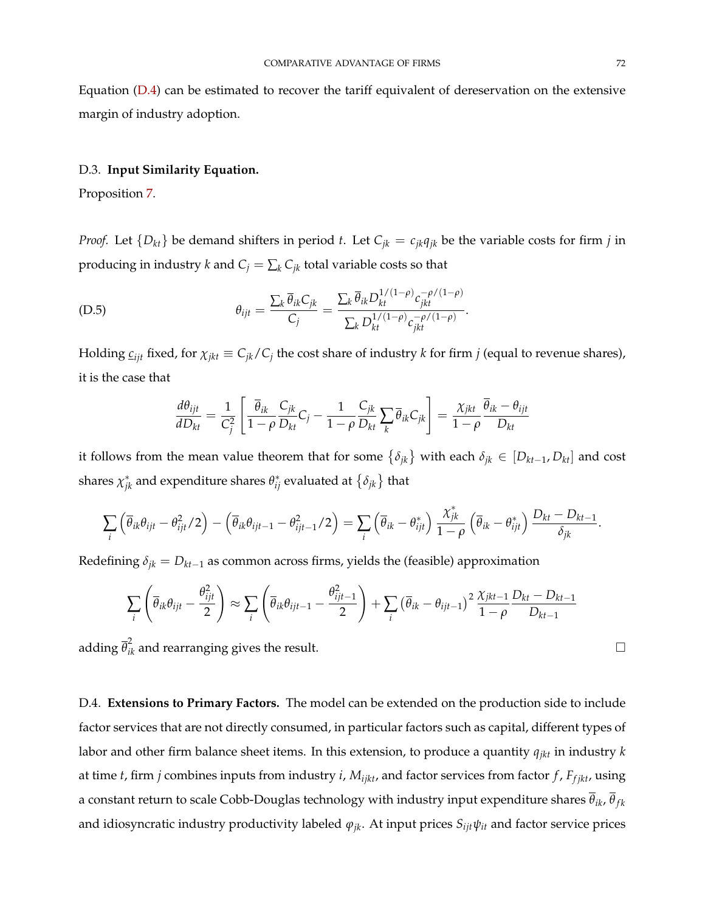Equation (D.4) can be estimated to recover the tariff equivalent of dereservation on the extensive margin of industry adoption.

### D.3. **Input Similarity Equation.**

Proposition 7.

*Proof.* Let $\{D_{kt}\}$ be demand shifters in period $t$. Let $C_{jk} = c_{jk}q_{jk}$ be the variable costs for firm $j$ in producing in industry $k$ and $C_j = \sum_k C_{jk}$ total variable costs so that

$$\theta_{ijt} = \frac{\sum_k \overline{\theta}_{ik} C_{jk}}{C_j} = \frac{\sum_k \overline{\theta}_{ik} D_{kt}^{1/(1-\rho)} c_{jkt}^{-\rho/(1-\rho)}}{\sum_k D_{kt}^{1/(1-\rho)} c_{jkt}^{-\rho/(1-\rho)}}. \tag{D.5}$$

Holding $\underline{c}_{ijt}$ fixed, for $\chi_{jkt} \equiv C_{jk}/C_j$ the cost share of industry $k$ for firm $j$ (equal to revenue shares), it is the case that

$$\frac{d\theta_{ijt}}{dD_{kt}} = \frac{1}{C_j^2}\left[\frac{\overline{\theta}_{ik}}{1-\rho}\frac{C_{jk}}{D_{kt}}C_j - \frac{1}{1-\rho}\frac{C_{jk}}{D_{kt}}\sum_k \overline{\theta}_{ik} C_{jk}\right] = \frac{\chi_{jkt}}{1-\rho}\frac{\overline{\theta}_{ik} - \theta_{ijt}}{D_{kt}}$$

it follows from the mean value theorem that for some $\{\delta_{jk}\}$ with each $\delta_{jk} \in [D_{kt-1}, D_{kt}]$ and cost shares $\chi_{jk}^*$ and expenditure shares $\theta_{ij}^*$ evaluated at $\{\delta_{jk}\}$ that

$$\sum_i \left(\overline{\theta}_{ik}\theta_{ijt} - \theta_{ijt}^2/2\right) - \left(\overline{\theta}_{ik}\theta_{ijt-1} - \theta_{ijt-1}^2/2\right) = \sum_i \left(\overline{\theta}_{ik} - \theta_{ijt}^*\right)\frac{\chi_{jk}^*}{1-\rho}\left(\overline{\theta}_{ik} - \theta_{ijt}^*\right)\frac{D_{kt} - D_{kt-1}}{\delta_{jk}}.$$

Redefining $\delta_{jk} = D_{kt-1}$ as common across firms, yields the (feasible) approximation

$$\sum_i \left(\overline{\theta}_{ik}\theta_{ijt} - \frac{\theta_{ijt}^2}{2}\right) \approx \sum_i \left(\overline{\theta}_{ik}\theta_{ijt-1} - \frac{\theta_{ijt-1}^2}{2}\right) + \sum_i \left(\overline{\theta}_{ik} - \theta_{ijt-1}\right)^2 \frac{\chi_{jkt-1}}{1-\rho}\frac{D_{kt} - D_{kt-1}}{D_{kt-1}}$$

adding $\overline{\theta}_{ik}^2$ and rearranging gives the result. □

### D.4. **Extensions to Primary Factors.**

The model can be extended on the production side to include factor services that are not directly consumed, in particular factors such as capital, different types of labor and other firm balance sheet items. In this extension, to produce a quantity $q_{jkt}$ in industry $k$ at time $t$, firm $j$ combines inputs from industry $i$, $M_{ijkt}$, and factor services from factor $f$, $F_{fjkt}$, using a constant return to scale Cobb-Douglas technology with industry input expenditure shares $\overline{\theta}_{ik}$, $\overline{\theta}_{fk}$ and idiosyncratic industry productivity labeled $\varphi_{jk}$. At input prices $S_{ijt}\psi_{it}$ and factor service prices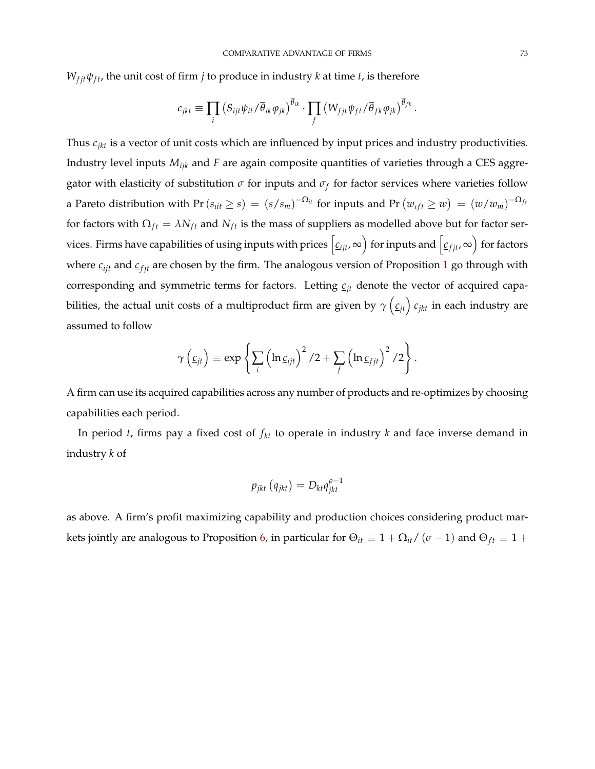$W_{fjt}\psi_{ft}$, the unit cost of firm $j$ to produce in industry $k$ at time $t$, is therefore

$$c_{jkt} \equiv \prod_i \left(S_{ijt}\psi_{it}/\overline{\theta}_{ik}\varphi_{jk}\right)^{\overline{\theta}_{ik}} \cdot \prod_f \left(W_{fjt}\psi_{ft}/\overline{\theta}_{fk}\varphi_{jk}\right)^{\overline{\theta}_{fk}}.$$

Thus $c_{jkt}$ is a vector of unit costs which are influenced by input prices and industry productivities. Industry level inputs $M_{ijk}$ and $F$ are again composite quantities of varieties through a CES aggregator with elasticity of substitution $\sigma$ for inputs and $\sigma_f$ for factor services where varieties follow a Pareto distribution with $\Pr\left(s_{\iota it} \geq s\right) = \left(s/s_m\right)^{-\Omega_{it}}$ for inputs and $\Pr\left(w_{\iota ft} \geq w\right) = \left(w/w_m\right)^{-\Omega_{ft}}$ for factors with $\Omega_{ft} = \lambda N_{ft}$ and $N_{ft}$ is the mass of suppliers as modelled above but for factor services. Firms have capabilities of using inputs with prices $\left[\underline{c}_{ijt}, \infty\right)$ for inputs and $\left[\underline{c}_{fjt}, \infty\right)$ for factors where $\underline{c}_{ijt}$ and $\underline{c}_{fjt}$ are chosen by the firm. The analogous version of Proposition 1 go through with corresponding and symmetric terms for factors. Letting $\underline{c}_{jt}$ denote the vector of acquired capabilities, the actual unit costs of a multiproduct firm are given by $\gamma\left(\underline{c}_{jt}\right) c_{jkt}$ in each industry are assumed to follow

$$\gamma\left(\underline{c}_{jt}\right) \equiv \exp\left\{\sum_i \left(\ln \underline{c}_{ijt}\right)^2/2 + \sum_f \left(\ln \underline{c}_{fjt}\right)^2/2\right\}.$$

A firm can use its acquired capabilities across any number of products and re-optimizes by choosing capabilities each period.

In period $t$, firms pay a fixed cost of $f_{kt}$ to operate in industry $k$ and face inverse demand in industry $k$ of

$$p_{jkt}\left(q_{jkt}\right) = D_{kt}q_{jkt}^{\rho-1}$$

as above. A firm's profit maximizing capability and production choices considering product markets jointly are analogous to Proposition 6, in particular for $\Theta_{it} \equiv 1 + \Omega_{it}/\left(\sigma - 1\right)$ and $\Theta_{ft} \equiv 1 +$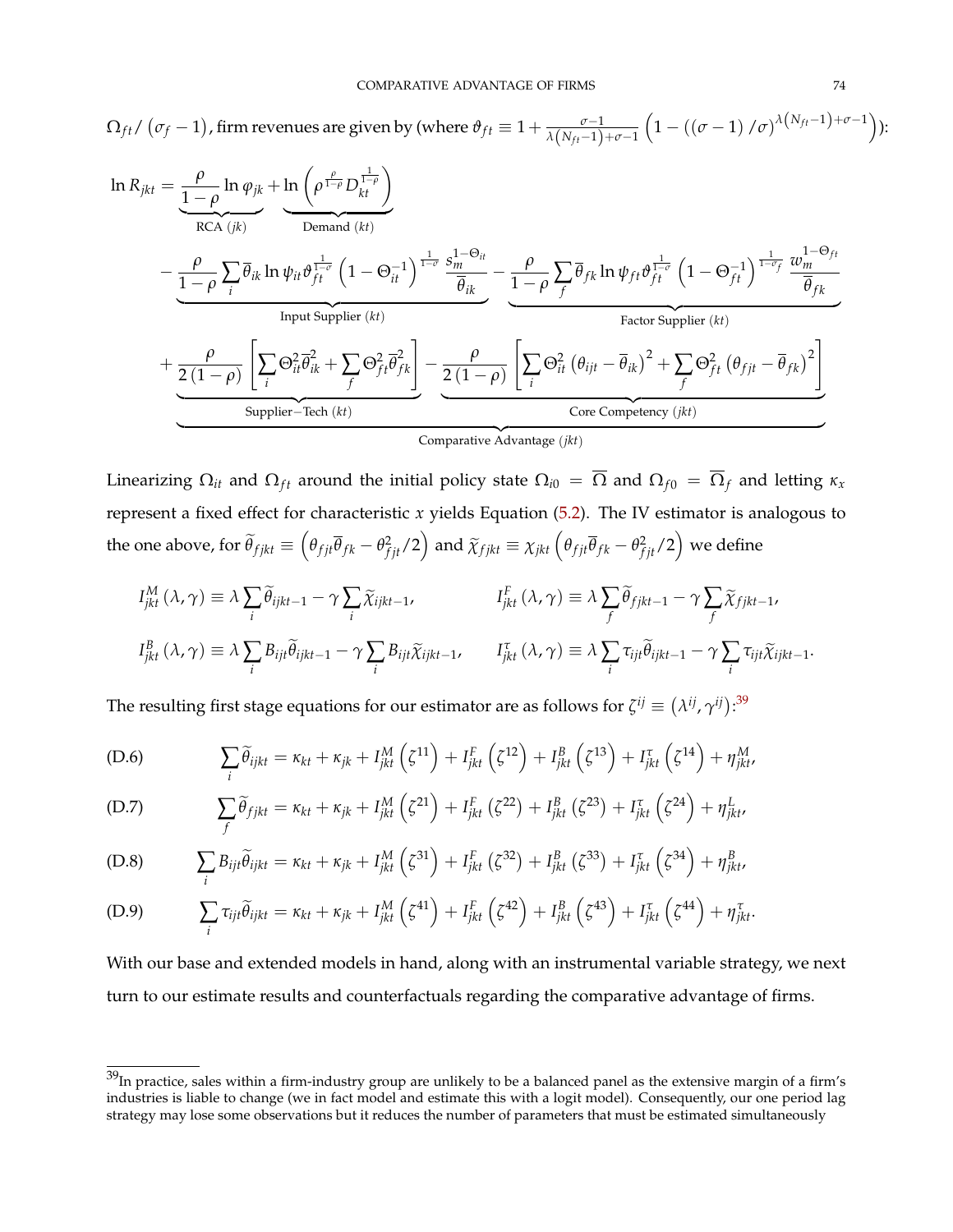$\Omega_{ft}/\left(\sigma_f - 1\right)$, firm revenues are given by (where $\vartheta_{ft} \equiv 1 + \frac{\sigma-1}{\lambda\left(N_{ft}-1\right)+\sigma-1}\left(1 - \left(\left(\sigma-1\right)/\sigma\right)^{\lambda\left(N_{ft}-1\right)+\sigma-1}\right)$):

$$
\begin{aligned}
\ln R_{jkt} = & \underbrace{\frac{\rho}{1-\rho}\ln\varphi_{jk}}_{\text{RCA }(jk)} + \underbrace{\ln\left(\rho^{\frac{\rho}{1-\rho}} D_{kt}^{\frac{1}{1-\rho}}\right)}_{\text{Demand }(kt)} \\
& \underbrace{\begin{aligned}& - \underbrace{\frac{\rho}{1-\rho}\sum_i \overline{\theta}_{ik}\ln\psi_{it}\vartheta_{ft}^{\frac{1}{1-\sigma}}\left(1-\Theta_{it}^{-1}\right)^{\frac{1}{1-\sigma}}\frac{s_m^{1-\Theta_{it}}}{\overline{\theta}_{ik}}}_{\text{Input Supplier }(kt)} - \underbrace{\frac{\rho}{1-\rho}\sum_f \overline{\theta}_{fk}\ln\psi_{ft}\vartheta_{ft}^{\frac{1}{1-\sigma}}\left(1-\Theta_{ft}^{-1}\right)^{\frac{1}{1-\sigma_f}}\frac{w_m^{1-\Theta_{ft}}}{\overline{\theta}_{fk}}}_{\text{Factor Supplier }(kt)} \\
& + \underbrace{\frac{\rho}{2\left(1-\rho\right)}\left[\sum_i \Theta_{it}^2\overline{\theta}_{ik}^2 + \sum_f \Theta_{ft}^2\overline{\theta}_{fk}^2\right]}_{\text{Supplier}-\text{Tech }(kt)} - \underbrace{\frac{\rho}{2\left(1-\rho\right)}\left[\sum_i \Theta_{it}^2\left(\theta_{ijt}-\overline{\theta}_{ik}\right)^2 + \sum_f \Theta_{ft}^2\left(\theta_{fjt}-\overline{\theta}_{fk}\right)^2\right]}_{\text{Core Competency }(jkt)}\end{aligned}}_{\text{Comparative Advantage }(jkt)}
\end{aligned}
$$

Linearizing $\Omega_{it}$ and $\Omega_{ft}$ around the initial policy state $\Omega_{i0} = \overline{\Omega}$ and $\Omega_{f0} = \overline{\Omega}_f$ and letting $\kappa_x$ represent a fixed effect for characteristic $x$ yields Equation (5.2). The IV estimator is analogous to the one above, for $\widetilde{\theta}_{fjkt} \equiv \left(\theta_{fjt}\overline{\theta}_{fk} - \theta_{fjt}^2/2\right)$ and $\widetilde{\chi}_{fjkt} \equiv \chi_{jkt}\left(\theta_{fjt}\overline{\theta}_{fk} - \theta_{fjt}^2/2\right)$ we define

$$
I_{jkt}^{M}\left(\lambda,\gamma\right) \equiv \lambda\sum_i \widetilde{\theta}_{ijkt-1} - \gamma\sum_i \widetilde{\chi}_{ijkt-1}, \qquad I_{jkt}^{F}\left(\lambda,\gamma\right) \equiv \lambda\sum_f \widetilde{\theta}_{fjkt-1} - \gamma\sum_f \widetilde{\chi}_{fjkt-1},
$$

$$
I_{jkt}^{B}\left(\lambda,\gamma\right) \equiv \lambda\sum_i B_{ijt}\widetilde{\theta}_{ijkt-1} - \gamma\sum_i B_{ijt}\widetilde{\chi}_{ijkt-1}, \qquad I_{jkt}^{\tau}\left(\lambda,\gamma\right) \equiv \lambda\sum_i \tau_{ijt}\widetilde{\theta}_{ijkt-1} - \gamma\sum_i \tau_{ijt}\widetilde{\chi}_{ijkt-1}.
$$

The resulting first stage equations for our estimator are as follows for $\zeta^{ij} \equiv \left(\lambda^{ij},\gamma^{ij}\right)$:[39]

$$
\text{(D.6)} \qquad \sum_i \widetilde{\theta}_{ijkt} = \kappa_{kt} + \kappa_{jk} + I_{jkt}^{M}\left(\zeta^{11}\right) + I_{jkt}^{F}\left(\zeta^{12}\right) + I_{jkt}^{B}\left(\zeta^{13}\right) + I_{jkt}^{\tau}\left(\zeta^{14}\right) + \eta_{jkt}^{M},
$$

$$
\text{(D.7)} \qquad \sum_f \widetilde{\theta}_{fjkt} = \kappa_{kt} + \kappa_{jk} + I_{jkt}^{M}\left(\zeta^{21}\right) + I_{jkt}^{F}\left(\zeta^{22}\right) + I_{jkt}^{B}\left(\zeta^{23}\right) + I_{jkt}^{\tau}\left(\zeta^{24}\right) + \eta_{jkt}^{L},
$$

$$
\text{(D.8)} \qquad \sum_i B_{ijt}\widetilde{\theta}_{ijkt} = \kappa_{kt} + \kappa_{jk} + I_{jkt}^{M}\left(\zeta^{31}\right) + I_{jkt}^{F}\left(\zeta^{32}\right) + I_{jkt}^{B}\left(\zeta^{33}\right) + I_{jkt}^{\tau}\left(\zeta^{34}\right) + \eta_{jkt}^{B},
$$

$$
\text{(D.9)} \qquad \sum_i \tau_{ijt}\widetilde{\theta}_{ijkt} = \kappa_{kt} + \kappa_{jk} + I_{jkt}^{M}\left(\zeta^{41}\right) + I_{jkt}^{F}\left(\zeta^{42}\right) + I_{jkt}^{B}\left(\zeta^{43}\right) + I_{jkt}^{\tau}\left(\zeta^{44}\right) + \eta_{jkt}^{\tau}.
$$

With our base and extended models in hand, along with an instrumental variable strategy, we next turn to our estimate results and counterfactuals regarding the comparative advantage of firms.

[39] In practice, sales within a firm-industry group are unlikely to be a balanced panel as the extensive margin of a firm's industries is liable to change (we in fact model and estimate this with a logit model). Consequently, our one period lag strategy may lose some observations but it reduces the number of parameters that must be estimated simultaneously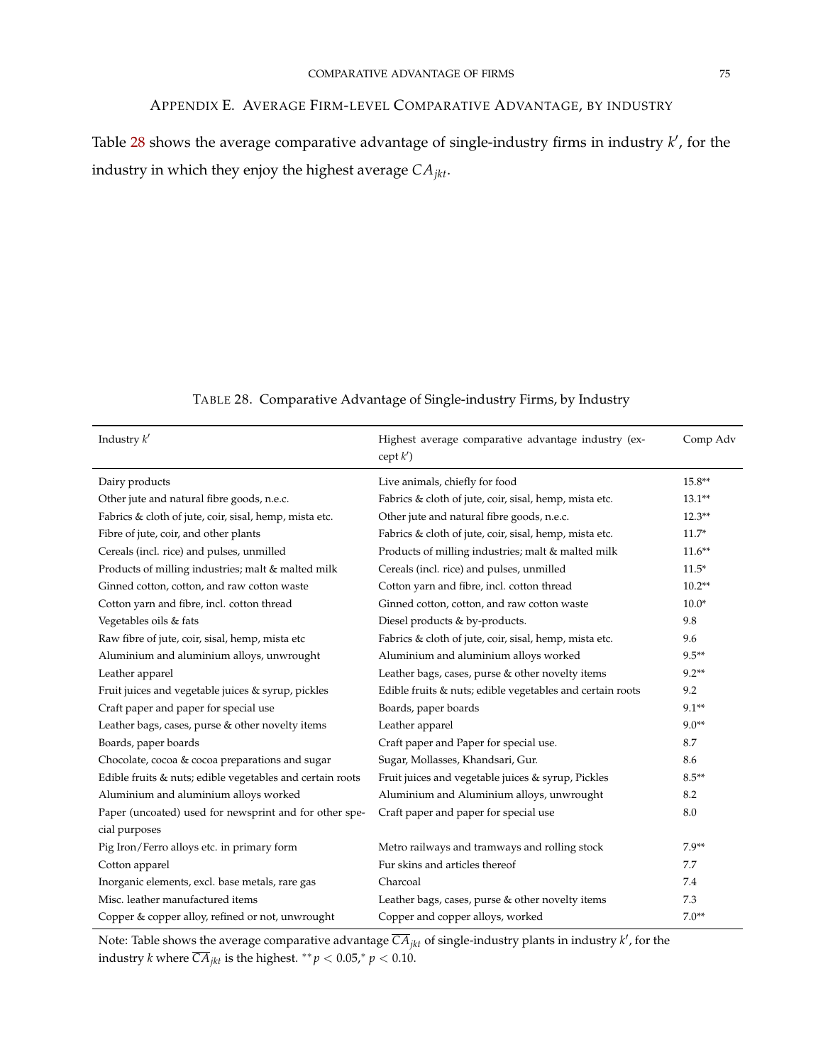## Appendix E. Average Firm-level Comparative Advantage, by industry

Table 28 shows the average comparative advantage of single-industry firms in industry $k'$, for the industry in which they enjoy the highest average $CA_{jkt}$.

Table 28. Comparative Advantage of Single-industry Firms, by Industry

| Industry $k'$ | Highest average comparative advantage industry (except $k'$) | Comp Adv |
|---|---|---|
| Dairy products | Live animals, chiefly for food | 15.8** |
| Other jute and natural fibre goods, n.e.c. | Fabrics & cloth of jute, coir, sisal, hemp, mista etc. | 13.1** |
| Fabrics & cloth of jute, coir, sisal, hemp, mista etc. | Other jute and natural fibre goods, n.e.c. | 12.3** |
| Fibre of jute, coir, and other plants | Fabrics & cloth of jute, coir, sisal, hemp, mista etc. | 11.7* |
| Cereals (incl. rice) and pulses, unmilled | Products of milling industries; malt & malted milk | 11.6** |
| Products of milling industries; malt & malted milk | Cereals (incl. rice) and pulses, unmilled | 11.5* |
| Ginned cotton, cotton, and raw cotton waste | Cotton yarn and fibre, incl. cotton thread | 10.2** |
| Cotton yarn and fibre, incl. cotton thread | Ginned cotton, cotton, and raw cotton waste | 10.0* |
| Vegetables oils & fats | Diesel products & by-products. | 9.8 |
| Raw fibre of jute, coir, sisal, hemp, mista etc | Fabrics & cloth of jute, coir, sisal, hemp, mista etc. | 9.6 |
| Aluminium and aluminium alloys, unwrought | Aluminium and aluminium alloys worked | 9.5** |
| Leather apparel | Leather bags, cases, purse & other novelty items | 9.2** |
| Fruit juices and vegetable juices & syrup, pickles | Edible fruits & nuts; edible vegetables and certain roots | 9.2 |
| Craft paper and paper for special use | Boards, paper boards | 9.1** |
| Leather bags, cases, purse & other novelty items | Leather apparel | 9.0** |
| Boards, paper boards | Craft paper and Paper for special use. | 8.7 |
| Chocolate, cocoa & cocoa preparations and sugar | Sugar, Mollasses, Khandsari, Gur. | 8.6 |
| Edible fruits & nuts; edible vegetables and certain roots | Fruit juices and vegetable juices & syrup, Pickles | 8.5** |
| Aluminium and aluminium alloys worked | Aluminium and Aluminium alloys, unwrought | 8.2 |
| Paper (uncoated) used for newsprint and for other special purposes | Craft paper and paper for special use | 8.0 |
| Pig Iron/Ferro alloys etc. in primary form | Metro railways and tramways and rolling stock | 7.9** |
| Cotton apparel | Fur skins and articles thereof | 7.7 |
| Inorganic elements, excl. base metals, rare gas | Charcoal | 7.4 |
| Misc. leather manufactured items | Leather bags, cases, purse & other novelty items | 7.3 |
| Copper & copper alloy, refined or not, unwrought | Copper and copper alloys, worked | 7.0** |

Note: Table shows the average comparative advantage $\overline{CA}_{jkt}$ of single-industry plants in industry $k'$, for the industry $k$ where $\overline{CA}_{jkt}$ is the highest. $^{**}p < 0.05$, $^{*}p < 0.10$.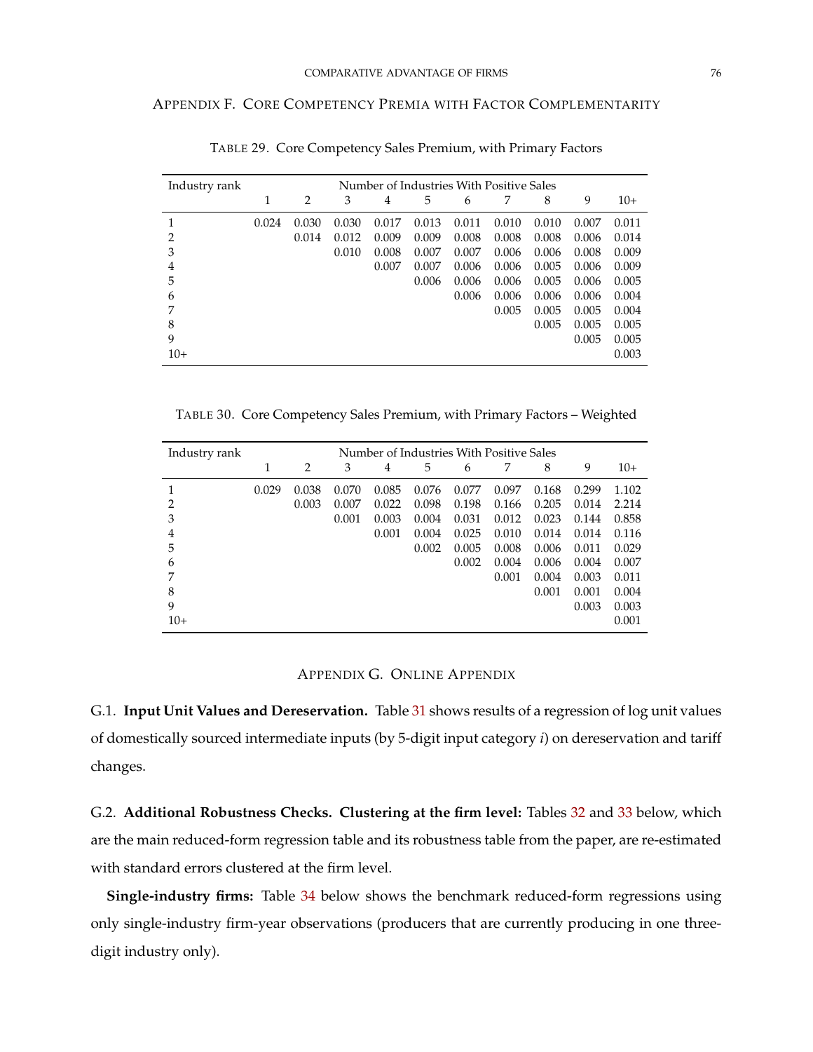## Appendix F. Core Competency Premia with Factor Complementarity

Table 29. Core Competency Sales Premium, with Primary Factors

| Industry rank | Number of Industries With Positive Sales | | | | | | | | | |
|---|---|---|---|---|---|---|---|---|---|---|
| | 1 | 2 | 3 | 4 | 5 | 6 | 7 | 8 | 9 | 10+ |
| 1 | 0.024 | 0.030 | 0.030 | 0.017 | 0.013 | 0.011 | 0.010 | 0.010 | 0.007 | 0.011 |
| 2 | | 0.014 | 0.012 | 0.009 | 0.009 | 0.008 | 0.008 | 0.008 | 0.006 | 0.014 |
| 3 | | | 0.010 | 0.008 | 0.007 | 0.007 | 0.006 | 0.006 | 0.008 | 0.009 |
| 4 | | | | 0.007 | 0.007 | 0.006 | 0.006 | 0.005 | 0.006 | 0.009 |
| 5 | | | | | 0.006 | 0.006 | 0.006 | 0.005 | 0.006 | 0.005 |
| 6 | | | | | | 0.006 | 0.006 | 0.006 | 0.006 | 0.004 |
| 7 | | | | | | | 0.005 | 0.005 | 0.005 | 0.004 |
| 8 | | | | | | | | 0.005 | 0.005 | 0.005 |
| 9 | | | | | | | | | 0.005 | 0.005 |
| 10+ | | | | | | | | | | 0.003 |

Table 30. Core Competency Sales Premium, with Primary Factors – Weighted

| Industry rank | Number of Industries With Positive Sales | | | | | | | | | |
|---|---|---|---|---|---|---|---|---|---|---|
| | 1 | 2 | 3 | 4 | 5 | 6 | 7 | 8 | 9 | 10+ |
| 1 | 0.029 | 0.038 | 0.070 | 0.085 | 0.076 | 0.077 | 0.097 | 0.168 | 0.299 | 1.102 |
| 2 | | 0.003 | 0.007 | 0.022 | 0.098 | 0.198 | 0.166 | 0.205 | 0.014 | 2.214 |
| 3 | | | 0.001 | 0.003 | 0.004 | 0.031 | 0.012 | 0.023 | 0.144 | 0.858 |
| 4 | | | | 0.001 | 0.004 | 0.025 | 0.010 | 0.014 | 0.014 | 0.116 |
| 5 | | | | | 0.002 | 0.005 | 0.008 | 0.006 | 0.011 | 0.029 |
| 6 | | | | | | 0.002 | 0.004 | 0.006 | 0.004 | 0.007 |
| 7 | | | | | | | 0.001 | 0.004 | 0.003 | 0.011 |
| 8 | | | | | | | | 0.001 | 0.001 | 0.004 |
| 9 | | | | | | | | | 0.003 | 0.003 |
| 10+ | | | | | | | | | | 0.001 |

## Appendix G. Online Appendix

G.1. **Input Unit Values and Dereservation.** Table 31 shows results of a regression of log unit values of domestically sourced intermediate inputs (by 5-digit input category *i*) on dereservation and tariff changes.

G.2. **Additional Robustness Checks. Clustering at the firm level:** Tables 32 and 33 below, which are the main reduced-form regression table and its robustness table from the paper, are re-estimated with standard errors clustered at the firm level.

**Single-industry firms:** Table 34 below shows the benchmark reduced-form regressions using only single-industry firm-year observations (producers that are currently producing in one three-digit industry only).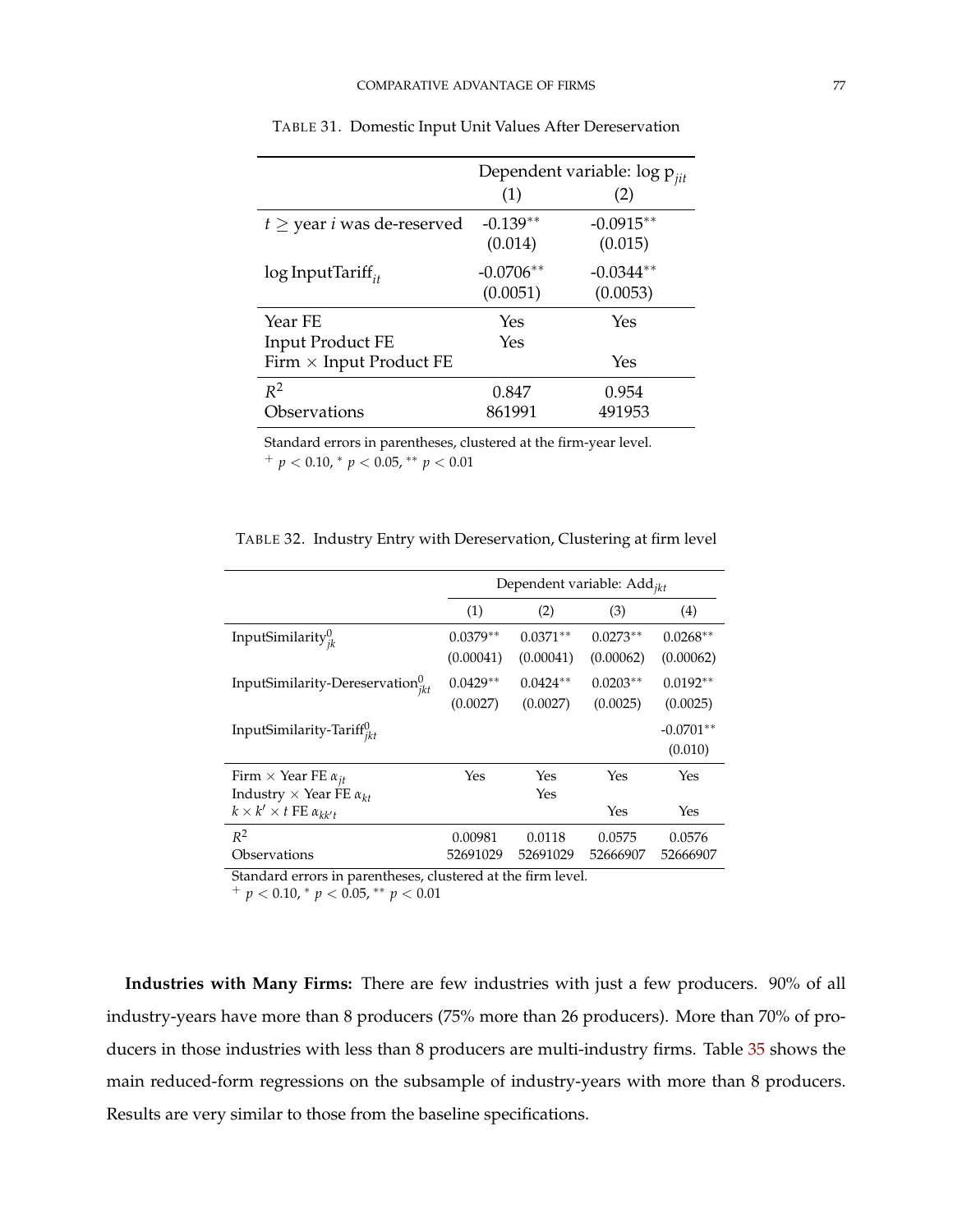TABLE 31. Domestic Input Unit Values After Dereservation

| | Dependent variable: log $p_{jit}$ | |
|---|---|---|
| | (1) | (2) |
| $t \geq$ year $i$ was de-reserved | -0.139** | -0.0915** |
| | (0.014) | (0.015) |
| log InputTariff$_{it}$ | -0.0706** | -0.0344** |
| | (0.0051) | (0.0053) |
| Year FE | Yes | Yes |
| Input Product FE | Yes | |
| Firm × Input Product FE | | Yes |
| $R^2$ | 0.847 | 0.954 |
| Observations | 861991 | 491953 |

Standard errors in parentheses, clustered at the firm-year level.
$^{+}$ $p < 0.10$, $^{*}$ $p < 0.05$, $^{**}$ $p < 0.01$

TABLE 32. Industry Entry with Dereservation, Clustering at firm level

| | Dependent variable: Add$_{jkt}$ | | | |
|---|---|---|---|---|
| | (1) | (2) | (3) | (4) |
| InputSimilarity$^0_{jk}$ | 0.0379** | 0.0371** | 0.0273** | 0.0268** |
| | (0.00041) | (0.00041) | (0.00062) | (0.00062) |
| InputSimilarity-Dereservation$^0_{jkt}$ | 0.0429** | 0.0424** | 0.0203** | 0.0192** |
| | (0.0027) | (0.0027) | (0.0025) | (0.0025) |
| InputSimilarity-Tariff$^0_{jkt}$ | | | | -0.0701** |
| | | | | (0.010) |
| Firm × Year FE $\alpha_{jt}$ | Yes | Yes | Yes | Yes |
| Industry × Year FE $\alpha_{kt}$ | | Yes | | |
| $k \times k' \times t$ FE $\alpha_{kk't}$ | | | Yes | Yes |
| $R^2$ | 0.00981 | 0.0118 | 0.0575 | 0.0576 |
| Observations | 52691029 | 52691029 | 52666907 | 52666907 |

Standard errors in parentheses, clustered at the firm level.
$^{+}$ $p < 0.10$, $^{*}$ $p < 0.05$, $^{**}$ $p < 0.01$

**Industries with Many Firms:** There are few industries with just a few producers. 90% of all industry-years have more than 8 producers (75% more than 26 producers). More than 70% of producers in those industries with less than 8 producers are multi-industry firms. Table 35 shows the main reduced-form regressions on the subsample of industry-years with more than 8 producers. Results are very similar to those from the baseline specifications.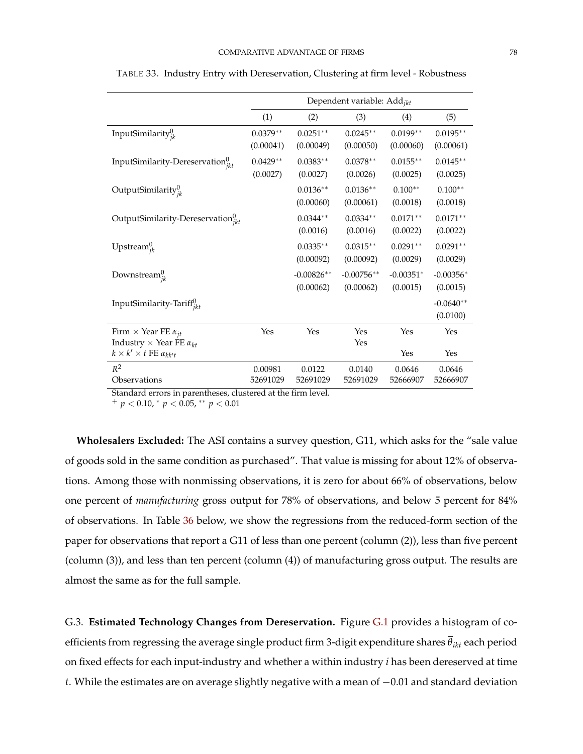TABLE 33. Industry Entry with Dereservation, Clustering at firm level - Robustness

| | Dependent variable: $\text{Add}_{jkt}$ | | | | |
|---|---|---|---|---|---|
| | (1) | (2) | (3) | (4) | (5) |
| $\text{InputSimilarity}^0_{jk}$ | 0.0379** | 0.0251** | 0.0245** | 0.0199** | 0.0195** |
| | (0.00041) | (0.00049) | (0.00050) | (0.00060) | (0.00061) |
| $\text{InputSimilarity-Dereservation}^0_{jkt}$ | 0.0429** | 0.0383** | 0.0378** | 0.0155** | 0.0145** |
| | (0.0027) | (0.0027) | (0.0026) | (0.0025) | (0.0025) |
| $\text{OutputSimilarity}^0_{jk}$ | | 0.0136** | 0.0136** | 0.100** | 0.100** |
| | | (0.00060) | (0.00061) | (0.0018) | (0.0018) |
| $\text{OutputSimilarity-Dereservation}^0_{jkt}$ | | 0.0344** | 0.0334** | 0.0171** | 0.0171** |
| | | (0.0016) | (0.0016) | (0.0022) | (0.0022) |
| $\text{Upstream}^0_{jk}$ | | 0.0335** | 0.0315** | 0.0291** | 0.0291** |
| | | (0.00092) | (0.00092) | (0.0029) | (0.0029) |
| $\text{Downstream}^0_{jk}$ | | -0.00826** | -0.00756** | -0.00351* | -0.00356* |
| | | (0.00062) | (0.00062) | (0.0015) | (0.0015) |
| $\text{InputSimilarity-Tariff}^0_{jkt}$ | | | | | -0.0640** |
| | | | | | (0.0100) |
| Firm × Year FE $\alpha_{jt}$ | Yes | Yes | Yes | Yes | Yes |
| Industry × Year FE $\alpha_{kt}$ | | | Yes | | |
| $k \times k' \times t$ FE $\alpha_{kk't}$ | | | | Yes | Yes |
| $R^2$ | 0.00981 | 0.0122 | 0.0140 | 0.0646 | 0.0646 |
| Observations | 52691029 | 52691029 | 52691029 | 52666907 | 52666907 |

Standard errors in parentheses, clustered at the firm level.
$^+$ $p < 0.10$, $^*$ $p < 0.05$, $^{**}$ $p < 0.01$

**Wholesalers Excluded:** The ASI contains a survey question, G11, which asks for the "sale value of goods sold in the same condition as purchased". That value is missing for about 12% of observations. Among those with nonmissing observations, it is zero for about 66% of observations, below one percent of *manufacturing* gross output for 78% of observations, and below 5 percent for 84% of observations. In Table 36 below, we show the regressions from the reduced-form section of the paper for observations that report a G11 of less than one percent (column (2)), less than five percent (column (3)), and less than ten percent (column (4)) of manufacturing gross output. The results are almost the same as for the full sample.

G.3. **Estimated Technology Changes from Dereservation.** Figure G.1 provides a histogram of coefficients from regressing the average single product firm 3-digit expenditure shares $\overline{\theta}_{ikt}$ each period on fixed effects for each input-industry and whether a within industry $i$ has been dereserved at time $t$. While the estimates are on average slightly negative with a mean of $-0.01$ and standard deviation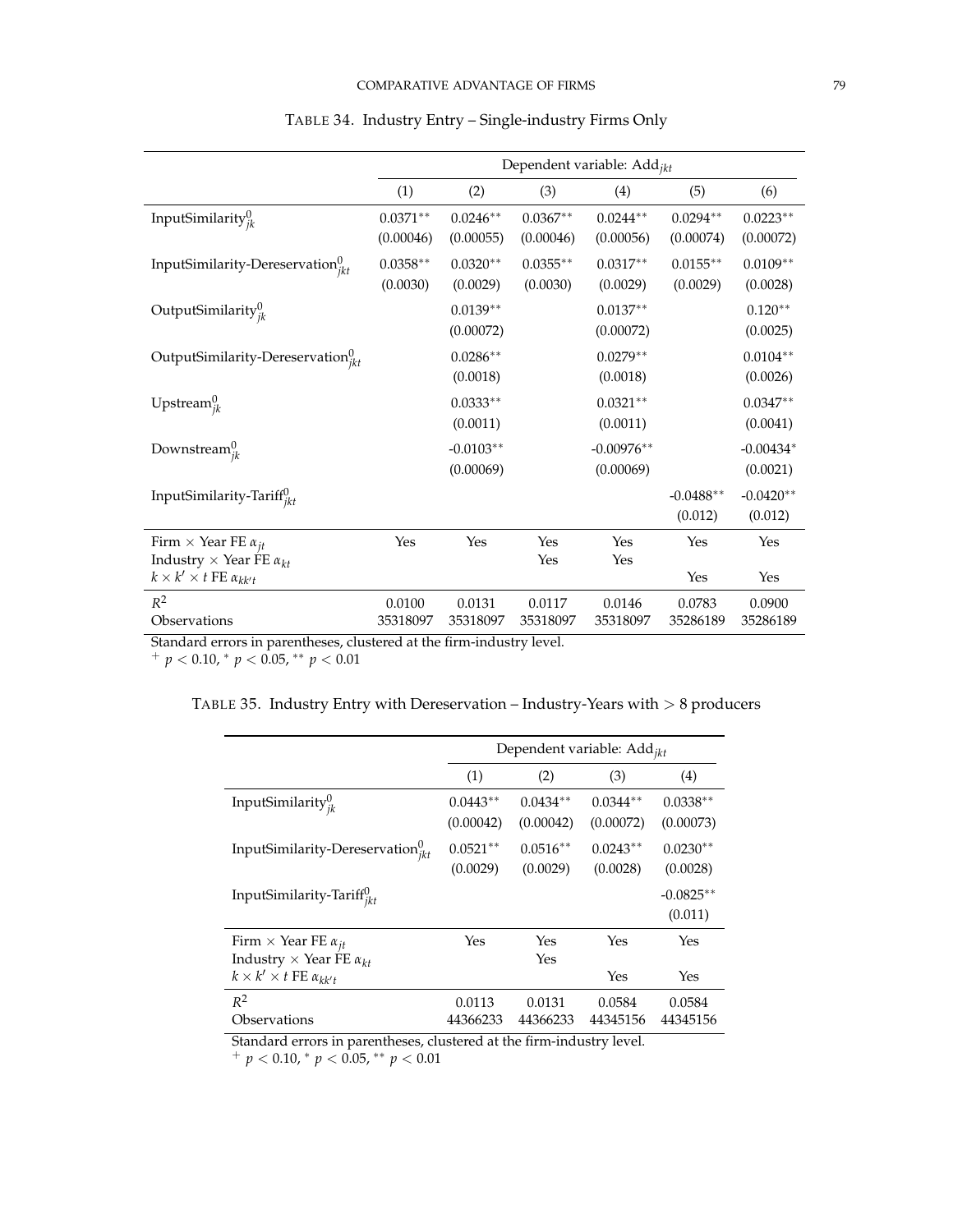TABLE 34. Industry Entry – Single-industry Firms Only

| | Dependent variable: $\text{Add}_{jkt}$ | | | | | |
|---|---|---|---|---|---|---|
| | (1) | (2) | (3) | (4) | (5) | (6) |
| $\text{InputSimilarity}^0_{jk}$ | 0.0371** | 0.0246** | 0.0367** | 0.0244** | 0.0294** | 0.0223** |
| | (0.00046) | (0.00055) | (0.00046) | (0.00056) | (0.00074) | (0.00072) |
| $\text{InputSimilarity-Dereservation}^0_{jkt}$ | 0.0358** | 0.0320** | 0.0355** | 0.0317** | 0.0155** | 0.0109** |
| | (0.0030) | (0.0029) | (0.0030) | (0.0029) | (0.0029) | (0.0028) |
| $\text{OutputSimilarity}^0_{jk}$ | | 0.0139** | | 0.0137** | | 0.120** |
| | | (0.00072) | | (0.00072) | | (0.0025) |
| $\text{OutputSimilarity-Dereservation}^0_{jkt}$ | | 0.0286** | | 0.0279** | | 0.0104** |
| | | (0.0018) | | (0.0018) | | (0.0026) |
| $\text{Upstream}^0_{jk}$ | | 0.0333** | | 0.0321** | | 0.0347** |
| | | (0.0011) | | (0.0011) | | (0.0041) |
| $\text{Downstream}^0_{jk}$ | | -0.0103** | | -0.00976** | | -0.00434* |
| | | (0.00069) | | (0.00069) | | (0.0021) |
| $\text{InputSimilarity-Tariff}^0_{jkt}$ | | | | | -0.0488** | -0.0420** |
| | | | | | (0.012) | (0.012) |
| Firm $\times$ Year FE $\alpha_{jt}$ | Yes | Yes | Yes | Yes | Yes | Yes |
| Industry $\times$ Year FE $\alpha_{kt}$ | | | Yes | Yes | | |
| $k \times k' \times t$ FE $\alpha_{kk't}$ | | | | | Yes | Yes |
| $R^2$ | 0.0100 | 0.0131 | 0.0117 | 0.0146 | 0.0783 | 0.0900 |
| Observations | 35318097 | 35318097 | 35318097 | 35318097 | 35286189 | 35286189 |

Standard errors in parentheses, clustered at the firm-industry level.
$^+$ $p < 0.10$, $^*$ $p < 0.05$, $^{**}$ $p < 0.01$

TABLE 35. Industry Entry with Dereservation – Industry-Years with $> 8$ producers

| | Dependent variable: $\text{Add}_{jkt}$ | | | |
|---|---|---|---|---|
| | (1) | (2) | (3) | (4) |
| $\text{InputSimilarity}^0_{jk}$ | 0.0443** | 0.0434** | 0.0344** | 0.0338** |
| | (0.00042) | (0.00042) | (0.00072) | (0.00073) |
| $\text{InputSimilarity-Dereservation}^0_{jkt}$ | 0.0521** | 0.0516** | 0.0243** | 0.0230** |
| | (0.0029) | (0.0029) | (0.0028) | (0.0028) |
| $\text{InputSimilarity-Tariff}^0_{jkt}$ | | | | -0.0825** |
| | | | | (0.011) |
| Firm $\times$ Year FE $\alpha_{jt}$ | Yes | Yes | Yes | Yes |
| Industry $\times$ Year FE $\alpha_{kt}$ | | Yes | | |
| $k \times k' \times t$ FE $\alpha_{kk't}$ | | | Yes | Yes |
| $R^2$ | 0.0113 | 0.0131 | 0.0584 | 0.0584 |
| Observations | 44366233 | 44366233 | 44345156 | 44345156 |

Standard errors in parentheses, clustered at the firm-industry level.
$^+$ $p < 0.10$, $^*$ $p < 0.05$, $^{**}$ $p < 0.01$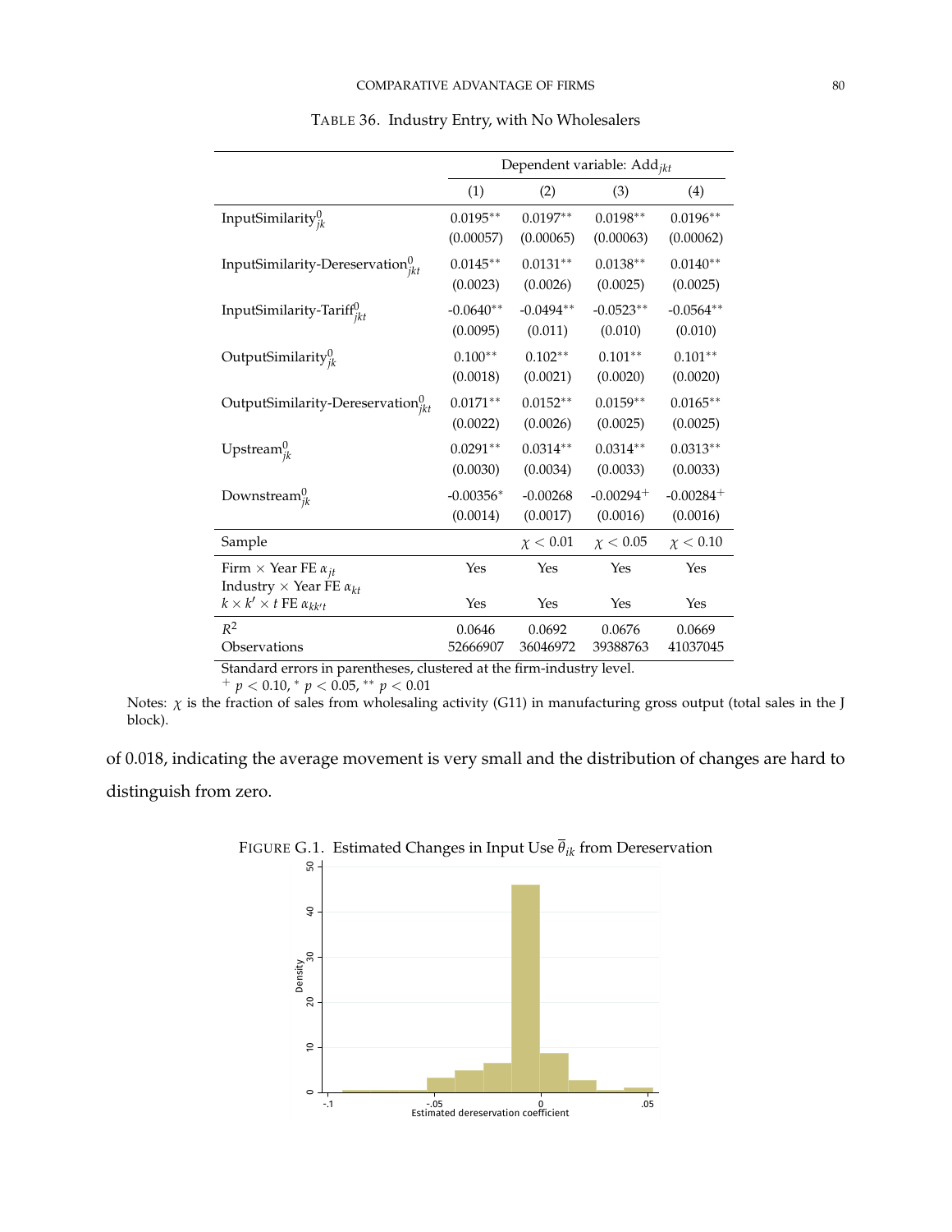TABLE 36. Industry Entry, with No Wholesalers

| | Dependent variable: $\text{Add}_{jkt}$ | | | |
|---|---|---|---|---|
| | (1) | (2) | (3) | (4) |
| $\text{InputSimilarity}^0_{jk}$ | 0.0195** | 0.0197** | 0.0198** | 0.0196** |
| | (0.00057) | (0.00065) | (0.00063) | (0.00062) |
| $\text{InputSimilarity-Dereservation}^0_{jkt}$ | 0.0145** | 0.0131** | 0.0138** | 0.0140** |
| | (0.0023) | (0.0026) | (0.0025) | (0.0025) |
| $\text{InputSimilarity-Tariff}^0_{jkt}$ | -0.0640** | -0.0494** | -0.0523** | -0.0564** |
| | (0.0095) | (0.011) | (0.010) | (0.010) |
| $\text{OutputSimilarity}^0_{jk}$ | 0.100** | 0.102** | 0.101** | 0.101** |
| | (0.0018) | (0.0021) | (0.0020) | (0.0020) |
| $\text{OutputSimilarity-Dereservation}^0_{jkt}$ | 0.0171** | 0.0152** | 0.0159** | 0.0165** |
| | (0.0022) | (0.0026) | (0.0025) | (0.0025) |
| $\text{Upstream}^0_{jk}$ | 0.0291** | 0.0314** | 0.0314** | 0.0313** |
| | (0.0030) | (0.0034) | (0.0033) | (0.0033) |
| $\text{Downstream}^0_{jk}$ | -0.00356* | -0.00268 | -0.00294+ | -0.00284+ |
| | (0.0014) | (0.0017) | (0.0016) | (0.0016) |
| Sample | | $\chi < 0.01$ | $\chi < 0.05$ | $\chi < 0.10$ |
| Firm × Year FE $\alpha_{jt}$ | Yes | Yes | Yes | Yes |
| Industry × Year FE $\alpha_{kt}$ | | | | |
| $k \times k' \times t$ FE $\alpha_{kk't}$ | Yes | Yes | Yes | Yes |
| $R^2$ | 0.0646 | 0.0692 | 0.0676 | 0.0669 |
| Observations | 52666907 | 36046972 | 39388763 | 41037045 |

Standard errors in parentheses, clustered at the firm-industry level.

+ $p < 0.10$, * $p < 0.05$, ** $p < 0.01$

Notes: $\chi$ is the fraction of sales from wholesaling activity (G11) in manufacturing gross output (total sales in the J block).

of 0.018, indicating the average movement is very small and the distribution of changes are hard to distinguish from zero.

FIGURE G.1. Estimated Changes in Input Use $\overline{\theta}_{ik}$ from Dereservation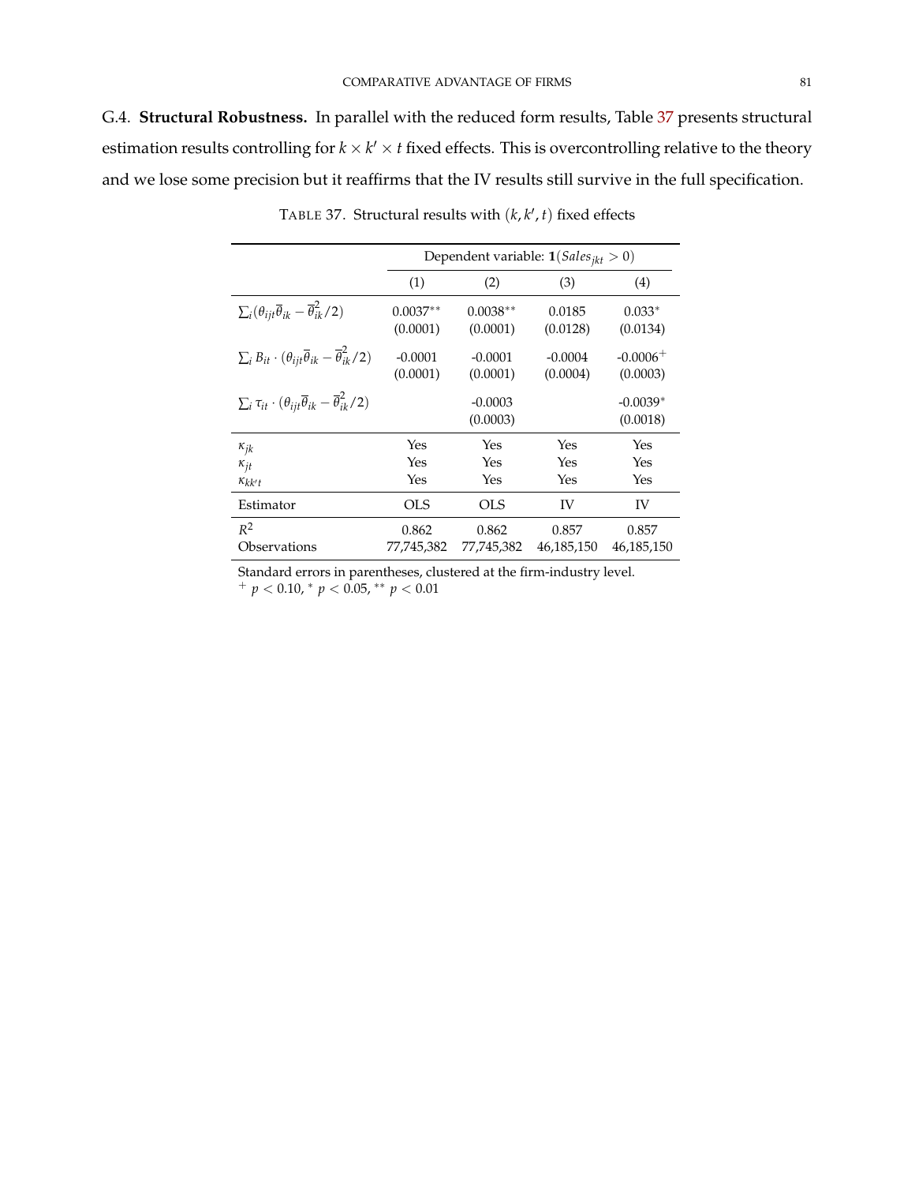G.4. **Structural Robustness.** In parallel with the reduced form results, Table 37 presents structural estimation results controlling for $k \times k' \times t$ fixed effects. This is overcontrolling relative to the theory and we lose some precision but it reaffirms that the IV results still survive in the full specification.

TABLE 37. Structural results with $(k, k', t)$ fixed effects

| | Dependent variable: $\mathbf{1}(Sales_{jkt} > 0)$ | | | |
|---|---|---|---|---|
| | (1) | (2) | (3) | (4) |
| $\sum_i (\theta_{ijt}\overline{\theta}_{ik} - \overline{\theta}_{ik}^2/2)$ | $0.0037^{**}$ | $0.0038^{**}$ | 0.0185 | $0.033^{*}$ |
| | (0.0001) | (0.0001) | (0.0128) | (0.0134) |
| $\sum_i B_{it} \cdot (\theta_{ijt}\overline{\theta}_{ik} - \overline{\theta}_{ik}^2/2)$ | -0.0001 | -0.0001 | -0.0004 | $-0.0006^{+}$ |
| | (0.0001) | (0.0001) | (0.0004) | (0.0003) |
| $\sum_i \tau_{it} \cdot (\theta_{ijt}\overline{\theta}_{ik} - \overline{\theta}_{ik}^2/2)$ | | -0.0003 | | $-0.0039^{*}$ |
| | | (0.0003) | | (0.0018) |
| $\kappa_{jk}$ | Yes | Yes | Yes | Yes |
| $\kappa_{jt}$ | Yes | Yes | Yes | Yes |
| $\kappa_{kk't}$ | Yes | Yes | Yes | Yes |
| Estimator | OLS | OLS | IV | IV |
| $R^2$ | 0.862 | 0.862 | 0.857 | 0.857 |
| Observations | 77,745,382 | 77,745,382 | 46,185,150 | 46,185,150 |

Standard errors in parentheses, clustered at the firm-industry level.
$^{+}$ $p < 0.10$, $^{*}$ $p < 0.05$, $^{**}$ $p < 0.01$